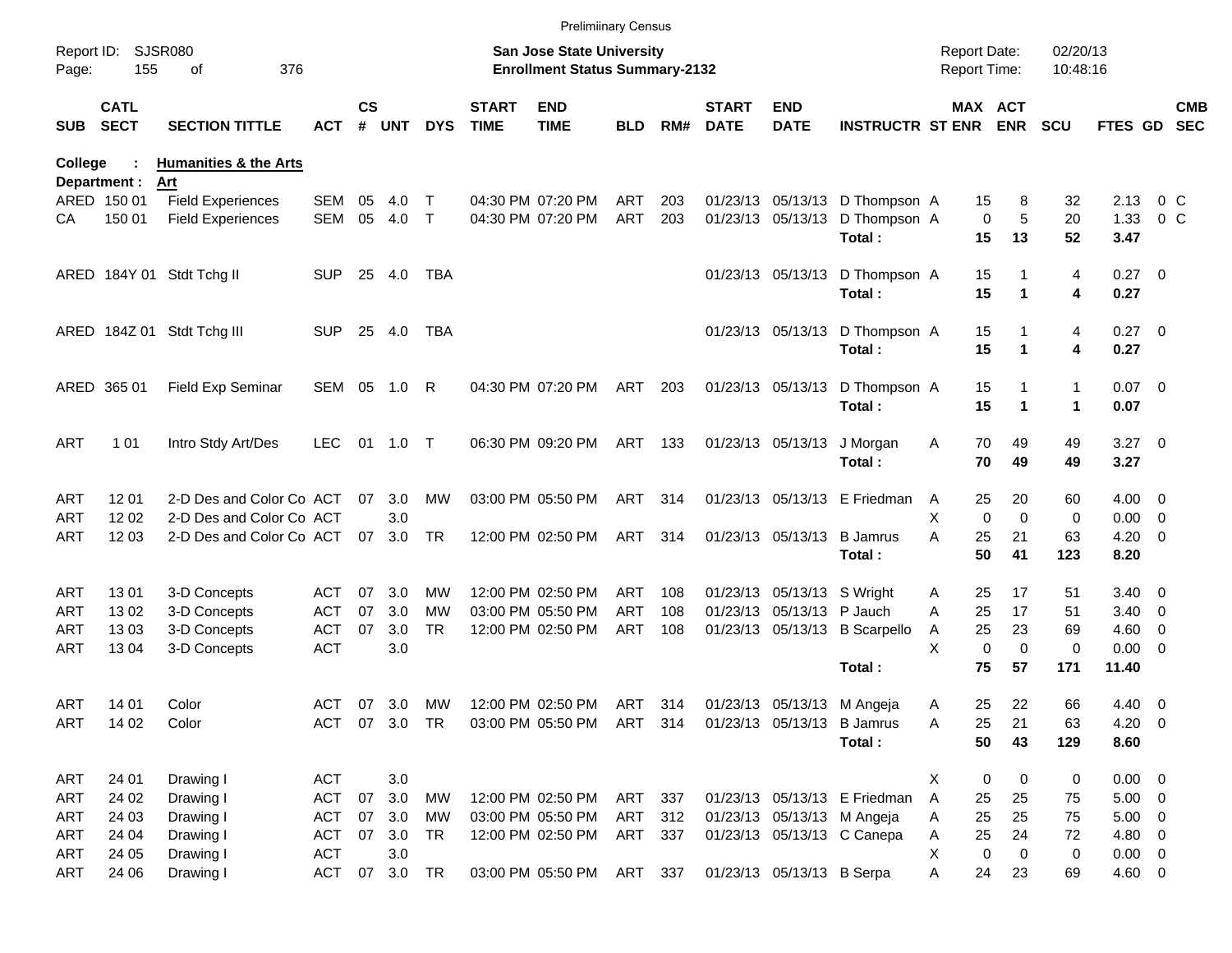Prelimiinary Census

Report ID: SJSR080
Page: 155 of 376

**San Jose State University**
**Enrollment Status Summary-2132**

Report Date: 02/20/13
Report Time: 10:48:16

| SUB | CATL SECT | SECTION TITTLE | ACT | CS # | UNT | DYS | START TIME | END TIME | BLD | RM# | START DATE | END DATE | INSTRUCTR | ST | MAX ENR | ACT ENR | SCU | FTES | GD | CMB SEC |
|---|---|---|---|---|---|---|---|---|---|---|---|---|---|---|---|---|---|---|---|---|
| **College :** | | **Humanities & the Arts** | | | | | | | | | | | | | | | | | | |
| **Department :** | | **Art** | | | | | | | | | | | | | | | | | | |
| ARED | 150 01 | Field Experiences | SEM | 05 | 4.0 | T | 04:30 PM | 07:20 PM | ART | 203 | 01/23/13 | 05/13/13 | D Thompson | A | 15 | 8 | 32 | 2.13 | 0 | C |
| CA | 150 01 | Field Experiences | SEM | 05 | 4.0 | T | 04:30 PM | 07:20 PM | ART | 203 | 01/23/13 | 05/13/13 | D Thompson | A | 0 | 5 | 20 | 1.33 | 0 | C |
| | | | | | | | | | | | | | **Total :** | | **15** | **13** | **52** | **3.47** | | |
| ARED | 184Y 01 | Stdt Tchg II | SUP | 25 | 4.0 | TBA | | | | | 01/23/13 | 05/13/13 | D Thompson | A | 15 | 1 | 4 | 0.27 | 0 | |
| | | | | | | | | | | | | | **Total :** | | **15** | **1** | **4** | **0.27** | | |
| ARED | 184Z 01 | Stdt Tchg III | SUP | 25 | 4.0 | TBA | | | | | 01/23/13 | 05/13/13 | D Thompson | A | 15 | 1 | 4 | 0.27 | 0 | |
| | | | | | | | | | | | | | **Total :** | | **15** | **1** | **4** | **0.27** | | |
| ARED | 365 01 | Field Exp Seminar | SEM | 05 | 1.0 | R | 04:30 PM | 07:20 PM | ART | 203 | 01/23/13 | 05/13/13 | D Thompson | A | 15 | 1 | 1 | 0.07 | 0 | |
| | | | | | | | | | | | | | **Total :** | | **15** | **1** | **1** | **0.07** | | |
| ART | 1 01 | Intro Stdy Art/Des | LEC | 01 | 1.0 | T | 06:30 PM | 09:20 PM | ART | 133 | 01/23/13 | 05/13/13 | J Morgan | A | 70 | 49 | 49 | 3.27 | 0 | |
| | | | | | | | | | | | | | **Total :** | | **70** | **49** | **49** | **3.27** | | |
| ART | 12 01 | 2-D Des and Color Co | ACT | 07 | 3.0 | MW | 03:00 PM | 05:50 PM | ART | 314 | 01/23/13 | 05/13/13 | E Friedman | A | 25 | 20 | 60 | 4.00 | 0 | |
| ART | 12 02 | 2-D Des and Color Co | ACT | | 3.0 | | | | | | | | | X | 0 | 0 | 0 | 0.00 | 0 | |
| ART | 12 03 | 2-D Des and Color Co | ACT | 07 | 3.0 | TR | 12:00 PM | 02:50 PM | ART | 314 | 01/23/13 | 05/13/13 | B Jamrus | A | 25 | 21 | 63 | 4.20 | 0 | |
| | | | | | | | | | | | | | **Total :** | | **50** | **41** | **123** | **8.20** | | |
| ART | 13 01 | 3-D Concepts | ACT | 07 | 3.0 | MW | 12:00 PM | 02:50 PM | ART | 108 | 01/23/13 | 05/13/13 | S Wright | A | 25 | 17 | 51 | 3.40 | 0 | |
| ART | 13 02 | 3-D Concepts | ACT | 07 | 3.0 | MW | 03:00 PM | 05:50 PM | ART | 108 | 01/23/13 | 05/13/13 | P Jauch | A | 25 | 17 | 51 | 3.40 | 0 | |
| ART | 13 03 | 3-D Concepts | ACT | 07 | 3.0 | TR | 12:00 PM | 02:50 PM | ART | 108 | 01/23/13 | 05/13/13 | B Scarpello | A | 25 | 23 | 69 | 4.60 | 0 | |
| ART | 13 04 | 3-D Concepts | ACT | | 3.0 | | | | | | | | | X | 0 | 0 | 0 | 0.00 | 0 | |
| | | | | | | | | | | | | | **Total :** | | **75** | **57** | **171** | **11.40** | | |
| ART | 14 01 | Color | ACT | 07 | 3.0 | MW | 12:00 PM | 02:50 PM | ART | 314 | 01/23/13 | 05/13/13 | M Angeja | A | 25 | 22 | 66 | 4.40 | 0 | |
| ART | 14 02 | Color | ACT | 07 | 3.0 | TR | 03:00 PM | 05:50 PM | ART | 314 | 01/23/13 | 05/13/13 | B Jamrus | A | 25 | 21 | 63 | 4.20 | 0 | |
| | | | | | | | | | | | | | **Total :** | | **50** | **43** | **129** | **8.60** | | |
| ART | 24 01 | Drawing I | ACT | | 3.0 | | | | | | | | | X | 0 | 0 | 0 | 0.00 | 0 | |
| ART | 24 02 | Drawing I | ACT | 07 | 3.0 | MW | 12:00 PM | 02:50 PM | ART | 337 | 01/23/13 | 05/13/13 | E Friedman | A | 25 | 25 | 75 | 5.00 | 0 | |
| ART | 24 03 | Drawing I | ACT | 07 | 3.0 | MW | 03:00 PM | 05:50 PM | ART | 312 | 01/23/13 | 05/13/13 | M Angeja | A | 25 | 25 | 75 | 5.00 | 0 | |
| ART | 24 04 | Drawing I | ACT | 07 | 3.0 | TR | 12:00 PM | 02:50 PM | ART | 337 | 01/23/13 | 05/13/13 | C Canepa | A | 25 | 24 | 72 | 4.80 | 0 | |
| ART | 24 05 | Drawing I | ACT | | 3.0 | | | | | | | | | X | 0 | 0 | 0 | 0.00 | 0 | |
| ART | 24 06 | Drawing I | ACT | 07 | 3.0 | TR | 03:00 PM | 05:50 PM | ART | 337 | 01/23/13 | 05/13/13 | B Serpa | A | 24 | 23 | 69 | 4.60 | 0 | |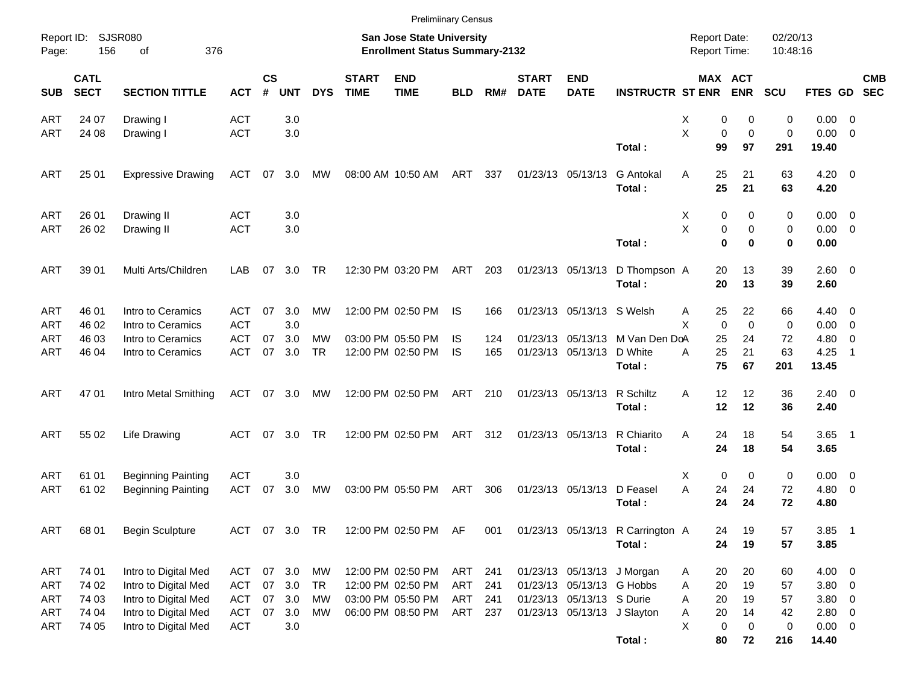Preliminary Census

Report ID: SJSR080

**San Jose State University**
**Enrollment Status Summary-2132**

Report Date: 02/20/13
Report Time: 10:48:16

| SUB | CATL SECT | SECTION TITTLE | ACT | CS # | UNT | DYS | START TIME | END TIME | BLD | RM# | START DATE | END DATE | INSTRUCTR | ST | MAX ENR | ACT ENR | SCU | FTES | GD | CMB SEC |
|---|---|---|---|---|---|---|---|---|---|---|---|---|---|---|---|---|---|---|---|---|
| ART | 24 07 | Drawing I | ACT | | 3.0 | | | | | | | | | X | 0 | 0 | 0 | 0.00 | 0 | |
| ART | 24 08 | Drawing I | ACT | | 3.0 | | | | | | | | | X | 0 | 0 | 0 | 0.00 | 0 | |
| | | | | | | | | | | | | | **Total :** | | **99** | **97** | **291** | **19.40** | | |
| ART | 25 01 | Expressive Drawing | ACT | 07 | 3.0 | MW | 08:00 AM | 10:50 AM | ART | 337 | 01/23/13 | 05/13/13 | G Antokal | A | 25 | 21 | 63 | 4.20 | 0 | |
| | | | | | | | | | | | | | **Total :** | | **25** | **21** | **63** | **4.20** | | |
| ART | 26 01 | Drawing II | ACT | | 3.0 | | | | | | | | | X | 0 | 0 | 0 | 0.00 | 0 | |
| ART | 26 02 | Drawing II | ACT | | 3.0 | | | | | | | | | X | 0 | 0 | 0 | 0.00 | 0 | |
| | | | | | | | | | | | | | **Total :** | | **0** | **0** | **0** | **0.00** | | |
| ART | 39 01 | Multi Arts/Children | LAB | 07 | 3.0 | TR | 12:30 PM | 03:20 PM | ART | 203 | 01/23/13 | 05/13/13 | D Thompson | A | 20 | 13 | 39 | 2.60 | 0 | |
| | | | | | | | | | | | | | **Total :** | | **20** | **13** | **39** | **2.60** | | |
| ART | 46 01 | Intro to Ceramics | ACT | 07 | 3.0 | MW | 12:00 PM | 02:50 PM | IS | 166 | 01/23/13 | 05/13/13 | S Welsh | A | 25 | 22 | 66 | 4.40 | 0 | |
| ART | 46 02 | Intro to Ceramics | ACT | | 3.0 | | | | | | | | | X | 0 | 0 | 0 | 0.00 | 0 | |
| ART | 46 03 | Intro to Ceramics | ACT | 07 | 3.0 | MW | 03:00 PM | 05:50 PM | IS | 124 | 01/23/13 | 05/13/13 | M Van Den Do | A | 25 | 24 | 72 | 4.80 | 0 | |
| ART | 46 04 | Intro to Ceramics | ACT | 07 | 3.0 | TR | 12:00 PM | 02:50 PM | IS | 165 | 01/23/13 | 05/13/13 | D White | A | 25 | 21 | 63 | 4.25 | 1 | |
| | | | | | | | | | | | | | **Total :** | | **75** | **67** | **201** | **13.45** | | |
| ART | 47 01 | Intro Metal Smithing | ACT | 07 | 3.0 | MW | 12:00 PM | 02:50 PM | ART | 210 | 01/23/13 | 05/13/13 | R Schiltz | A | 12 | 12 | 36 | 2.40 | 0 | |
| | | | | | | | | | | | | | **Total :** | | **12** | **12** | **36** | **2.40** | | |
| ART | 55 02 | Life Drawing | ACT | 07 | 3.0 | TR | 12:00 PM | 02:50 PM | ART | 312 | 01/23/13 | 05/13/13 | R Chiarito | A | 24 | 18 | 54 | 3.65 | 1 | |
| | | | | | | | | | | | | | **Total :** | | **24** | **18** | **54** | **3.65** | | |
| ART | 61 01 | Beginning Painting | ACT | | 3.0 | | | | | | | | | X | 0 | 0 | 0 | 0.00 | 0 | |
| ART | 61 02 | Beginning Painting | ACT | 07 | 3.0 | MW | 03:00 PM | 05:50 PM | ART | 306 | 01/23/13 | 05/13/13 | D Feasel | A | 24 | 24 | 72 | 4.80 | 0 | |
| | | | | | | | | | | | | | **Total :** | | **24** | **24** | **72** | **4.80** | | |
| ART | 68 01 | Begin Sculpture | ACT | 07 | 3.0 | TR | 12:00 PM | 02:50 PM | AF | 001 | 01/23/13 | 05/13/13 | R Carrington | A | 24 | 19 | 57 | 3.85 | 1 | |
| | | | | | | | | | | | | | **Total :** | | **24** | **19** | **57** | **3.85** | | |
| ART | 74 01 | Intro to Digital Med | ACT | 07 | 3.0 | MW | 12:00 PM | 02:50 PM | ART | 241 | 01/23/13 | 05/13/13 | J Morgan | A | 20 | 20 | 60 | 4.00 | 0 | |
| ART | 74 02 | Intro to Digital Med | ACT | 07 | 3.0 | TR | 12:00 PM | 02:50 PM | ART | 241 | 01/23/13 | 05/13/13 | G Hobbs | A | 20 | 19 | 57 | 3.80 | 0 | |
| ART | 74 03 | Intro to Digital Med | ACT | 07 | 3.0 | MW | 03:00 PM | 05:50 PM | ART | 241 | 01/23/13 | 05/13/13 | S Durie | A | 20 | 19 | 57 | 3.80 | 0 | |
| ART | 74 04 | Intro to Digital Med | ACT | 07 | 3.0 | MW | 06:00 PM | 08:50 PM | ART | 237 | 01/23/13 | 05/13/13 | J Slayton | A | 20 | 14 | 42 | 2.80 | 0 | |
| ART | 74 05 | Intro to Digital Med | ACT | | 3.0 | | | | | | | | | X | 0 | 0 | 0 | 0.00 | 0 | |
| | | | | | | | | | | | | | **Total :** | | **80** | **72** | **216** | **14.40** | | |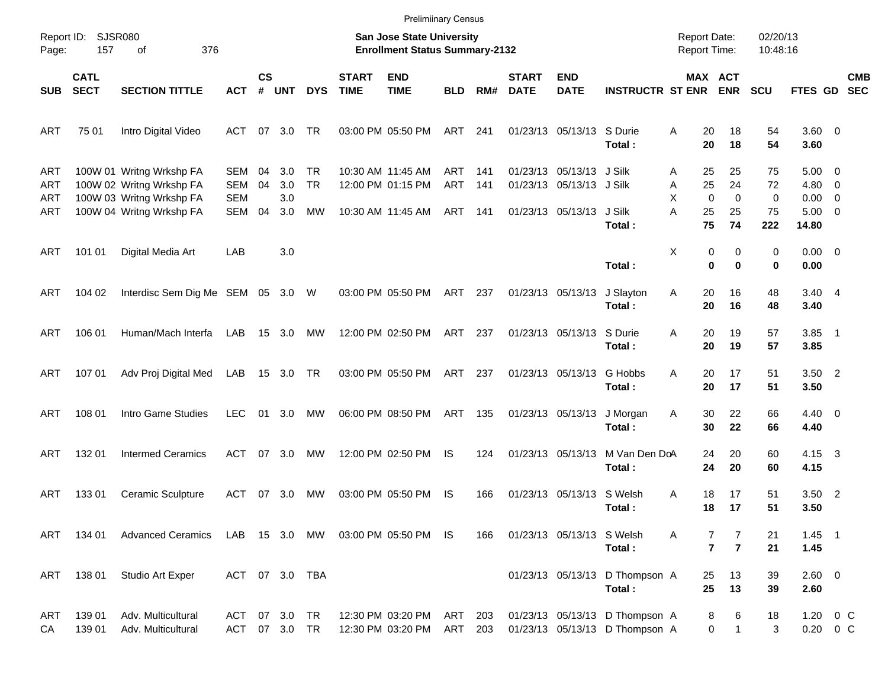Prelimiinary Census

Report ID: SJSR080
Page: 157 of 376

**San Jose State University**
**Enrollment Status Summary-2132**

Report Date: 02/20/13
Report Time: 10:48:16

| SUB | CATL SECT | SECTION TITTLE | ACT | CS # | UNT | DYS | START TIME | END TIME | BLD | RM# | START DATE | END DATE | INSTRUCTR | ST | MAX ENR | ACT ENR | SCU | FTES | GD | CMB SEC |
|---|---|---|---|---|---|---|---|---|---|---|---|---|---|---|---|---|---|---|---|---|
| ART | 75 01 | Intro Digital Video | ACT | 07 | 3.0 | TR | 03:00 PM | 05:50 PM | ART | 241 | 01/23/13 | 05/13/13 | S Durie | A | 20 | 18 | 54 | 3.60 | 0 | |
| | | | | | | | | | | | | | **Total :** | | **20** | **18** | **54** | **3.60** | | |
| ART | 100W 01 | Writng Wrkshp FA | SEM | 04 | 3.0 | TR | 10:30 AM | 11:45 AM | ART | 141 | 01/23/13 | 05/13/13 | J Silk | A | 25 | 25 | 75 | 5.00 | 0 | |
| ART | 100W 02 | Writng Wrkshp FA | SEM | 04 | 3.0 | TR | 12:00 PM | 01:15 PM | ART | 141 | 01/23/13 | 05/13/13 | J Silk | A | 25 | 24 | 72 | 4.80 | 0 | |
| ART | 100W 03 | Writng Wrkshp FA | SEM | | 3.0 | | | | | | | | | X | 0 | 0 | 0 | 0.00 | 0 | |
| ART | 100W 04 | Writng Wrkshp FA | SEM | 04 | 3.0 | MW | 10:30 AM | 11:45 AM | ART | 141 | 01/23/13 | 05/13/13 | J Silk | A | 25 | 25 | 75 | 5.00 | 0 | |
| | | | | | | | | | | | | | **Total :** | | **75** | **74** | **222** | **14.80** | | |
| ART | 101 01 | Digital Media Art | LAB | | 3.0 | | | | | | | | | X | 0 | 0 | 0 | 0.00 | 0 | |
| | | | | | | | | | | | | | **Total :** | | **0** | **0** | **0** | **0.00** | | |
| ART | 104 02 | Interdisc Sem Dig Me | SEM | 05 | 3.0 | W | 03:00 PM | 05:50 PM | ART | 237 | 01/23/13 | 05/13/13 | J Slayton | A | 20 | 16 | 48 | 3.40 | 4 | |
| | | | | | | | | | | | | | **Total :** | | **20** | **16** | **48** | **3.40** | | |
| ART | 106 01 | Human/Mach Interfa | LAB | 15 | 3.0 | MW | 12:00 PM | 02:50 PM | ART | 237 | 01/23/13 | 05/13/13 | S Durie | A | 20 | 19 | 57 | 3.85 | 1 | |
| | | | | | | | | | | | | | **Total :** | | **20** | **19** | **57** | **3.85** | | |
| ART | 107 01 | Adv Proj Digital Med | LAB | 15 | 3.0 | TR | 03:00 PM | 05:50 PM | ART | 237 | 01/23/13 | 05/13/13 | G Hobbs | A | 20 | 17 | 51 | 3.50 | 2 | |
| | | | | | | | | | | | | | **Total :** | | **20** | **17** | **51** | **3.50** | | |
| ART | 108 01 | Intro Game Studies | LEC | 01 | 3.0 | MW | 06:00 PM | 08:50 PM | ART | 135 | 01/23/13 | 05/13/13 | J Morgan | A | 30 | 22 | 66 | 4.40 | 0 | |
| | | | | | | | | | | | | | **Total :** | | **30** | **22** | **66** | **4.40** | | |
| ART | 132 01 | Intermed Ceramics | ACT | 07 | 3.0 | MW | 12:00 PM | 02:50 PM | IS | 124 | 01/23/13 | 05/13/13 | M Van Den Do | A | 24 | 20 | 60 | 4.15 | 3 | |
| | | | | | | | | | | | | | **Total :** | | **24** | **20** | **60** | **4.15** | | |
| ART | 133 01 | Ceramic Sculpture | ACT | 07 | 3.0 | MW | 03:00 PM | 05:50 PM | IS | 166 | 01/23/13 | 05/13/13 | S Welsh | A | 18 | 17 | 51 | 3.50 | 2 | |
| | | | | | | | | | | | | | **Total :** | | **18** | **17** | **51** | **3.50** | | |
| ART | 134 01 | Advanced Ceramics | LAB | 15 | 3.0 | MW | 03:00 PM | 05:50 PM | IS | 166 | 01/23/13 | 05/13/13 | S Welsh | A | 7 | 7 | 21 | 1.45 | 1 | |
| | | | | | | | | | | | | | **Total :** | | **7** | **7** | **21** | **1.45** | | |
| ART | 138 01 | Studio Art Exper | ACT | 07 | 3.0 | TBA | | | | | 01/23/13 | 05/13/13 | D Thompson | A | 25 | 13 | 39 | 2.60 | 0 | |
| | | | | | | | | | | | | | **Total :** | | **25** | **13** | **39** | **2.60** | | |
| ART | 139 01 | Adv. Multicultural | ACT | 07 | 3.0 | TR | 12:30 PM | 03:20 PM | ART | 203 | 01/23/13 | 05/13/13 | D Thompson | A | 8 | 6 | 18 | 1.20 | 0 | C |
| CA | 139 01 | Adv. Multicultural | ACT | 07 | 3.0 | TR | 12:30 PM | 03:20 PM | ART | 203 | 01/23/13 | 05/13/13 | D Thompson | A | 0 | 1 | 3 | 0.20 | 0 | C |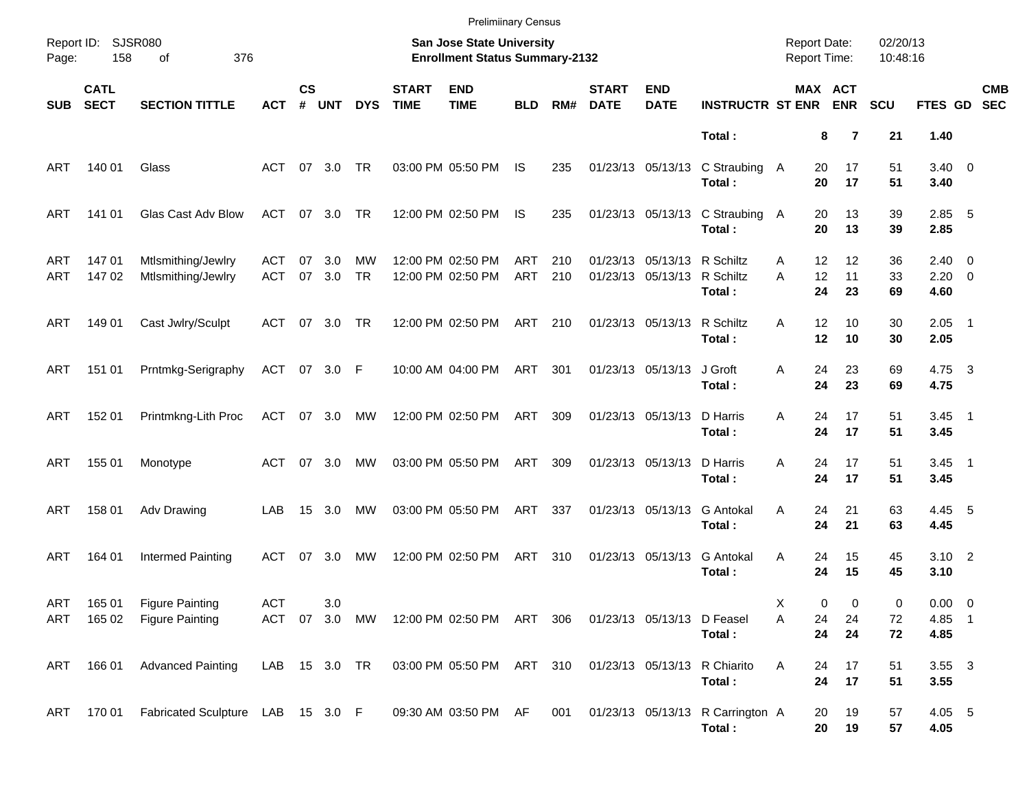Preliminary Census

Report ID: SJSR080
Page: 158 of 376

**San Jose State University**
**Enrollment Status Summary-2132**

Report Date: 02/20/13
Report Time: 10:48:16

| SUB | CATL SECT | SECTION TITTLE | ACT | CS # | UNT | DYS | START TIME | END TIME | BLD | RM# | START DATE | END DATE | INSTRUCTR | ST | MAX ENR | ACT ENR | SCU | FTES | GD | CMB SEC |
|---|---|---|---|---|---|---|---|---|---|---|---|---|---|---|---|---|---|---|---|---|
| | | | | | | | | | | | | | **Total :** | | **8** | **7** | **21** | **1.40** | | |
| ART | 140 01 | Glass | ACT | 07 | 3.0 | TR | 03:00 PM | 05:50 PM | IS | 235 | 01/23/13 | 05/13/13 | C Straubing | A | 20 | 17 | 51 | 3.40 | 0 | |
| | | | | | | | | | | | | | **Total :** | | **20** | **17** | **51** | **3.40** | | |
| ART | 141 01 | Glas Cast Adv Blow | ACT | 07 | 3.0 | TR | 12:00 PM | 02:50 PM | IS | 235 | 01/23/13 | 05/13/13 | C Straubing | A | 20 | 13 | 39 | 2.85 | 5 | |
| | | | | | | | | | | | | | **Total :** | | **20** | **13** | **39** | **2.85** | | |
| ART | 147 01 | Mtlsmithing/Jewlry | ACT | 07 | 3.0 | MW | 12:00 PM | 02:50 PM | ART | 210 | 01/23/13 | 05/13/13 | R Schiltz | A | 12 | 12 | 36 | 2.40 | 0 | |
| ART | 147 02 | Mtlsmithing/Jewlry | ACT | 07 | 3.0 | TR | 12:00 PM | 02:50 PM | ART | 210 | 01/23/13 | 05/13/13 | R Schiltz | A | 12 | 11 | 33 | 2.20 | 0 | |
| | | | | | | | | | | | | | **Total :** | | **24** | **23** | **69** | **4.60** | | |
| ART | 149 01 | Cast Jwlry/Sculpt | ACT | 07 | 3.0 | TR | 12:00 PM | 02:50 PM | ART | 210 | 01/23/13 | 05/13/13 | R Schiltz | A | 12 | 10 | 30 | 2.05 | 1 | |
| | | | | | | | | | | | | | **Total :** | | **12** | **10** | **30** | **2.05** | | |
| ART | 151 01 | Prntmkg-Serigraphy | ACT | 07 | 3.0 | F | 10:00 AM | 04:00 PM | ART | 301 | 01/23/13 | 05/13/13 | J Groft | A | 24 | 23 | 69 | 4.75 | 3 | |
| | | | | | | | | | | | | | **Total :** | | **24** | **23** | **69** | **4.75** | | |
| ART | 152 01 | Printmkng-Lith Proc | ACT | 07 | 3.0 | MW | 12:00 PM | 02:50 PM | ART | 309 | 01/23/13 | 05/13/13 | D Harris | A | 24 | 17 | 51 | 3.45 | 1 | |
| | | | | | | | | | | | | | **Total :** | | **24** | **17** | **51** | **3.45** | | |
| ART | 155 01 | Monotype | ACT | 07 | 3.0 | MW | 03:00 PM | 05:50 PM | ART | 309 | 01/23/13 | 05/13/13 | D Harris | A | 24 | 17 | 51 | 3.45 | 1 | |
| | | | | | | | | | | | | | **Total :** | | **24** | **17** | **51** | **3.45** | | |
| ART | 158 01 | Adv Drawing | LAB | 15 | 3.0 | MW | 03:00 PM | 05:50 PM | ART | 337 | 01/23/13 | 05/13/13 | G Antokal | A | 24 | 21 | 63 | 4.45 | 5 | |
| | | | | | | | | | | | | | **Total :** | | **24** | **21** | **63** | **4.45** | | |
| ART | 164 01 | Intermed Painting | ACT | 07 | 3.0 | MW | 12:00 PM | 02:50 PM | ART | 310 | 01/23/13 | 05/13/13 | G Antokal | A | 24 | 15 | 45 | 3.10 | 2 | |
| | | | | | | | | | | | | | **Total :** | | **24** | **15** | **45** | **3.10** | | |
| ART | 165 01 | Figure Painting | ACT | | 3.0 | | | | | | | | | X | 0 | 0 | 0 | 0.00 | 0 | |
| ART | 165 02 | Figure Painting | ACT | 07 | 3.0 | MW | 12:00 PM | 02:50 PM | ART | 306 | 01/23/13 | 05/13/13 | D Feasel | A | 24 | 24 | 72 | 4.85 | 1 | |
| | | | | | | | | | | | | | **Total :** | | **24** | **24** | **72** | **4.85** | | |
| ART | 166 01 | Advanced Painting | LAB | 15 | 3.0 | TR | 03:00 PM | 05:50 PM | ART | 310 | 01/23/13 | 05/13/13 | R Chiarito | A | 24 | 17 | 51 | 3.55 | 3 | |
| | | | | | | | | | | | | | **Total :** | | **24** | **17** | **51** | **3.55** | | |
| ART | 170 01 | Fabricated Sculpture | LAB | 15 | 3.0 | F | 09:30 AM | 03:50 PM | AF | 001 | 01/23/13 | 05/13/13 | R Carrington | A | 20 | 19 | 57 | 4.05 | 5 | |
| | | | | | | | | | | | | | **Total :** | | **20** | **19** | **57** | **4.05** | | |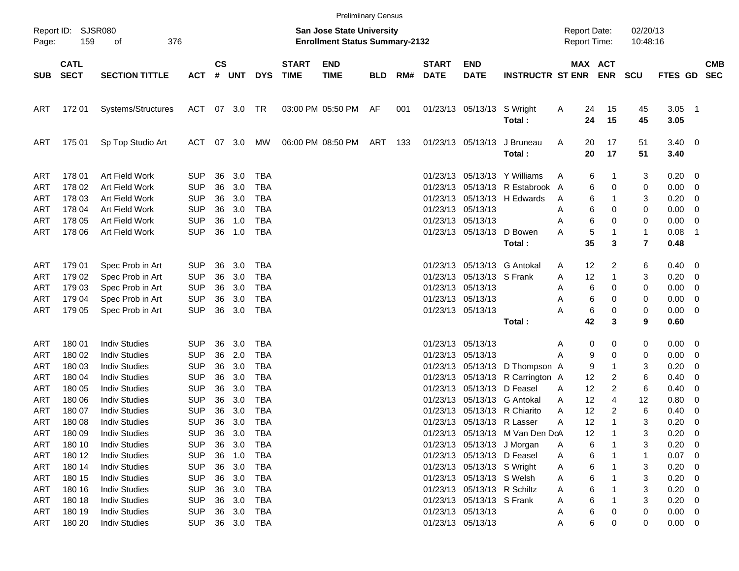Preliminary Census

Report ID: SJSR080

**San Jose State University**
**Enrollment Status Summary-2132**

Report Date: 02/20/13
Report Time: 10:48:16

| SUB | CATL SECT | SECTION TITTLE | ACT | CS # | UNT | DYS | START TIME | END TIME | BLD | RM# | START DATE | END DATE | INSTRUCTR | ST | MAX ENR | ACT ENR | SCU | FTES | GD | CMB SEC |
|---|---|---|---|---|---|---|---|---|---|---|---|---|---|---|---|---|---|---|---|---|
| ART | 172 01 | Systems/Structures | ACT | 07 | 3.0 | TR | 03:00 PM | 05:50 PM | AF | 001 | 01/23/13 | 05/13/13 | S Wright | A | 24 | 15 | 45 | 3.05 | 1 | |
| | | | | | | | | | | | | | **Total :** | | **24** | **15** | **45** | **3.05** | | |
| ART | 175 01 | Sp Top Studio Art | ACT | 07 | 3.0 | MW | 06:00 PM | 08:50 PM | ART | 133 | 01/23/13 | 05/13/13 | J Bruneau | A | 20 | 17 | 51 | 3.40 | 0 | |
| | | | | | | | | | | | | | **Total :** | | **20** | **17** | **51** | **3.40** | | |
| ART | 178 01 | Art Field Work | SUP | 36 | 3.0 | TBA | | | | | 01/23/13 | 05/13/13 | Y Williams | A | 6 | 1 | 3 | 0.20 | 0 | |
| ART | 178 02 | Art Field Work | SUP | 36 | 3.0 | TBA | | | | | 01/23/13 | 05/13/13 | R Estabrook | A | 6 | 0 | 0 | 0.00 | 0 | |
| ART | 178 03 | Art Field Work | SUP | 36 | 3.0 | TBA | | | | | 01/23/13 | 05/13/13 | H Edwards | A | 6 | 1 | 3 | 0.20 | 0 | |
| ART | 178 04 | Art Field Work | SUP | 36 | 3.0 | TBA | | | | | 01/23/13 | 05/13/13 | | A | 6 | 0 | 0 | 0.00 | 0 | |
| ART | 178 05 | Art Field Work | SUP | 36 | 1.0 | TBA | | | | | 01/23/13 | 05/13/13 | | A | 6 | 0 | 0 | 0.00 | 0 | |
| ART | 178 06 | Art Field Work | SUP | 36 | 1.0 | TBA | | | | | 01/23/13 | 05/13/13 | D Bowen | A | 5 | 1 | 1 | 0.08 | 1 | |
| | | | | | | | | | | | | | **Total :** | | **35** | **3** | **7** | **0.48** | | |
| ART | 179 01 | Spec Prob in Art | SUP | 36 | 3.0 | TBA | | | | | 01/23/13 | 05/13/13 | G Antokal | A | 12 | 2 | 6 | 0.40 | 0 | |
| ART | 179 02 | Spec Prob in Art | SUP | 36 | 3.0 | TBA | | | | | 01/23/13 | 05/13/13 | S Frank | A | 12 | 1 | 3 | 0.20 | 0 | |
| ART | 179 03 | Spec Prob in Art | SUP | 36 | 3.0 | TBA | | | | | 01/23/13 | 05/13/13 | | A | 6 | 0 | 0 | 0.00 | 0 | |
| ART | 179 04 | Spec Prob in Art | SUP | 36 | 3.0 | TBA | | | | | 01/23/13 | 05/13/13 | | A | 6 | 0 | 0 | 0.00 | 0 | |
| ART | 179 05 | Spec Prob in Art | SUP | 36 | 3.0 | TBA | | | | | 01/23/13 | 05/13/13 | | A | 6 | 0 | 0 | 0.00 | 0 | |
| | | | | | | | | | | | | | **Total :** | | **42** | **3** | **9** | **0.60** | | |
| ART | 180 01 | Indiv Studies | SUP | 36 | 3.0 | TBA | | | | | 01/23/13 | 05/13/13 | | A | 0 | 0 | 0 | 0.00 | 0 | |
| ART | 180 02 | Indiv Studies | SUP | 36 | 2.0 | TBA | | | | | 01/23/13 | 05/13/13 | | A | 9 | 0 | 0 | 0.00 | 0 | |
| ART | 180 03 | Indiv Studies | SUP | 36 | 3.0 | TBA | | | | | 01/23/13 | 05/13/13 | D Thompson | A | 9 | 1 | 3 | 0.20 | 0 | |
| ART | 180 04 | Indiv Studies | SUP | 36 | 3.0 | TBA | | | | | 01/23/13 | 05/13/13 | R Carrington | A | 12 | 2 | 6 | 0.40 | 0 | |
| ART | 180 05 | Indiv Studies | SUP | 36 | 3.0 | TBA | | | | | 01/23/13 | 05/13/13 | D Feasel | A | 12 | 2 | 6 | 0.40 | 0 | |
| ART | 180 06 | Indiv Studies | SUP | 36 | 3.0 | TBA | | | | | 01/23/13 | 05/13/13 | G Antokal | A | 12 | 4 | 12 | 0.80 | 0 | |
| ART | 180 07 | Indiv Studies | SUP | 36 | 3.0 | TBA | | | | | 01/23/13 | 05/13/13 | R Chiarito | A | 12 | 2 | 6 | 0.40 | 0 | |
| ART | 180 08 | Indiv Studies | SUP | 36 | 3.0 | TBA | | | | | 01/23/13 | 05/13/13 | R Lasser | A | 12 | 1 | 3 | 0.20 | 0 | |
| ART | 180 09 | Indiv Studies | SUP | 36 | 3.0 | TBA | | | | | 01/23/13 | 05/13/13 | M Van Den Do | A | 12 | 1 | 3 | 0.20 | 0 | |
| ART | 180 10 | Indiv Studies | SUP | 36 | 3.0 | TBA | | | | | 01/23/13 | 05/13/13 | J Morgan | A | 6 | 1 | 3 | 0.20 | 0 | |
| ART | 180 12 | Indiv Studies | SUP | 36 | 1.0 | TBA | | | | | 01/23/13 | 05/13/13 | D Feasel | A | 6 | 1 | 1 | 0.07 | 0 | |
| ART | 180 14 | Indiv Studies | SUP | 36 | 3.0 | TBA | | | | | 01/23/13 | 05/13/13 | S Wright | A | 6 | 1 | 3 | 0.20 | 0 | |
| ART | 180 15 | Indiv Studies | SUP | 36 | 3.0 | TBA | | | | | 01/23/13 | 05/13/13 | S Welsh | A | 6 | 1 | 3 | 0.20 | 0 | |
| ART | 180 16 | Indiv Studies | SUP | 36 | 3.0 | TBA | | | | | 01/23/13 | 05/13/13 | R Schiltz | A | 6 | 1 | 3 | 0.20 | 0 | |
| ART | 180 18 | Indiv Studies | SUP | 36 | 3.0 | TBA | | | | | 01/23/13 | 05/13/13 | S Frank | A | 6 | 1 | 3 | 0.20 | 0 | |
| ART | 180 19 | Indiv Studies | SUP | 36 | 3.0 | TBA | | | | | 01/23/13 | 05/13/13 | | A | 6 | 0 | 0 | 0.00 | 0 | |
| ART | 180 20 | Indiv Studies | SUP | 36 | 3.0 | TBA | | | | | 01/23/13 | 05/13/13 | | A | 6 | 0 | 0 | 0.00 | 0 | |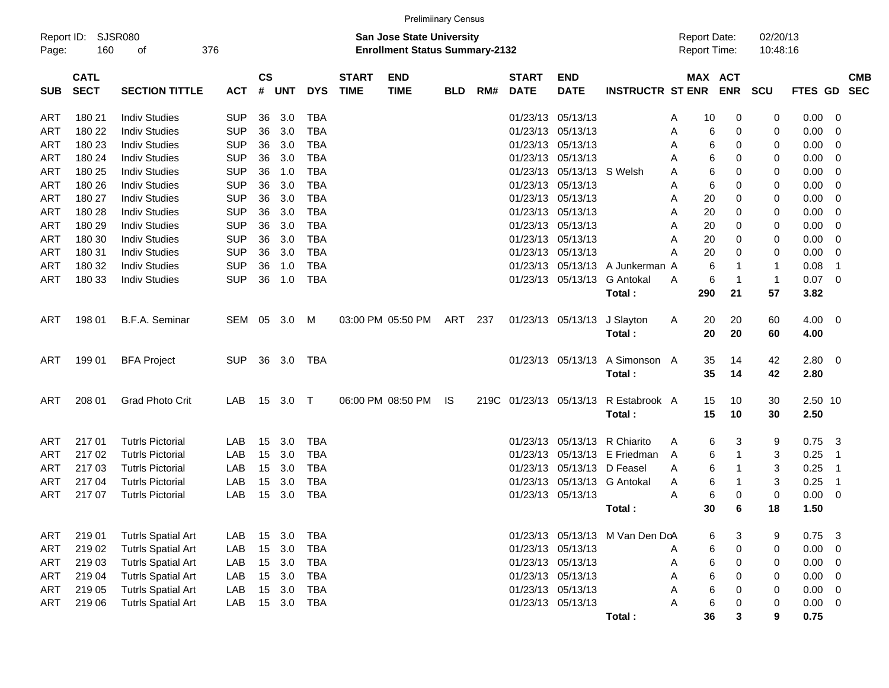Preliminary Census

Report ID: SJSR080
Page: 160 of 376

**San Jose State University**
**Enrollment Status Summary-2132**

Report Date: 02/20/13
Report Time: 10:48:16

| SUB | CATL SECT | SECTION TITTLE | ACT | CS # | UNT | DYS | START TIME | END TIME | BLD | RM# | START DATE | END DATE | INSTRUCTR | ST | MAX ENR | ACT ENR | SCU | FTES | GD | CMB SEC |
|---|---|---|---|---|---|---|---|---|---|---|---|---|---|---|---|---|---|---|---|---|
| ART | 180 21 | Indiv Studies | SUP | 36 | 3.0 | TBA | | | | | 01/23/13 | 05/13/13 | | A | 10 | 0 | 0 | 0.00 | 0 | |
| ART | 180 22 | Indiv Studies | SUP | 36 | 3.0 | TBA | | | | | 01/23/13 | 05/13/13 | | A | 6 | 0 | 0 | 0.00 | 0 | |
| ART | 180 23 | Indiv Studies | SUP | 36 | 3.0 | TBA | | | | | 01/23/13 | 05/13/13 | | A | 6 | 0 | 0 | 0.00 | 0 | |
| ART | 180 24 | Indiv Studies | SUP | 36 | 3.0 | TBA | | | | | 01/23/13 | 05/13/13 | | A | 6 | 0 | 0 | 0.00 | 0 | |
| ART | 180 25 | Indiv Studies | SUP | 36 | 1.0 | TBA | | | | | 01/23/13 | 05/13/13 | S Welsh | A | 6 | 0 | 0 | 0.00 | 0 | |
| ART | 180 26 | Indiv Studies | SUP | 36 | 3.0 | TBA | | | | | 01/23/13 | 05/13/13 | | A | 6 | 0 | 0 | 0.00 | 0 | |
| ART | 180 27 | Indiv Studies | SUP | 36 | 3.0 | TBA | | | | | 01/23/13 | 05/13/13 | | A | 20 | 0 | 0 | 0.00 | 0 | |
| ART | 180 28 | Indiv Studies | SUP | 36 | 3.0 | TBA | | | | | 01/23/13 | 05/13/13 | | A | 20 | 0 | 0 | 0.00 | 0 | |
| ART | 180 29 | Indiv Studies | SUP | 36 | 3.0 | TBA | | | | | 01/23/13 | 05/13/13 | | A | 20 | 0 | 0 | 0.00 | 0 | |
| ART | 180 30 | Indiv Studies | SUP | 36 | 3.0 | TBA | | | | | 01/23/13 | 05/13/13 | | A | 20 | 0 | 0 | 0.00 | 0 | |
| ART | 180 31 | Indiv Studies | SUP | 36 | 3.0 | TBA | | | | | 01/23/13 | 05/13/13 | | A | 20 | 0 | 0 | 0.00 | 0 | |
| ART | 180 32 | Indiv Studies | SUP | 36 | 1.0 | TBA | | | | | 01/23/13 | 05/13/13 | A Junkerman | A | 6 | 1 | 1 | 0.08 | 1 | |
| ART | 180 33 | Indiv Studies | SUP | 36 | 1.0 | TBA | | | | | 01/23/13 | 05/13/13 | G Antokal | A | 6 | 1 | 1 | 0.07 | 0 | |
| | | | | | | | | | | | | | **Total :** | | **290** | **21** | **57** | **3.82** | | |
| ART | 198 01 | B.F.A. Seminar | SEM | 05 | 3.0 | M | 03:00 PM | 05:50 PM | ART | 237 | 01/23/13 | 05/13/13 | J Slayton | A | 20 | 20 | 60 | 4.00 | 0 | |
| | | | | | | | | | | | | | **Total :** | | **20** | **20** | **60** | **4.00** | | |
| ART | 199 01 | BFA Project | SUP | 36 | 3.0 | TBA | | | | | 01/23/13 | 05/13/13 | A Simonson | A | 35 | 14 | 42 | 2.80 | 0 | |
| | | | | | | | | | | | | | **Total :** | | **35** | **14** | **42** | **2.80** | | |
| ART | 208 01 | Grad Photo Crit | LAB | 15 | 3.0 | T | 06:00 PM | 08:50 PM | IS | 219C | 01/23/13 | 05/13/13 | R Estabrook | A | 15 | 10 | 30 | 2.50 | 10 | |
| | | | | | | | | | | | | | **Total :** | | **15** | **10** | **30** | **2.50** | | |
| ART | 217 01 | Tutrls Pictorial | LAB | 15 | 3.0 | TBA | | | | | 01/23/13 | 05/13/13 | R Chiarito | A | 6 | 3 | 9 | 0.75 | 3 | |
| ART | 217 02 | Tutrls Pictorial | LAB | 15 | 3.0 | TBA | | | | | 01/23/13 | 05/13/13 | E Friedman | A | 6 | 1 | 3 | 0.25 | 1 | |
| ART | 217 03 | Tutrls Pictorial | LAB | 15 | 3.0 | TBA | | | | | 01/23/13 | 05/13/13 | D Feasel | A | 6 | 1 | 3 | 0.25 | 1 | |
| ART | 217 04 | Tutrls Pictorial | LAB | 15 | 3.0 | TBA | | | | | 01/23/13 | 05/13/13 | G Antokal | A | 6 | 1 | 3 | 0.25 | 1 | |
| ART | 217 07 | Tutrls Pictorial | LAB | 15 | 3.0 | TBA | | | | | 01/23/13 | 05/13/13 | | A | 6 | 0 | 0 | 0.00 | 0 | |
| | | | | | | | | | | | | | **Total :** | | **30** | **6** | **18** | **1.50** | | |
| ART | 219 01 | Tutrls Spatial Art | LAB | 15 | 3.0 | TBA | | | | | 01/23/13 | 05/13/13 | M Van Den Do | A | 6 | 3 | 9 | 0.75 | 3 | |
| ART | 219 02 | Tutrls Spatial Art | LAB | 15 | 3.0 | TBA | | | | | 01/23/13 | 05/13/13 | | A | 6 | 0 | 0 | 0.00 | 0 | |
| ART | 219 03 | Tutrls Spatial Art | LAB | 15 | 3.0 | TBA | | | | | 01/23/13 | 05/13/13 | | A | 6 | 0 | 0 | 0.00 | 0 | |
| ART | 219 04 | Tutrls Spatial Art | LAB | 15 | 3.0 | TBA | | | | | 01/23/13 | 05/13/13 | | A | 6 | 0 | 0 | 0.00 | 0 | |
| ART | 219 05 | Tutrls Spatial Art | LAB | 15 | 3.0 | TBA | | | | | 01/23/13 | 05/13/13 | | A | 6 | 0 | 0 | 0.00 | 0 | |
| ART | 219 06 | Tutrls Spatial Art | LAB | 15 | 3.0 | TBA | | | | | 01/23/13 | 05/13/13 | | A | 6 | 0 | 0 | 0.00 | 0 | |
| | | | | | | | | | | | | | **Total :** | | **36** | **3** | **9** | **0.75** | | |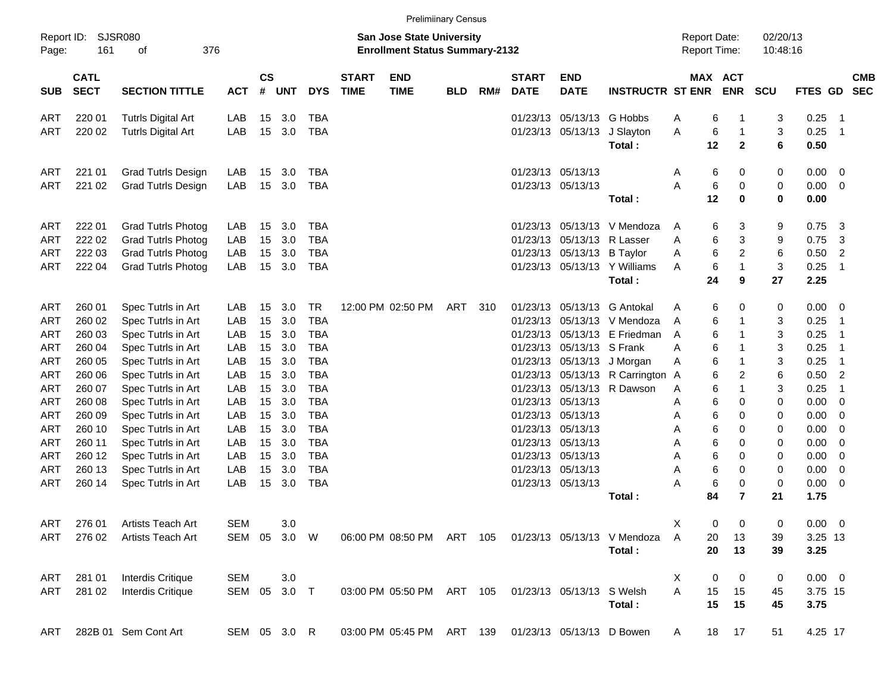Preliminary Census

Report ID: SJSR080
Page: 161 of 376

**San Jose State University**
**Enrollment Status Summary-2132**

Report Date: 02/20/13
Report Time: 10:48:16

| SUB | CATL SECT | SECTION TITTLE | ACT | CS # | UNT | DYS | START TIME | END TIME | BLD | RM# | START DATE | END DATE | INSTRUCTR | ST | MAX ENR | ACT ENR | SCU | FTES | GD | CMB SEC |
|---|---|---|---|---|---|---|---|---|---|---|---|---|---|---|---|---|---|---|---|---|
| ART | 220 01 | Tutrls Digital Art | LAB | 15 | 3.0 | TBA | | | | | 01/23/13 | 05/13/13 | G Hobbs | A | 6 | 1 | 3 | 0.25 | 1 | |
| ART | 220 02 | Tutrls Digital Art | LAB | 15 | 3.0 | TBA | | | | | 01/23/13 | 05/13/13 | J Slayton | A | 6 | 1 | 3 | 0.25 | 1 | |
| | | | | | | | | | | | | | **Total :** | | **12** | **2** | **6** | **0.50** | | |
| ART | 221 01 | Grad Tutrls Design | LAB | 15 | 3.0 | TBA | | | | | 01/23/13 | 05/13/13 | | A | 6 | 0 | 0 | 0.00 | 0 | |
| ART | 221 02 | Grad Tutrls Design | LAB | 15 | 3.0 | TBA | | | | | 01/23/13 | 05/13/13 | | A | 6 | 0 | 0 | 0.00 | 0 | |
| | | | | | | | | | | | | | **Total :** | | **12** | **0** | **0** | **0.00** | | |
| ART | 222 01 | Grad Tutrls Photog | LAB | 15 | 3.0 | TBA | | | | | 01/23/13 | 05/13/13 | V Mendoza | A | 6 | 3 | 9 | 0.75 | 3 | |
| ART | 222 02 | Grad Tutrls Photog | LAB | 15 | 3.0 | TBA | | | | | 01/23/13 | 05/13/13 | R Lasser | A | 6 | 3 | 9 | 0.75 | 3 | |
| ART | 222 03 | Grad Tutrls Photog | LAB | 15 | 3.0 | TBA | | | | | 01/23/13 | 05/13/13 | B Taylor | A | 6 | 2 | 6 | 0.50 | 2 | |
| ART | 222 04 | Grad Tutrls Photog | LAB | 15 | 3.0 | TBA | | | | | 01/23/13 | 05/13/13 | Y Williams | A | 6 | 1 | 3 | 0.25 | 1 | |
| | | | | | | | | | | | | | **Total :** | | **24** | **9** | **27** | **2.25** | | |
| ART | 260 01 | Spec Tutrls in Art | LAB | 15 | 3.0 | TR | 12:00 PM | 02:50 PM | ART | 310 | 01/23/13 | 05/13/13 | G Antokal | A | 6 | 0 | 0 | 0.00 | 0 | |
| ART | 260 02 | Spec Tutrls in Art | LAB | 15 | 3.0 | TBA | | | | | 01/23/13 | 05/13/13 | V Mendoza | A | 6 | 1 | 3 | 0.25 | 1 | |
| ART | 260 03 | Spec Tutrls in Art | LAB | 15 | 3.0 | TBA | | | | | 01/23/13 | 05/13/13 | E Friedman | A | 6 | 1 | 3 | 0.25 | 1 | |
| ART | 260 04 | Spec Tutrls in Art | LAB | 15 | 3.0 | TBA | | | | | 01/23/13 | 05/13/13 | S Frank | A | 6 | 1 | 3 | 0.25 | 1 | |
| ART | 260 05 | Spec Tutrls in Art | LAB | 15 | 3.0 | TBA | | | | | 01/23/13 | 05/13/13 | J Morgan | A | 6 | 1 | 3 | 0.25 | 1 | |
| ART | 260 06 | Spec Tutrls in Art | LAB | 15 | 3.0 | TBA | | | | | 01/23/13 | 05/13/13 | R Carrington | A | 6 | 2 | 6 | 0.50 | 2 | |
| ART | 260 07 | Spec Tutrls in Art | LAB | 15 | 3.0 | TBA | | | | | 01/23/13 | 05/13/13 | R Dawson | A | 6 | 1 | 3 | 0.25 | 1 | |
| ART | 260 08 | Spec Tutrls in Art | LAB | 15 | 3.0 | TBA | | | | | 01/23/13 | 05/13/13 | | A | 6 | 0 | 0 | 0.00 | 0 | |
| ART | 260 09 | Spec Tutrls in Art | LAB | 15 | 3.0 | TBA | | | | | 01/23/13 | 05/13/13 | | A | 6 | 0 | 0 | 0.00 | 0 | |
| ART | 260 10 | Spec Tutrls in Art | LAB | 15 | 3.0 | TBA | | | | | 01/23/13 | 05/13/13 | | A | 6 | 0 | 0 | 0.00 | 0 | |
| ART | 260 11 | Spec Tutrls in Art | LAB | 15 | 3.0 | TBA | | | | | 01/23/13 | 05/13/13 | | A | 6 | 0 | 0 | 0.00 | 0 | |
| ART | 260 12 | Spec Tutrls in Art | LAB | 15 | 3.0 | TBA | | | | | 01/23/13 | 05/13/13 | | A | 6 | 0 | 0 | 0.00 | 0 | |
| ART | 260 13 | Spec Tutrls in Art | LAB | 15 | 3.0 | TBA | | | | | 01/23/13 | 05/13/13 | | A | 6 | 0 | 0 | 0.00 | 0 | |
| ART | 260 14 | Spec Tutrls in Art | LAB | 15 | 3.0 | TBA | | | | | 01/23/13 | 05/13/13 | | A | 6 | 0 | 0 | 0.00 | 0 | |
| | | | | | | | | | | | | | **Total :** | | **84** | **7** | **21** | **1.75** | | |
| ART | 276 01 | Artists Teach Art | SEM | | 3.0 | | | | | | | | | X | 0 | 0 | 0 | 0.00 | 0 | |
| ART | 276 02 | Artists Teach Art | SEM | 05 | 3.0 | W | 06:00 PM | 08:50 PM | ART | 105 | 01/23/13 | 05/13/13 | V Mendoza | A | 20 | 13 | 39 | 3.25 | 13 | |
| | | | | | | | | | | | | | **Total :** | | **20** | **13** | **39** | **3.25** | | |
| ART | 281 01 | Interdis Critique | SEM | | 3.0 | | | | | | | | | X | 0 | 0 | 0 | 0.00 | 0 | |
| ART | 281 02 | Interdis Critique | SEM | 05 | 3.0 | T | 03:00 PM | 05:50 PM | ART | 105 | 01/23/13 | 05/13/13 | S Welsh | A | 15 | 15 | 45 | 3.75 | 15 | |
| | | | | | | | | | | | | | **Total :** | | **15** | **15** | **45** | **3.75** | | |
| ART | 282B 01 | Sem Cont Art | SEM | 05 | 3.0 | R | 03:00 PM | 05:45 PM | ART | 139 | 01/23/13 | 05/13/13 | D Bowen | A | 18 | 17 | 51 | 4.25 | 17 | |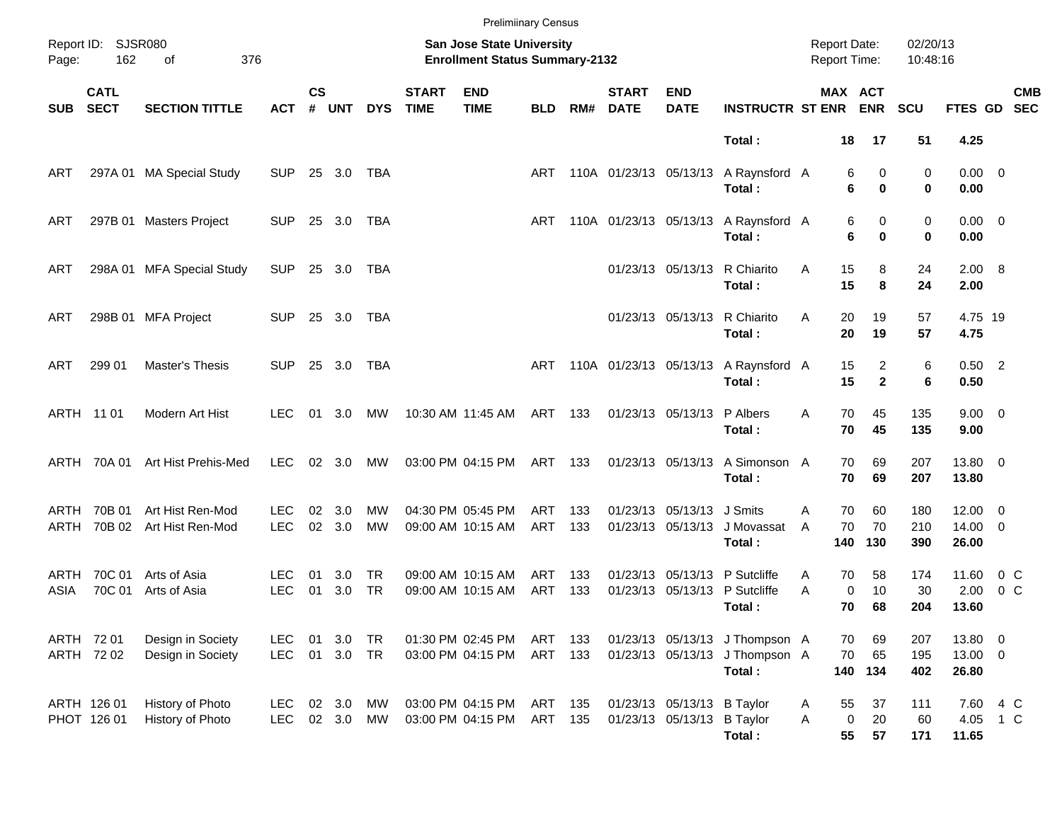Preliminary Census

Report ID: SJSR080
Page: 162 of 376

**San Jose State University**
**Enrollment Status Summary-2132**

Report Date: 02/20/13
Report Time: 10:48:16

| SUB | CATL SECT | SECTION TITTLE | ACT | CS # | UNT | DYS | START TIME | END TIME | BLD | RM# | START DATE | END DATE | INSTRUCTR | ST | MAX ENR | ACT ENR | SCU | FTES | GD | CMB SEC |
|---|---|---|---|---|---|---|---|---|---|---|---|---|---|---|---|---|---|---|---|---|
| | | | | | | | | | | | | | **Total :** | | **18** | **17** | **51** | **4.25** | | |
| ART | 297A 01 | MA Special Study | SUP | 25 | 3.0 | TBA | | | ART | 110A | 01/23/13 | 05/13/13 | A Raynsford | A | 6 | 0 | 0 | 0.00 | 0 | |
| | | | | | | | | | | | | | **Total :** | | **6** | **0** | **0** | **0.00** | | |
| ART | 297B 01 | Masters Project | SUP | 25 | 3.0 | TBA | | | ART | 110A | 01/23/13 | 05/13/13 | A Raynsford | A | 6 | 0 | 0 | 0.00 | 0 | |
| | | | | | | | | | | | | | **Total :** | | **6** | **0** | **0** | **0.00** | | |
| ART | 298A 01 | MFA Special Study | SUP | 25 | 3.0 | TBA | | | | | 01/23/13 | 05/13/13 | R Chiarito | A | 15 | 8 | 24 | 2.00 | 8 | |
| | | | | | | | | | | | | | **Total :** | | **15** | **8** | **24** | **2.00** | | |
| ART | 298B 01 | MFA Project | SUP | 25 | 3.0 | TBA | | | | | 01/23/13 | 05/13/13 | R Chiarito | A | 20 | 19 | 57 | 4.75 | 19 | |
| | | | | | | | | | | | | | **Total :** | | **20** | **19** | **57** | **4.75** | | |
| ART | 299 01 | Master's Thesis | SUP | 25 | 3.0 | TBA | | | ART | 110A | 01/23/13 | 05/13/13 | A Raynsford | A | 15 | 2 | 6 | 0.50 | 2 | |
| | | | | | | | | | | | | | **Total :** | | **15** | **2** | **6** | **0.50** | | |
| ARTH | 11 01 | Modern Art Hist | LEC | 01 | 3.0 | MW | 10:30 AM | 11:45 AM | ART | 133 | 01/23/13 | 05/13/13 | P Albers | A | 70 | 45 | 135 | 9.00 | 0 | |
| | | | | | | | | | | | | | **Total :** | | **70** | **45** | **135** | **9.00** | | |
| ARTH | 70A 01 | Art Hist Prehis-Med | LEC | 02 | 3.0 | MW | 03:00 PM | 04:15 PM | ART | 133 | 01/23/13 | 05/13/13 | A Simonson | A | 70 | 69 | 207 | 13.80 | 0 | |
| | | | | | | | | | | | | | **Total :** | | **70** | **69** | **207** | **13.80** | | |
| ARTH | 70B 01 | Art Hist Ren-Mod | LEC | 02 | 3.0 | MW | 04:30 PM | 05:45 PM | ART | 133 | 01/23/13 | 05/13/13 | J Smits | A | 70 | 60 | 180 | 12.00 | 0 | |
| ARTH | 70B 02 | Art Hist Ren-Mod | LEC | 02 | 3.0 | MW | 09:00 AM | 10:15 AM | ART | 133 | 01/23/13 | 05/13/13 | J Movassat | A | 70 | 70 | 210 | 14.00 | 0 | |
| | | | | | | | | | | | | | **Total :** | | **140** | **130** | **390** | **26.00** | | |
| ARTH | 70C 01 | Arts of Asia | LEC | 01 | 3.0 | TR | 09:00 AM | 10:15 AM | ART | 133 | 01/23/13 | 05/13/13 | P Sutcliffe | A | 70 | 58 | 174 | 11.60 | 0 | C |
| ASIA | 70C 01 | Arts of Asia | LEC | 01 | 3.0 | TR | 09:00 AM | 10:15 AM | ART | 133 | 01/23/13 | 05/13/13 | P Sutcliffe | A | 0 | 10 | 30 | 2.00 | 0 | C |
| | | | | | | | | | | | | | **Total :** | | **70** | **68** | **204** | **13.60** | | |
| ARTH | 72 01 | Design in Society | LEC | 01 | 3.0 | TR | 01:30 PM | 02:45 PM | ART | 133 | 01/23/13 | 05/13/13 | J Thompson | A | 70 | 69 | 207 | 13.80 | 0 | |
| ARTH | 72 02 | Design in Society | LEC | 01 | 3.0 | TR | 03:00 PM | 04:15 PM | ART | 133 | 01/23/13 | 05/13/13 | J Thompson | A | 70 | 65 | 195 | 13.00 | 0 | |
| | | | | | | | | | | | | | **Total :** | | **140** | **134** | **402** | **26.80** | | |
| ARTH | 126 01 | History of Photo | LEC | 02 | 3.0 | MW | 03:00 PM | 04:15 PM | ART | 135 | 01/23/13 | 05/13/13 | B Taylor | A | 55 | 37 | 111 | 7.60 | 4 | C |
| PHOT | 126 01 | History of Photo | LEC | 02 | 3.0 | MW | 03:00 PM | 04:15 PM | ART | 135 | 01/23/13 | 05/13/13 | B Taylor | A | 0 | 20 | 60 | 4.05 | 1 | C |
| | | | | | | | | | | | | | **Total :** | | **55** | **57** | **171** | **11.65** | | |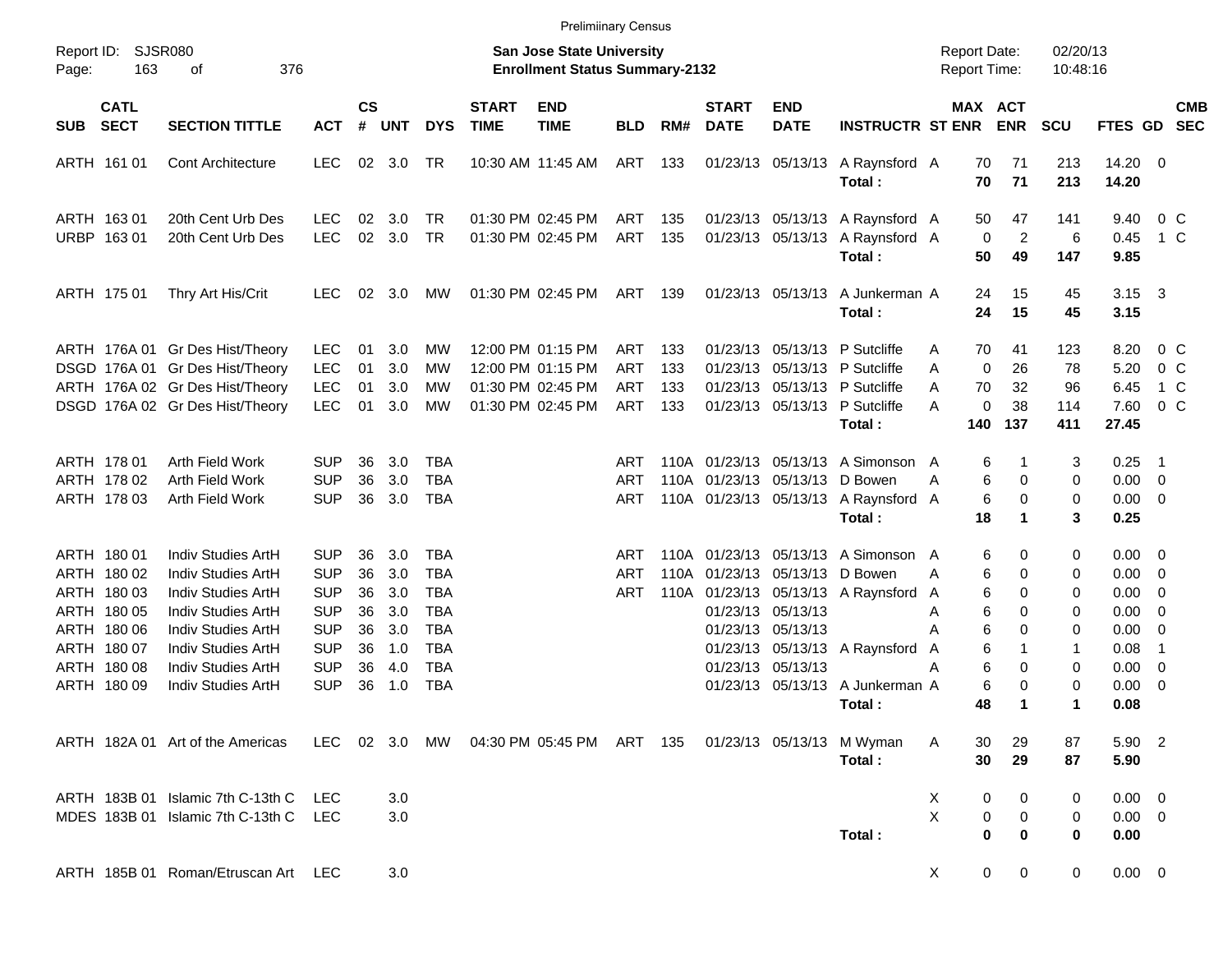Preliminary Census

Report ID: SJSR080 | San Jose State University | Report Date: 02/20/13
Page: 163 of 376 | Enrollment Status Summary-2132 | Report Time: 10:48:16

| SUB | CATL SECT | SECTION TITTLE | ACT | CS # | UNT | DYS | START TIME | END TIME | BLD | RM# | START DATE | END DATE | INSTRUCTR | ST | MAX ENR | ACT ENR | SCU | FTES | GD | CMB SEC |
|---|---|---|---|---|---|---|---|---|---|---|---|---|---|---|---|---|---|---|---|---|
| ARTH | 161 01 | Cont Architecture | LEC | 02 | 3.0 | TR | 10:30 AM | 11:45 AM | ART | 133 | 01/23/13 | 05/13/13 | A Raynsford | A | 70 | 71 | 213 | 14.20 | 0 | |
| | | | | | | | | | | | | | **Total :** | | **70** | **71** | **213** | **14.20** | | |
| ARTH | 163 01 | 20th Cent Urb Des | LEC | 02 | 3.0 | TR | 01:30 PM | 02:45 PM | ART | 135 | 01/23/13 | 05/13/13 | A Raynsford | A | 50 | 47 | 141 | 9.40 | 0 | C |
| URBP | 163 01 | 20th Cent Urb Des | LEC | 02 | 3.0 | TR | 01:30 PM | 02:45 PM | ART | 135 | 01/23/13 | 05/13/13 | A Raynsford | A | 0 | 2 | 6 | 0.45 | 1 | C |
| | | | | | | | | | | | | | **Total :** | | **50** | **49** | **147** | **9.85** | | |
| ARTH | 175 01 | Thry Art His/Crit | LEC | 02 | 3.0 | MW | 01:30 PM | 02:45 PM | ART | 139 | 01/23/13 | 05/13/13 | A Junkerman | A | 24 | 15 | 45 | 3.15 | 3 | |
| | | | | | | | | | | | | | **Total :** | | **24** | **15** | **45** | **3.15** | | |
| ARTH | 176A 01 | Gr Des Hist/Theory | LEC | 01 | 3.0 | MW | 12:00 PM | 01:15 PM | ART | 133 | 01/23/13 | 05/13/13 | P Sutcliffe | A | 70 | 41 | 123 | 8.20 | 0 | C |
| DSGD | 176A 01 | Gr Des Hist/Theory | LEC | 01 | 3.0 | MW | 12:00 PM | 01:15 PM | ART | 133 | 01/23/13 | 05/13/13 | P Sutcliffe | A | 0 | 26 | 78 | 5.20 | 0 | C |
| ARTH | 176A 02 | Gr Des Hist/Theory | LEC | 01 | 3.0 | MW | 01:30 PM | 02:45 PM | ART | 133 | 01/23/13 | 05/13/13 | P Sutcliffe | A | 70 | 32 | 96 | 6.45 | 1 | C |
| DSGD | 176A 02 | Gr Des Hist/Theory | LEC | 01 | 3.0 | MW | 01:30 PM | 02:45 PM | ART | 133 | 01/23/13 | 05/13/13 | P Sutcliffe | A | 0 | 38 | 114 | 7.60 | 0 | C |
| | | | | | | | | | | | | | **Total :** | | **140** | **137** | **411** | **27.45** | | |
| ARTH | 178 01 | Arth Field Work | SUP | 36 | 3.0 | TBA | | | ART | 110A | 01/23/13 | 05/13/13 | A Simonson | A | 6 | 1 | 3 | 0.25 | 1 | |
| ARTH | 178 02 | Arth Field Work | SUP | 36 | 3.0 | TBA | | | ART | 110A | 01/23/13 | 05/13/13 | D Bowen | A | 6 | 0 | 0 | 0.00 | 0 | |
| ARTH | 178 03 | Arth Field Work | SUP | 36 | 3.0 | TBA | | | ART | 110A | 01/23/13 | 05/13/13 | A Raynsford | A | 6 | 0 | 0 | 0.00 | 0 | |
| | | | | | | | | | | | | | **Total :** | | **18** | **1** | **3** | **0.25** | | |
| ARTH | 180 01 | Indiv Studies ArtH | SUP | 36 | 3.0 | TBA | | | ART | 110A | 01/23/13 | 05/13/13 | A Simonson | A | 6 | 0 | 0 | 0.00 | 0 | |
| ARTH | 180 02 | Indiv Studies ArtH | SUP | 36 | 3.0 | TBA | | | ART | 110A | 01/23/13 | 05/13/13 | D Bowen | A | 6 | 0 | 0 | 0.00 | 0 | |
| ARTH | 180 03 | Indiv Studies ArtH | SUP | 36 | 3.0 | TBA | | | ART | 110A | 01/23/13 | 05/13/13 | A Raynsford | A | 6 | 0 | 0 | 0.00 | 0 | |
| ARTH | 180 05 | Indiv Studies ArtH | SUP | 36 | 3.0 | TBA | | | | | 01/23/13 | 05/13/13 | | A | 6 | 0 | 0 | 0.00 | 0 | |
| ARTH | 180 06 | Indiv Studies ArtH | SUP | 36 | 3.0 | TBA | | | | | 01/23/13 | 05/13/13 | | A | 6 | 0 | 0 | 0.00 | 0 | |
| ARTH | 180 07 | Indiv Studies ArtH | SUP | 36 | 1.0 | TBA | | | | | 01/23/13 | 05/13/13 | A Raynsford | A | 6 | 1 | 1 | 0.08 | 1 | |
| ARTH | 180 08 | Indiv Studies ArtH | SUP | 36 | 4.0 | TBA | | | | | 01/23/13 | 05/13/13 | | A | 6 | 0 | 0 | 0.00 | 0 | |
| ARTH | 180 09 | Indiv Studies ArtH | SUP | 36 | 1.0 | TBA | | | | | 01/23/13 | 05/13/13 | A Junkerman | A | 6 | 0 | 0 | 0.00 | 0 | |
| | | | | | | | | | | | | | **Total :** | | **48** | **1** | **1** | **0.08** | | |
| ARTH | 182A 01 | Art of the Americas | LEC | 02 | 3.0 | MW | 04:30 PM | 05:45 PM | ART | 135 | 01/23/13 | 05/13/13 | M Wyman | A | 30 | 29 | 87 | 5.90 | 2 | |
| | | | | | | | | | | | | | **Total :** | | **30** | **29** | **87** | **5.90** | | |
| ARTH | 183B 01 | Islamic 7th C-13th C | LEC | | 3.0 | | | | | | | | | X | 0 | 0 | 0 | 0.00 | 0 | |
| MDES | 183B 01 | Islamic 7th C-13th C | LEC | | 3.0 | | | | | | | | | X | 0 | 0 | 0 | 0.00 | 0 | |
| | | | | | | | | | | | | | **Total :** | | **0** | **0** | **0** | **0.00** | | |
| ARTH | 185B 01 | Roman/Etruscan Art | LEC | | 3.0 | | | | | | | | | X | 0 | 0 | 0 | 0.00 | 0 | |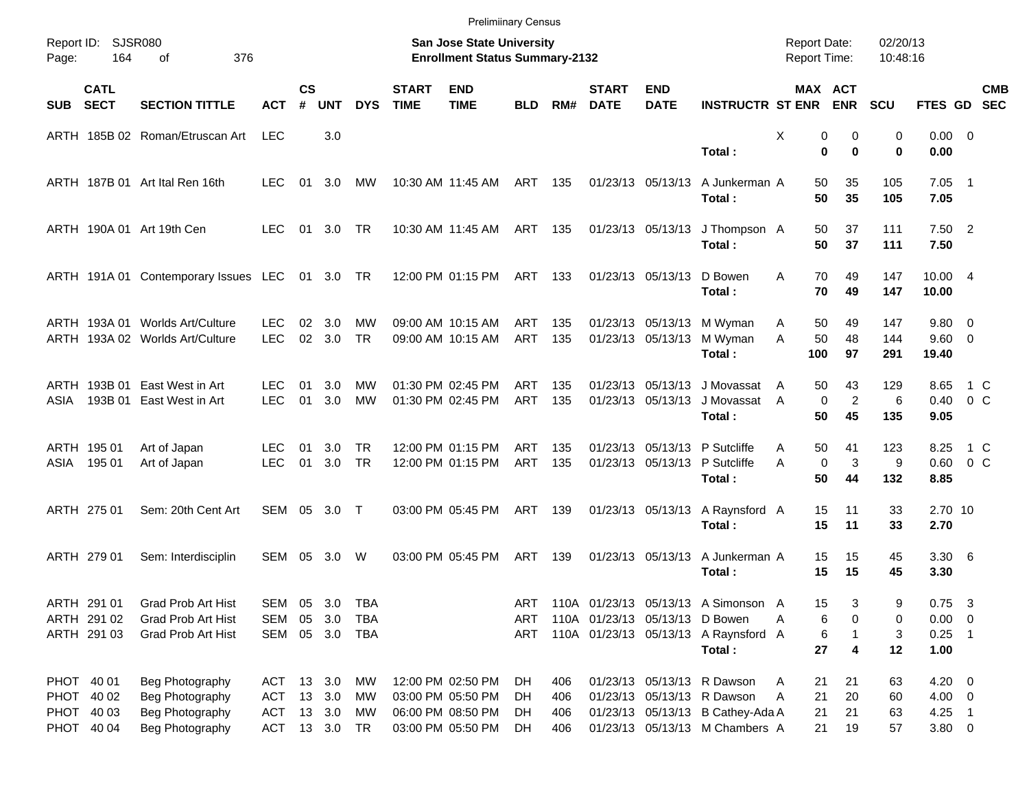Preliminary Census

Report ID: SJSR080
Page: 164 of 376

**San Jose State University**
**Enrollment Status Summary-2132**

Report Date: 02/20/13
Report Time: 10:48:16

| SUB | CATL SECT | SECTION TITTLE | ACT | CS # | UNT | DYS | START TIME | END TIME | BLD | RM# | START DATE | END DATE | INSTRUCTR | ST | MAX ENR | ACT ENR | SCU | FTES | GD | CMB SEC |
|---|---|---|---|---|---|---|---|---|---|---|---|---|---|---|---|---|---|---|---|---|
| ARTH | 185B 02 | Roman/Etruscan Art | LEC | | 3.0 | | | | | | | | | X | 0 | 0 | 0 | 0.00 | 0 | |
| | | | | | | | | | | | | | Total : | | **0** | **0** | **0** | **0.00** | | |
| ARTH | 187B 01 | Art Ital Ren 16th | LEC | 01 | 3.0 | MW | 10:30 AM | 11:45 AM | ART | 135 | 01/23/13 | 05/13/13 | A Junkerman | A | 50 | 35 | 105 | 7.05 | 1 | |
| | | | | | | | | | | | | | Total : | | **50** | **35** | **105** | **7.05** | | |
| ARTH | 190A 01 | Art 19th Cen | LEC | 01 | 3.0 | TR | 10:30 AM | 11:45 AM | ART | 135 | 01/23/13 | 05/13/13 | J Thompson | A | 50 | 37 | 111 | 7.50 | 2 | |
| | | | | | | | | | | | | | Total : | | **50** | **37** | **111** | **7.50** | | |
| ARTH | 191A 01 | Contemporary Issues | LEC | 01 | 3.0 | TR | 12:00 PM | 01:15 PM | ART | 133 | 01/23/13 | 05/13/13 | D Bowen | A | 70 | 49 | 147 | 10.00 | 4 | |
| | | | | | | | | | | | | | Total : | | **70** | **49** | **147** | **10.00** | | |
| ARTH | 193A 01 | Worlds Art/Culture | LEC | 02 | 3.0 | MW | 09:00 AM | 10:15 AM | ART | 135 | 01/23/13 | 05/13/13 | M Wyman | A | 50 | 49 | 147 | 9.80 | 0 | |
| ARTH | 193A 02 | Worlds Art/Culture | LEC | 02 | 3.0 | TR | 09:00 AM | 10:15 AM | ART | 135 | 01/23/13 | 05/13/13 | M Wyman | A | 50 | 48 | 144 | 9.60 | 0 | |
| | | | | | | | | | | | | | Total : | | **100** | **97** | **291** | **19.40** | | |
| ARTH | 193B 01 | East West in Art | LEC | 01 | 3.0 | MW | 01:30 PM | 02:45 PM | ART | 135 | 01/23/13 | 05/13/13 | J Movassat | A | 50 | 43 | 129 | 8.65 | 1 | C |
| ASIA | 193B 01 | East West in Art | LEC | 01 | 3.0 | MW | 01:30 PM | 02:45 PM | ART | 135 | 01/23/13 | 05/13/13 | J Movassat | A | 0 | 2 | 6 | 0.40 | 0 | C |
| | | | | | | | | | | | | | Total : | | **50** | **45** | **135** | **9.05** | | |
| ARTH | 195 01 | Art of Japan | LEC | 01 | 3.0 | TR | 12:00 PM | 01:15 PM | ART | 135 | 01/23/13 | 05/13/13 | P Sutcliffe | A | 50 | 41 | 123 | 8.25 | 1 | C |
| ASIA | 195 01 | Art of Japan | LEC | 01 | 3.0 | TR | 12:00 PM | 01:15 PM | ART | 135 | 01/23/13 | 05/13/13 | P Sutcliffe | A | 0 | 3 | 9 | 0.60 | 0 | C |
| | | | | | | | | | | | | | Total : | | **50** | **44** | **132** | **8.85** | | |
| ARTH | 275 01 | Sem: 20th Cent Art | SEM | 05 | 3.0 | T | 03:00 PM | 05:45 PM | ART | 139 | 01/23/13 | 05/13/13 | A Raynsford | A | 15 | 11 | 33 | 2.70 | 10 | |
| | | | | | | | | | | | | | Total : | | **15** | **11** | **33** | **2.70** | | |
| ARTH | 279 01 | Sem: Interdisciplin | SEM | 05 | 3.0 | W | 03:00 PM | 05:45 PM | ART | 139 | 01/23/13 | 05/13/13 | A Junkerman | A | 15 | 15 | 45 | 3.30 | 6 | |
| | | | | | | | | | | | | | Total : | | **15** | **15** | **45** | **3.30** | | |
| ARTH | 291 01 | Grad Prob Art Hist | SEM | 05 | 3.0 | TBA | | | ART | 110A | 01/23/13 | 05/13/13 | A Simonson | A | 15 | 3 | 9 | 0.75 | 3 | |
| ARTH | 291 02 | Grad Prob Art Hist | SEM | 05 | 3.0 | TBA | | | ART | 110A | 01/23/13 | 05/13/13 | D Bowen | A | 6 | 0 | 0 | 0.00 | 0 | |
| ARTH | 291 03 | Grad Prob Art Hist | SEM | 05 | 3.0 | TBA | | | ART | 110A | 01/23/13 | 05/13/13 | A Raynsford | A | 6 | 1 | 3 | 0.25 | 1 | |
| | | | | | | | | | | | | | Total : | | **27** | **4** | **12** | **1.00** | | |
| PHOT | 40 01 | Beg Photography | ACT | 13 | 3.0 | MW | 12:00 PM | 02:50 PM | DH | 406 | 01/23/13 | 05/13/13 | R Dawson | A | 21 | 21 | 63 | 4.20 | 0 | |
| PHOT | 40 02 | Beg Photography | ACT | 13 | 3.0 | MW | 03:00 PM | 05:50 PM | DH | 406 | 01/23/13 | 05/13/13 | R Dawson | A | 21 | 20 | 60 | 4.00 | 0 | |
| PHOT | 40 03 | Beg Photography | ACT | 13 | 3.0 | MW | 06:00 PM | 08:50 PM | DH | 406 | 01/23/13 | 05/13/13 | B Cathey-Ada | A | 21 | 21 | 63 | 4.25 | 1 | |
| PHOT | 40 04 | Beg Photography | ACT | 13 | 3.0 | TR | 03:00 PM | 05:50 PM | DH | 406 | 01/23/13 | 05/13/13 | M Chambers | A | 21 | 19 | 57 | 3.80 | 0 | |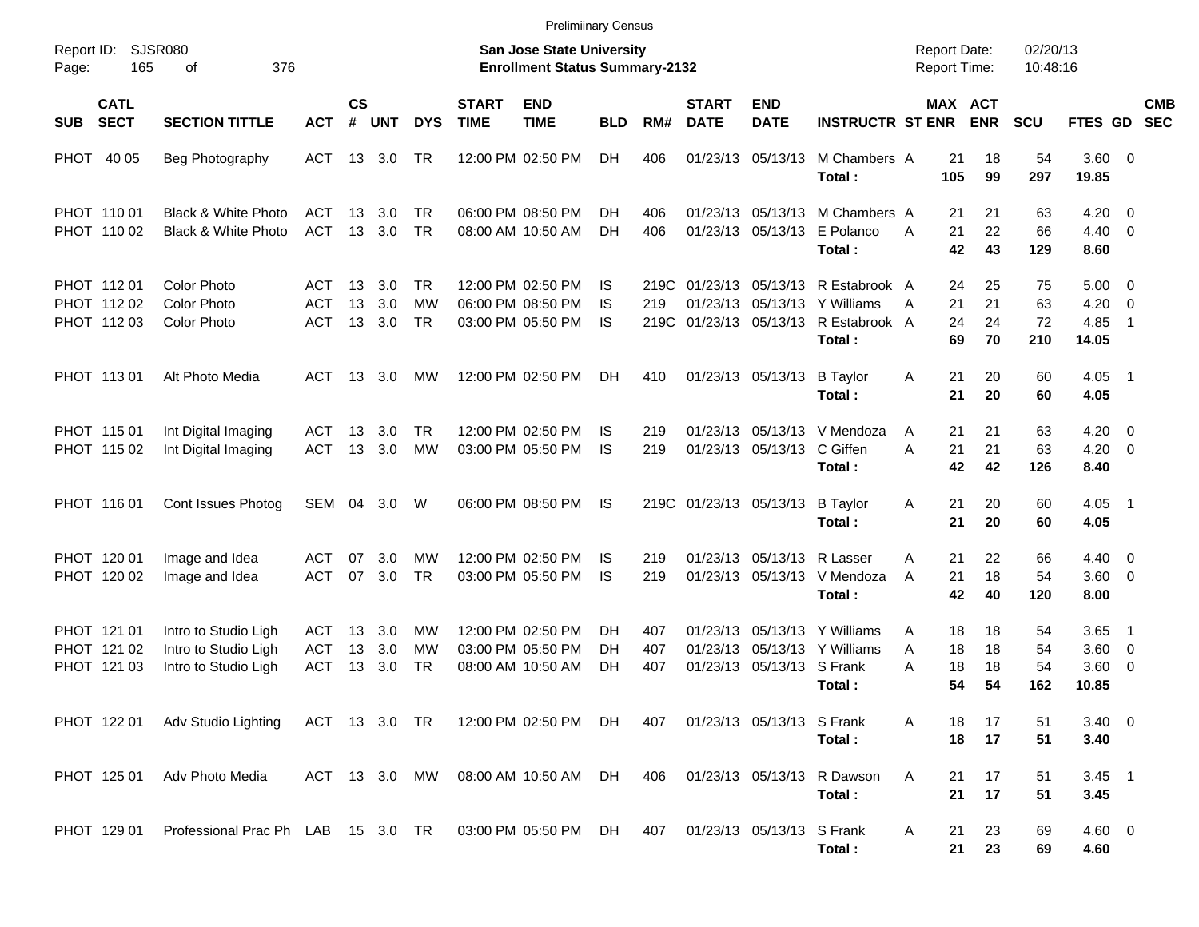Preliminary Census

Report ID: SJSR080
Page: 165 of 376

**San Jose State University**
**Enrollment Status Summary-2132**

Report Date: 02/20/13
Report Time: 10:48:16

| SUB | CATL SECT | SECTION TITTLE | ACT | CS # | UNT | DYS | START TIME | END TIME | BLD | RM# | START DATE | END DATE | INSTRUCTR | ST | MAX ENR | ACT ENR | SCU | FTES | GD | CMB SEC |
|---|---|---|---|---|---|---|---|---|---|---|---|---|---|---|---|---|---|---|---|---|
| PHOT | 40 05 | Beg Photography | ACT | 13 | 3.0 | TR | 12:00 PM | 02:50 PM | DH | 406 | 01/23/13 | 05/13/13 | M Chambers | A | 21 | 18 | 54 | 3.60 | 0 | |
| | | | | | | | | | | | | | **Total :** | | **105** | **99** | **297** | **19.85** | | |
| PHOT | 110 01 | Black & White Photo | ACT | 13 | 3.0 | TR | 06:00 PM | 08:50 PM | DH | 406 | 01/23/13 | 05/13/13 | M Chambers | A | 21 | 21 | 63 | 4.20 | 0 | |
| PHOT | 110 02 | Black & White Photo | ACT | 13 | 3.0 | TR | 08:00 AM | 10:50 AM | DH | 406 | 01/23/13 | 05/13/13 | E Polanco | A | 21 | 22 | 66 | 4.40 | 0 | |
| | | | | | | | | | | | | | **Total :** | | **42** | **43** | **129** | **8.60** | | |
| PHOT | 112 01 | Color Photo | ACT | 13 | 3.0 | TR | 12:00 PM | 02:50 PM | IS | 219C | 01/23/13 | 05/13/13 | R Estabrook | A | 24 | 25 | 75 | 5.00 | 0 | |
| PHOT | 112 02 | Color Photo | ACT | 13 | 3.0 | MW | 06:00 PM | 08:50 PM | IS | 219 | 01/23/13 | 05/13/13 | Y Williams | A | 21 | 21 | 63 | 4.20 | 0 | |
| PHOT | 112 03 | Color Photo | ACT | 13 | 3.0 | TR | 03:00 PM | 05:50 PM | IS | 219C | 01/23/13 | 05/13/13 | R Estabrook | A | 24 | 24 | 72 | 4.85 | 1 | |
| | | | | | | | | | | | | | **Total :** | | **69** | **70** | **210** | **14.05** | | |
| PHOT | 113 01 | Alt Photo Media | ACT | 13 | 3.0 | MW | 12:00 PM | 02:50 PM | DH | 410 | 01/23/13 | 05/13/13 | B Taylor | A | 21 | 20 | 60 | 4.05 | 1 | |
| | | | | | | | | | | | | | **Total :** | | **21** | **20** | **60** | **4.05** | | |
| PHOT | 115 01 | Int Digital Imaging | ACT | 13 | 3.0 | TR | 12:00 PM | 02:50 PM | IS | 219 | 01/23/13 | 05/13/13 | V Mendoza | A | 21 | 21 | 63 | 4.20 | 0 | |
| PHOT | 115 02 | Int Digital Imaging | ACT | 13 | 3.0 | MW | 03:00 PM | 05:50 PM | IS | 219 | 01/23/13 | 05/13/13 | C Giffen | A | 21 | 21 | 63 | 4.20 | 0 | |
| | | | | | | | | | | | | | **Total :** | | **42** | **42** | **126** | **8.40** | | |
| PHOT | 116 01 | Cont Issues Photog | SEM | 04 | 3.0 | W | 06:00 PM | 08:50 PM | IS | 219C | 01/23/13 | 05/13/13 | B Taylor | A | 21 | 20 | 60 | 4.05 | 1 | |
| | | | | | | | | | | | | | **Total :** | | **21** | **20** | **60** | **4.05** | | |
| PHOT | 120 01 | Image and Idea | ACT | 07 | 3.0 | MW | 12:00 PM | 02:50 PM | IS | 219 | 01/23/13 | 05/13/13 | R Lasser | A | 21 | 22 | 66 | 4.40 | 0 | |
| PHOT | 120 02 | Image and Idea | ACT | 07 | 3.0 | TR | 03:00 PM | 05:50 PM | IS | 219 | 01/23/13 | 05/13/13 | V Mendoza | A | 21 | 18 | 54 | 3.60 | 0 | |
| | | | | | | | | | | | | | **Total :** | | **42** | **40** | **120** | **8.00** | | |
| PHOT | 121 01 | Intro to Studio Ligh | ACT | 13 | 3.0 | MW | 12:00 PM | 02:50 PM | DH | 407 | 01/23/13 | 05/13/13 | Y Williams | A | 18 | 18 | 54 | 3.65 | 1 | |
| PHOT | 121 02 | Intro to Studio Ligh | ACT | 13 | 3.0 | MW | 03:00 PM | 05:50 PM | DH | 407 | 01/23/13 | 05/13/13 | Y Williams | A | 18 | 18 | 54 | 3.60 | 0 | |
| PHOT | 121 03 | Intro to Studio Ligh | ACT | 13 | 3.0 | TR | 08:00 AM | 10:50 AM | DH | 407 | 01/23/13 | 05/13/13 | S Frank | A | 18 | 18 | 54 | 3.60 | 0 | |
| | | | | | | | | | | | | | **Total :** | | **54** | **54** | **162** | **10.85** | | |
| PHOT | 122 01 | Adv Studio Lighting | ACT | 13 | 3.0 | TR | 12:00 PM | 02:50 PM | DH | 407 | 01/23/13 | 05/13/13 | S Frank | A | 18 | 17 | 51 | 3.40 | 0 | |
| | | | | | | | | | | | | | **Total :** | | **18** | **17** | **51** | **3.40** | | |
| PHOT | 125 01 | Adv Photo Media | ACT | 13 | 3.0 | MW | 08:00 AM | 10:50 AM | DH | 406 | 01/23/13 | 05/13/13 | R Dawson | A | 21 | 17 | 51 | 3.45 | 1 | |
| | | | | | | | | | | | | | **Total :** | | **21** | **17** | **51** | **3.45** | | |
| PHOT | 129 01 | Professional Prac Ph | LAB | 15 | 3.0 | TR | 03:00 PM | 05:50 PM | DH | 407 | 01/23/13 | 05/13/13 | S Frank | A | 21 | 23 | 69 | 4.60 | 0 | |
| | | | | | | | | | | | | | **Total :** | | **21** | **23** | **69** | **4.60** | | |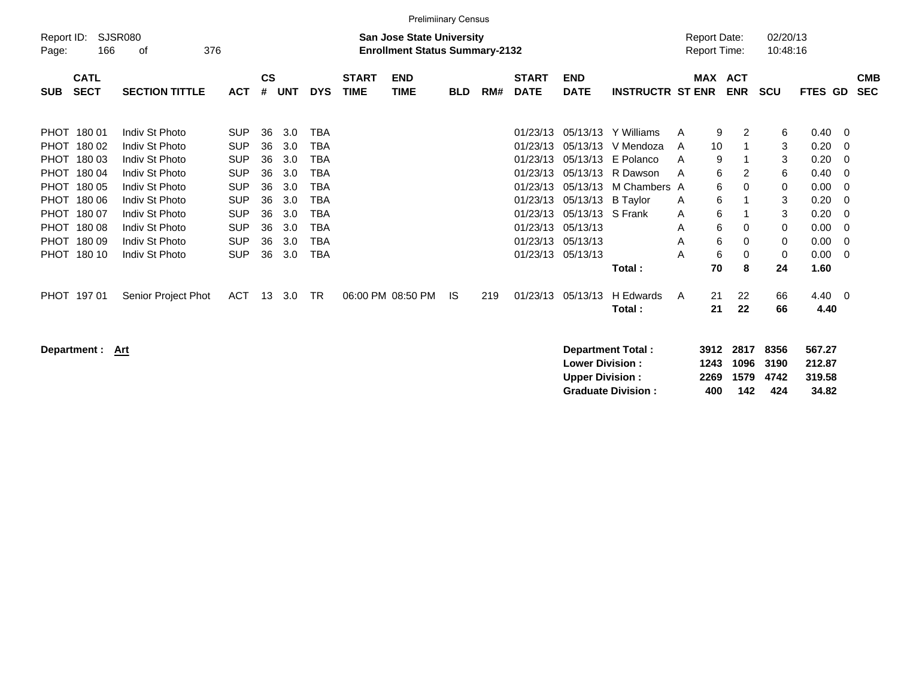Prelimiinary Census

Report ID: SJSR080

**San Jose State University**
**Enrollment Status Summary-2132**

Report Date: 02/20/13
Report Time: 10:48:16

| SUB | CATL SECT | SECTION TITTLE | ACT | CS # | UNT | DYS | START TIME | END TIME | BLD | RM# | START DATE | END DATE | INSTRUCTR | ST | MAX ENR | ACT ENR | SCU | FTES | GD | CMB SEC |
|---|---|---|---|---|---|---|---|---|---|---|---|---|---|---|---|---|---|---|---|---|
| PHOT | 180 01 | Indiv St Photo | SUP | 36 | 3.0 | TBA | | | | | 01/23/13 | 05/13/13 | Y Williams | A | 9 | 2 | 6 | 0.40 | 0 | |
| PHOT | 180 02 | Indiv St Photo | SUP | 36 | 3.0 | TBA | | | | | 01/23/13 | 05/13/13 | V Mendoza | A | 10 | 1 | 3 | 0.20 | 0 | |
| PHOT | 180 03 | Indiv St Photo | SUP | 36 | 3.0 | TBA | | | | | 01/23/13 | 05/13/13 | E Polanco | A | 9 | 1 | 3 | 0.20 | 0 | |
| PHOT | 180 04 | Indiv St Photo | SUP | 36 | 3.0 | TBA | | | | | 01/23/13 | 05/13/13 | R Dawson | A | 6 | 2 | 6 | 0.40 | 0 | |
| PHOT | 180 05 | Indiv St Photo | SUP | 36 | 3.0 | TBA | | | | | 01/23/13 | 05/13/13 | M Chambers | A | 6 | 0 | 0 | 0.00 | 0 | |
| PHOT | 180 06 | Indiv St Photo | SUP | 36 | 3.0 | TBA | | | | | 01/23/13 | 05/13/13 | B Taylor | A | 6 | 1 | 3 | 0.20 | 0 | |
| PHOT | 180 07 | Indiv St Photo | SUP | 36 | 3.0 | TBA | | | | | 01/23/13 | 05/13/13 | S Frank | A | 6 | 1 | 3 | 0.20 | 0 | |
| PHOT | 180 08 | Indiv St Photo | SUP | 36 | 3.0 | TBA | | | | | 01/23/13 | 05/13/13 | | A | 6 | 0 | 0 | 0.00 | 0 | |
| PHOT | 180 09 | Indiv St Photo | SUP | 36 | 3.0 | TBA | | | | | 01/23/13 | 05/13/13 | | A | 6 | 0 | 0 | 0.00 | 0 | |
| PHOT | 180 10 | Indiv St Photo | SUP | 36 | 3.0 | TBA | | | | | 01/23/13 | 05/13/13 | | A | 6 | 0 | 0 | 0.00 | 0 | |
| | | | | | | | | | | | | | **Total :** | | **70** | **8** | **24** | **1.60** | | |
| PHOT | 197 01 | Senior Project Phot | ACT | 13 | 3.0 | TR | 06:00 PM | 08:50 PM | IS | 219 | 01/23/13 | 05/13/13 | H Edwards | A | 21 | 22 | 66 | 4.40 | 0 | |
| | | | | | | | | | | | | | **Total :** | | **21** | **22** | **66** | **4.40** | | |

**Department : Art**

| | MAX ENR | ACT ENR | SCU | FTES |
|---|---|---|---|---|
| **Department Total :** | **3912** | **2817** | **8356** | **567.27** |
| **Lower Division :** | **1243** | **1096** | **3190** | **212.87** |
| **Upper Division :** | **2269** | **1579** | **4742** | **319.58** |
| **Graduate Division :** | **400** | **142** | **424** | **34.82** |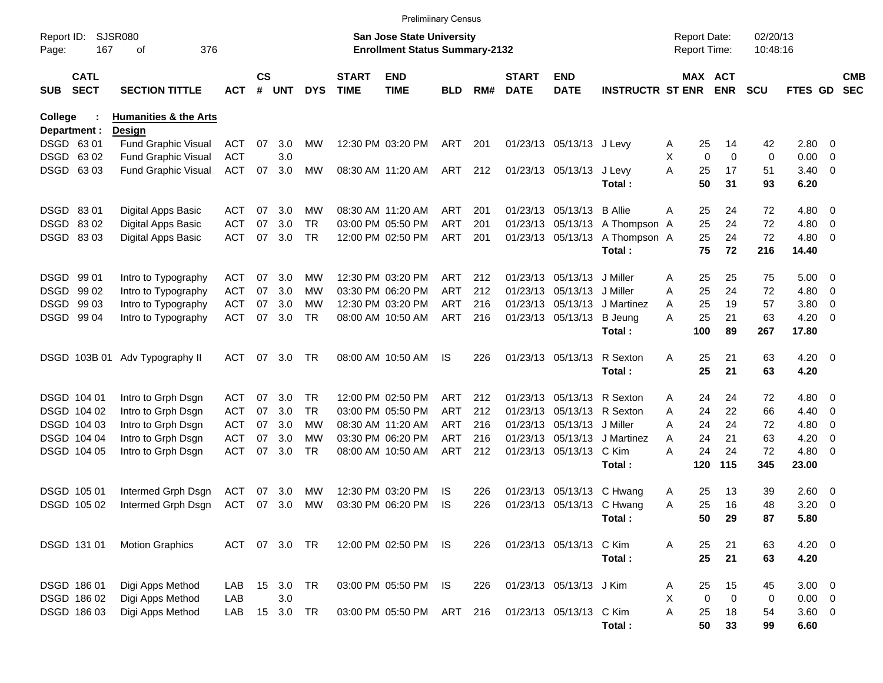Preliminary Census

Report ID: SJSR080
Page: 167 of 376

**San Jose State University**
**Enrollment Status Summary-2132**

Report Date: 02/20/13
Report Time: 10:48:16

**College : Humanities & the Arts**
**Department : Design**

| SUB | CATL SECT | SECTION TITTLE | ACT | CS # | UNT | DYS | START TIME | END TIME | BLD | RM# | START DATE | END DATE | INSTRUCTR | ST | MAX ENR | ACT ENR | SCU | FTES | GD | CMB SEC |
|---|---|---|---|---|---|---|---|---|---|---|---|---|---|---|---|---|---|---|---|---|
| DSGD | 63 01 | Fund Graphic Visual | ACT | 07 | 3.0 | MW | 12:30 PM | 03:20 PM | ART | 201 | 01/23/13 | 05/13/13 | J Levy | A | 25 | 14 | 42 | 2.80 | 0 | |
| DSGD | 63 02 | Fund Graphic Visual | ACT | | 3.0 | | | | | | | | | X | 0 | 0 | 0 | 0.00 | 0 | |
| DSGD | 63 03 | Fund Graphic Visual | ACT | 07 | 3.0 | MW | 08:30 AM | 11:20 AM | ART | 212 | 01/23/13 | 05/13/13 | J Levy | A | 25 | 17 | 51 | 3.40 | 0 | |
| | | | | | | | | | | | | | **Total :** | | **50** | **31** | **93** | **6.20** | | |
| DSGD | 83 01 | Digital Apps Basic | ACT | 07 | 3.0 | MW | 08:30 AM | 11:20 AM | ART | 201 | 01/23/13 | 05/13/13 | B Allie | A | 25 | 24 | 72 | 4.80 | 0 | |
| DSGD | 83 02 | Digital Apps Basic | ACT | 07 | 3.0 | TR | 03:00 PM | 05:50 PM | ART | 201 | 01/23/13 | 05/13/13 | A Thompson | A | 25 | 24 | 72 | 4.80 | 0 | |
| DSGD | 83 03 | Digital Apps Basic | ACT | 07 | 3.0 | TR | 12:00 PM | 02:50 PM | ART | 201 | 01/23/13 | 05/13/13 | A Thompson | A | 25 | 24 | 72 | 4.80 | 0 | |
| | | | | | | | | | | | | | **Total :** | | **75** | **72** | **216** | **14.40** | | |
| DSGD | 99 01 | Intro to Typography | ACT | 07 | 3.0 | MW | 12:30 PM | 03:20 PM | ART | 212 | 01/23/13 | 05/13/13 | J Miller | A | 25 | 25 | 75 | 5.00 | 0 | |
| DSGD | 99 02 | Intro to Typography | ACT | 07 | 3.0 | MW | 03:30 PM | 06:20 PM | ART | 212 | 01/23/13 | 05/13/13 | J Miller | A | 25 | 24 | 72 | 4.80 | 0 | |
| DSGD | 99 03 | Intro to Typography | ACT | 07 | 3.0 | MW | 12:30 PM | 03:20 PM | ART | 216 | 01/23/13 | 05/13/13 | J Martinez | A | 25 | 19 | 57 | 3.80 | 0 | |
| DSGD | 99 04 | Intro to Typography | ACT | 07 | 3.0 | TR | 08:00 AM | 10:50 AM | ART | 216 | 01/23/13 | 05/13/13 | B Jeung | A | 25 | 21 | 63 | 4.20 | 0 | |
| | | | | | | | | | | | | | **Total :** | | **100** | **89** | **267** | **17.80** | | |
| DSGD | 103B 01 | Adv Typography II | ACT | 07 | 3.0 | TR | 08:00 AM | 10:50 AM | IS | 226 | 01/23/13 | 05/13/13 | R Sexton | A | 25 | 21 | 63 | 4.20 | 0 | |
| | | | | | | | | | | | | | **Total :** | | **25** | **21** | **63** | **4.20** | | |
| DSGD | 104 01 | Intro to Grph Dsgn | ACT | 07 | 3.0 | TR | 12:00 PM | 02:50 PM | ART | 212 | 01/23/13 | 05/13/13 | R Sexton | A | 24 | 24 | 72 | 4.80 | 0 | |
| DSGD | 104 02 | Intro to Grph Dsgn | ACT | 07 | 3.0 | TR | 03:00 PM | 05:50 PM | ART | 212 | 01/23/13 | 05/13/13 | R Sexton | A | 24 | 22 | 66 | 4.40 | 0 | |
| DSGD | 104 03 | Intro to Grph Dsgn | ACT | 07 | 3.0 | MW | 08:30 AM | 11:20 AM | ART | 216 | 01/23/13 | 05/13/13 | J Miller | A | 24 | 24 | 72 | 4.80 | 0 | |
| DSGD | 104 04 | Intro to Grph Dsgn | ACT | 07 | 3.0 | MW | 03:30 PM | 06:20 PM | ART | 216 | 01/23/13 | 05/13/13 | J Martinez | A | 24 | 21 | 63 | 4.20 | 0 | |
| DSGD | 104 05 | Intro to Grph Dsgn | ACT | 07 | 3.0 | TR | 08:00 AM | 10:50 AM | ART | 212 | 01/23/13 | 05/13/13 | C Kim | A | 24 | 24 | 72 | 4.80 | 0 | |
| | | | | | | | | | | | | | **Total :** | | **120** | **115** | **345** | **23.00** | | |
| DSGD | 105 01 | Intermed Grph Dsgn | ACT | 07 | 3.0 | MW | 12:30 PM | 03:20 PM | IS | 226 | 01/23/13 | 05/13/13 | C Hwang | A | 25 | 13 | 39 | 2.60 | 0 | |
| DSGD | 105 02 | Intermed Grph Dsgn | ACT | 07 | 3.0 | MW | 03:30 PM | 06:20 PM | IS | 226 | 01/23/13 | 05/13/13 | C Hwang | A | 25 | 16 | 48 | 3.20 | 0 | |
| | | | | | | | | | | | | | **Total :** | | **50** | **29** | **87** | **5.80** | | |
| DSGD | 131 01 | Motion Graphics | ACT | 07 | 3.0 | TR | 12:00 PM | 02:50 PM | IS | 226 | 01/23/13 | 05/13/13 | C Kim | A | 25 | 21 | 63 | 4.20 | 0 | |
| | | | | | | | | | | | | | **Total :** | | **25** | **21** | **63** | **4.20** | | |
| DSGD | 186 01 | Digi Apps Method | LAB | 15 | 3.0 | TR | 03:00 PM | 05:50 PM | IS | 226 | 01/23/13 | 05/13/13 | J Kim | A | 25 | 15 | 45 | 3.00 | 0 | |
| DSGD | 186 02 | Digi Apps Method | LAB | | 3.0 | | | | | | | | | X | 0 | 0 | 0 | 0.00 | 0 | |
| DSGD | 186 03 | Digi Apps Method | LAB | 15 | 3.0 | TR | 03:00 PM | 05:50 PM | ART | 216 | 01/23/13 | 05/13/13 | C Kim | A | 25 | 18 | 54 | 3.60 | 0 | |
| | | | | | | | | | | | | | **Total :** | | **50** | **33** | **99** | **6.60** | | |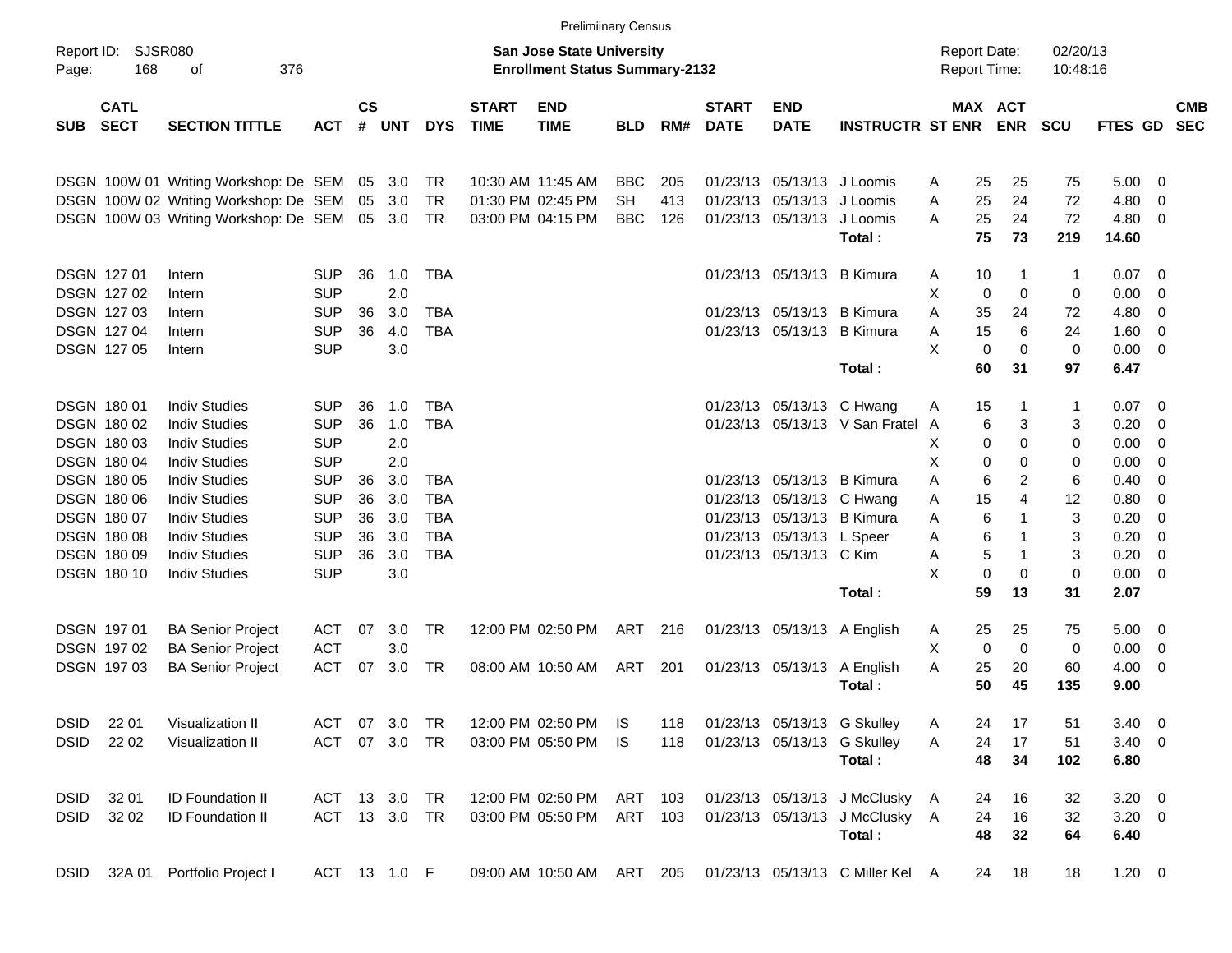Preliminary Census

Report ID: SJSR080

**San Jose State University**
**Enrollment Status Summary-2132**

Report Date: 02/20/13
Report Time: 10:48:16

| SUB | CATL SECT | SECTION TITTLE | ACT | CS # | UNT | DYS | START TIME | END TIME | BLD | RM# | START DATE | END DATE | INSTRUCTR | ST | MAX ENR | ACT ENR | SCU | FTES | GD | CMB SEC |
|---|---|---|---|---|---|---|---|---|---|---|---|---|---|---|---|---|---|---|---|---|
| DSGN | 100W 01 | Writing Workshop: De | SEM | 05 | 3.0 | TR | 10:30 AM | 11:45 AM | BBC | 205 | 01/23/13 | 05/13/13 | J Loomis | A | 25 | 25 | 75 | 5.00 | 0 | |
| DSGN | 100W 02 | Writing Workshop: De | SEM | 05 | 3.0 | TR | 01:30 PM | 02:45 PM | SH | 413 | 01/23/13 | 05/13/13 | J Loomis | A | 25 | 24 | 72 | 4.80 | 0 | |
| DSGN | 100W 03 | Writing Workshop: De | SEM | 05 | 3.0 | TR | 03:00 PM | 04:15 PM | BBC | 126 | 01/23/13 | 05/13/13 | J Loomis | A | 25 | 24 | 72 | 4.80 | 0 | |
| | | | | | | | | | | | | | **Total :** | | **75** | **73** | **219** | **14.60** | | |
| DSGN | 127 01 | Intern | SUP | 36 | 1.0 | TBA | | | | | 01/23/13 | 05/13/13 | B Kimura | A | 10 | 1 | 1 | 0.07 | 0 | |
| DSGN | 127 02 | Intern | SUP | | 2.0 | | | | | | | | | X | 0 | 0 | 0 | 0.00 | 0 | |
| DSGN | 127 03 | Intern | SUP | 36 | 3.0 | TBA | | | | | 01/23/13 | 05/13/13 | B Kimura | A | 35 | 24 | 72 | 4.80 | 0 | |
| DSGN | 127 04 | Intern | SUP | 36 | 4.0 | TBA | | | | | 01/23/13 | 05/13/13 | B Kimura | A | 15 | 6 | 24 | 1.60 | 0 | |
| DSGN | 127 05 | Intern | SUP | | 3.0 | | | | | | | | | X | 0 | 0 | 0 | 0.00 | 0 | |
| | | | | | | | | | | | | | **Total :** | | **60** | **31** | **97** | **6.47** | | |
| DSGN | 180 01 | Indiv Studies | SUP | 36 | 1.0 | TBA | | | | | 01/23/13 | 05/13/13 | C Hwang | A | 15 | 1 | 1 | 0.07 | 0 | |
| DSGN | 180 02 | Indiv Studies | SUP | 36 | 1.0 | TBA | | | | | 01/23/13 | 05/13/13 | V San Fratel | A | 6 | 3 | 3 | 0.20 | 0 | |
| DSGN | 180 03 | Indiv Studies | SUP | | 2.0 | | | | | | | | | X | 0 | 0 | 0 | 0.00 | 0 | |
| DSGN | 180 04 | Indiv Studies | SUP | | 2.0 | | | | | | | | | X | 0 | 0 | 0 | 0.00 | 0 | |
| DSGN | 180 05 | Indiv Studies | SUP | 36 | 3.0 | TBA | | | | | 01/23/13 | 05/13/13 | B Kimura | A | 6 | 2 | 6 | 0.40 | 0 | |
| DSGN | 180 06 | Indiv Studies | SUP | 36 | 3.0 | TBA | | | | | 01/23/13 | 05/13/13 | C Hwang | A | 15 | 4 | 12 | 0.80 | 0 | |
| DSGN | 180 07 | Indiv Studies | SUP | 36 | 3.0 | TBA | | | | | 01/23/13 | 05/13/13 | B Kimura | A | 6 | 1 | 3 | 0.20 | 0 | |
| DSGN | 180 08 | Indiv Studies | SUP | 36 | 3.0 | TBA | | | | | 01/23/13 | 05/13/13 | L Speer | A | 6 | 1 | 3 | 0.20 | 0 | |
| DSGN | 180 09 | Indiv Studies | SUP | 36 | 3.0 | TBA | | | | | 01/23/13 | 05/13/13 | C Kim | A | 5 | 1 | 3 | 0.20 | 0 | |
| DSGN | 180 10 | Indiv Studies | SUP | | 3.0 | | | | | | | | | X | 0 | 0 | 0 | 0.00 | 0 | |
| | | | | | | | | | | | | | **Total :** | | **59** | **13** | **31** | **2.07** | | |
| DSGN | 197 01 | BA Senior Project | ACT | 07 | 3.0 | TR | 12:00 PM | 02:50 PM | ART | 216 | 01/23/13 | 05/13/13 | A English | A | 25 | 25 | 75 | 5.00 | 0 | |
| DSGN | 197 02 | BA Senior Project | ACT | | 3.0 | | | | | | | | | X | 0 | 0 | 0 | 0.00 | 0 | |
| DSGN | 197 03 | BA Senior Project | ACT | 07 | 3.0 | TR | 08:00 AM | 10:50 AM | ART | 201 | 01/23/13 | 05/13/13 | A English | A | 25 | 20 | 60 | 4.00 | 0 | |
| | | | | | | | | | | | | | **Total :** | | **50** | **45** | **135** | **9.00** | | |
| DSID | 22 01 | Visualization II | ACT | 07 | 3.0 | TR | 12:00 PM | 02:50 PM | IS | 118 | 01/23/13 | 05/13/13 | G Skulley | A | 24 | 17 | 51 | 3.40 | 0 | |
| DSID | 22 02 | Visualization II | ACT | 07 | 3.0 | TR | 03:00 PM | 05:50 PM | IS | 118 | 01/23/13 | 05/13/13 | G Skulley | A | 24 | 17 | 51 | 3.40 | 0 | |
| | | | | | | | | | | | | | **Total :** | | **48** | **34** | **102** | **6.80** | | |
| DSID | 32 01 | ID Foundation II | ACT | 13 | 3.0 | TR | 12:00 PM | 02:50 PM | ART | 103 | 01/23/13 | 05/13/13 | J McClusky | A | 24 | 16 | 32 | 3.20 | 0 | |
| DSID | 32 02 | ID Foundation II | ACT | 13 | 3.0 | TR | 03:00 PM | 05:50 PM | ART | 103 | 01/23/13 | 05/13/13 | J McClusky | A | 24 | 16 | 32 | 3.20 | 0 | |
| | | | | | | | | | | | | | **Total :** | | **48** | **32** | **64** | **6.40** | | |
| DSID | 32A 01 | Portfolio Project I | ACT | 13 | 1.0 | F | 09:00 AM | 10:50 AM | ART | 205 | 01/23/13 | 05/13/13 | C Miller Kel | A | 24 | 18 | 18 | 1.20 | 0 | |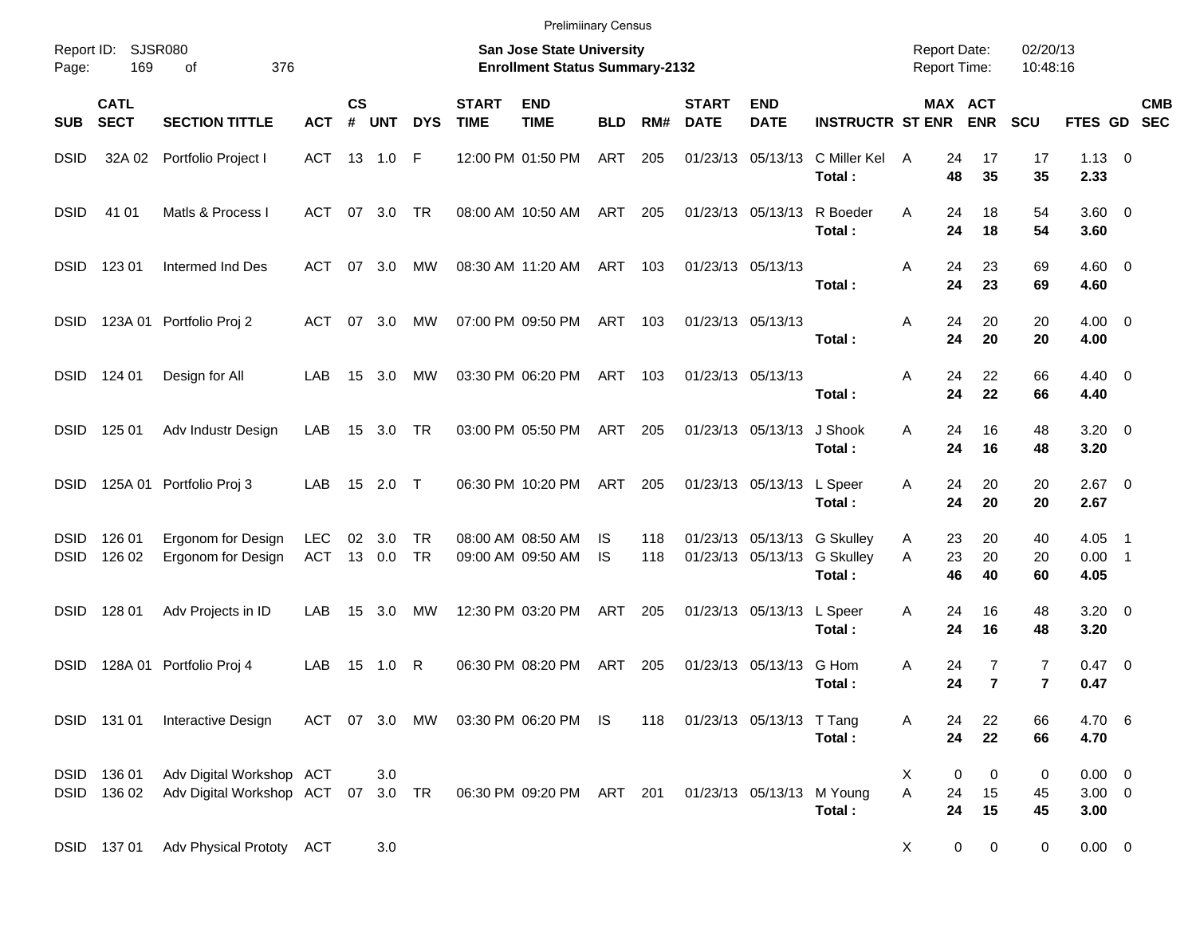Preliminary Census

Report ID: SJSR080
Page: 169 of 376

**San Jose State University**
**Enrollment Status Summary-2132**

Report Date: 02/20/13
Report Time: 10:48:16

| SUB | CATL SECT | SECTION TITTLE | ACT | CS # | UNT | DYS | START TIME | END TIME | BLD | RM# | START DATE | END DATE | INSTRUCTR | ST | MAX ENR | ACT ENR | SCU | FTES | GD | CMB SEC |
|---|---|---|---|---|---|---|---|---|---|---|---|---|---|---|---|---|---|---|---|---|
| DSID | 32A 02 | Portfolio Project I | ACT | 13 | 1.0 | F | 12:00 PM | 01:50 PM | ART | 205 | 01/23/13 | 05/13/13 | C Miller Kel | A | 24 | 17 | 17 | 1.13 | 0 | |
| | | | | | | | | | | | | | **Total :** | | **48** | **35** | **35** | **2.33** | | |
| DSID | 41 01 | Matls & Process I | ACT | 07 | 3.0 | TR | 08:00 AM | 10:50 AM | ART | 205 | 01/23/13 | 05/13/13 | R Boeder | A | 24 | 18 | 54 | 3.60 | 0 | |
| | | | | | | | | | | | | | **Total :** | | **24** | **18** | **54** | **3.60** | | |
| DSID | 123 01 | Intermed Ind Des | ACT | 07 | 3.0 | MW | 08:30 AM | 11:20 AM | ART | 103 | 01/23/13 | 05/13/13 | | A | 24 | 23 | 69 | 4.60 | 0 | |
| | | | | | | | | | | | | | **Total :** | | **24** | **23** | **69** | **4.60** | | |
| DSID | 123A 01 | Portfolio Proj 2 | ACT | 07 | 3.0 | MW | 07:00 PM | 09:50 PM | ART | 103 | 01/23/13 | 05/13/13 | | A | 24 | 20 | 20 | 4.00 | 0 | |
| | | | | | | | | | | | | | **Total :** | | **24** | **20** | **20** | **4.00** | | |
| DSID | 124 01 | Design for All | LAB | 15 | 3.0 | MW | 03:30 PM | 06:20 PM | ART | 103 | 01/23/13 | 05/13/13 | | A | 24 | 22 | 66 | 4.40 | 0 | |
| | | | | | | | | | | | | | **Total :** | | **24** | **22** | **66** | **4.40** | | |
| DSID | 125 01 | Adv Industr Design | LAB | 15 | 3.0 | TR | 03:00 PM | 05:50 PM | ART | 205 | 01/23/13 | 05/13/13 | J Shook | A | 24 | 16 | 48 | 3.20 | 0 | |
| | | | | | | | | | | | | | **Total :** | | **24** | **16** | **48** | **3.20** | | |
| DSID | 125A 01 | Portfolio Proj 3 | LAB | 15 | 2.0 | T | 06:30 PM | 10:20 PM | ART | 205 | 01/23/13 | 05/13/13 | L Speer | A | 24 | 20 | 20 | 2.67 | 0 | |
| | | | | | | | | | | | | | **Total :** | | **24** | **20** | **20** | **2.67** | | |
| DSID | 126 01 | Ergonom for Design | LEC | 02 | 3.0 | TR | 08:00 AM | 08:50 AM | IS | 118 | 01/23/13 | 05/13/13 | G Skulley | A | 23 | 20 | 40 | 4.05 | 1 | |
| DSID | 126 02 | Ergonom for Design | ACT | 13 | 0.0 | TR | 09:00 AM | 09:50 AM | IS | 118 | 01/23/13 | 05/13/13 | G Skulley | A | 23 | 20 | 20 | 0.00 | 1 | |
| | | | | | | | | | | | | | **Total :** | | **46** | **40** | **60** | **4.05** | | |
| DSID | 128 01 | Adv Projects in ID | LAB | 15 | 3.0 | MW | 12:30 PM | 03:20 PM | ART | 205 | 01/23/13 | 05/13/13 | L Speer | A | 24 | 16 | 48 | 3.20 | 0 | |
| | | | | | | | | | | | | | **Total :** | | **24** | **16** | **48** | **3.20** | | |
| DSID | 128A 01 | Portfolio Proj 4 | LAB | 15 | 1.0 | R | 06:30 PM | 08:20 PM | ART | 205 | 01/23/13 | 05/13/13 | G Hom | A | 24 | 7 | 7 | 0.47 | 0 | |
| | | | | | | | | | | | | | **Total :** | | **24** | **7** | **7** | **0.47** | | |
| DSID | 131 01 | Interactive Design | ACT | 07 | 3.0 | MW | 03:30 PM | 06:20 PM | IS | 118 | 01/23/13 | 05/13/13 | T Tang | A | 24 | 22 | 66 | 4.70 | 6 | |
| | | | | | | | | | | | | | **Total :** | | **24** | **22** | **66** | **4.70** | | |
| DSID | 136 01 | Adv Digital Workshop | ACT | | 3.0 | | | | | | | | | X | 0 | 0 | 0 | 0.00 | 0 | |
| DSID | 136 02 | Adv Digital Workshop | ACT | 07 | 3.0 | TR | 06:30 PM | 09:20 PM | ART | 201 | 01/23/13 | 05/13/13 | M Young | A | 24 | 15 | 45 | 3.00 | 0 | |
| | | | | | | | | | | | | | **Total :** | | **24** | **15** | **45** | **3.00** | | |
| DSID | 137 01 | Adv Physical Prototy | ACT | | 3.0 | | | | | | | | | X | 0 | 0 | 0 | 0.00 | 0 | |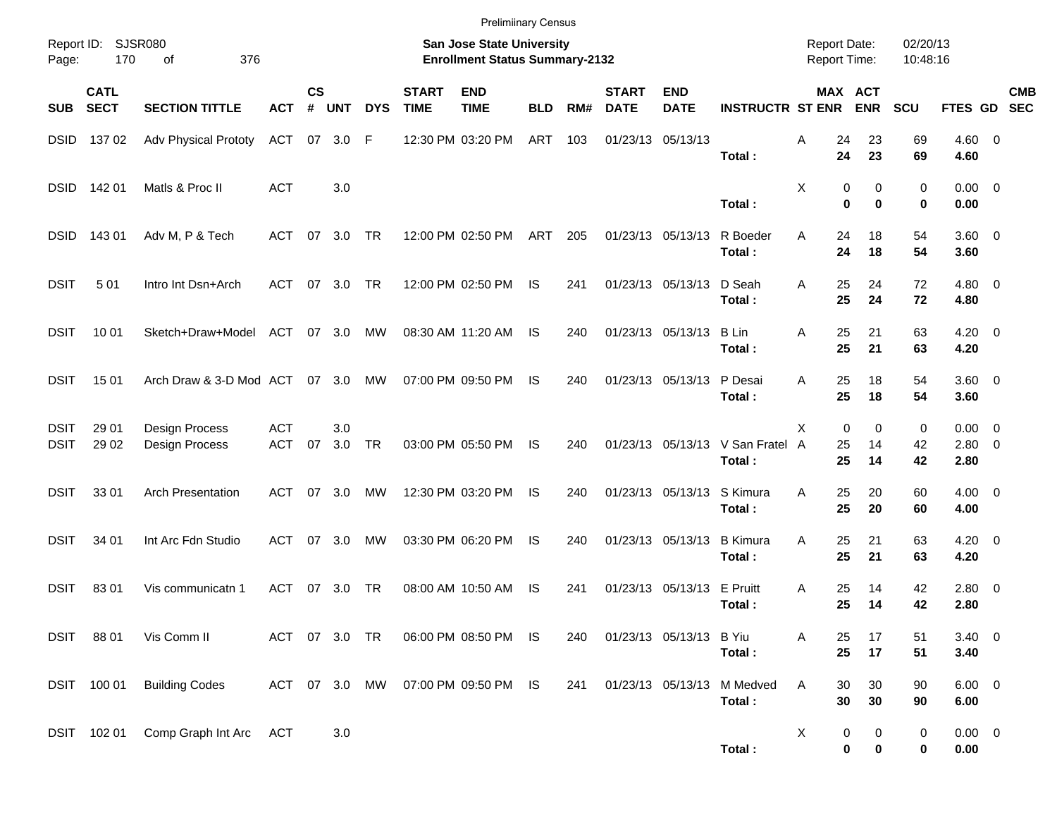Preliminary Census

Report ID: SJSR080

**San Jose State University**
**Enrollment Status Summary-2132**

Report Date: 02/20/13
Report Time: 10:48:16

| SUB | CATL SECT | SECTION TITTLE | ACT | CS # | UNT | DYS | START TIME | END TIME | BLD | RM# | START DATE | END DATE | INSTRUCTR | ST | MAX ENR | ACT ENR | SCU | FTES | GD | CMB SEC |
|---|---|---|---|---|---|---|---|---|---|---|---|---|---|---|---|---|---|---|---|---|
| DSID | 137 02 | Adv Physical Prototy | ACT | 07 | 3.0 | F | 12:30 PM | 03:20 PM | ART | 103 | 01/23/13 | 05/13/13 | | A | 24 | 23 | 69 | 4.60 | 0 | |
| | | | | | | | | | | | | | **Total :** | | **24** | **23** | **69** | **4.60** | | |
| DSID | 142 01 | Matls & Proc II | ACT | | 3.0 | | | | | | | | | X | 0 | 0 | 0 | 0.00 | 0 | |
| | | | | | | | | | | | | | **Total :** | | **0** | **0** | **0** | **0.00** | | |
| DSID | 143 01 | Adv M, P & Tech | ACT | 07 | 3.0 | TR | 12:00 PM | 02:50 PM | ART | 205 | 01/23/13 | 05/13/13 | R Boeder | A | 24 | 18 | 54 | 3.60 | 0 | |
| | | | | | | | | | | | | | **Total :** | | **24** | **18** | **54** | **3.60** | | |
| DSIT | 5 01 | Intro Int Dsn+Arch | ACT | 07 | 3.0 | TR | 12:00 PM | 02:50 PM | IS | 241 | 01/23/13 | 05/13/13 | D Seah | A | 25 | 24 | 72 | 4.80 | 0 | |
| | | | | | | | | | | | | | **Total :** | | **25** | **24** | **72** | **4.80** | | |
| DSIT | 10 01 | Sketch+Draw+Model | ACT | 07 | 3.0 | MW | 08:30 AM | 11:20 AM | IS | 240 | 01/23/13 | 05/13/13 | B Lin | A | 25 | 21 | 63 | 4.20 | 0 | |
| | | | | | | | | | | | | | **Total :** | | **25** | **21** | **63** | **4.20** | | |
| DSIT | 15 01 | Arch Draw & 3-D Mod | ACT | 07 | 3.0 | MW | 07:00 PM | 09:50 PM | IS | 240 | 01/23/13 | 05/13/13 | P Desai | A | 25 | 18 | 54 | 3.60 | 0 | |
| | | | | | | | | | | | | | **Total :** | | **25** | **18** | **54** | **3.60** | | |
| DSIT | 29 01 | Design Process | ACT | | 3.0 | | | | | | | | | X | 0 | 0 | 0 | 0.00 | 0 | |
| DSIT | 29 02 | Design Process | ACT | 07 | 3.0 | TR | 03:00 PM | 05:50 PM | IS | 240 | 01/23/13 | 05/13/13 | V San Fratel | A | 25 | 14 | 42 | 2.80 | 0 | |
| | | | | | | | | | | | | | **Total :** | | **25** | **14** | **42** | **2.80** | | |
| DSIT | 33 01 | Arch Presentation | ACT | 07 | 3.0 | MW | 12:30 PM | 03:20 PM | IS | 240 | 01/23/13 | 05/13/13 | S Kimura | A | 25 | 20 | 60 | 4.00 | 0 | |
| | | | | | | | | | | | | | **Total :** | | **25** | **20** | **60** | **4.00** | | |
| DSIT | 34 01 | Int Arc Fdn Studio | ACT | 07 | 3.0 | MW | 03:30 PM | 06:20 PM | IS | 240 | 01/23/13 | 05/13/13 | B Kimura | A | 25 | 21 | 63 | 4.20 | 0 | |
| | | | | | | | | | | | | | **Total :** | | **25** | **21** | **63** | **4.20** | | |
| DSIT | 83 01 | Vis communicatn 1 | ACT | 07 | 3.0 | TR | 08:00 AM | 10:50 AM | IS | 241 | 01/23/13 | 05/13/13 | E Pruitt | A | 25 | 14 | 42 | 2.80 | 0 | |
| | | | | | | | | | | | | | **Total :** | | **25** | **14** | **42** | **2.80** | | |
| DSIT | 88 01 | Vis Comm II | ACT | 07 | 3.0 | TR | 06:00 PM | 08:50 PM | IS | 240 | 01/23/13 | 05/13/13 | B Yiu | A | 25 | 17 | 51 | 3.40 | 0 | |
| | | | | | | | | | | | | | **Total :** | | **25** | **17** | **51** | **3.40** | | |
| DSIT | 100 01 | Building Codes | ACT | 07 | 3.0 | MW | 07:00 PM | 09:50 PM | IS | 241 | 01/23/13 | 05/13/13 | M Medved | A | 30 | 30 | 90 | 6.00 | 0 | |
| | | | | | | | | | | | | | **Total :** | | **30** | **30** | **90** | **6.00** | | |
| DSIT | 102 01 | Comp Graph Int Arc | ACT | | 3.0 | | | | | | | | | X | 0 | 0 | 0 | 0.00 | 0 | |
| | | | | | | | | | | | | | **Total :** | | **0** | **0** | **0** | **0.00** | | |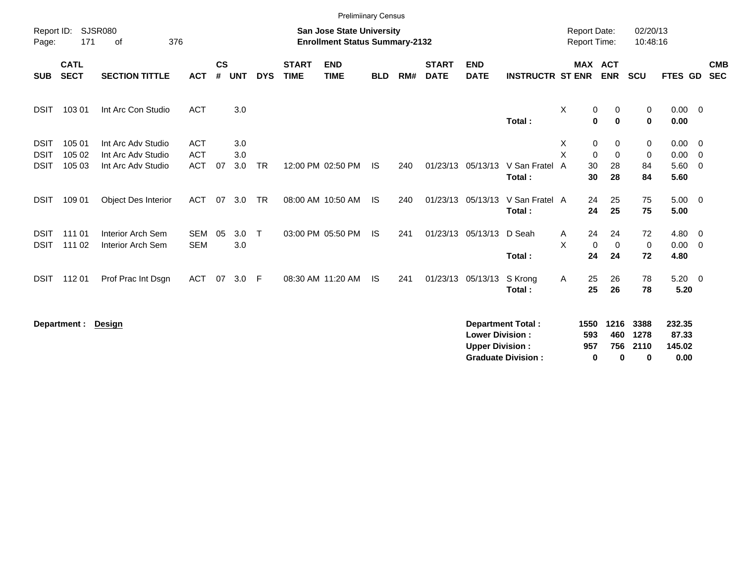Prelimiinary Census

Report ID: SJSR080
Page: 171 of 376

**San Jose State University**
**Enrollment Status Summary-2132**

Report Date: 02/20/13
Report Time: 10:48:16

| SUB | CATL SECT | SECTION TITTLE | ACT | CS # | UNT | DYS | START TIME | END TIME | BLD | RM# | START DATE | END DATE | INSTRUCTR | ST | MAX ENR | ACT ENR | SCU | FTES | GD | CMB SEC |
|---|---|---|---|---|---|---|---|---|---|---|---|---|---|---|---|---|---|---|---|---|
| DSIT | 103 01 | Int Arc Con Studio | ACT | | 3.0 | | | | | | | | | X | 0 | 0 | 0 | 0.00 | 0 | |
| | | | | | | | | | | | | | **Total :** | | **0** | **0** | **0** | **0.00** | | |
| DSIT | 105 01 | Int Arc Adv Studio | ACT | | 3.0 | | | | | | | | | X | 0 | 0 | 0 | 0.00 | 0 | |
| DSIT | 105 02 | Int Arc Adv Studio | ACT | | 3.0 | | | | | | | | | X | 0 | 0 | 0 | 0.00 | 0 | |
| DSIT | 105 03 | Int Arc Adv Studio | ACT | 07 | 3.0 | TR | 12:00 PM | 02:50 PM | IS | 240 | 01/23/13 | 05/13/13 | V San Fratel | A | 30 | 28 | 84 | 5.60 | 0 | |
| | | | | | | | | | | | | | **Total :** | | **30** | **28** | **84** | **5.60** | | |
| DSIT | 109 01 | Object Des Interior | ACT | 07 | 3.0 | TR | 08:00 AM | 10:50 AM | IS | 240 | 01/23/13 | 05/13/13 | V San Fratel | A | 24 | 25 | 75 | 5.00 | 0 | |
| | | | | | | | | | | | | | **Total :** | | **24** | **25** | **75** | **5.00** | | |
| DSIT | 111 01 | Interior Arch Sem | SEM | 05 | 3.0 | T | 03:00 PM | 05:50 PM | IS | 241 | 01/23/13 | 05/13/13 | D Seah | A | 24 | 24 | 72 | 4.80 | 0 | |
| DSIT | 111 02 | Interior Arch Sem | SEM | | 3.0 | | | | | | | | | X | 0 | 0 | 0 | 0.00 | 0 | |
| | | | | | | | | | | | | | **Total :** | | **24** | **24** | **72** | **4.80** | | |
| DSIT | 112 01 | Prof Prac Int Dsgn | ACT | 07 | 3.0 | F | 08:30 AM | 11:20 AM | IS | 241 | 01/23/13 | 05/13/13 | S Krong | A | 25 | 26 | 78 | 5.20 | 0 | |
| | | | | | | | | | | | | | **Total :** | | **25** | **26** | **78** | **5.20** | | |

**Department : Design**

| | MAX ENR | ACT ENR | SCU | FTES |
|---|---|---|---|---|
| **Department Total :** | **1550** | **1216** | **3388** | **232.35** |
| **Lower Division :** | **593** | **460** | **1278** | **87.33** |
| **Upper Division :** | **957** | **756** | **2110** | **145.02** |
| **Graduate Division :** | **0** | **0** | **0** | **0.00** |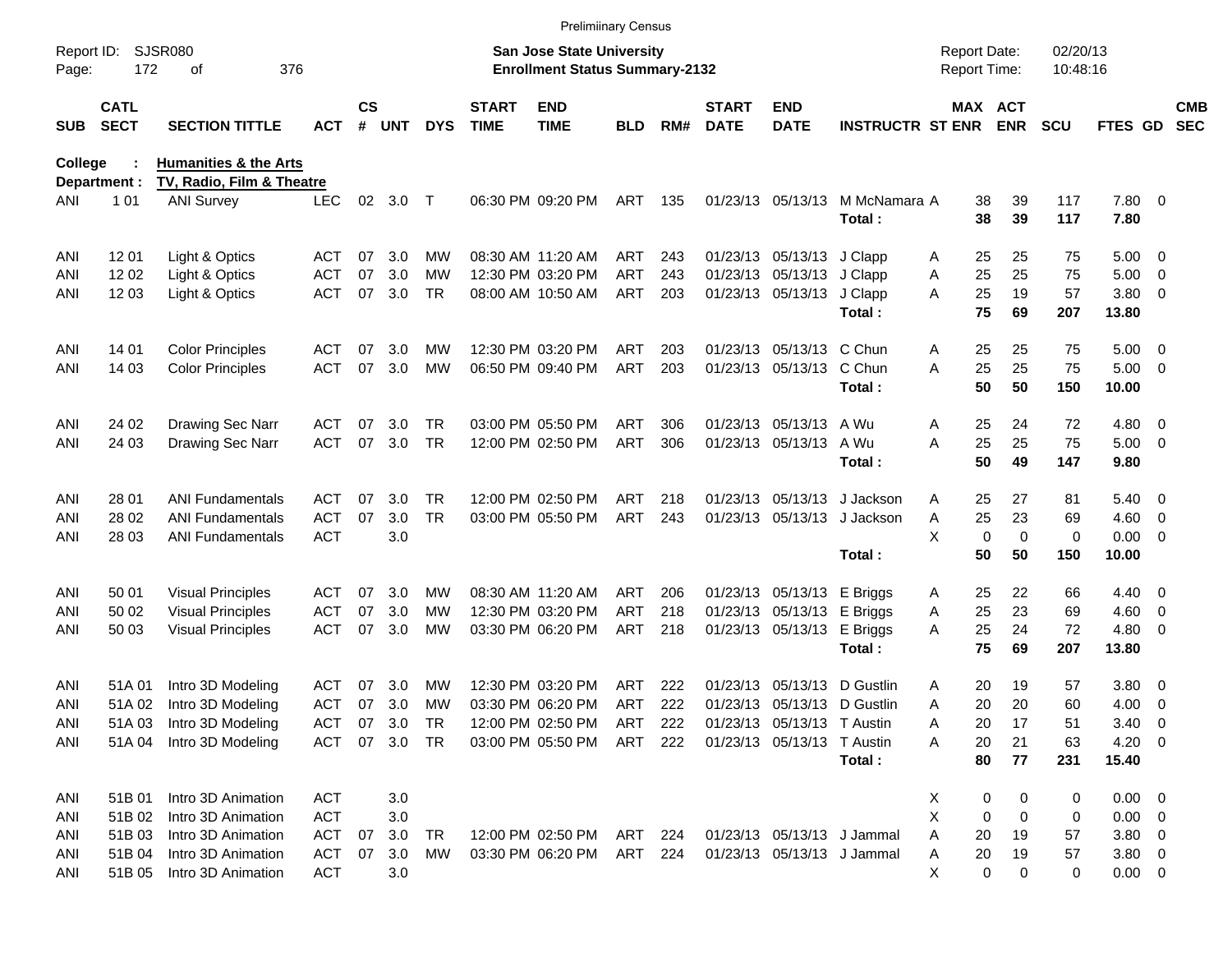Preliminary Census

Report ID: SJSR080
Page: 172 of 376

**San Jose State University**
**Enrollment Status Summary-2132**

Report Date: 02/20/13
Report Time: 10:48:16

**College : Humanities & the Arts**
**Department : TV, Radio, Film & Theatre**

| SUB | CATL SECT | SECTION TITTLE | ACT | CS # | UNT | DYS | START TIME | END TIME | BLD | RM# | START DATE | END DATE | INSTRUCTR | ST | MAX ENR | ACT ENR | SCU | FTES | GD | CMB SEC |
|---|---|---|---|---|---|---|---|---|---|---|---|---|---|---|---|---|---|---|---|---|
| ANI | 1 01 | ANI Survey | LEC | 02 | 3.0 | T | 06:30 PM | 09:20 PM | ART | 135 | 01/23/13 | 05/13/13 | M McNamara | A | 38 | 39 | 117 | 7.80 | 0 | |
| | | | | | | | | | | | | | **Total :** | | **38** | **39** | **117** | **7.80** | | |
| ANI | 12 01 | Light & Optics | ACT | 07 | 3.0 | MW | 08:30 AM | 11:20 AM | ART | 243 | 01/23/13 | 05/13/13 | J Clapp | A | 25 | 25 | 75 | 5.00 | 0 | |
| ANI | 12 02 | Light & Optics | ACT | 07 | 3.0 | MW | 12:30 PM | 03:20 PM | ART | 243 | 01/23/13 | 05/13/13 | J Clapp | A | 25 | 25 | 75 | 5.00 | 0 | |
| ANI | 12 03 | Light & Optics | ACT | 07 | 3.0 | TR | 08:00 AM | 10:50 AM | ART | 203 | 01/23/13 | 05/13/13 | J Clapp | A | 25 | 19 | 57 | 3.80 | 0 | |
| | | | | | | | | | | | | | **Total :** | | **75** | **69** | **207** | **13.80** | | |
| ANI | 14 01 | Color Principles | ACT | 07 | 3.0 | MW | 12:30 PM | 03:20 PM | ART | 203 | 01/23/13 | 05/13/13 | C Chun | A | 25 | 25 | 75 | 5.00 | 0 | |
| ANI | 14 03 | Color Principles | ACT | 07 | 3.0 | MW | 06:50 PM | 09:40 PM | ART | 203 | 01/23/13 | 05/13/13 | C Chun | A | 25 | 25 | 75 | 5.00 | 0 | |
| | | | | | | | | | | | | | **Total :** | | **50** | **50** | **150** | **10.00** | | |
| ANI | 24 02 | Drawing Sec Narr | ACT | 07 | 3.0 | TR | 03:00 PM | 05:50 PM | ART | 306 | 01/23/13 | 05/13/13 | A Wu | A | 25 | 24 | 72 | 4.80 | 0 | |
| ANI | 24 03 | Drawing Sec Narr | ACT | 07 | 3.0 | TR | 12:00 PM | 02:50 PM | ART | 306 | 01/23/13 | 05/13/13 | A Wu | A | 25 | 25 | 75 | 5.00 | 0 | |
| | | | | | | | | | | | | | **Total :** | | **50** | **49** | **147** | **9.80** | | |
| ANI | 28 01 | ANI Fundamentals | ACT | 07 | 3.0 | TR | 12:00 PM | 02:50 PM | ART | 218 | 01/23/13 | 05/13/13 | J Jackson | A | 25 | 27 | 81 | 5.40 | 0 | |
| ANI | 28 02 | ANI Fundamentals | ACT | 07 | 3.0 | TR | 03:00 PM | 05:50 PM | ART | 243 | 01/23/13 | 05/13/13 | J Jackson | A | 25 | 23 | 69 | 4.60 | 0 | |
| ANI | 28 03 | ANI Fundamentals | ACT | | 3.0 | | | | | | | | | X | 0 | 0 | 0 | 0.00 | 0 | |
| | | | | | | | | | | | | | **Total :** | | **50** | **50** | **150** | **10.00** | | |
| ANI | 50 01 | Visual Principles | ACT | 07 | 3.0 | MW | 08:30 AM | 11:20 AM | ART | 206 | 01/23/13 | 05/13/13 | E Briggs | A | 25 | 22 | 66 | 4.40 | 0 | |
| ANI | 50 02 | Visual Principles | ACT | 07 | 3.0 | MW | 12:30 PM | 03:20 PM | ART | 218 | 01/23/13 | 05/13/13 | E Briggs | A | 25 | 23 | 69 | 4.60 | 0 | |
| ANI | 50 03 | Visual Principles | ACT | 07 | 3.0 | MW | 03:30 PM | 06:20 PM | ART | 218 | 01/23/13 | 05/13/13 | E Briggs | A | 25 | 24 | 72 | 4.80 | 0 | |
| | | | | | | | | | | | | | **Total :** | | **75** | **69** | **207** | **13.80** | | |
| ANI | 51A 01 | Intro 3D Modeling | ACT | 07 | 3.0 | MW | 12:30 PM | 03:20 PM | ART | 222 | 01/23/13 | 05/13/13 | D Gustlin | A | 20 | 19 | 57 | 3.80 | 0 | |
| ANI | 51A 02 | Intro 3D Modeling | ACT | 07 | 3.0 | MW | 03:30 PM | 06:20 PM | ART | 222 | 01/23/13 | 05/13/13 | D Gustlin | A | 20 | 20 | 60 | 4.00 | 0 | |
| ANI | 51A 03 | Intro 3D Modeling | ACT | 07 | 3.0 | TR | 12:00 PM | 02:50 PM | ART | 222 | 01/23/13 | 05/13/13 | T Austin | A | 20 | 17 | 51 | 3.40 | 0 | |
| ANI | 51A 04 | Intro 3D Modeling | ACT | 07 | 3.0 | TR | 03:00 PM | 05:50 PM | ART | 222 | 01/23/13 | 05/13/13 | T Austin | A | 20 | 21 | 63 | 4.20 | 0 | |
| | | | | | | | | | | | | | **Total :** | | **80** | **77** | **231** | **15.40** | | |
| ANI | 51B 01 | Intro 3D Animation | ACT | | 3.0 | | | | | | | | | X | 0 | 0 | 0 | 0.00 | 0 | |
| ANI | 51B 02 | Intro 3D Animation | ACT | | 3.0 | | | | | | | | | X | 0 | 0 | 0 | 0.00 | 0 | |
| ANI | 51B 03 | Intro 3D Animation | ACT | 07 | 3.0 | TR | 12:00 PM | 02:50 PM | ART | 224 | 01/23/13 | 05/13/13 | J Jammal | A | 20 | 19 | 57 | 3.80 | 0 | |
| ANI | 51B 04 | Intro 3D Animation | ACT | 07 | 3.0 | MW | 03:30 PM | 06:20 PM | ART | 224 | 01/23/13 | 05/13/13 | J Jammal | A | 20 | 19 | 57 | 3.80 | 0 | |
| ANI | 51B 05 | Intro 3D Animation | ACT | | 3.0 | | | | | | | | | X | 0 | 0 | 0 | 0.00 | 0 | |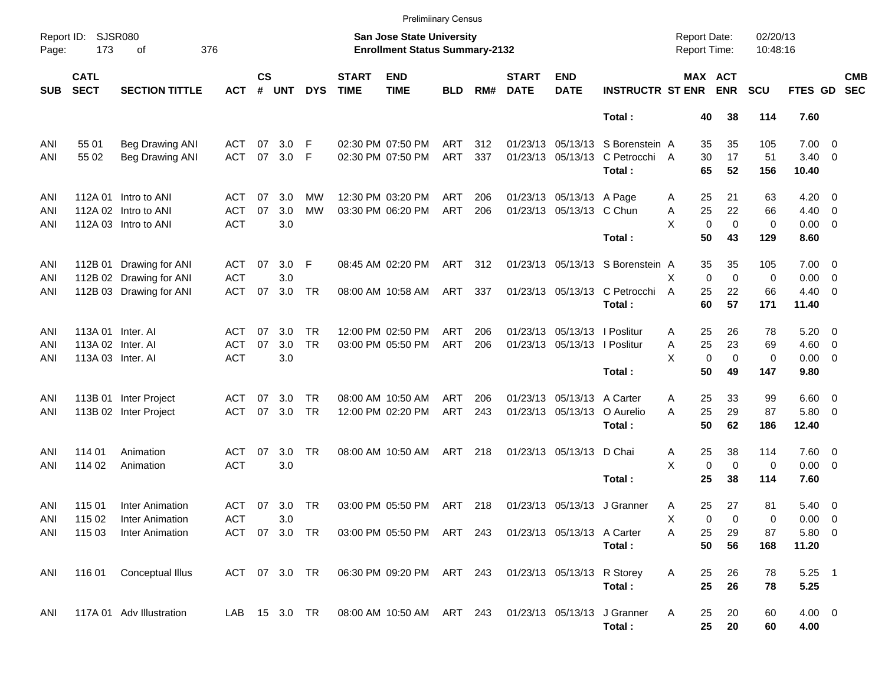Prelimiinary Census

Report ID: SJSR080
Page: 173 of 376

**San Jose State University**
**Enrollment Status Summary-2132**

Report Date: 02/20/13
Report Time: 10:48:16

| SUB | CATL SECT | SECTION TITTLE | ACT | CS # | UNT | DYS | START TIME | END TIME | BLD | RM# | START DATE | END DATE | INSTRUCTR | ST | MAX ENR | ACT ENR | SCU | FTES | GD | CMB SEC |
|---|---|---|---|---|---|---|---|---|---|---|---|---|---|---|---|---|---|---|---|---|
| | | | | | | | | | | | | | **Total :** | | **40** | **38** | **114** | **7.60** | | |
| ANI | 55 01 | Beg Drawing ANI | ACT | 07 | 3.0 | F | 02:30 PM | 07:50 PM | ART | 312 | 01/23/13 | 05/13/13 | S Borenstein | A | 35 | 35 | 105 | 7.00 | 0 | |
| ANI | 55 02 | Beg Drawing ANI | ACT | 07 | 3.0 | F | 02:30 PM | 07:50 PM | ART | 337 | 01/23/13 | 05/13/13 | C Petrocchi | A | 30 | 17 | 51 | 3.40 | 0 | |
| | | | | | | | | | | | | | **Total :** | | **65** | **52** | **156** | **10.40** | | |
| ANI | 112A 01 | Intro to ANI | ACT | 07 | 3.0 | MW | 12:30 PM | 03:20 PM | ART | 206 | 01/23/13 | 05/13/13 | A Page | A | 25 | 21 | 63 | 4.20 | 0 | |
| ANI | 112A 02 | Intro to ANI | ACT | 07 | 3.0 | MW | 03:30 PM | 06:20 PM | ART | 206 | 01/23/13 | 05/13/13 | C Chun | A | 25 | 22 | 66 | 4.40 | 0 | |
| ANI | 112A 03 | Intro to ANI | ACT | | 3.0 | | | | | | | | | X | 0 | 0 | 0 | 0.00 | 0 | |
| | | | | | | | | | | | | | **Total :** | | **50** | **43** | **129** | **8.60** | | |
| ANI | 112B 01 | Drawing for ANI | ACT | 07 | 3.0 | F | 08:45 AM | 02:20 PM | ART | 312 | 01/23/13 | 05/13/13 | S Borenstein | A | 35 | 35 | 105 | 7.00 | 0 | |
| ANI | 112B 02 | Drawing for ANI | ACT | | 3.0 | | | | | | | | | X | 0 | 0 | 0 | 0.00 | 0 | |
| ANI | 112B 03 | Drawing for ANI | ACT | 07 | 3.0 | TR | 08:00 AM | 10:58 AM | ART | 337 | 01/23/13 | 05/13/13 | C Petrocchi | A | 25 | 22 | 66 | 4.40 | 0 | |
| | | | | | | | | | | | | | **Total :** | | **60** | **57** | **171** | **11.40** | | |
| ANI | 113A 01 | Inter. AI | ACT | 07 | 3.0 | TR | 12:00 PM | 02:50 PM | ART | 206 | 01/23/13 | 05/13/13 | I Poslitur | A | 25 | 26 | 78 | 5.20 | 0 | |
| ANI | 113A 02 | Inter. AI | ACT | 07 | 3.0 | TR | 03:00 PM | 05:50 PM | ART | 206 | 01/23/13 | 05/13/13 | I Poslitur | A | 25 | 23 | 69 | 4.60 | 0 | |
| ANI | 113A 03 | Inter. AI | ACT | | 3.0 | | | | | | | | | X | 0 | 0 | 0 | 0.00 | 0 | |
| | | | | | | | | | | | | | **Total :** | | **50** | **49** | **147** | **9.80** | | |
| ANI | 113B 01 | Inter Project | ACT | 07 | 3.0 | TR | 08:00 AM | 10:50 AM | ART | 206 | 01/23/13 | 05/13/13 | A Carter | A | 25 | 33 | 99 | 6.60 | 0 | |
| ANI | 113B 02 | Inter Project | ACT | 07 | 3.0 | TR | 12:00 PM | 02:20 PM | ART | 243 | 01/23/13 | 05/13/13 | O Aurelio | A | 25 | 29 | 87 | 5.80 | 0 | |
| | | | | | | | | | | | | | **Total :** | | **50** | **62** | **186** | **12.40** | | |
| ANI | 114 01 | Animation | ACT | 07 | 3.0 | TR | 08:00 AM | 10:50 AM | ART | 218 | 01/23/13 | 05/13/13 | D Chai | A | 25 | 38 | 114 | 7.60 | 0 | |
| ANI | 114 02 | Animation | ACT | | 3.0 | | | | | | | | | X | 0 | 0 | 0 | 0.00 | 0 | |
| | | | | | | | | | | | | | **Total :** | | **25** | **38** | **114** | **7.60** | | |
| ANI | 115 01 | Inter Animation | ACT | 07 | 3.0 | TR | 03:00 PM | 05:50 PM | ART | 218 | 01/23/13 | 05/13/13 | J Granner | A | 25 | 27 | 81 | 5.40 | 0 | |
| ANI | 115 02 | Inter Animation | ACT | | 3.0 | | | | | | | | | X | 0 | 0 | 0 | 0.00 | 0 | |
| ANI | 115 03 | Inter Animation | ACT | 07 | 3.0 | TR | 03:00 PM | 05:50 PM | ART | 243 | 01/23/13 | 05/13/13 | A Carter | A | 25 | 29 | 87 | 5.80 | 0 | |
| | | | | | | | | | | | | | **Total :** | | **50** | **56** | **168** | **11.20** | | |
| ANI | 116 01 | Conceptual Illus | ACT | 07 | 3.0 | TR | 06:30 PM | 09:20 PM | ART | 243 | 01/23/13 | 05/13/13 | R Storey | A | 25 | 26 | 78 | 5.25 | 1 | |
| | | | | | | | | | | | | | **Total :** | | **25** | **26** | **78** | **5.25** | | |
| ANI | 117A 01 | Adv Illustration | LAB | 15 | 3.0 | TR | 08:00 AM | 10:50 AM | ART | 243 | 01/23/13 | 05/13/13 | J Granner | A | 25 | 20 | 60 | 4.00 | 0 | |
| | | | | | | | | | | | | | **Total :** | | **25** | **20** | **60** | **4.00** | | |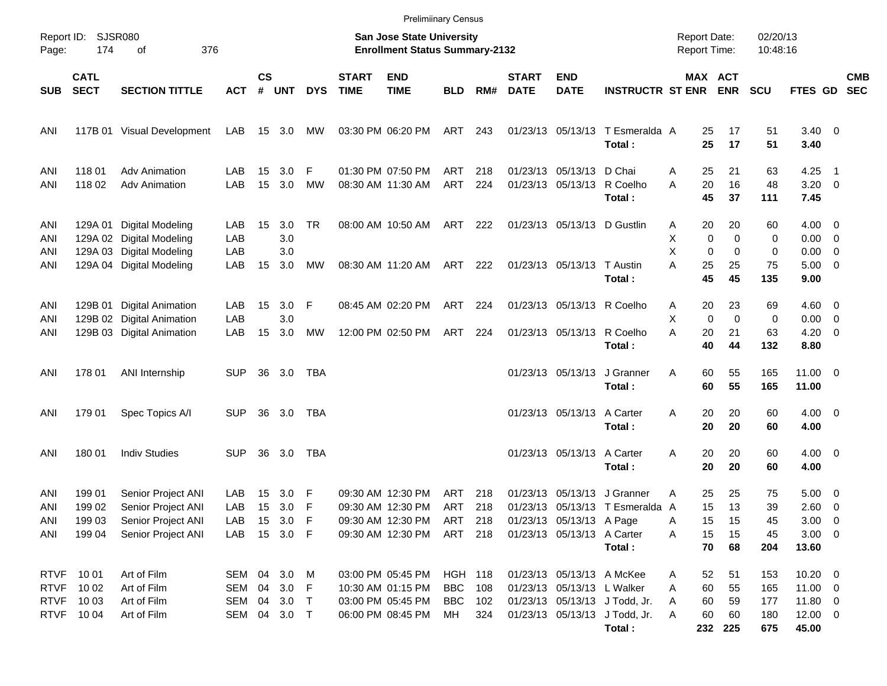Preliminary Census

Report ID: SJSR080
Page: 174 of 376

**San Jose State University**
**Enrollment Status Summary-2132**

Report Date: 02/20/13
Report Time: 10:48:16

| SUB | CATL SECT | SECTION TITTLE | ACT | CS # | UNT | DYS | START TIME | END TIME | BLD | RM# | START DATE | END DATE | INSTRUCTR | ST | MAX ENR | ACT ENR | SCU | FTES | GD | CMB SEC |
|---|---|---|---|---|---|---|---|---|---|---|---|---|---|---|---|---|---|---|---|---|
| ANI | 117B 01 | Visual Development | LAB | 15 | 3.0 | MW | 03:30 PM | 06:20 PM | ART | 243 | 01/23/13 | 05/13/13 | T Esmeralda | A | 25 | 17 | 51 | 3.40 | 0 | |
| | | | | | | | | | | | | | **Total :** | | **25** | **17** | **51** | **3.40** | | |
| ANI | 118 01 | Adv Animation | LAB | 15 | 3.0 | F | 01:30 PM | 07:50 PM | ART | 218 | 01/23/13 | 05/13/13 | D Chai | A | 25 | 21 | 63 | 4.25 | 1 | |
| ANI | 118 02 | Adv Animation | LAB | 15 | 3.0 | MW | 08:30 AM | 11:30 AM | ART | 224 | 01/23/13 | 05/13/13 | R Coelho | A | 20 | 16 | 48 | 3.20 | 0 | |
| | | | | | | | | | | | | | **Total :** | | **45** | **37** | **111** | **7.45** | | |
| ANI | 129A 01 | Digital Modeling | LAB | 15 | 3.0 | TR | 08:00 AM | 10:50 AM | ART | 222 | 01/23/13 | 05/13/13 | D Gustlin | A | 20 | 20 | 60 | 4.00 | 0 | |
| ANI | 129A 02 | Digital Modeling | LAB | | 3.0 | | | | | | | | | X | 0 | 0 | 0 | 0.00 | 0 | |
| ANI | 129A 03 | Digital Modeling | LAB | | 3.0 | | | | | | | | | X | 0 | 0 | 0 | 0.00 | 0 | |
| ANI | 129A 04 | Digital Modeling | LAB | 15 | 3.0 | MW | 08:30 AM | 11:20 AM | ART | 222 | 01/23/13 | 05/13/13 | T Austin | A | 25 | 25 | 75 | 5.00 | 0 | |
| | | | | | | | | | | | | | **Total :** | | **45** | **45** | **135** | **9.00** | | |
| ANI | 129B 01 | Digital Animation | LAB | 15 | 3.0 | F | 08:45 AM | 02:20 PM | ART | 224 | 01/23/13 | 05/13/13 | R Coelho | A | 20 | 23 | 69 | 4.60 | 0 | |
| ANI | 129B 02 | Digital Animation | LAB | | 3.0 | | | | | | | | | X | 0 | 0 | 0 | 0.00 | 0 | |
| ANI | 129B 03 | Digital Animation | LAB | 15 | 3.0 | MW | 12:00 PM | 02:50 PM | ART | 224 | 01/23/13 | 05/13/13 | R Coelho | A | 20 | 21 | 63 | 4.20 | 0 | |
| | | | | | | | | | | | | | **Total :** | | **40** | **44** | **132** | **8.80** | | |
| ANI | 178 01 | ANI Internship | SUP | 36 | 3.0 | TBA | | | | | 01/23/13 | 05/13/13 | J Granner | A | 60 | 55 | 165 | 11.00 | 0 | |
| | | | | | | | | | | | | | **Total :** | | **60** | **55** | **165** | **11.00** | | |
| ANI | 179 01 | Spec Topics A/I | SUP | 36 | 3.0 | TBA | | | | | 01/23/13 | 05/13/13 | A Carter | A | 20 | 20 | 60 | 4.00 | 0 | |
| | | | | | | | | | | | | | **Total :** | | **20** | **20** | **60** | **4.00** | | |
| ANI | 180 01 | Indiv Studies | SUP | 36 | 3.0 | TBA | | | | | 01/23/13 | 05/13/13 | A Carter | A | 20 | 20 | 60 | 4.00 | 0 | |
| | | | | | | | | | | | | | **Total :** | | **20** | **20** | **60** | **4.00** | | |
| ANI | 199 01 | Senior Project ANI | LAB | 15 | 3.0 | F | 09:30 AM | 12:30 PM | ART | 218 | 01/23/13 | 05/13/13 | J Granner | A | 25 | 25 | 75 | 5.00 | 0 | |
| ANI | 199 02 | Senior Project ANI | LAB | 15 | 3.0 | F | 09:30 AM | 12:30 PM | ART | 218 | 01/23/13 | 05/13/13 | T Esmeralda | A | 15 | 13 | 39 | 2.60 | 0 | |
| ANI | 199 03 | Senior Project ANI | LAB | 15 | 3.0 | F | 09:30 AM | 12:30 PM | ART | 218 | 01/23/13 | 05/13/13 | A Page | A | 15 | 15 | 45 | 3.00 | 0 | |
| ANI | 199 04 | Senior Project ANI | LAB | 15 | 3.0 | F | 09:30 AM | 12:30 PM | ART | 218 | 01/23/13 | 05/13/13 | A Carter | A | 15 | 15 | 45 | 3.00 | 0 | |
| | | | | | | | | | | | | | **Total :** | | **70** | **68** | **204** | **13.60** | | |
| RTVF | 10 01 | Art of Film | SEM | 04 | 3.0 | M | 03:00 PM | 05:45 PM | HGH | 118 | 01/23/13 | 05/13/13 | A McKee | A | 52 | 51 | 153 | 10.20 | 0 | |
| RTVF | 10 02 | Art of Film | SEM | 04 | 3.0 | F | 10:30 AM | 01:15 PM | BBC | 108 | 01/23/13 | 05/13/13 | L Walker | A | 60 | 55 | 165 | 11.00 | 0 | |
| RTVF | 10 03 | Art of Film | SEM | 04 | 3.0 | T | 03:00 PM | 05:45 PM | BBC | 102 | 01/23/13 | 05/13/13 | J Todd, Jr. | A | 60 | 59 | 177 | 11.80 | 0 | |
| RTVF | 10 04 | Art of Film | SEM | 04 | 3.0 | T | 06:00 PM | 08:45 PM | MH | 324 | 01/23/13 | 05/13/13 | J Todd, Jr. | A | 60 | 60 | 180 | 12.00 | 0 | |
| | | | | | | | | | | | | | **Total :** | | **232** | **225** | **675** | **45.00** | | |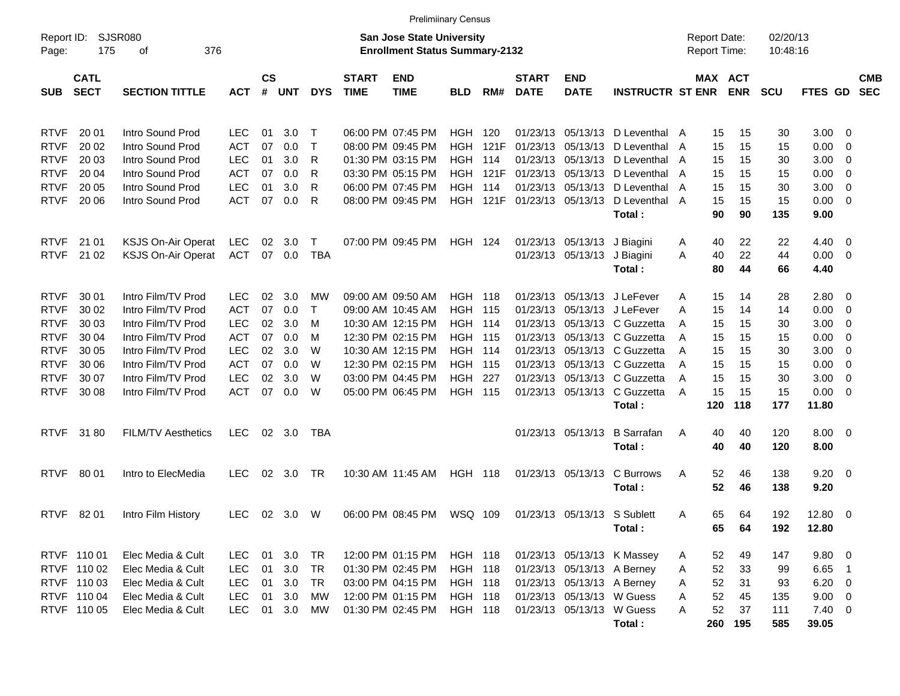Preliminary Census

Report ID: SJSR080 Page: 175 of 376

**San Jose State University**
**Enrollment Status Summary-2132**

Report Date: 02/20/13 Report Time: 10:48:16

| SUB | CATL SECT | SECTION TITTLE | ACT | CS # | UNT | DYS | START TIME | END TIME | BLD | RM# | START DATE | END DATE | INSTRUCTR | ST | MAX ENR | ACT ENR | SCU | FTES | GD | CMB SEC |
|---|---|---|---|---|---|---|---|---|---|---|---|---|---|---|---|---|---|---|---|---|
| RTVF | 20 01 | Intro Sound Prod | LEC | 01 | 3.0 | T | 06:00 PM | 07:45 PM | HGH | 120 | 01/23/13 | 05/13/13 | D Leventhal | A | 15 | 15 | 30 | 3.00 | 0 | |
| RTVF | 20 02 | Intro Sound Prod | ACT | 07 | 0.0 | T | 08:00 PM | 09:45 PM | HGH | 121F | 01/23/13 | 05/13/13 | D Leventhal | A | 15 | 15 | 15 | 0.00 | 0 | |
| RTVF | 20 03 | Intro Sound Prod | LEC | 01 | 3.0 | R | 01:30 PM | 03:15 PM | HGH | 114 | 01/23/13 | 05/13/13 | D Leventhal | A | 15 | 15 | 30 | 3.00 | 0 | |
| RTVF | 20 04 | Intro Sound Prod | ACT | 07 | 0.0 | R | 03:30 PM | 05:15 PM | HGH | 121F | 01/23/13 | 05/13/13 | D Leventhal | A | 15 | 15 | 15 | 0.00 | 0 | |
| RTVF | 20 05 | Intro Sound Prod | LEC | 01 | 3.0 | R | 06:00 PM | 07:45 PM | HGH | 114 | 01/23/13 | 05/13/13 | D Leventhal | A | 15 | 15 | 30 | 3.00 | 0 | |
| RTVF | 20 06 | Intro Sound Prod | ACT | 07 | 0.0 | R | 08:00 PM | 09:45 PM | HGH | 121F | 01/23/13 | 05/13/13 | D Leventhal | A | 15 | 15 | 15 | 0.00 | 0 | |
| | | | | | | | | | | | | | **Total :** | | **90** | **90** | **135** | **9.00** | | |
| RTVF | 21 01 | KSJS On-Air Operat | LEC | 02 | 3.0 | T | 07:00 PM | 09:45 PM | HGH | 124 | 01/23/13 | 05/13/13 | J Biagini | A | 40 | 22 | 22 | 4.40 | 0 | |
| RTVF | 21 02 | KSJS On-Air Operat | ACT | 07 | 0.0 | TBA | | | | | 01/23/13 | 05/13/13 | J Biagini | A | 40 | 22 | 44 | 0.00 | 0 | |
| | | | | | | | | | | | | | **Total :** | | **80** | **44** | **66** | **4.40** | | |
| RTVF | 30 01 | Intro Film/TV Prod | LEC | 02 | 3.0 | MW | 09:00 AM | 09:50 AM | HGH | 118 | 01/23/13 | 05/13/13 | J LeFever | A | 15 | 14 | 28 | 2.80 | 0 | |
| RTVF | 30 02 | Intro Film/TV Prod | ACT | 07 | 0.0 | T | 09:00 AM | 10:45 AM | HGH | 115 | 01/23/13 | 05/13/13 | J LeFever | A | 15 | 14 | 14 | 0.00 | 0 | |
| RTVF | 30 03 | Intro Film/TV Prod | LEC | 02 | 3.0 | M | 10:30 AM | 12:15 PM | HGH | 114 | 01/23/13 | 05/13/13 | C Guzzetta | A | 15 | 15 | 30 | 3.00 | 0 | |
| RTVF | 30 04 | Intro Film/TV Prod | ACT | 07 | 0.0 | M | 12:30 PM | 02:15 PM | HGH | 115 | 01/23/13 | 05/13/13 | C Guzzetta | A | 15 | 15 | 15 | 0.00 | 0 | |
| RTVF | 30 05 | Intro Film/TV Prod | LEC | 02 | 3.0 | W | 10:30 AM | 12:15 PM | HGH | 114 | 01/23/13 | 05/13/13 | C Guzzetta | A | 15 | 15 | 30 | 3.00 | 0 | |
| RTVF | 30 06 | Intro Film/TV Prod | ACT | 07 | 0.0 | W | 12:30 PM | 02:15 PM | HGH | 115 | 01/23/13 | 05/13/13 | C Guzzetta | A | 15 | 15 | 15 | 0.00 | 0 | |
| RTVF | 30 07 | Intro Film/TV Prod | LEC | 02 | 3.0 | W | 03:00 PM | 04:45 PM | HGH | 227 | 01/23/13 | 05/13/13 | C Guzzetta | A | 15 | 15 | 30 | 3.00 | 0 | |
| RTVF | 30 08 | Intro Film/TV Prod | ACT | 07 | 0.0 | W | 05:00 PM | 06:45 PM | HGH | 115 | 01/23/13 | 05/13/13 | C Guzzetta | A | 15 | 15 | 15 | 0.00 | 0 | |
| | | | | | | | | | | | | | **Total :** | | **120** | **118** | **177** | **11.80** | | |
| RTVF | 31 80 | FILM/TV Aesthetics | LEC | 02 | 3.0 | TBA | | | | | 01/23/13 | 05/13/13 | B Sarrafan | A | 40 | 40 | 120 | 8.00 | 0 | |
| | | | | | | | | | | | | | **Total :** | | **40** | **40** | **120** | **8.00** | | |
| RTVF | 80 01 | Intro to ElecMedia | LEC | 02 | 3.0 | TR | 10:30 AM | 11:45 AM | HGH | 118 | 01/23/13 | 05/13/13 | C Burrows | A | 52 | 46 | 138 | 9.20 | 0 | |
| | | | | | | | | | | | | | **Total :** | | **52** | **46** | **138** | **9.20** | | |
| RTVF | 82 01 | Intro Film History | LEC | 02 | 3.0 | W | 06:00 PM | 08:45 PM | WSQ | 109 | 01/23/13 | 05/13/13 | S Sublett | A | 65 | 64 | 192 | 12.80 | 0 | |
| | | | | | | | | | | | | | **Total :** | | **65** | **64** | **192** | **12.80** | | |
| RTVF | 110 01 | Elec Media & Cult | LEC | 01 | 3.0 | TR | 12:00 PM | 01:15 PM | HGH | 118 | 01/23/13 | 05/13/13 | K Massey | A | 52 | 49 | 147 | 9.80 | 0 | |
| RTVF | 110 02 | Elec Media & Cult | LEC | 01 | 3.0 | TR | 01:30 PM | 02:45 PM | HGH | 118 | 01/23/13 | 05/13/13 | A Berney | A | 52 | 33 | 99 | 6.65 | 1 | |
| RTVF | 110 03 | Elec Media & Cult | LEC | 01 | 3.0 | TR | 03:00 PM | 04:15 PM | HGH | 118 | 01/23/13 | 05/13/13 | A Berney | A | 52 | 31 | 93 | 6.20 | 0 | |
| RTVF | 110 04 | Elec Media & Cult | LEC | 01 | 3.0 | MW | 12:00 PM | 01:15 PM | HGH | 118 | 01/23/13 | 05/13/13 | W Guess | A | 52 | 45 | 135 | 9.00 | 0 | |
| RTVF | 110 05 | Elec Media & Cult | LEC | 01 | 3.0 | MW | 01:30 PM | 02:45 PM | HGH | 118 | 01/23/13 | 05/13/13 | W Guess | A | 52 | 37 | 111 | 7.40 | 0 | |
| | | | | | | | | | | | | | **Total :** | | **260** | **195** | **585** | **39.05** | | |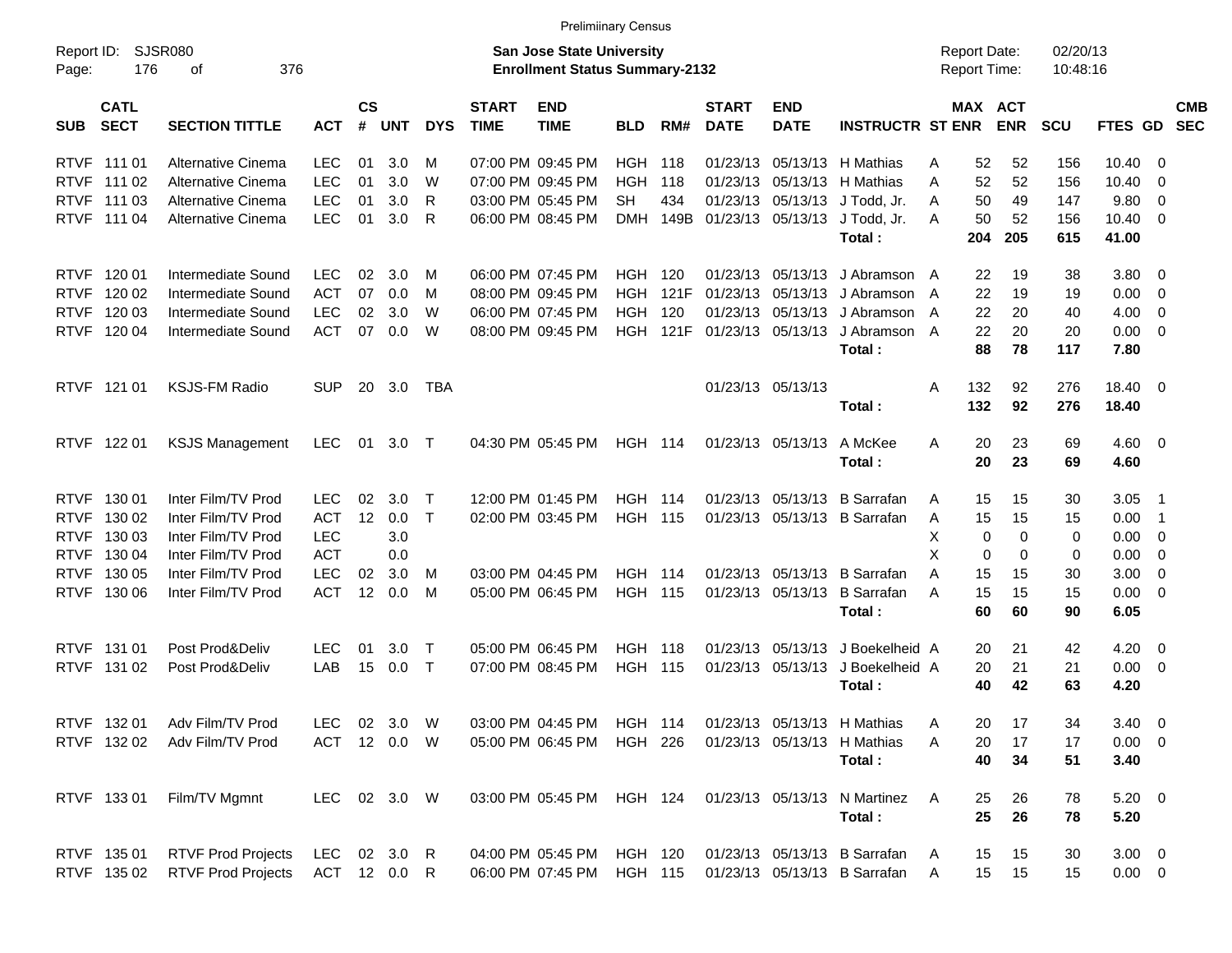Preliminary Census

Report ID: SJSR080

**San Jose State University**
**Enrollment Status Summary-2132**

Report Date: 02/20/13
Report Time: 10:48:16

| SUB | CATL SECT | SECTION TITTLE | ACT | CS # | UNT | DYS | START TIME | END TIME | BLD | RM# | START DATE | END DATE | INSTRUCTR | ST | MAX ENR | ACT ENR | SCU | FTES | GD | CMB SEC |
|---|---|---|---|---|---|---|---|---|---|---|---|---|---|---|---|---|---|---|---|---|
| RTVF | 111 01 | Alternative Cinema | LEC | 01 | 3.0 | M | 07:00 PM | 09:45 PM | HGH | 118 | 01/23/13 | 05/13/13 | H Mathias | A | 52 | 52 | 156 | 10.40 | 0 | |
| RTVF | 111 02 | Alternative Cinema | LEC | 01 | 3.0 | W | 07:00 PM | 09:45 PM | HGH | 118 | 01/23/13 | 05/13/13 | H Mathias | A | 52 | 52 | 156 | 10.40 | 0 | |
| RTVF | 111 03 | Alternative Cinema | LEC | 01 | 3.0 | R | 03:00 PM | 05:45 PM | SH | 434 | 01/23/13 | 05/13/13 | J Todd, Jr. | A | 50 | 49 | 147 | 9.80 | 0 | |
| RTVF | 111 04 | Alternative Cinema | LEC | 01 | 3.0 | R | 06:00 PM | 08:45 PM | DMH | 149B | 01/23/13 | 05/13/13 | J Todd, Jr. | A | 50 | 52 | 156 | 10.40 | 0 | |
| | | | | | | | | | | | | | **Total :** | | **204** | **205** | **615** | **41.00** | | |
| RTVF | 120 01 | Intermediate Sound | LEC | 02 | 3.0 | M | 06:00 PM | 07:45 PM | HGH | 120 | 01/23/13 | 05/13/13 | J Abramson | A | 22 | 19 | 38 | 3.80 | 0 | |
| RTVF | 120 02 | Intermediate Sound | ACT | 07 | 0.0 | M | 08:00 PM | 09:45 PM | HGH | 121F | 01/23/13 | 05/13/13 | J Abramson | A | 22 | 19 | 19 | 0.00 | 0 | |
| RTVF | 120 03 | Intermediate Sound | LEC | 02 | 3.0 | W | 06:00 PM | 07:45 PM | HGH | 120 | 01/23/13 | 05/13/13 | J Abramson | A | 22 | 20 | 40 | 4.00 | 0 | |
| RTVF | 120 04 | Intermediate Sound | ACT | 07 | 0.0 | W | 08:00 PM | 09:45 PM | HGH | 121F | 01/23/13 | 05/13/13 | J Abramson | A | 22 | 20 | 20 | 0.00 | 0 | |
| | | | | | | | | | | | | | **Total :** | | **88** | **78** | **117** | **7.80** | | |
| RTVF | 121 01 | KSJS-FM Radio | SUP | 20 | 3.0 | TBA | | | | | 01/23/13 | 05/13/13 | | A | 132 | 92 | 276 | 18.40 | 0 | |
| | | | | | | | | | | | | | **Total :** | | **132** | **92** | **276** | **18.40** | | |
| RTVF | 122 01 | KSJS Management | LEC | 01 | 3.0 | T | 04:30 PM | 05:45 PM | HGH | 114 | 01/23/13 | 05/13/13 | A McKee | A | 20 | 23 | 69 | 4.60 | 0 | |
| | | | | | | | | | | | | | **Total :** | | **20** | **23** | **69** | **4.60** | | |
| RTVF | 130 01 | Inter Film/TV Prod | LEC | 02 | 3.0 | T | 12:00 PM | 01:45 PM | HGH | 114 | 01/23/13 | 05/13/13 | B Sarrafan | A | 15 | 15 | 30 | 3.05 | 1 | |
| RTVF | 130 02 | Inter Film/TV Prod | ACT | 12 | 0.0 | T | 02:00 PM | 03:45 PM | HGH | 115 | 01/23/13 | 05/13/13 | B Sarrafan | A | 15 | 15 | 15 | 0.00 | 1 | |
| RTVF | 130 03 | Inter Film/TV Prod | LEC | | 3.0 | | | | | | | | | X | 0 | 0 | 0 | 0.00 | 0 | |
| RTVF | 130 04 | Inter Film/TV Prod | ACT | | 0.0 | | | | | | | | | X | 0 | 0 | 0 | 0.00 | 0 | |
| RTVF | 130 05 | Inter Film/TV Prod | LEC | 02 | 3.0 | M | 03:00 PM | 04:45 PM | HGH | 114 | 01/23/13 | 05/13/13 | B Sarrafan | A | 15 | 15 | 30 | 3.00 | 0 | |
| RTVF | 130 06 | Inter Film/TV Prod | ACT | 12 | 0.0 | M | 05:00 PM | 06:45 PM | HGH | 115 | 01/23/13 | 05/13/13 | B Sarrafan | A | 15 | 15 | 15 | 0.00 | 0 | |
| | | | | | | | | | | | | | **Total :** | | **60** | **60** | **90** | **6.05** | | |
| RTVF | 131 01 | Post Prod&Deliv | LEC | 01 | 3.0 | T | 05:00 PM | 06:45 PM | HGH | 118 | 01/23/13 | 05/13/13 | J Boekelheid | A | 20 | 21 | 42 | 4.20 | 0 | |
| RTVF | 131 02 | Post Prod&Deliv | LAB | 15 | 0.0 | T | 07:00 PM | 08:45 PM | HGH | 115 | 01/23/13 | 05/13/13 | J Boekelheid | A | 20 | 21 | 21 | 0.00 | 0 | |
| | | | | | | | | | | | | | **Total :** | | **40** | **42** | **63** | **4.20** | | |
| RTVF | 132 01 | Adv Film/TV Prod | LEC | 02 | 3.0 | W | 03:00 PM | 04:45 PM | HGH | 114 | 01/23/13 | 05/13/13 | H Mathias | A | 20 | 17 | 34 | 3.40 | 0 | |
| RTVF | 132 02 | Adv Film/TV Prod | ACT | 12 | 0.0 | W | 05:00 PM | 06:45 PM | HGH | 226 | 01/23/13 | 05/13/13 | H Mathias | A | 20 | 17 | 17 | 0.00 | 0 | |
| | | | | | | | | | | | | | **Total :** | | **40** | **34** | **51** | **3.40** | | |
| RTVF | 133 01 | Film/TV Mgmnt | LEC | 02 | 3.0 | W | 03:00 PM | 05:45 PM | HGH | 124 | 01/23/13 | 05/13/13 | N Martinez | A | 25 | 26 | 78 | 5.20 | 0 | |
| | | | | | | | | | | | | | **Total :** | | **25** | **26** | **78** | **5.20** | | |
| RTVF | 135 01 | RTVF Prod Projects | LEC | 02 | 3.0 | R | 04:00 PM | 05:45 PM | HGH | 120 | 01/23/13 | 05/13/13 | B Sarrafan | A | 15 | 15 | 30 | 3.00 | 0 | |
| RTVF | 135 02 | RTVF Prod Projects | ACT | 12 | 0.0 | R | 06:00 PM | 07:45 PM | HGH | 115 | 01/23/13 | 05/13/13 | B Sarrafan | A | 15 | 15 | 15 | 0.00 | 0 | |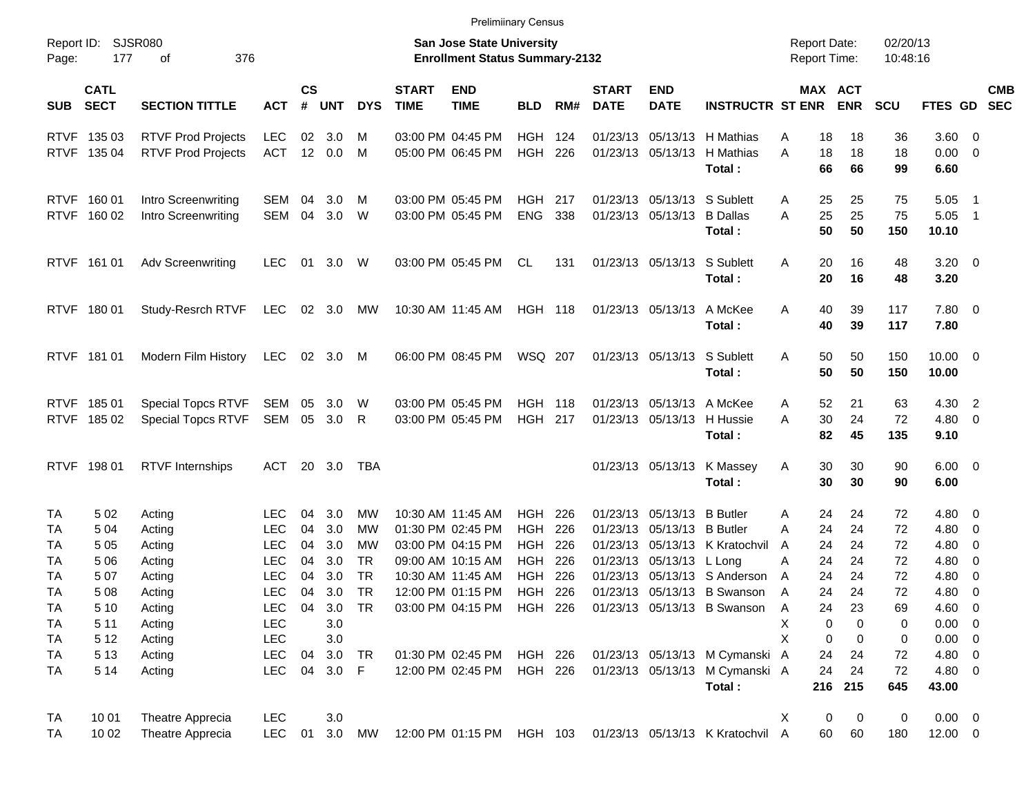Preliminary Census

Report ID: SJSR080
Page: 177 of 376

**San Jose State University**
**Enrollment Status Summary-2132**

Report Date: 02/20/13
Report Time: 10:48:16

| SUB | CATL SECT | SECTION TITTLE | ACT | CS # | UNT | DYS | START TIME | END TIME | BLD | RM# | START DATE | END DATE | INSTRUCTR | ST | MAX ENR | ACT ENR | SCU | FTES | GD | CMB SEC |
|---|---|---|---|---|---|---|---|---|---|---|---|---|---|---|---|---|---|---|---|---|
| RTVF | 135 03 | RTVF Prod Projects | LEC | 02 | 3.0 | M | 03:00 PM | 04:45 PM | HGH | 124 | 01/23/13 | 05/13/13 | H Mathias | A | 18 | 18 | 36 | 3.60 | 0 | |
| RTVF | 135 04 | RTVF Prod Projects | ACT | 12 | 0.0 | M | 05:00 PM | 06:45 PM | HGH | 226 | 01/23/13 | 05/13/13 | H Mathias | A | 18 | 18 | 18 | 0.00 | 0 | |
| | | | | | | | | | | | | | **Total :** | | **66** | **66** | **99** | **6.60** | | |
| RTVF | 160 01 | Intro Screenwriting | SEM | 04 | 3.0 | M | 03:00 PM | 05:45 PM | HGH | 217 | 01/23/13 | 05/13/13 | S Sublett | A | 25 | 25 | 75 | 5.05 | 1 | |
| RTVF | 160 02 | Intro Screenwriting | SEM | 04 | 3.0 | W | 03:00 PM | 05:45 PM | ENG | 338 | 01/23/13 | 05/13/13 | B Dallas | A | 25 | 25 | 75 | 5.05 | 1 | |
| | | | | | | | | | | | | | **Total :** | | **50** | **50** | **150** | **10.10** | | |
| RTVF | 161 01 | Adv Screenwriting | LEC | 01 | 3.0 | W | 03:00 PM | 05:45 PM | CL | 131 | 01/23/13 | 05/13/13 | S Sublett | A | 20 | 16 | 48 | 3.20 | 0 | |
| | | | | | | | | | | | | | **Total :** | | **20** | **16** | **48** | **3.20** | | |
| RTVF | 180 01 | Study-Resrch RTVF | LEC | 02 | 3.0 | MW | 10:30 AM | 11:45 AM | HGH | 118 | 01/23/13 | 05/13/13 | A McKee | A | 40 | 39 | 117 | 7.80 | 0 | |
| | | | | | | | | | | | | | **Total :** | | **40** | **39** | **117** | **7.80** | | |
| RTVF | 181 01 | Modern Film History | LEC | 02 | 3.0 | M | 06:00 PM | 08:45 PM | WSQ | 207 | 01/23/13 | 05/13/13 | S Sublett | A | 50 | 50 | 150 | 10.00 | 0 | |
| | | | | | | | | | | | | | **Total :** | | **50** | **50** | **150** | **10.00** | | |
| RTVF | 185 01 | Special Topcs RTVF | SEM | 05 | 3.0 | W | 03:00 PM | 05:45 PM | HGH | 118 | 01/23/13 | 05/13/13 | A McKee | A | 52 | 21 | 63 | 4.30 | 2 | |
| RTVF | 185 02 | Special Topcs RTVF | SEM | 05 | 3.0 | R | 03:00 PM | 05:45 PM | HGH | 217 | 01/23/13 | 05/13/13 | H Hussie | A | 30 | 24 | 72 | 4.80 | 0 | |
| | | | | | | | | | | | | | **Total :** | | **82** | **45** | **135** | **9.10** | | |
| RTVF | 198 01 | RTVF Internships | ACT | 20 | 3.0 | TBA | | | | | 01/23/13 | 05/13/13 | K Massey | A | 30 | 30 | 90 | 6.00 | 0 | |
| | | | | | | | | | | | | | **Total :** | | **30** | **30** | **90** | **6.00** | | |
| TA | 5 02 | Acting | LEC | 04 | 3.0 | MW | 10:30 AM | 11:45 AM | HGH | 226 | 01/23/13 | 05/13/13 | B Butler | A | 24 | 24 | 72 | 4.80 | 0 | |
| TA | 5 04 | Acting | LEC | 04 | 3.0 | MW | 01:30 PM | 02:45 PM | HGH | 226 | 01/23/13 | 05/13/13 | B Butler | A | 24 | 24 | 72 | 4.80 | 0 | |
| TA | 5 05 | Acting | LEC | 04 | 3.0 | MW | 03:00 PM | 04:15 PM | HGH | 226 | 01/23/13 | 05/13/13 | K Kratochvil | A | 24 | 24 | 72 | 4.80 | 0 | |
| TA | 5 06 | Acting | LEC | 04 | 3.0 | TR | 09:00 AM | 10:15 AM | HGH | 226 | 01/23/13 | 05/13/13 | L Long | A | 24 | 24 | 72 | 4.80 | 0 | |
| TA | 5 07 | Acting | LEC | 04 | 3.0 | TR | 10:30 AM | 11:45 AM | HGH | 226 | 01/23/13 | 05/13/13 | S Anderson | A | 24 | 24 | 72 | 4.80 | 0 | |
| TA | 5 08 | Acting | LEC | 04 | 3.0 | TR | 12:00 PM | 01:15 PM | HGH | 226 | 01/23/13 | 05/13/13 | B Swanson | A | 24 | 24 | 72 | 4.80 | 0 | |
| TA | 5 10 | Acting | LEC | 04 | 3.0 | TR | 03:00 PM | 04:15 PM | HGH | 226 | 01/23/13 | 05/13/13 | B Swanson | A | 24 | 23 | 69 | 4.60 | 0 | |
| TA | 5 11 | Acting | LEC | | 3.0 | | | | | | | | | X | 0 | 0 | 0 | 0.00 | 0 | |
| TA | 5 12 | Acting | LEC | | 3.0 | | | | | | | | | X | 0 | 0 | 0 | 0.00 | 0 | |
| TA | 5 13 | Acting | LEC | 04 | 3.0 | TR | 01:30 PM | 02:45 PM | HGH | 226 | 01/23/13 | 05/13/13 | M Cymanski | A | 24 | 24 | 72 | 4.80 | 0 | |
| TA | 5 14 | Acting | LEC | 04 | 3.0 | F | 12:00 PM | 02:45 PM | HGH | 226 | 01/23/13 | 05/13/13 | M Cymanski | A | 24 | 24 | 72 | 4.80 | 0 | |
| | | | | | | | | | | | | | **Total :** | | **216** | **215** | **645** | **43.00** | | |
| TA | 10 01 | Theatre Apprecia | LEC | | 3.0 | | | | | | | | | X | 0 | 0 | 0 | 0.00 | 0 | |
| TA | 10 02 | Theatre Apprecia | LEC | 01 | 3.0 | MW | 12:00 PM | 01:15 PM | HGH | 103 | 01/23/13 | 05/13/13 | K Kratochvil | A | 60 | 60 | 180 | 12.00 | 0 | |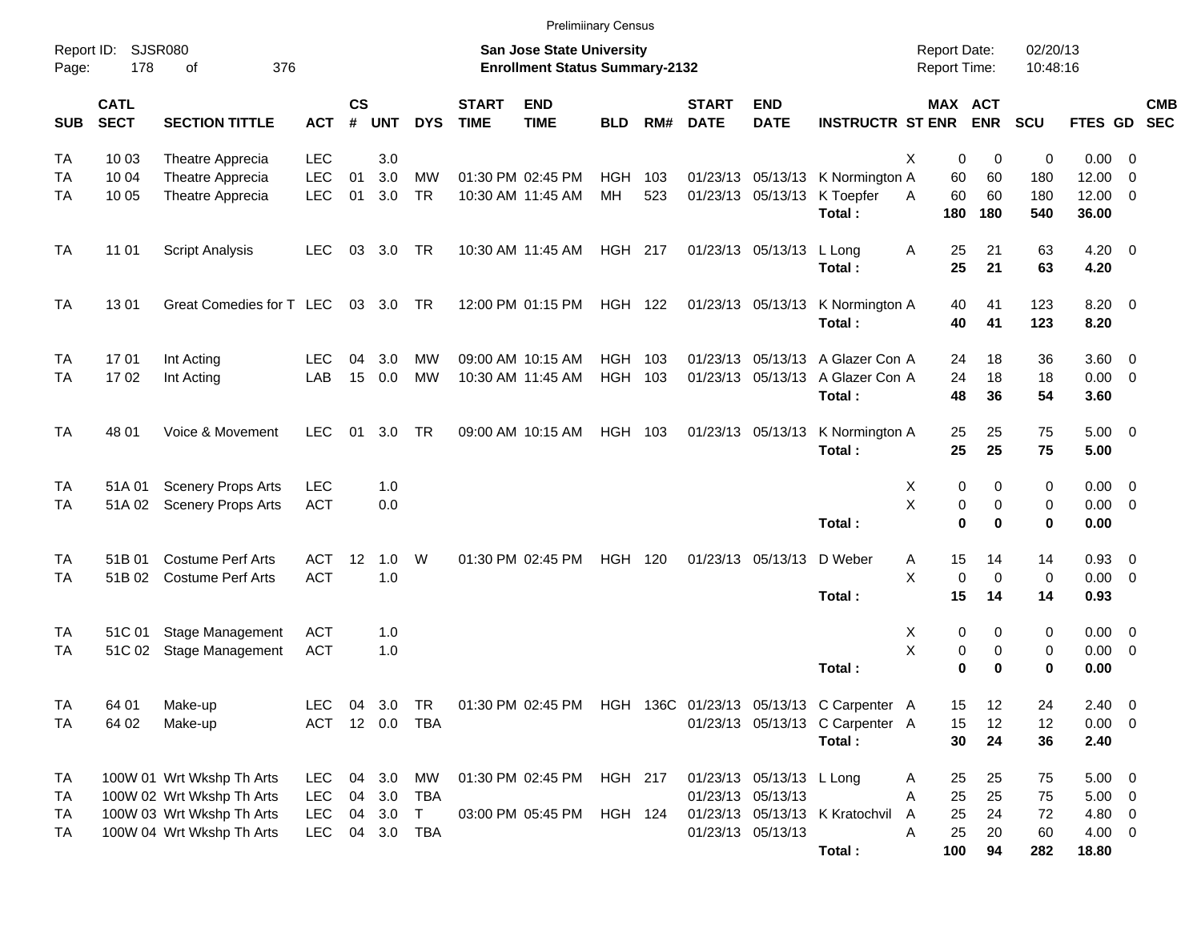Preliminary Census

Report ID: SJSR080
Page: 178 of 376

**San Jose State University**
**Enrollment Status Summary-2132**

Report Date: 02/20/13
Report Time: 10:48:16

| SUB | CATL SECT | SECTION TITTLE | ACT | CS # | UNT | DYS | START TIME | END TIME | BLD | RM# | START DATE | END DATE | INSTRUCTR | ST | MAX ENR | ACT ENR | SCU | FTES | GD | CMB SEC |
|---|---|---|---|---|---|---|---|---|---|---|---|---|---|---|---|---|---|---|---|---|
| TA | 10 03 | Theatre Apprecia | LEC | | 3.0 | | | | | | | | | X | 0 | 0 | 0 | 0.00 | 0 | |
| TA | 10 04 | Theatre Apprecia | LEC | 01 | 3.0 | MW | 01:30 PM | 02:45 PM | HGH | 103 | 01/23/13 | 05/13/13 | K Normington | A | 60 | 60 | 180 | 12.00 | 0 | |
| TA | 10 05 | Theatre Apprecia | LEC | 01 | 3.0 | TR | 10:30 AM | 11:45 AM | MH | 523 | 01/23/13 | 05/13/13 | K Toepfer | A | 60 | 60 | 180 | 12.00 | 0 | |
| | | | | | | | | | | | | | **Total :** | | **180** | **180** | **540** | **36.00** | | |
| TA | 11 01 | Script Analysis | LEC | 03 | 3.0 | TR | 10:30 AM | 11:45 AM | HGH | 217 | 01/23/13 | 05/13/13 | L Long | A | 25 | 21 | 63 | 4.20 | 0 | |
| | | | | | | | | | | | | | **Total :** | | **25** | **21** | **63** | **4.20** | | |
| TA | 13 01 | Great Comedies for T | LEC | 03 | 3.0 | TR | 12:00 PM | 01:15 PM | HGH | 122 | 01/23/13 | 05/13/13 | K Normington | A | 40 | 41 | 123 | 8.20 | 0 | |
| | | | | | | | | | | | | | **Total :** | | **40** | **41** | **123** | **8.20** | | |
| TA | 17 01 | Int Acting | LEC | 04 | 3.0 | MW | 09:00 AM | 10:15 AM | HGH | 103 | 01/23/13 | 05/13/13 | A Glazer Con | A | 24 | 18 | 36 | 3.60 | 0 | |
| TA | 17 02 | Int Acting | LAB | 15 | 0.0 | MW | 10:30 AM | 11:45 AM | HGH | 103 | 01/23/13 | 05/13/13 | A Glazer Con | A | 24 | 18 | 18 | 0.00 | 0 | |
| | | | | | | | | | | | | | **Total :** | | **48** | **36** | **54** | **3.60** | | |
| TA | 48 01 | Voice & Movement | LEC | 01 | 3.0 | TR | 09:00 AM | 10:15 AM | HGH | 103 | 01/23/13 | 05/13/13 | K Normington | A | 25 | 25 | 75 | 5.00 | 0 | |
| | | | | | | | | | | | | | **Total :** | | **25** | **25** | **75** | **5.00** | | |
| TA | 51A 01 | Scenery Props Arts | LEC | | 1.0 | | | | | | | | | X | 0 | 0 | 0 | 0.00 | 0 | |
| TA | 51A 02 | Scenery Props Arts | ACT | | 0.0 | | | | | | | | | X | 0 | 0 | 0 | 0.00 | 0 | |
| | | | | | | | | | | | | | **Total :** | | **0** | **0** | **0** | **0.00** | | |
| TA | 51B 01 | Costume Perf Arts | ACT | 12 | 1.0 | W | 01:30 PM | 02:45 PM | HGH | 120 | 01/23/13 | 05/13/13 | D Weber | A | 15 | 14 | 14 | 0.93 | 0 | |
| TA | 51B 02 | Costume Perf Arts | ACT | | 1.0 | | | | | | | | | X | 0 | 0 | 0 | 0.00 | 0 | |
| | | | | | | | | | | | | | **Total :** | | **15** | **14** | **14** | **0.93** | | |
| TA | 51C 01 | Stage Management | ACT | | 1.0 | | | | | | | | | X | 0 | 0 | 0 | 0.00 | 0 | |
| TA | 51C 02 | Stage Management | ACT | | 1.0 | | | | | | | | | X | 0 | 0 | 0 | 0.00 | 0 | |
| | | | | | | | | | | | | | **Total :** | | **0** | **0** | **0** | **0.00** | | |
| TA | 64 01 | Make-up | LEC | 04 | 3.0 | TR | 01:30 PM | 02:45 PM | HGH | 136C | 01/23/13 | 05/13/13 | C Carpenter | A | 15 | 12 | 24 | 2.40 | 0 | |
| TA | 64 02 | Make-up | ACT | 12 | 0.0 | TBA | | | | | 01/23/13 | 05/13/13 | C Carpenter | A | 15 | 12 | 12 | 0.00 | 0 | |
| | | | | | | | | | | | | | **Total :** | | **30** | **24** | **36** | **2.40** | | |
| TA | 100W 01 | Wrt Wkshp Th Arts | LEC | 04 | 3.0 | MW | 01:30 PM | 02:45 PM | HGH | 217 | 01/23/13 | 05/13/13 | L Long | A | 25 | 25 | 75 | 5.00 | 0 | |
| TA | 100W 02 | Wrt Wkshp Th Arts | LEC | 04 | 3.0 | TBA | | | | | 01/23/13 | 05/13/13 | | A | 25 | 25 | 75 | 5.00 | 0 | |
| TA | 100W 03 | Wrt Wkshp Th Arts | LEC | 04 | 3.0 | T | 03:00 PM | 05:45 PM | HGH | 124 | 01/23/13 | 05/13/13 | K Kratochvil | A | 25 | 24 | 72 | 4.80 | 0 | |
| TA | 100W 04 | Wrt Wkshp Th Arts | LEC | 04 | 3.0 | TBA | | | | | 01/23/13 | 05/13/13 | | A | 25 | 20 | 60 | 4.00 | 0 | |
| | | | | | | | | | | | | | **Total :** | | **100** | **94** | **282** | **18.80** | | |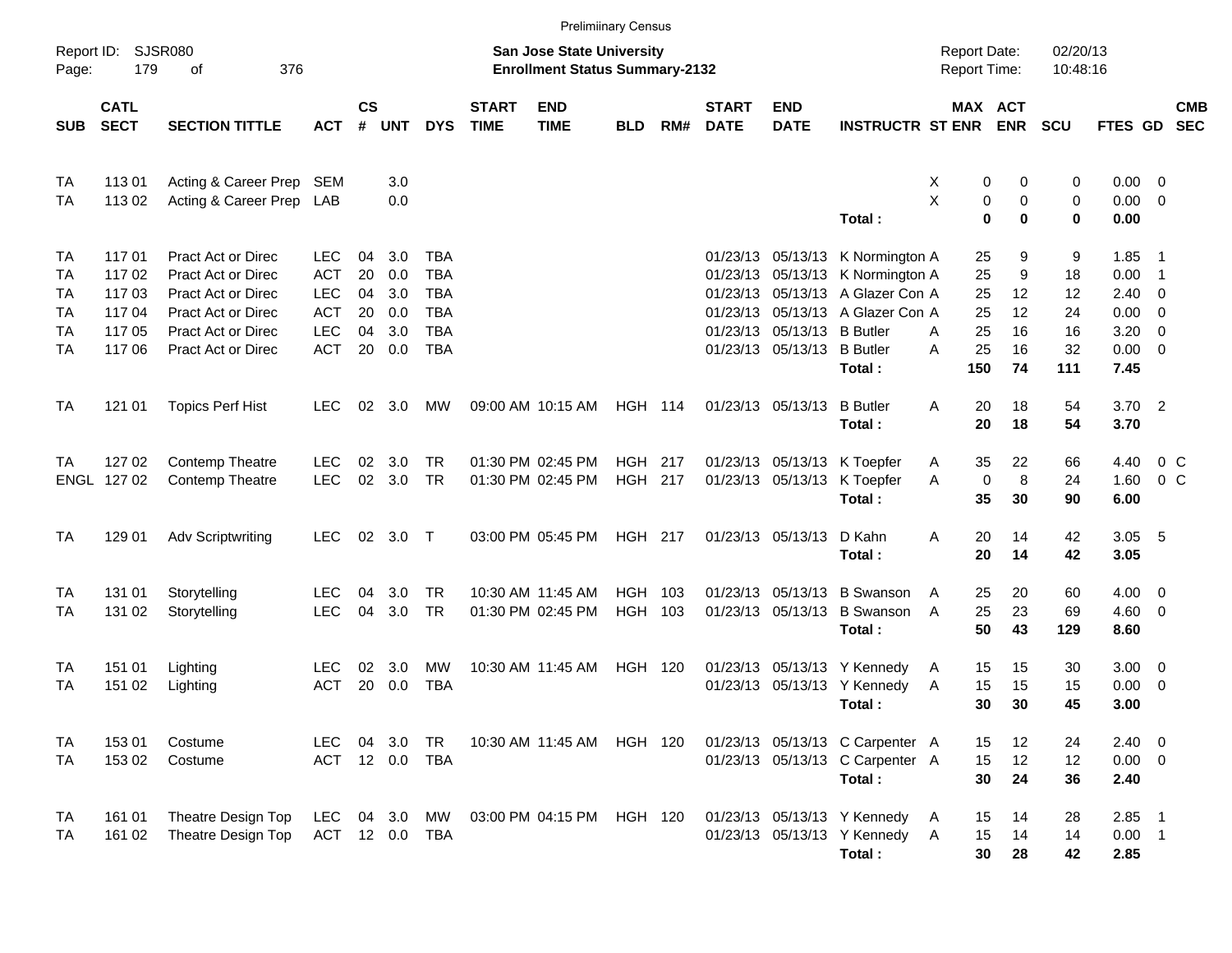Preliminary Census

Report ID: SJSR080
Page: 179 of 376

**San Jose State University**
**Enrollment Status Summary-2132**

Report Date: 02/20/13
Report Time: 10:48:16

| SUB | CATL SECT | SECTION TITTLE | ACT | CS # | UNT | DYS | START TIME | END TIME | BLD | RM# | START DATE | END DATE | INSTRUCTR | ST | MAX ENR | ACT ENR | SCU | FTES | GD | CMB SEC |
|---|---|---|---|---|---|---|---|---|---|---|---|---|---|---|---|---|---|---|---|---|
| TA | 113 01 | Acting & Career Prep | SEM | | 3.0 | | | | | | | | | X | 0 | 0 | 0 | 0.00 | 0 | |
| TA | 113 02 | Acting & Career Prep | LAB | | 0.0 | | | | | | | | | X | 0 | 0 | 0 | 0.00 | 0 | |
| | | | | | | | | | | | | | **Total :** | | **0** | **0** | **0** | **0.00** | | |
| TA | 117 01 | Pract Act or Direc | LEC | 04 | 3.0 | TBA | | | | | 01/23/13 | 05/13/13 | K Normington | A | 25 | 9 | 9 | 1.85 | 1 | |
| TA | 117 02 | Pract Act or Direc | ACT | 20 | 0.0 | TBA | | | | | 01/23/13 | 05/13/13 | K Normington | A | 25 | 9 | 18 | 0.00 | 1 | |
| TA | 117 03 | Pract Act or Direc | LEC | 04 | 3.0 | TBA | | | | | 01/23/13 | 05/13/13 | A Glazer Con | A | 25 | 12 | 12 | 2.40 | 0 | |
| TA | 117 04 | Pract Act or Direc | ACT | 20 | 0.0 | TBA | | | | | 01/23/13 | 05/13/13 | A Glazer Con | A | 25 | 12 | 24 | 0.00 | 0 | |
| TA | 117 05 | Pract Act or Direc | LEC | 04 | 3.0 | TBA | | | | | 01/23/13 | 05/13/13 | B Butler | A | 25 | 16 | 16 | 3.20 | 0 | |
| TA | 117 06 | Pract Act or Direc | ACT | 20 | 0.0 | TBA | | | | | 01/23/13 | 05/13/13 | B Butler | A | 25 | 16 | 32 | 0.00 | 0 | |
| | | | | | | | | | | | | | **Total :** | | **150** | **74** | **111** | **7.45** | | |
| TA | 121 01 | Topics Perf Hist | LEC | 02 | 3.0 | MW | 09:00 AM | 10:15 AM | HGH | 114 | 01/23/13 | 05/13/13 | B Butler | A | 20 | 18 | 54 | 3.70 | 2 | |
| | | | | | | | | | | | | | **Total :** | | **20** | **18** | **54** | **3.70** | | |
| TA | 127 02 | Contemp Theatre | LEC | 02 | 3.0 | TR | 01:30 PM | 02:45 PM | HGH | 217 | 01/23/13 | 05/13/13 | K Toepfer | A | 35 | 22 | 66 | 4.40 | 0 | C |
| ENGL | 127 02 | Contemp Theatre | LEC | 02 | 3.0 | TR | 01:30 PM | 02:45 PM | HGH | 217 | 01/23/13 | 05/13/13 | K Toepfer | A | 0 | 8 | 24 | 1.60 | 0 | C |
| | | | | | | | | | | | | | **Total :** | | **35** | **30** | **90** | **6.00** | | |
| TA | 129 01 | Adv Scriptwriting | LEC | 02 | 3.0 | T | 03:00 PM | 05:45 PM | HGH | 217 | 01/23/13 | 05/13/13 | D Kahn | A | 20 | 14 | 42 | 3.05 | 5 | |
| | | | | | | | | | | | | | **Total :** | | **20** | **14** | **42** | **3.05** | | |
| TA | 131 01 | Storytelling | LEC | 04 | 3.0 | TR | 10:30 AM | 11:45 AM | HGH | 103 | 01/23/13 | 05/13/13 | B Swanson | A | 25 | 20 | 60 | 4.00 | 0 | |
| TA | 131 02 | Storytelling | LEC | 04 | 3.0 | TR | 01:30 PM | 02:45 PM | HGH | 103 | 01/23/13 | 05/13/13 | B Swanson | A | 25 | 23 | 69 | 4.60 | 0 | |
| | | | | | | | | | | | | | **Total :** | | **50** | **43** | **129** | **8.60** | | |
| TA | 151 01 | Lighting | LEC | 02 | 3.0 | MW | 10:30 AM | 11:45 AM | HGH | 120 | 01/23/13 | 05/13/13 | Y Kennedy | A | 15 | 15 | 30 | 3.00 | 0 | |
| TA | 151 02 | Lighting | ACT | 20 | 0.0 | TBA | | | | | 01/23/13 | 05/13/13 | Y Kennedy | A | 15 | 15 | 15 | 0.00 | 0 | |
| | | | | | | | | | | | | | **Total :** | | **30** | **30** | **45** | **3.00** | | |
| TA | 153 01 | Costume | LEC | 04 | 3.0 | TR | 10:30 AM | 11:45 AM | HGH | 120 | 01/23/13 | 05/13/13 | C Carpenter | A | 15 | 12 | 24 | 2.40 | 0 | |
| TA | 153 02 | Costume | ACT | 12 | 0.0 | TBA | | | | | 01/23/13 | 05/13/13 | C Carpenter | A | 15 | 12 | 12 | 0.00 | 0 | |
| | | | | | | | | | | | | | **Total :** | | **30** | **24** | **36** | **2.40** | | |
| TA | 161 01 | Theatre Design Top | LEC | 04 | 3.0 | MW | 03:00 PM | 04:15 PM | HGH | 120 | 01/23/13 | 05/13/13 | Y Kennedy | A | 15 | 14 | 28 | 2.85 | 1 | |
| TA | 161 02 | Theatre Design Top | ACT | 12 | 0.0 | TBA | | | | | 01/23/13 | 05/13/13 | Y Kennedy | A | 15 | 14 | 14 | 0.00 | 1 | |
| | | | | | | | | | | | | | **Total :** | | **30** | **28** | **42** | **2.85** | | |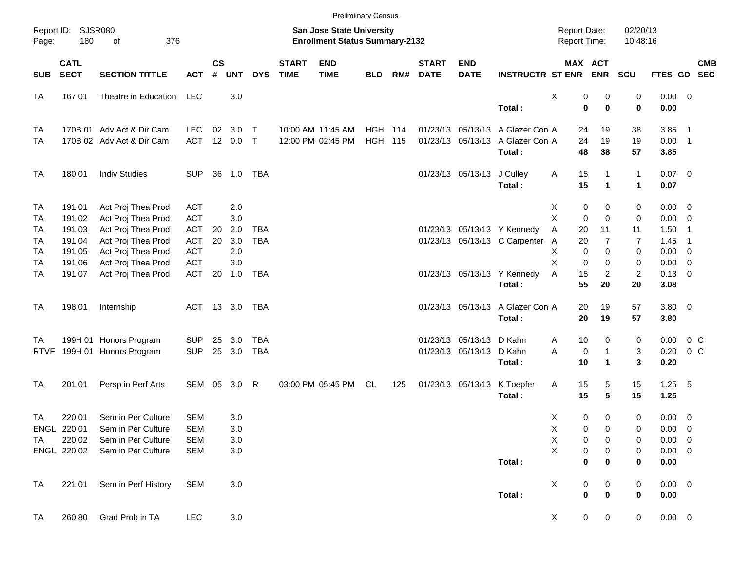Prelimiinary Census

Report ID: SJSR080

**San Jose State University**
**Enrollment Status Summary-2132**

Report Date: 02/20/13
Report Time: 10:48:16

| SUB | CATL SECT | SECTION TITTLE | ACT | CS # | UNT | DYS | START TIME | END TIME | BLD | RM# | START DATE | END DATE | INSTRUCTR | ST | MAX ENR | ACT ENR | SCU | FTES | GD | CMB SEC |
|---|---|---|---|---|---|---|---|---|---|---|---|---|---|---|---|---|---|---|---|---|
| TA | 167 01 | Theatre in Education | LEC | | 3.0 | | | | | | | | | X | 0 | 0 | 0 | 0.00 | 0 | |
| | | | | | | | | | | | | | **Total :** | | **0** | **0** | **0** | **0.00** | | |
| TA | 170B 01 | Adv Act & Dir Cam | LEC | 02 | 3.0 | T | 10:00 AM | 11:45 AM | HGH | 114 | 01/23/13 | 05/13/13 | A Glazer Con | A | 24 | 19 | 38 | 3.85 | 1 | |
| TA | 170B 02 | Adv Act & Dir Cam | ACT | 12 | 0.0 | T | 12:00 PM | 02:45 PM | HGH | 115 | 01/23/13 | 05/13/13 | A Glazer Con | A | 24 | 19 | 19 | 0.00 | 1 | |
| | | | | | | | | | | | | | **Total :** | | **48** | **38** | **57** | **3.85** | | |
| TA | 180 01 | Indiv Studies | SUP | 36 | 1.0 | TBA | | | | | 01/23/13 | 05/13/13 | J Culley | A | 15 | 1 | 1 | 0.07 | 0 | |
| | | | | | | | | | | | | | **Total :** | | **15** | **1** | **1** | **0.07** | | |
| TA | 191 01 | Act Proj Thea Prod | ACT | | 2.0 | | | | | | | | | X | 0 | 0 | 0 | 0.00 | 0 | |
| TA | 191 02 | Act Proj Thea Prod | ACT | | 3.0 | | | | | | | | | X | 0 | 0 | 0 | 0.00 | 0 | |
| TA | 191 03 | Act Proj Thea Prod | ACT | 20 | 2.0 | TBA | | | | | 01/23/13 | 05/13/13 | Y Kennedy | A | 20 | 11 | 11 | 1.50 | 1 | |
| TA | 191 04 | Act Proj Thea Prod | ACT | 20 | 3.0 | TBA | | | | | 01/23/13 | 05/13/13 | C Carpenter | A | 20 | 7 | 7 | 1.45 | 1 | |
| TA | 191 05 | Act Proj Thea Prod | ACT | | 2.0 | | | | | | | | | X | 0 | 0 | 0 | 0.00 | 0 | |
| TA | 191 06 | Act Proj Thea Prod | ACT | | 3.0 | | | | | | | | | X | 0 | 0 | 0 | 0.00 | 0 | |
| TA | 191 07 | Act Proj Thea Prod | ACT | 20 | 1.0 | TBA | | | | | 01/23/13 | 05/13/13 | Y Kennedy | A | 15 | 2 | 2 | 0.13 | 0 | |
| | | | | | | | | | | | | | **Total :** | | **55** | **20** | **20** | **3.08** | | |
| TA | 198 01 | Internship | ACT | 13 | 3.0 | TBA | | | | | 01/23/13 | 05/13/13 | A Glazer Con | A | 20 | 19 | 57 | 3.80 | 0 | |
| | | | | | | | | | | | | | **Total :** | | **20** | **19** | **57** | **3.80** | | |
| TA | 199H 01 | Honors Program | SUP | 25 | 3.0 | TBA | | | | | 01/23/13 | 05/13/13 | D Kahn | A | 10 | 0 | 0 | 0.00 | 0 | C |
| RTVF | 199H 01 | Honors Program | SUP | 25 | 3.0 | TBA | | | | | 01/23/13 | 05/13/13 | D Kahn | A | 0 | 1 | 3 | 0.20 | 0 | C |
| | | | | | | | | | | | | | **Total :** | | **10** | **1** | **3** | **0.20** | | |
| TA | 201 01 | Persp in Perf Arts | SEM | 05 | 3.0 | R | 03:00 PM | 05:45 PM | CL | 125 | 01/23/13 | 05/13/13 | K Toepfer | A | 15 | 5 | 15 | 1.25 | 5 | |
| | | | | | | | | | | | | | **Total :** | | **15** | **5** | **15** | **1.25** | | |
| TA | 220 01 | Sem in Per Culture | SEM | | 3.0 | | | | | | | | | X | 0 | 0 | 0 | 0.00 | 0 | |
| ENGL | 220 01 | Sem in Per Culture | SEM | | 3.0 | | | | | | | | | X | 0 | 0 | 0 | 0.00 | 0 | |
| TA | 220 02 | Sem in Per Culture | SEM | | 3.0 | | | | | | | | | X | 0 | 0 | 0 | 0.00 | 0 | |
| ENGL | 220 02 | Sem in Per Culture | SEM | | 3.0 | | | | | | | | | X | 0 | 0 | 0 | 0.00 | 0 | |
| | | | | | | | | | | | | | **Total :** | | **0** | **0** | **0** | **0.00** | | |
| TA | 221 01 | Sem in Perf History | SEM | | 3.0 | | | | | | | | | X | 0 | 0 | 0 | 0.00 | 0 | |
| | | | | | | | | | | | | | **Total :** | | **0** | **0** | **0** | **0.00** | | |
| TA | 260 80 | Grad Prob in TA | LEC | | 3.0 | | | | | | | | | X | 0 | 0 | 0 | 0.00 | 0 | |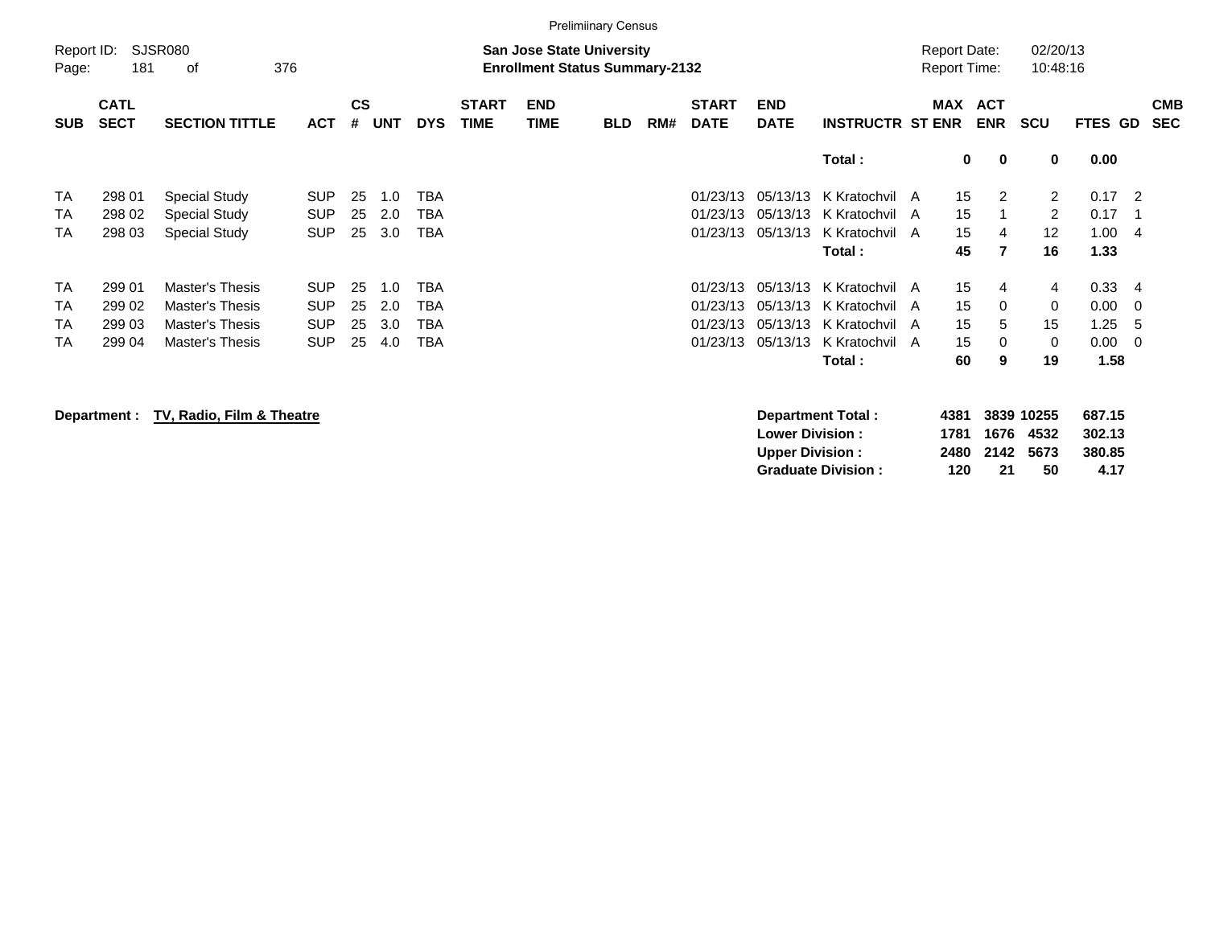Preliminary Census

Report ID: SJSR080
Page: 181 of 376

**San Jose State University**
**Enrollment Status Summary-2132**

Report Date: 02/20/13
Report Time: 10:48:16

| SUB | CATL SECT | SECTION TITTLE | ACT | CS # | UNT | DYS | START TIME | END TIME | BLD | RM# | START DATE | END DATE | INSTRUCTR | ST | MAX ENR | ACT ENR | SCU | FTES | GD | CMB SEC |
|---|---|---|---|---|---|---|---|---|---|---|---|---|---|---|---|---|---|---|---|---|
| | | | | | | | | | | | | | **Total :** | | **0** | **0** | **0** | **0.00** | | |
| TA | 298 01 | Special Study | SUP | 25 | 1.0 | TBA | | | | | 01/23/13 | 05/13/13 | K Kratochvil | A | 15 | 2 | 2 | 0.17 | 2 | |
| TA | 298 02 | Special Study | SUP | 25 | 2.0 | TBA | | | | | 01/23/13 | 05/13/13 | K Kratochvil | A | 15 | 1 | 2 | 0.17 | 1 | |
| TA | 298 03 | Special Study | SUP | 25 | 3.0 | TBA | | | | | 01/23/13 | 05/13/13 | K Kratochvil | A | 15 | 4 | 12 | 1.00 | 4 | |
| | | | | | | | | | | | | | **Total :** | | **45** | **7** | **16** | **1.33** | | |
| TA | 299 01 | Master's Thesis | SUP | 25 | 1.0 | TBA | | | | | 01/23/13 | 05/13/13 | K Kratochvil | A | 15 | 4 | 4 | 0.33 | 4 | |
| TA | 299 02 | Master's Thesis | SUP | 25 | 2.0 | TBA | | | | | 01/23/13 | 05/13/13 | K Kratochvil | A | 15 | 0 | 0 | 0.00 | 0 | |
| TA | 299 03 | Master's Thesis | SUP | 25 | 3.0 | TBA | | | | | 01/23/13 | 05/13/13 | K Kratochvil | A | 15 | 5 | 15 | 1.25 | 5 | |
| TA | 299 04 | Master's Thesis | SUP | 25 | 4.0 | TBA | | | | | 01/23/13 | 05/13/13 | K Kratochvil | A | 15 | 0 | 0 | 0.00 | 0 | |
| | | | | | | | | | | | | | **Total :** | | **60** | **9** | **19** | **1.58** | | |

**Department : TV, Radio, Film & Theatre**

| | MAX ENR | ACT ENR | SCU | FTES |
|---|---|---|---|---|
| **Department Total :** | **4381** | **3839** | **10255** | **687.15** |
| **Lower Division :** | **1781** | **1676** | **4532** | **302.13** |
| **Upper Division :** | **2480** | **2142** | **5673** | **380.85** |
| **Graduate Division :** | **120** | **21** | **50** | **4.17** |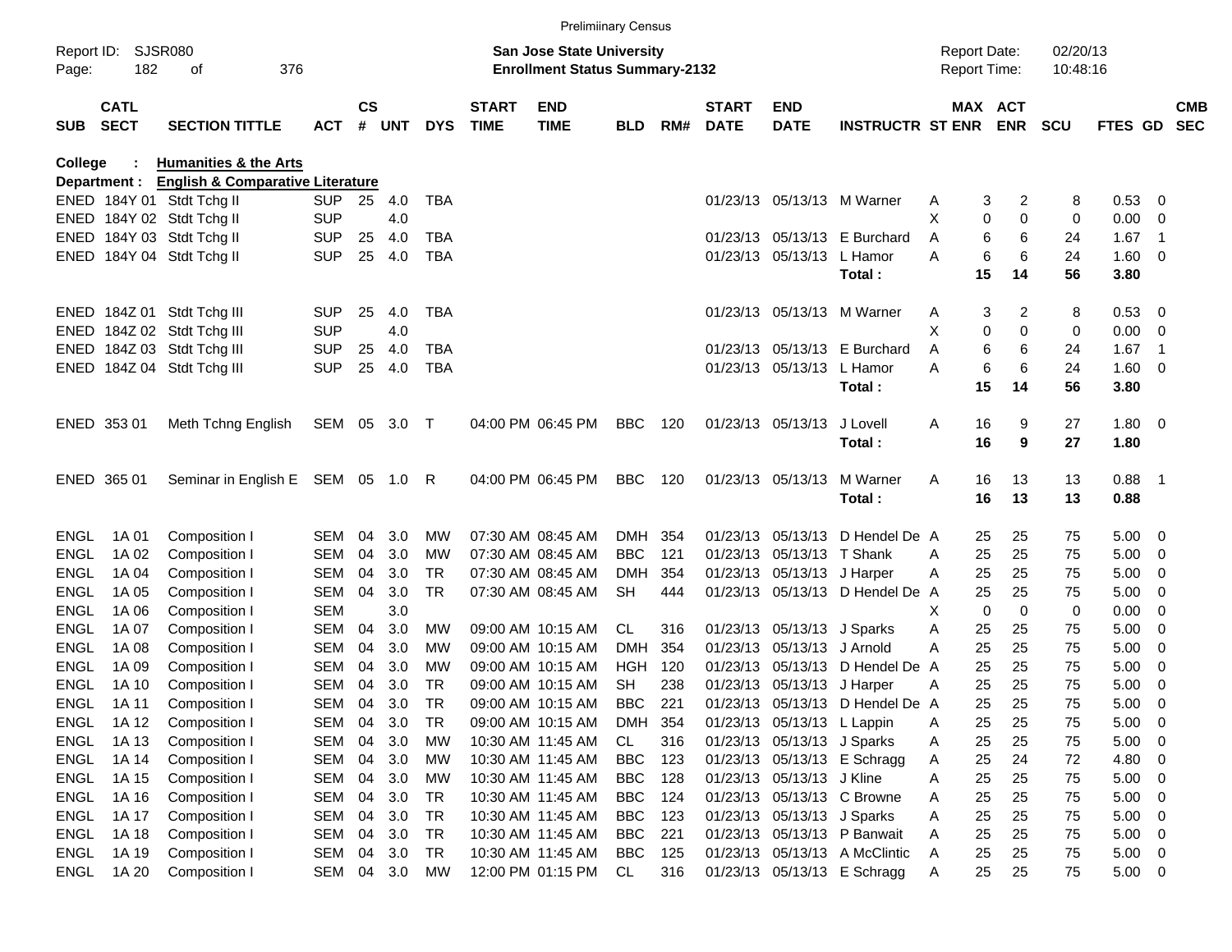Prelimiinary Census

Report ID: SJSR080
Page: 182 of 376

**San Jose State University**
**Enrollment Status Summary-2132**

Report Date: 02/20/13
Report Time: 10:48:16

**College : Humanities & the Arts**
**Department : English & Comparative Literature**

| SUB | CATL SECT | SECTION TITTLE | ACT | CS # | UNT | DYS | START TIME | END TIME | BLD | RM# | START DATE | END DATE | INSTRUCTR | ST | MAX ENR | ACT ENR | SCU | FTES | GD | CMB SEC |
|---|---|---|---|---|---|---|---|---|---|---|---|---|---|---|---|---|---|---|---|---|
| ENED | 184Y 01 | Stdt Tchg II | SUP | 25 | 4.0 | TBA | | | | | 01/23/13 | 05/13/13 | M Warner | A | 3 | 2 | 8 | 0.53 | 0 | |
| ENED | 184Y 02 | Stdt Tchg II | SUP | | 4.0 | | | | | | | | | X | 0 | 0 | 0 | 0.00 | 0 | |
| ENED | 184Y 03 | Stdt Tchg II | SUP | 25 | 4.0 | TBA | | | | | 01/23/13 | 05/13/13 | E Burchard | A | 6 | 6 | 24 | 1.67 | 1 | |
| ENED | 184Y 04 | Stdt Tchg II | SUP | 25 | 4.0 | TBA | | | | | 01/23/13 | 05/13/13 | L Hamor | A | 6 | 6 | 24 | 1.60 | 0 | |
| | | | | | | | | | | | | | **Total :** | | **15** | **14** | **56** | **3.80** | | |
| ENED | 184Z 01 | Stdt Tchg III | SUP | 25 | 4.0 | TBA | | | | | 01/23/13 | 05/13/13 | M Warner | A | 3 | 2 | 8 | 0.53 | 0 | |
| ENED | 184Z 02 | Stdt Tchg III | SUP | | 4.0 | | | | | | | | | X | 0 | 0 | 0 | 0.00 | 0 | |
| ENED | 184Z 03 | Stdt Tchg III | SUP | 25 | 4.0 | TBA | | | | | 01/23/13 | 05/13/13 | E Burchard | A | 6 | 6 | 24 | 1.67 | 1 | |
| ENED | 184Z 04 | Stdt Tchg III | SUP | 25 | 4.0 | TBA | | | | | 01/23/13 | 05/13/13 | L Hamor | A | 6 | 6 | 24 | 1.60 | 0 | |
| | | | | | | | | | | | | | **Total :** | | **15** | **14** | **56** | **3.80** | | |
| ENED | 353 01 | Meth Tchng English | SEM | 05 | 3.0 | T | 04:00 PM | 06:45 PM | BBC | 120 | 01/23/13 | 05/13/13 | J Lovell | A | 16 | 9 | 27 | 1.80 | 0 | |
| | | | | | | | | | | | | | **Total :** | | **16** | **9** | **27** | **1.80** | | |
| ENED | 365 01 | Seminar in English E | SEM | 05 | 1.0 | R | 04:00 PM | 06:45 PM | BBC | 120 | 01/23/13 | 05/13/13 | M Warner | A | 16 | 13 | 13 | 0.88 | 1 | |
| | | | | | | | | | | | | | **Total :** | | **16** | **13** | **13** | **0.88** | | |
| ENGL | 1A 01 | Composition I | SEM | 04 | 3.0 | MW | 07:30 AM | 08:45 AM | DMH | 354 | 01/23/13 | 05/13/13 | D Hendel De | A | 25 | 25 | 75 | 5.00 | 0 | |
| ENGL | 1A 02 | Composition I | SEM | 04 | 3.0 | MW | 07:30 AM | 08:45 AM | BBC | 121 | 01/23/13 | 05/13/13 | T Shank | A | 25 | 25 | 75 | 5.00 | 0 | |
| ENGL | 1A 04 | Composition I | SEM | 04 | 3.0 | TR | 07:30 AM | 08:45 AM | DMH | 354 | 01/23/13 | 05/13/13 | J Harper | A | 25 | 25 | 75 | 5.00 | 0 | |
| ENGL | 1A 05 | Composition I | SEM | 04 | 3.0 | TR | 07:30 AM | 08:45 AM | SH | 444 | 01/23/13 | 05/13/13 | D Hendel De | A | 25 | 25 | 75 | 5.00 | 0 | |
| ENGL | 1A 06 | Composition I | SEM | | 3.0 | | | | | | | | | X | 0 | 0 | 0 | 0.00 | 0 | |
| ENGL | 1A 07 | Composition I | SEM | 04 | 3.0 | MW | 09:00 AM | 10:15 AM | CL | 316 | 01/23/13 | 05/13/13 | J Sparks | A | 25 | 25 | 75 | 5.00 | 0 | |
| ENGL | 1A 08 | Composition I | SEM | 04 | 3.0 | MW | 09:00 AM | 10:15 AM | DMH | 354 | 01/23/13 | 05/13/13 | J Arnold | A | 25 | 25 | 75 | 5.00 | 0 | |
| ENGL | 1A 09 | Composition I | SEM | 04 | 3.0 | MW | 09:00 AM | 10:15 AM | HGH | 120 | 01/23/13 | 05/13/13 | D Hendel De | A | 25 | 25 | 75 | 5.00 | 0 | |
| ENGL | 1A 10 | Composition I | SEM | 04 | 3.0 | TR | 09:00 AM | 10:15 AM | SH | 238 | 01/23/13 | 05/13/13 | J Harper | A | 25 | 25 | 75 | 5.00 | 0 | |
| ENGL | 1A 11 | Composition I | SEM | 04 | 3.0 | TR | 09:00 AM | 10:15 AM | BBC | 221 | 01/23/13 | 05/13/13 | D Hendel De | A | 25 | 25 | 75 | 5.00 | 0 | |
| ENGL | 1A 12 | Composition I | SEM | 04 | 3.0 | TR | 09:00 AM | 10:15 AM | DMH | 354 | 01/23/13 | 05/13/13 | L Lappin | A | 25 | 25 | 75 | 5.00 | 0 | |
| ENGL | 1A 13 | Composition I | SEM | 04 | 3.0 | MW | 10:30 AM | 11:45 AM | CL | 316 | 01/23/13 | 05/13/13 | J Sparks | A | 25 | 25 | 75 | 5.00 | 0 | |
| ENGL | 1A 14 | Composition I | SEM | 04 | 3.0 | MW | 10:30 AM | 11:45 AM | BBC | 123 | 01/23/13 | 05/13/13 | E Schragg | A | 25 | 24 | 72 | 4.80 | 0 | |
| ENGL | 1A 15 | Composition I | SEM | 04 | 3.0 | MW | 10:30 AM | 11:45 AM | BBC | 128 | 01/23/13 | 05/13/13 | J Kline | A | 25 | 25 | 75 | 5.00 | 0 | |
| ENGL | 1A 16 | Composition I | SEM | 04 | 3.0 | TR | 10:30 AM | 11:45 AM | BBC | 124 | 01/23/13 | 05/13/13 | C Browne | A | 25 | 25 | 75 | 5.00 | 0 | |
| ENGL | 1A 17 | Composition I | SEM | 04 | 3.0 | TR | 10:30 AM | 11:45 AM | BBC | 123 | 01/23/13 | 05/13/13 | J Sparks | A | 25 | 25 | 75 | 5.00 | 0 | |
| ENGL | 1A 18 | Composition I | SEM | 04 | 3.0 | TR | 10:30 AM | 11:45 AM | BBC | 221 | 01/23/13 | 05/13/13 | P Banwait | A | 25 | 25 | 75 | 5.00 | 0 | |
| ENGL | 1A 19 | Composition I | SEM | 04 | 3.0 | TR | 10:30 AM | 11:45 AM | BBC | 125 | 01/23/13 | 05/13/13 | A McClintic | A | 25 | 25 | 75 | 5.00 | 0 | |
| ENGL | 1A 20 | Composition I | SEM | 04 | 3.0 | MW | 12:00 PM | 01:15 PM | CL | 316 | 01/23/13 | 05/13/13 | E Schragg | A | 25 | 25 | 75 | 5.00 | 0 | |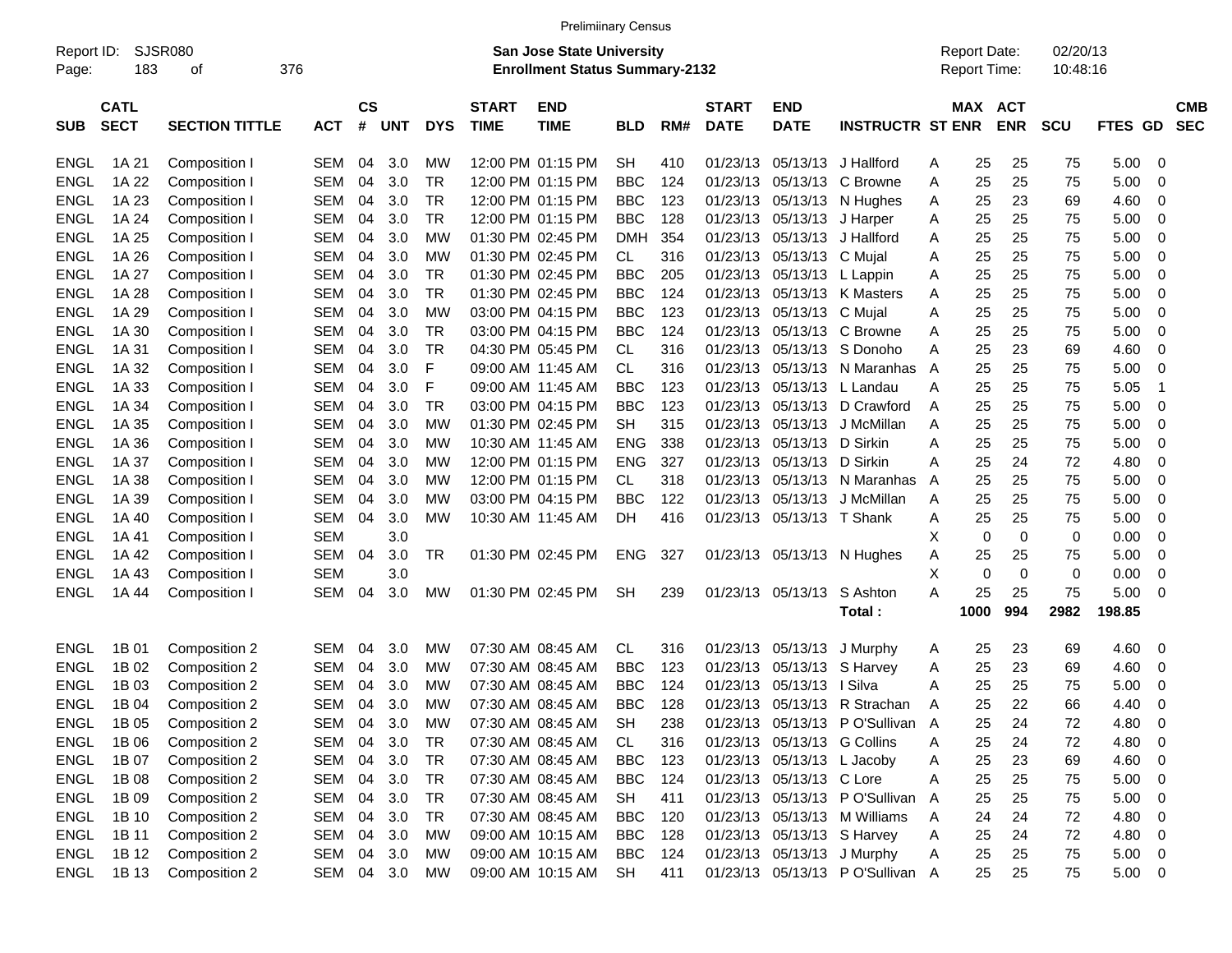Preliminary Census

Report ID: SJSR080
Page: 183 of 376

**San Jose State University**
**Enrollment Status Summary-2132**

Report Date: 02/20/13
Report Time: 10:48:16

| SUB | CATL SECT | SECTION TITTLE | ACT | CS # | UNT | DYS | START TIME | END TIME | BLD | RM# | START DATE | END DATE | INSTRUCTR | ST | MAX ENR | ACT ENR | SCU | FTES | GD | CMB SEC |
|---|---|---|---|---|---|---|---|---|---|---|---|---|---|---|---|---|---|---|---|---|
| ENGL | 1A 21 | Composition I | SEM | 04 | 3.0 | MW | 12:00 PM | 01:15 PM | SH | 410 | 01/23/13 | 05/13/13 | J Hallford | A | 25 | 25 | 75 | 5.00 | 0 | |
| ENGL | 1A 22 | Composition I | SEM | 04 | 3.0 | TR | 12:00 PM | 01:15 PM | BBC | 124 | 01/23/13 | 05/13/13 | C Browne | A | 25 | 25 | 75 | 5.00 | 0 | |
| ENGL | 1A 23 | Composition I | SEM | 04 | 3.0 | TR | 12:00 PM | 01:15 PM | BBC | 123 | 01/23/13 | 05/13/13 | N Hughes | A | 25 | 23 | 69 | 4.60 | 0 | |
| ENGL | 1A 24 | Composition I | SEM | 04 | 3.0 | TR | 12:00 PM | 01:15 PM | BBC | 128 | 01/23/13 | 05/13/13 | J Harper | A | 25 | 25 | 75 | 5.00 | 0 | |
| ENGL | 1A 25 | Composition I | SEM | 04 | 3.0 | MW | 01:30 PM | 02:45 PM | DMH | 354 | 01/23/13 | 05/13/13 | J Hallford | A | 25 | 25 | 75 | 5.00 | 0 | |
| ENGL | 1A 26 | Composition I | SEM | 04 | 3.0 | MW | 01:30 PM | 02:45 PM | CL | 316 | 01/23/13 | 05/13/13 | C Mujal | A | 25 | 25 | 75 | 5.00 | 0 | |
| ENGL | 1A 27 | Composition I | SEM | 04 | 3.0 | TR | 01:30 PM | 02:45 PM | BBC | 205 | 01/23/13 | 05/13/13 | L Lappin | A | 25 | 25 | 75 | 5.00 | 0 | |
| ENGL | 1A 28 | Composition I | SEM | 04 | 3.0 | TR | 01:30 PM | 02:45 PM | BBC | 124 | 01/23/13 | 05/13/13 | K Masters | A | 25 | 25 | 75 | 5.00 | 0 | |
| ENGL | 1A 29 | Composition I | SEM | 04 | 3.0 | MW | 03:00 PM | 04:15 PM | BBC | 123 | 01/23/13 | 05/13/13 | C Mujal | A | 25 | 25 | 75 | 5.00 | 0 | |
| ENGL | 1A 30 | Composition I | SEM | 04 | 3.0 | TR | 03:00 PM | 04:15 PM | BBC | 124 | 01/23/13 | 05/13/13 | C Browne | A | 25 | 25 | 75 | 5.00 | 0 | |
| ENGL | 1A 31 | Composition I | SEM | 04 | 3.0 | TR | 04:30 PM | 05:45 PM | CL | 316 | 01/23/13 | 05/13/13 | S Donoho | A | 25 | 23 | 69 | 4.60 | 0 | |
| ENGL | 1A 32 | Composition I | SEM | 04 | 3.0 | F | 09:00 AM | 11:45 AM | CL | 316 | 01/23/13 | 05/13/13 | N Maranhas | A | 25 | 25 | 75 | 5.00 | 0 | |
| ENGL | 1A 33 | Composition I | SEM | 04 | 3.0 | F | 09:00 AM | 11:45 AM | BBC | 123 | 01/23/13 | 05/13/13 | L Landau | A | 25 | 25 | 75 | 5.05 | 1 | |
| ENGL | 1A 34 | Composition I | SEM | 04 | 3.0 | TR | 03:00 PM | 04:15 PM | BBC | 123 | 01/23/13 | 05/13/13 | D Crawford | A | 25 | 25 | 75 | 5.00 | 0 | |
| ENGL | 1A 35 | Composition I | SEM | 04 | 3.0 | MW | 01:30 PM | 02:45 PM | SH | 315 | 01/23/13 | 05/13/13 | J McMillan | A | 25 | 25 | 75 | 5.00 | 0 | |
| ENGL | 1A 36 | Composition I | SEM | 04 | 3.0 | MW | 10:30 AM | 11:45 AM | ENG | 338 | 01/23/13 | 05/13/13 | D Sirkin | A | 25 | 25 | 75 | 5.00 | 0 | |
| ENGL | 1A 37 | Composition I | SEM | 04 | 3.0 | MW | 12:00 PM | 01:15 PM | ENG | 327 | 01/23/13 | 05/13/13 | D Sirkin | A | 25 | 24 | 72 | 4.80 | 0 | |
| ENGL | 1A 38 | Composition I | SEM | 04 | 3.0 | MW | 12:00 PM | 01:15 PM | CL | 318 | 01/23/13 | 05/13/13 | N Maranhas | A | 25 | 25 | 75 | 5.00 | 0 | |
| ENGL | 1A 39 | Composition I | SEM | 04 | 3.0 | MW | 03:00 PM | 04:15 PM | BBC | 122 | 01/23/13 | 05/13/13 | J McMillan | A | 25 | 25 | 75 | 5.00 | 0 | |
| ENGL | 1A 40 | Composition I | SEM | 04 | 3.0 | MW | 10:30 AM | 11:45 AM | DH | 416 | 01/23/13 | 05/13/13 | T Shank | A | 25 | 25 | 75 | 5.00 | 0 | |
| ENGL | 1A 41 | Composition I | SEM | | 3.0 | | | | | | | | | X | 0 | 0 | 0 | 0.00 | 0 | |
| ENGL | 1A 42 | Composition I | SEM | 04 | 3.0 | TR | 01:30 PM | 02:45 PM | ENG | 327 | 01/23/13 | 05/13/13 | N Hughes | A | 25 | 25 | 75 | 5.00 | 0 | |
| ENGL | 1A 43 | Composition I | SEM | | 3.0 | | | | | | | | | X | 0 | 0 | 0 | 0.00 | 0 | |
| ENGL | 1A 44 | Composition I | SEM | 04 | 3.0 | MW | 01:30 PM | 02:45 PM | SH | 239 | 01/23/13 | 05/13/13 | S Ashton | A | 25 | 25 | 75 | 5.00 | 0 | |
| | | | | | | | | | | | | | Total : | | 1000 | 994 | 2982 | 198.85 | | |
| ENGL | 1B 01 | Composition 2 | SEM | 04 | 3.0 | MW | 07:30 AM | 08:45 AM | CL | 316 | 01/23/13 | 05/13/13 | J Murphy | A | 25 | 23 | 69 | 4.60 | 0 | |
| ENGL | 1B 02 | Composition 2 | SEM | 04 | 3.0 | MW | 07:30 AM | 08:45 AM | BBC | 123 | 01/23/13 | 05/13/13 | S Harvey | A | 25 | 23 | 69 | 4.60 | 0 | |
| ENGL | 1B 03 | Composition 2 | SEM | 04 | 3.0 | MW | 07:30 AM | 08:45 AM | BBC | 124 | 01/23/13 | 05/13/13 | I Silva | A | 25 | 25 | 75 | 5.00 | 0 | |
| ENGL | 1B 04 | Composition 2 | SEM | 04 | 3.0 | MW | 07:30 AM | 08:45 AM | BBC | 128 | 01/23/13 | 05/13/13 | R Strachan | A | 25 | 22 | 66 | 4.40 | 0 | |
| ENGL | 1B 05 | Composition 2 | SEM | 04 | 3.0 | MW | 07:30 AM | 08:45 AM | SH | 238 | 01/23/13 | 05/13/13 | P O'Sullivan | A | 25 | 24 | 72 | 4.80 | 0 | |
| ENGL | 1B 06 | Composition 2 | SEM | 04 | 3.0 | TR | 07:30 AM | 08:45 AM | CL | 316 | 01/23/13 | 05/13/13 | G Collins | A | 25 | 24 | 72 | 4.80 | 0 | |
| ENGL | 1B 07 | Composition 2 | SEM | 04 | 3.0 | TR | 07:30 AM | 08:45 AM | BBC | 123 | 01/23/13 | 05/13/13 | L Jacoby | A | 25 | 23 | 69 | 4.60 | 0 | |
| ENGL | 1B 08 | Composition 2 | SEM | 04 | 3.0 | TR | 07:30 AM | 08:45 AM | BBC | 124 | 01/23/13 | 05/13/13 | C Lore | A | 25 | 25 | 75 | 5.00 | 0 | |
| ENGL | 1B 09 | Composition 2 | SEM | 04 | 3.0 | TR | 07:30 AM | 08:45 AM | SH | 411 | 01/23/13 | 05/13/13 | P O'Sullivan | A | 25 | 25 | 75 | 5.00 | 0 | |
| ENGL | 1B 10 | Composition 2 | SEM | 04 | 3.0 | TR | 07:30 AM | 08:45 AM | BBC | 120 | 01/23/13 | 05/13/13 | M Williams | A | 24 | 24 | 72 | 4.80 | 0 | |
| ENGL | 1B 11 | Composition 2 | SEM | 04 | 3.0 | MW | 09:00 AM | 10:15 AM | BBC | 128 | 01/23/13 | 05/13/13 | S Harvey | A | 25 | 24 | 72 | 4.80 | 0 | |
| ENGL | 1B 12 | Composition 2 | SEM | 04 | 3.0 | MW | 09:00 AM | 10:15 AM | BBC | 124 | 01/23/13 | 05/13/13 | J Murphy | A | 25 | 25 | 75 | 5.00 | 0 | |
| ENGL | 1B 13 | Composition 2 | SEM | 04 | 3.0 | MW | 09:00 AM | 10:15 AM | SH | 411 | 01/23/13 | 05/13/13 | P O'Sullivan | A | 25 | 25 | 75 | 5.00 | 0 | |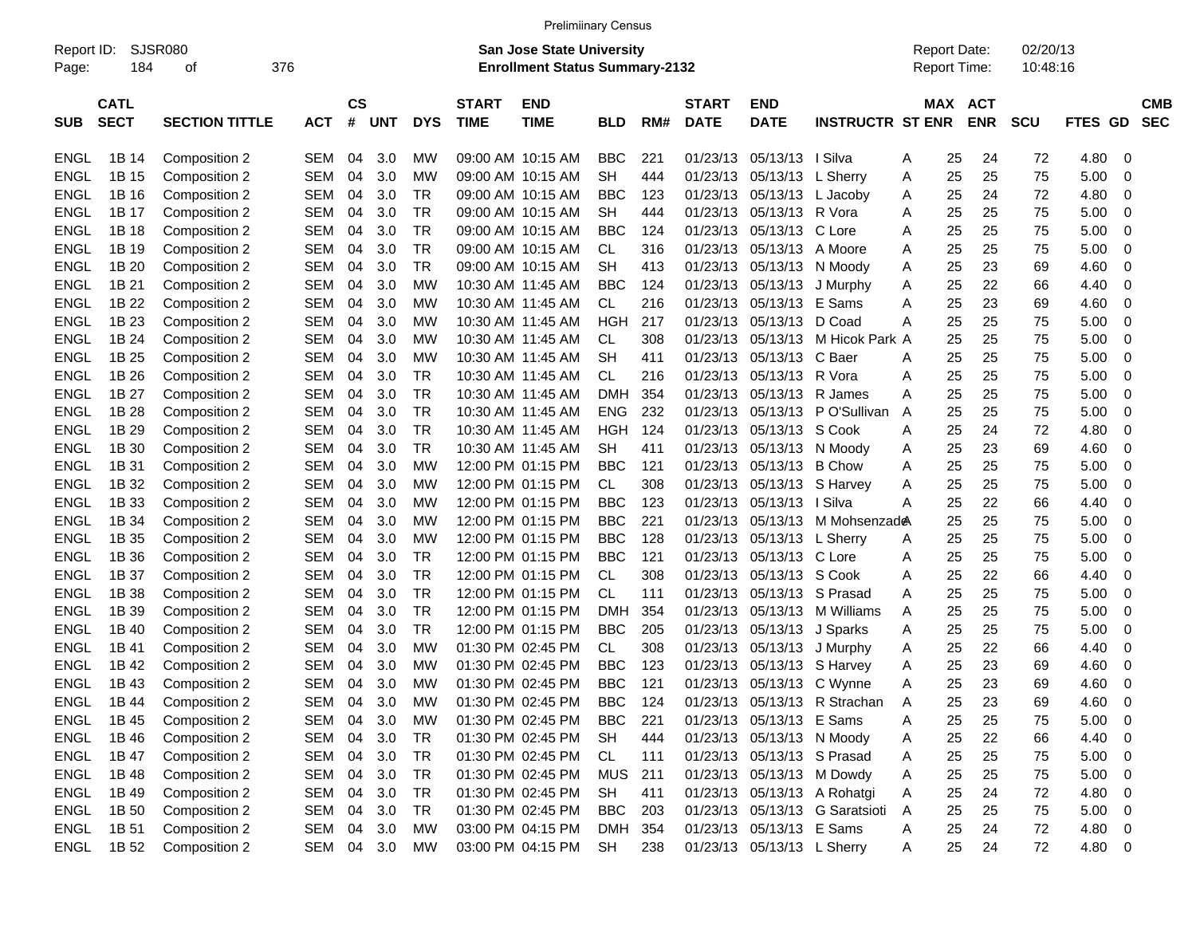Preliminary Census

Report ID: SJSR080
Page: 184 of 376

**San Jose State University**
**Enrollment Status Summary-2132**

Report Date: 02/20/13
Report Time: 10:48:16

| SUB | CATL SECT | SECTION TITTLE | ACT | CS # | UNT | DYS | START TIME | END TIME | BLD | RM# | START DATE | END DATE | INSTRUCTR | ST | MAX ENR | ACT ENR | SCU | FTES | GD | CMB SEC |
|---|---|---|---|---|---|---|---|---|---|---|---|---|---|---|---|---|---|---|---|---|
| ENGL | 1B 14 | Composition 2 | SEM | 04 | 3.0 | MW | 09:00 AM | 10:15 AM | BBC | 221 | 01/23/13 | 05/13/13 | I Silva | A | 25 | 24 | 72 | 4.80 | 0 | |
| ENGL | 1B 15 | Composition 2 | SEM | 04 | 3.0 | MW | 09:00 AM | 10:15 AM | SH | 444 | 01/23/13 | 05/13/13 | L Sherry | A | 25 | 25 | 75 | 5.00 | 0 | |
| ENGL | 1B 16 | Composition 2 | SEM | 04 | 3.0 | TR | 09:00 AM | 10:15 AM | BBC | 123 | 01/23/13 | 05/13/13 | L Jacoby | A | 25 | 24 | 72 | 4.80 | 0 | |
| ENGL | 1B 17 | Composition 2 | SEM | 04 | 3.0 | TR | 09:00 AM | 10:15 AM | SH | 444 | 01/23/13 | 05/13/13 | R Vora | A | 25 | 25 | 75 | 5.00 | 0 | |
| ENGL | 1B 18 | Composition 2 | SEM | 04 | 3.0 | TR | 09:00 AM | 10:15 AM | BBC | 124 | 01/23/13 | 05/13/13 | C Lore | A | 25 | 25 | 75 | 5.00 | 0 | |
| ENGL | 1B 19 | Composition 2 | SEM | 04 | 3.0 | TR | 09:00 AM | 10:15 AM | CL | 316 | 01/23/13 | 05/13/13 | A Moore | A | 25 | 25 | 75 | 5.00 | 0 | |
| ENGL | 1B 20 | Composition 2 | SEM | 04 | 3.0 | TR | 09:00 AM | 10:15 AM | SH | 413 | 01/23/13 | 05/13/13 | N Moody | A | 25 | 23 | 69 | 4.60 | 0 | |
| ENGL | 1B 21 | Composition 2 | SEM | 04 | 3.0 | MW | 10:30 AM | 11:45 AM | BBC | 124 | 01/23/13 | 05/13/13 | J Murphy | A | 25 | 22 | 66 | 4.40 | 0 | |
| ENGL | 1B 22 | Composition 2 | SEM | 04 | 3.0 | MW | 10:30 AM | 11:45 AM | CL | 216 | 01/23/13 | 05/13/13 | E Sams | A | 25 | 23 | 69 | 4.60 | 0 | |
| ENGL | 1B 23 | Composition 2 | SEM | 04 | 3.0 | MW | 10:30 AM | 11:45 AM | HGH | 217 | 01/23/13 | 05/13/13 | D Coad | A | 25 | 25 | 75 | 5.00 | 0 | |
| ENGL | 1B 24 | Composition 2 | SEM | 04 | 3.0 | MW | 10:30 AM | 11:45 AM | CL | 308 | 01/23/13 | 05/13/13 | M Hicok Park | A | 25 | 25 | 75 | 5.00 | 0 | |
| ENGL | 1B 25 | Composition 2 | SEM | 04 | 3.0 | MW | 10:30 AM | 11:45 AM | SH | 411 | 01/23/13 | 05/13/13 | C Baer | A | 25 | 25 | 75 | 5.00 | 0 | |
| ENGL | 1B 26 | Composition 2 | SEM | 04 | 3.0 | TR | 10:30 AM | 11:45 AM | CL | 216 | 01/23/13 | 05/13/13 | R Vora | A | 25 | 25 | 75 | 5.00 | 0 | |
| ENGL | 1B 27 | Composition 2 | SEM | 04 | 3.0 | TR | 10:30 AM | 11:45 AM | DMH | 354 | 01/23/13 | 05/13/13 | R James | A | 25 | 25 | 75 | 5.00 | 0 | |
| ENGL | 1B 28 | Composition 2 | SEM | 04 | 3.0 | TR | 10:30 AM | 11:45 AM | ENG | 232 | 01/23/13 | 05/13/13 | P O'Sullivan | A | 25 | 25 | 75 | 5.00 | 0 | |
| ENGL | 1B 29 | Composition 2 | SEM | 04 | 3.0 | TR | 10:30 AM | 11:45 AM | HGH | 124 | 01/23/13 | 05/13/13 | S Cook | A | 25 | 24 | 72 | 4.80 | 0 | |
| ENGL | 1B 30 | Composition 2 | SEM | 04 | 3.0 | TR | 10:30 AM | 11:45 AM | SH | 411 | 01/23/13 | 05/13/13 | N Moody | A | 25 | 23 | 69 | 4.60 | 0 | |
| ENGL | 1B 31 | Composition 2 | SEM | 04 | 3.0 | MW | 12:00 PM | 01:15 PM | BBC | 121 | 01/23/13 | 05/13/13 | B Chow | A | 25 | 25 | 75 | 5.00 | 0 | |
| ENGL | 1B 32 | Composition 2 | SEM | 04 | 3.0 | MW | 12:00 PM | 01:15 PM | CL | 308 | 01/23/13 | 05/13/13 | S Harvey | A | 25 | 25 | 75 | 5.00 | 0 | |
| ENGL | 1B 33 | Composition 2 | SEM | 04 | 3.0 | MW | 12:00 PM | 01:15 PM | BBC | 123 | 01/23/13 | 05/13/13 | I Silva | A | 25 | 22 | 66 | 4.40 | 0 | |
| ENGL | 1B 34 | Composition 2 | SEM | 04 | 3.0 | MW | 12:00 PM | 01:15 PM | BBC | 221 | 01/23/13 | 05/13/13 | M Mohsenzade | A | 25 | 25 | 75 | 5.00 | 0 | |
| ENGL | 1B 35 | Composition 2 | SEM | 04 | 3.0 | MW | 12:00 PM | 01:15 PM | BBC | 128 | 01/23/13 | 05/13/13 | L Sherry | A | 25 | 25 | 75 | 5.00 | 0 | |
| ENGL | 1B 36 | Composition 2 | SEM | 04 | 3.0 | TR | 12:00 PM | 01:15 PM | BBC | 121 | 01/23/13 | 05/13/13 | C Lore | A | 25 | 25 | 75 | 5.00 | 0 | |
| ENGL | 1B 37 | Composition 2 | SEM | 04 | 3.0 | TR | 12:00 PM | 01:15 PM | CL | 308 | 01/23/13 | 05/13/13 | S Cook | A | 25 | 22 | 66 | 4.40 | 0 | |
| ENGL | 1B 38 | Composition 2 | SEM | 04 | 3.0 | TR | 12:00 PM | 01:15 PM | CL | 111 | 01/23/13 | 05/13/13 | S Prasad | A | 25 | 25 | 75 | 5.00 | 0 | |
| ENGL | 1B 39 | Composition 2 | SEM | 04 | 3.0 | TR | 12:00 PM | 01:15 PM | DMH | 354 | 01/23/13 | 05/13/13 | M Williams | A | 25 | 25 | 75 | 5.00 | 0 | |
| ENGL | 1B 40 | Composition 2 | SEM | 04 | 3.0 | TR | 12:00 PM | 01:15 PM | BBC | 205 | 01/23/13 | 05/13/13 | J Sparks | A | 25 | 25 | 75 | 5.00 | 0 | |
| ENGL | 1B 41 | Composition 2 | SEM | 04 | 3.0 | MW | 01:30 PM | 02:45 PM | CL | 308 | 01/23/13 | 05/13/13 | J Murphy | A | 25 | 22 | 66 | 4.40 | 0 | |
| ENGL | 1B 42 | Composition 2 | SEM | 04 | 3.0 | MW | 01:30 PM | 02:45 PM | BBC | 123 | 01/23/13 | 05/13/13 | S Harvey | A | 25 | 23 | 69 | 4.60 | 0 | |
| ENGL | 1B 43 | Composition 2 | SEM | 04 | 3.0 | MW | 01:30 PM | 02:45 PM | BBC | 121 | 01/23/13 | 05/13/13 | C Wynne | A | 25 | 23 | 69 | 4.60 | 0 | |
| ENGL | 1B 44 | Composition 2 | SEM | 04 | 3.0 | MW | 01:30 PM | 02:45 PM | BBC | 124 | 01/23/13 | 05/13/13 | R Strachan | A | 25 | 23 | 69 | 4.60 | 0 | |
| ENGL | 1B 45 | Composition 2 | SEM | 04 | 3.0 | MW | 01:30 PM | 02:45 PM | BBC | 221 | 01/23/13 | 05/13/13 | E Sams | A | 25 | 25 | 75 | 5.00 | 0 | |
| ENGL | 1B 46 | Composition 2 | SEM | 04 | 3.0 | TR | 01:30 PM | 02:45 PM | SH | 444 | 01/23/13 | 05/13/13 | N Moody | A | 25 | 22 | 66 | 4.40 | 0 | |
| ENGL | 1B 47 | Composition 2 | SEM | 04 | 3.0 | TR | 01:30 PM | 02:45 PM | CL | 111 | 01/23/13 | 05/13/13 | S Prasad | A | 25 | 25 | 75 | 5.00 | 0 | |
| ENGL | 1B 48 | Composition 2 | SEM | 04 | 3.0 | TR | 01:30 PM | 02:45 PM | MUS | 211 | 01/23/13 | 05/13/13 | M Dowdy | A | 25 | 25 | 75 | 5.00 | 0 | |
| ENGL | 1B 49 | Composition 2 | SEM | 04 | 3.0 | TR | 01:30 PM | 02:45 PM | SH | 411 | 01/23/13 | 05/13/13 | A Rohatgi | A | 25 | 24 | 72 | 4.80 | 0 | |
| ENGL | 1B 50 | Composition 2 | SEM | 04 | 3.0 | TR | 01:30 PM | 02:45 PM | BBC | 203 | 01/23/13 | 05/13/13 | G Saratsioti | A | 25 | 25 | 75 | 5.00 | 0 | |
| ENGL | 1B 51 | Composition 2 | SEM | 04 | 3.0 | MW | 03:00 PM | 04:15 PM | DMH | 354 | 01/23/13 | 05/13/13 | E Sams | A | 25 | 24 | 72 | 4.80 | 0 | |
| ENGL | 1B 52 | Composition 2 | SEM | 04 | 3.0 | MW | 03:00 PM | 04:15 PM | SH | 238 | 01/23/13 | 05/13/13 | L Sherry | A | 25 | 24 | 72 | 4.80 | 0 | |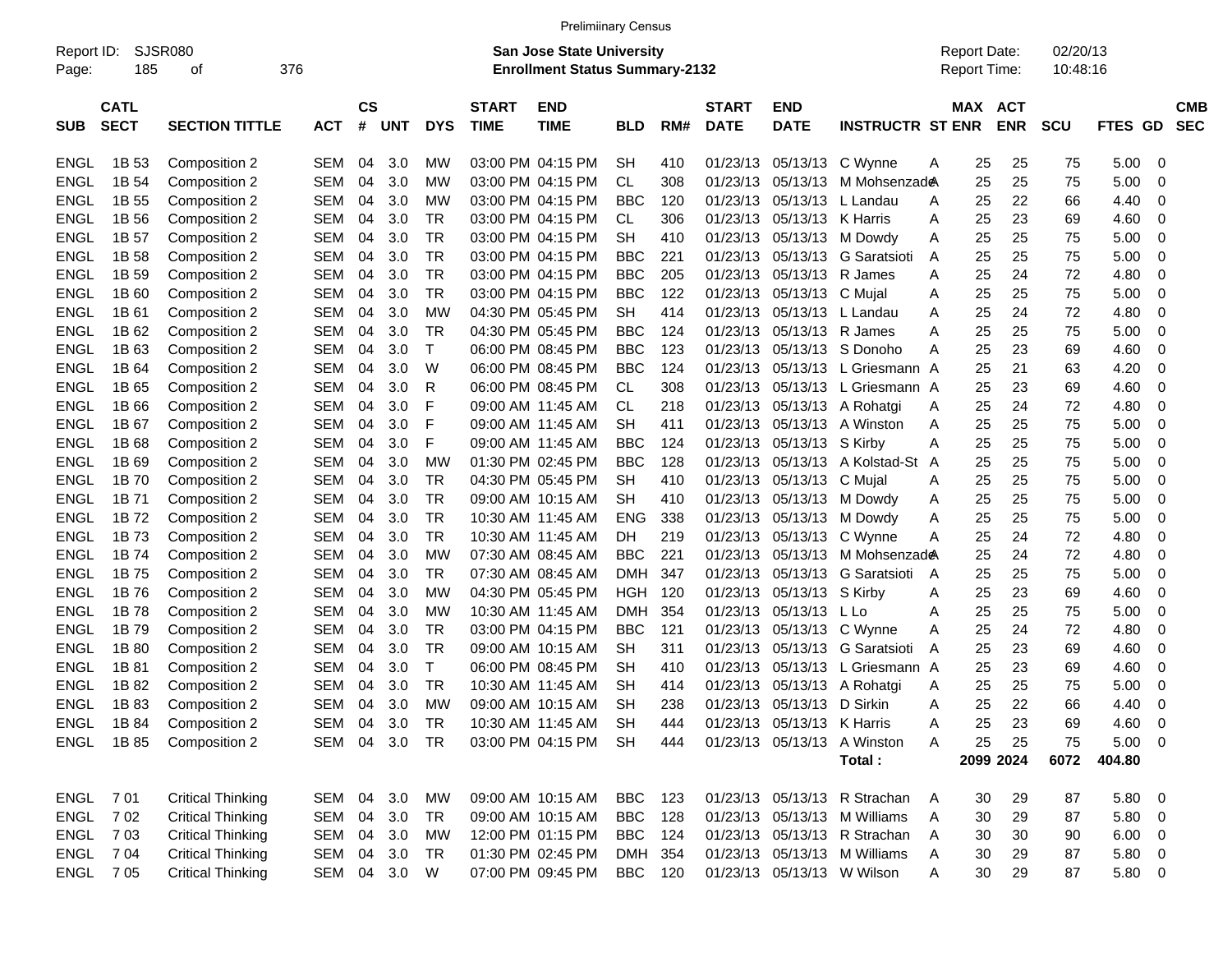Prelimiinary Census

Report ID: SJSR080
Page: 185 of 376

**San Jose State University**
**Enrollment Status Summary-2132**

Report Date: 02/20/13
Report Time: 10:48:16

| SUB | CATL SECT | SECTION TITTLE | ACT | CS # | UNT | DYS | START TIME | END TIME | BLD | RM# | START DATE | END DATE | INSTRUCTR | ST | MAX ENR | ACT ENR | SCU | FTES | GD | CMB SEC |
|---|---|---|---|---|---|---|---|---|---|---|---|---|---|---|---|---|---|---|---|---|
| ENGL | 1B 53 | Composition 2 | SEM | 04 | 3.0 | MW | 03:00 PM | 04:15 PM | SH | 410 | 01/23/13 | 05/13/13 | C Wynne | A | 25 | 25 | 75 | 5.00 | 0 | |
| ENGL | 1B 54 | Composition 2 | SEM | 04 | 3.0 | MW | 03:00 PM | 04:15 PM | CL | 308 | 01/23/13 | 05/13/13 | M Mohsenzade | A | 25 | 25 | 75 | 5.00 | 0 | |
| ENGL | 1B 55 | Composition 2 | SEM | 04 | 3.0 | MW | 03:00 PM | 04:15 PM | BBC | 120 | 01/23/13 | 05/13/13 | L Landau | A | 25 | 22 | 66 | 4.40 | 0 | |
| ENGL | 1B 56 | Composition 2 | SEM | 04 | 3.0 | TR | 03:00 PM | 04:15 PM | CL | 306 | 01/23/13 | 05/13/13 | K Harris | A | 25 | 23 | 69 | 4.60 | 0 | |
| ENGL | 1B 57 | Composition 2 | SEM | 04 | 3.0 | TR | 03:00 PM | 04:15 PM | SH | 410 | 01/23/13 | 05/13/13 | M Dowdy | A | 25 | 25 | 75 | 5.00 | 0 | |
| ENGL | 1B 58 | Composition 2 | SEM | 04 | 3.0 | TR | 03:00 PM | 04:15 PM | BBC | 221 | 01/23/13 | 05/13/13 | G Saratsioti | A | 25 | 25 | 75 | 5.00 | 0 | |
| ENGL | 1B 59 | Composition 2 | SEM | 04 | 3.0 | TR | 03:00 PM | 04:15 PM | BBC | 205 | 01/23/13 | 05/13/13 | R James | A | 25 | 24 | 72 | 4.80 | 0 | |
| ENGL | 1B 60 | Composition 2 | SEM | 04 | 3.0 | TR | 03:00 PM | 04:15 PM | BBC | 122 | 01/23/13 | 05/13/13 | C Mujal | A | 25 | 25 | 75 | 5.00 | 0 | |
| ENGL | 1B 61 | Composition 2 | SEM | 04 | 3.0 | MW | 04:30 PM | 05:45 PM | SH | 414 | 01/23/13 | 05/13/13 | L Landau | A | 25 | 24 | 72 | 4.80 | 0 | |
| ENGL | 1B 62 | Composition 2 | SEM | 04 | 3.0 | TR | 04:30 PM | 05:45 PM | BBC | 124 | 01/23/13 | 05/13/13 | R James | A | 25 | 25 | 75 | 5.00 | 0 | |
| ENGL | 1B 63 | Composition 2 | SEM | 04 | 3.0 | T | 06:00 PM | 08:45 PM | BBC | 123 | 01/23/13 | 05/13/13 | S Donoho | A | 25 | 23 | 69 | 4.60 | 0 | |
| ENGL | 1B 64 | Composition 2 | SEM | 04 | 3.0 | W | 06:00 PM | 08:45 PM | BBC | 124 | 01/23/13 | 05/13/13 | L Griesmann | A | 25 | 21 | 63 | 4.20 | 0 | |
| ENGL | 1B 65 | Composition 2 | SEM | 04 | 3.0 | R | 06:00 PM | 08:45 PM | CL | 308 | 01/23/13 | 05/13/13 | L Griesmann | A | 25 | 23 | 69 | 4.60 | 0 | |
| ENGL | 1B 66 | Composition 2 | SEM | 04 | 3.0 | F | 09:00 AM | 11:45 AM | CL | 218 | 01/23/13 | 05/13/13 | A Rohatgi | A | 25 | 24 | 72 | 4.80 | 0 | |
| ENGL | 1B 67 | Composition 2 | SEM | 04 | 3.0 | F | 09:00 AM | 11:45 AM | SH | 411 | 01/23/13 | 05/13/13 | A Winston | A | 25 | 25 | 75 | 5.00 | 0 | |
| ENGL | 1B 68 | Composition 2 | SEM | 04 | 3.0 | F | 09:00 AM | 11:45 AM | BBC | 124 | 01/23/13 | 05/13/13 | S Kirby | A | 25 | 25 | 75 | 5.00 | 0 | |
| ENGL | 1B 69 | Composition 2 | SEM | 04 | 3.0 | MW | 01:30 PM | 02:45 PM | BBC | 128 | 01/23/13 | 05/13/13 | A Kolstad-St | A | 25 | 25 | 75 | 5.00 | 0 | |
| ENGL | 1B 70 | Composition 2 | SEM | 04 | 3.0 | TR | 04:30 PM | 05:45 PM | SH | 410 | 01/23/13 | 05/13/13 | C Mujal | A | 25 | 25 | 75 | 5.00 | 0 | |
| ENGL | 1B 71 | Composition 2 | SEM | 04 | 3.0 | TR | 09:00 AM | 10:15 AM | SH | 410 | 01/23/13 | 05/13/13 | M Dowdy | A | 25 | 25 | 75 | 5.00 | 0 | |
| ENGL | 1B 72 | Composition 2 | SEM | 04 | 3.0 | TR | 10:30 AM | 11:45 AM | ENG | 338 | 01/23/13 | 05/13/13 | M Dowdy | A | 25 | 25 | 75 | 5.00 | 0 | |
| ENGL | 1B 73 | Composition 2 | SEM | 04 | 3.0 | TR | 10:30 AM | 11:45 AM | DH | 219 | 01/23/13 | 05/13/13 | C Wynne | A | 25 | 24 | 72 | 4.80 | 0 | |
| ENGL | 1B 74 | Composition 2 | SEM | 04 | 3.0 | MW | 07:30 AM | 08:45 AM | BBC | 221 | 01/23/13 | 05/13/13 | M Mohsenzade | A | 25 | 24 | 72 | 4.80 | 0 | |
| ENGL | 1B 75 | Composition 2 | SEM | 04 | 3.0 | TR | 07:30 AM | 08:45 AM | DMH | 347 | 01/23/13 | 05/13/13 | G Saratsioti | A | 25 | 25 | 75 | 5.00 | 0 | |
| ENGL | 1B 76 | Composition 2 | SEM | 04 | 3.0 | MW | 04:30 PM | 05:45 PM | HGH | 120 | 01/23/13 | 05/13/13 | S Kirby | A | 25 | 23 | 69 | 4.60 | 0 | |
| ENGL | 1B 78 | Composition 2 | SEM | 04 | 3.0 | MW | 10:30 AM | 11:45 AM | DMH | 354 | 01/23/13 | 05/13/13 | L Lo | A | 25 | 25 | 75 | 5.00 | 0 | |
| ENGL | 1B 79 | Composition 2 | SEM | 04 | 3.0 | TR | 03:00 PM | 04:15 PM | BBC | 121 | 01/23/13 | 05/13/13 | C Wynne | A | 25 | 24 | 72 | 4.80 | 0 | |
| ENGL | 1B 80 | Composition 2 | SEM | 04 | 3.0 | TR | 09:00 AM | 10:15 AM | SH | 311 | 01/23/13 | 05/13/13 | G Saratsioti | A | 25 | 23 | 69 | 4.60 | 0 | |
| ENGL | 1B 81 | Composition 2 | SEM | 04 | 3.0 | T | 06:00 PM | 08:45 PM | SH | 410 | 01/23/13 | 05/13/13 | L Griesmann | A | 25 | 23 | 69 | 4.60 | 0 | |
| ENGL | 1B 82 | Composition 2 | SEM | 04 | 3.0 | TR | 10:30 AM | 11:45 AM | SH | 414 | 01/23/13 | 05/13/13 | A Rohatgi | A | 25 | 25 | 75 | 5.00 | 0 | |
| ENGL | 1B 83 | Composition 2 | SEM | 04 | 3.0 | MW | 09:00 AM | 10:15 AM | SH | 238 | 01/23/13 | 05/13/13 | D Sirkin | A | 25 | 22 | 66 | 4.40 | 0 | |
| ENGL | 1B 84 | Composition 2 | SEM | 04 | 3.0 | TR | 10:30 AM | 11:45 AM | SH | 444 | 01/23/13 | 05/13/13 | K Harris | A | 25 | 23 | 69 | 4.60 | 0 | |
| ENGL | 1B 85 | Composition 2 | SEM | 04 | 3.0 | TR | 03:00 PM | 04:15 PM | SH | 444 | 01/23/13 | 05/13/13 | A Winston | A | 25 | 25 | 75 | 5.00 | 0 | |
| | | | | | | | | | | | | | **Total :** | | **2099** | **2024** | **6072** | **404.80** | | |
| ENGL | 7 01 | Critical Thinking | SEM | 04 | 3.0 | MW | 09:00 AM | 10:15 AM | BBC | 123 | 01/23/13 | 05/13/13 | R Strachan | A | 30 | 29 | 87 | 5.80 | 0 | |
| ENGL | 7 02 | Critical Thinking | SEM | 04 | 3.0 | TR | 09:00 AM | 10:15 AM | BBC | 128 | 01/23/13 | 05/13/13 | M Williams | A | 30 | 29 | 87 | 5.80 | 0 | |
| ENGL | 7 03 | Critical Thinking | SEM | 04 | 3.0 | MW | 12:00 PM | 01:15 PM | BBC | 124 | 01/23/13 | 05/13/13 | R Strachan | A | 30 | 30 | 90 | 6.00 | 0 | |
| ENGL | 7 04 | Critical Thinking | SEM | 04 | 3.0 | TR | 01:30 PM | 02:45 PM | DMH | 354 | 01/23/13 | 05/13/13 | M Williams | A | 30 | 29 | 87 | 5.80 | 0 | |
| ENGL | 7 05 | Critical Thinking | SEM | 04 | 3.0 | W | 07:00 PM | 09:45 PM | BBC | 120 | 01/23/13 | 05/13/13 | W Wilson | A | 30 | 29 | 87 | 5.80 | 0 | |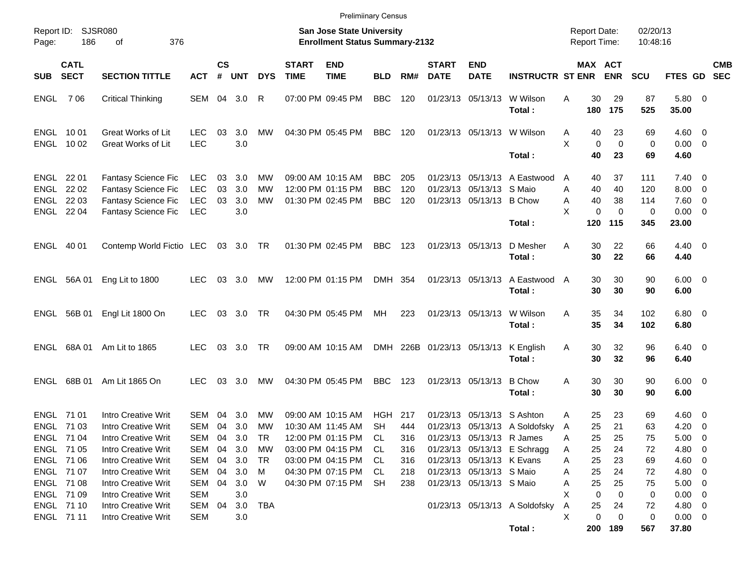Preliminary Census

Report ID: SJSR080
Page: 186 of 376

**San Jose State University**
**Enrollment Status Summary-2132**

Report Date: 02/20/13
Report Time: 10:48:16

| SUB | CATL SECT | SECTION TITTLE | ACT | CS # | UNT | DYS | START TIME | END TIME | BLD | RM# | START DATE | END DATE | INSTRUCTR | ST | MAX ENR | ACT ENR | SCU | FTES | GD | CMB SEC |
|---|---|---|---|---|---|---|---|---|---|---|---|---|---|---|---|---|---|---|---|---|
| ENGL | 7 06 | Critical Thinking | SEM | 04 | 3.0 | R | 07:00 PM | 09:45 PM | BBC | 120 | 01/23/13 | 05/13/13 | W Wilson | A | 30 | 29 | 87 | 5.80 | 0 | |
| | | | | | | | | | | | | | **Total :** | | **180** | **175** | **525** | **35.00** | | |
| ENGL | 10 01 | Great Works of Lit | LEC | 03 | 3.0 | MW | 04:30 PM | 05:45 PM | BBC | 120 | 01/23/13 | 05/13/13 | W Wilson | A | 40 | 23 | 69 | 4.60 | 0 | |
| ENGL | 10 02 | Great Works of Lit | LEC | | 3.0 | | | | | | | | | X | 0 | 0 | 0 | 0.00 | 0 | |
| | | | | | | | | | | | | | **Total :** | | **40** | **23** | **69** | **4.60** | | |
| ENGL | 22 01 | Fantasy Science Fic | LEC | 03 | 3.0 | MW | 09:00 AM | 10:15 AM | BBC | 205 | 01/23/13 | 05/13/13 | A Eastwood | A | 40 | 37 | 111 | 7.40 | 0 | |
| ENGL | 22 02 | Fantasy Science Fic | LEC | 03 | 3.0 | MW | 12:00 PM | 01:15 PM | BBC | 120 | 01/23/13 | 05/13/13 | S Maio | A | 40 | 40 | 120 | 8.00 | 0 | |
| ENGL | 22 03 | Fantasy Science Fic | LEC | 03 | 3.0 | MW | 01:30 PM | 02:45 PM | BBC | 120 | 01/23/13 | 05/13/13 | B Chow | A | 40 | 38 | 114 | 7.60 | 0 | |
| ENGL | 22 04 | Fantasy Science Fic | LEC | | 3.0 | | | | | | | | | X | 0 | 0 | 0 | 0.00 | 0 | |
| | | | | | | | | | | | | | **Total :** | | **120** | **115** | **345** | **23.00** | | |
| ENGL | 40 01 | Contemp World Fictio | LEC | 03 | 3.0 | TR | 01:30 PM | 02:45 PM | BBC | 123 | 01/23/13 | 05/13/13 | D Mesher | A | 30 | 22 | 66 | 4.40 | 0 | |
| | | | | | | | | | | | | | **Total :** | | **30** | **22** | **66** | **4.40** | | |
| ENGL | 56A 01 | Eng Lit to 1800 | LEC | 03 | 3.0 | MW | 12:00 PM | 01:15 PM | DMH | 354 | 01/23/13 | 05/13/13 | A Eastwood | A | 30 | 30 | 90 | 6.00 | 0 | |
| | | | | | | | | | | | | | **Total :** | | **30** | **30** | **90** | **6.00** | | |
| ENGL | 56B 01 | Engl Lit 1800 On | LEC | 03 | 3.0 | TR | 04:30 PM | 05:45 PM | MH | 223 | 01/23/13 | 05/13/13 | W Wilson | A | 35 | 34 | 102 | 6.80 | 0 | |
| | | | | | | | | | | | | | **Total :** | | **35** | **34** | **102** | **6.80** | | |
| ENGL | 68A 01 | Am Lit to 1865 | LEC | 03 | 3.0 | TR | 09:00 AM | 10:15 AM | DMH | 226B | 01/23/13 | 05/13/13 | K English | A | 30 | 32 | 96 | 6.40 | 0 | |
| | | | | | | | | | | | | | **Total :** | | **30** | **32** | **96** | **6.40** | | |
| ENGL | 68B 01 | Am Lit 1865 On | LEC | 03 | 3.0 | MW | 04:30 PM | 05:45 PM | BBC | 123 | 01/23/13 | 05/13/13 | B Chow | A | 30 | 30 | 90 | 6.00 | 0 | |
| | | | | | | | | | | | | | **Total :** | | **30** | **30** | **90** | **6.00** | | |
| ENGL | 71 01 | Intro Creative Writ | SEM | 04 | 3.0 | MW | 09:00 AM | 10:15 AM | HGH | 217 | 01/23/13 | 05/13/13 | S Ashton | A | 25 | 23 | 69 | 4.60 | 0 | |
| ENGL | 71 03 | Intro Creative Writ | SEM | 04 | 3.0 | MW | 10:30 AM | 11:45 AM | SH | 444 | 01/23/13 | 05/13/13 | A Soldofsky | A | 25 | 21 | 63 | 4.20 | 0 | |
| ENGL | 71 04 | Intro Creative Writ | SEM | 04 | 3.0 | TR | 12:00 PM | 01:15 PM | CL | 316 | 01/23/13 | 05/13/13 | R James | A | 25 | 25 | 75 | 5.00 | 0 | |
| ENGL | 71 05 | Intro Creative Writ | SEM | 04 | 3.0 | MW | 03:00 PM | 04:15 PM | CL | 316 | 01/23/13 | 05/13/13 | E Schragg | A | 25 | 24 | 72 | 4.80 | 0 | |
| ENGL | 71 06 | Intro Creative Writ | SEM | 04 | 3.0 | TR | 03:00 PM | 04:15 PM | CL | 316 | 01/23/13 | 05/13/13 | K Evans | A | 25 | 23 | 69 | 4.60 | 0 | |
| ENGL | 71 07 | Intro Creative Writ | SEM | 04 | 3.0 | M | 04:30 PM | 07:15 PM | CL | 218 | 01/23/13 | 05/13/13 | S Maio | A | 25 | 24 | 72 | 4.80 | 0 | |
| ENGL | 71 08 | Intro Creative Writ | SEM | 04 | 3.0 | W | 04:30 PM | 07:15 PM | SH | 238 | 01/23/13 | 05/13/13 | S Maio | A | 25 | 25 | 75 | 5.00 | 0 | |
| ENGL | 71 09 | Intro Creative Writ | SEM | | 3.0 | | | | | | | | | X | 0 | 0 | 0 | 0.00 | 0 | |
| ENGL | 71 10 | Intro Creative Writ | SEM | 04 | 3.0 | TBA | | | | | 01/23/13 | 05/13/13 | A Soldofsky | A | 25 | 24 | 72 | 4.80 | 0 | |
| ENGL | 71 11 | Intro Creative Writ | SEM | | 3.0 | | | | | | | | | X | 0 | 0 | 0 | 0.00 | 0 | |
| | | | | | | | | | | | | | **Total :** | | **200** | **189** | **567** | **37.80** | | |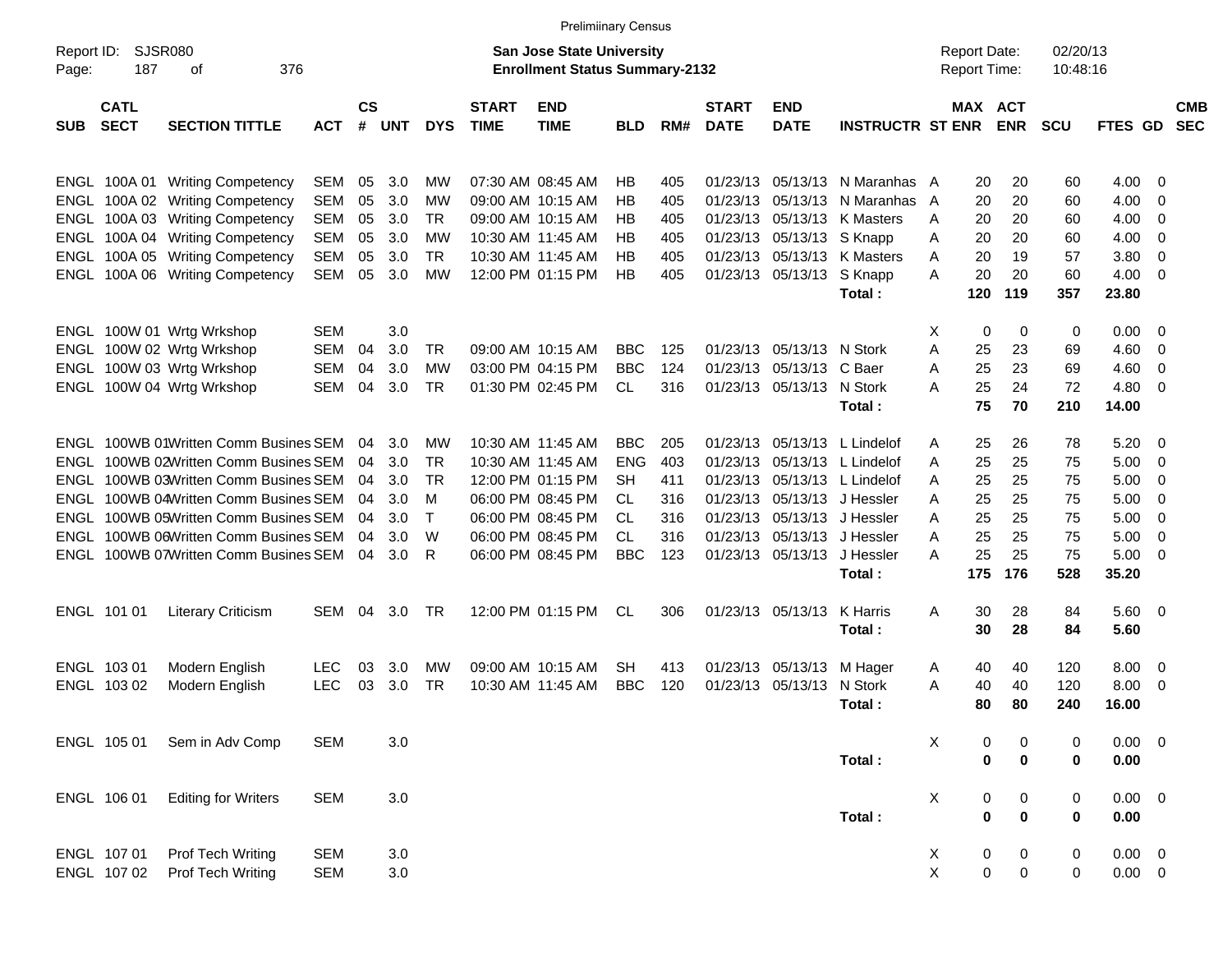Prelimiinary Census

Report ID: SJSR080
Page: 187 of 376

**San Jose State University**
**Enrollment Status Summary-2132**

Report Date: 02/20/13
Report Time: 10:48:16

| SUB | CATL SECT | SECTION TITTLE | ACT | CS # | UNT | DYS | START TIME | END TIME | BLD | RM# | START DATE | END DATE | INSTRUCTR | ST | MAX ENR | ACT ENR | SCU | FTES | GD | CMB SEC |
|---|---|---|---|---|---|---|---|---|---|---|---|---|---|---|---|---|---|---|---|---|
| ENGL | 100A 01 | Writing Competency | SEM | 05 | 3.0 | MW | 07:30 AM | 08:45 AM | HB | 405 | 01/23/13 | 05/13/13 | N Maranhas | A | 20 | 20 | 60 | 4.00 | 0 | |
| ENGL | 100A 02 | Writing Competency | SEM | 05 | 3.0 | MW | 09:00 AM | 10:15 AM | HB | 405 | 01/23/13 | 05/13/13 | N Maranhas | A | 20 | 20 | 60 | 4.00 | 0 | |
| ENGL | 100A 03 | Writing Competency | SEM | 05 | 3.0 | TR | 09:00 AM | 10:15 AM | HB | 405 | 01/23/13 | 05/13/13 | K Masters | A | 20 | 20 | 60 | 4.00 | 0 | |
| ENGL | 100A 04 | Writing Competency | SEM | 05 | 3.0 | MW | 10:30 AM | 11:45 AM | HB | 405 | 01/23/13 | 05/13/13 | S Knapp | A | 20 | 20 | 60 | 4.00 | 0 | |
| ENGL | 100A 05 | Writing Competency | SEM | 05 | 3.0 | TR | 10:30 AM | 11:45 AM | HB | 405 | 01/23/13 | 05/13/13 | K Masters | A | 20 | 19 | 57 | 3.80 | 0 | |
| ENGL | 100A 06 | Writing Competency | SEM | 05 | 3.0 | MW | 12:00 PM | 01:15 PM | HB | 405 | 01/23/13 | 05/13/13 | S Knapp | A | 20 | 20 | 60 | 4.00 | 0 | |
| | | | | | | | | | | | | | **Total :** | | **120** | **119** | **357** | **23.80** | | |
| ENGL | 100W 01 | Wrtg Wrkshop | SEM | | 3.0 | | | | | | | | | X | 0 | 0 | 0 | 0.00 | 0 | |
| ENGL | 100W 02 | Wrtg Wrkshop | SEM | 04 | 3.0 | TR | 09:00 AM | 10:15 AM | BBC | 125 | 01/23/13 | 05/13/13 | N Stork | A | 25 | 23 | 69 | 4.60 | 0 | |
| ENGL | 100W 03 | Wrtg Wrkshop | SEM | 04 | 3.0 | MW | 03:00 PM | 04:15 PM | BBC | 124 | 01/23/13 | 05/13/13 | C Baer | A | 25 | 23 | 69 | 4.60 | 0 | |
| ENGL | 100W 04 | Wrtg Wrkshop | SEM | 04 | 3.0 | TR | 01:30 PM | 02:45 PM | CL | 316 | 01/23/13 | 05/13/13 | N Stork | A | 25 | 24 | 72 | 4.80 | 0 | |
| | | | | | | | | | | | | | **Total :** | | **75** | **70** | **210** | **14.00** | | |
| ENGL | 100WB 01 | Written Comm Busines | SEM | 04 | 3.0 | MW | 10:30 AM | 11:45 AM | BBC | 205 | 01/23/13 | 05/13/13 | L Lindelof | A | 25 | 26 | 78 | 5.20 | 0 | |
| ENGL | 100WB 02 | Written Comm Busines | SEM | 04 | 3.0 | TR | 10:30 AM | 11:45 AM | ENG | 403 | 01/23/13 | 05/13/13 | L Lindelof | A | 25 | 25 | 75 | 5.00 | 0 | |
| ENGL | 100WB 03 | Written Comm Busines | SEM | 04 | 3.0 | TR | 12:00 PM | 01:15 PM | SH | 411 | 01/23/13 | 05/13/13 | L Lindelof | A | 25 | 25 | 75 | 5.00 | 0 | |
| ENGL | 100WB 04 | Written Comm Busines | SEM | 04 | 3.0 | M | 06:00 PM | 08:45 PM | CL | 316 | 01/23/13 | 05/13/13 | J Hessler | A | 25 | 25 | 75 | 5.00 | 0 | |
| ENGL | 100WB 05 | Written Comm Busines | SEM | 04 | 3.0 | T | 06:00 PM | 08:45 PM | CL | 316 | 01/23/13 | 05/13/13 | J Hessler | A | 25 | 25 | 75 | 5.00 | 0 | |
| ENGL | 100WB 06 | Written Comm Busines | SEM | 04 | 3.0 | W | 06:00 PM | 08:45 PM | CL | 316 | 01/23/13 | 05/13/13 | J Hessler | A | 25 | 25 | 75 | 5.00 | 0 | |
| ENGL | 100WB 07 | Written Comm Busines | SEM | 04 | 3.0 | R | 06:00 PM | 08:45 PM | BBC | 123 | 01/23/13 | 05/13/13 | J Hessler | A | 25 | 25 | 75 | 5.00 | 0 | |
| | | | | | | | | | | | | | **Total :** | | **175** | **176** | **528** | **35.20** | | |
| ENGL | 101 01 | Literary Criticism | SEM | 04 | 3.0 | TR | 12:00 PM | 01:15 PM | CL | 306 | 01/23/13 | 05/13/13 | K Harris | A | 30 | 28 | 84 | 5.60 | 0 | |
| | | | | | | | | | | | | | **Total :** | | **30** | **28** | **84** | **5.60** | | |
| ENGL | 103 01 | Modern English | LEC | 03 | 3.0 | MW | 09:00 AM | 10:15 AM | SH | 413 | 01/23/13 | 05/13/13 | M Hager | A | 40 | 40 | 120 | 8.00 | 0 | |
| ENGL | 103 02 | Modern English | LEC | 03 | 3.0 | TR | 10:30 AM | 11:45 AM | BBC | 120 | 01/23/13 | 05/13/13 | N Stork | A | 40 | 40 | 120 | 8.00 | 0 | |
| | | | | | | | | | | | | | **Total :** | | **80** | **80** | **240** | **16.00** | | |
| ENGL | 105 01 | Sem in Adv Comp | SEM | | 3.0 | | | | | | | | | X | 0 | 0 | 0 | 0.00 | 0 | |
| | | | | | | | | | | | | | **Total :** | | **0** | **0** | **0** | **0.00** | | |
| ENGL | 106 01 | Editing for Writers | SEM | | 3.0 | | | | | | | | | X | 0 | 0 | 0 | 0.00 | 0 | |
| | | | | | | | | | | | | | **Total :** | | **0** | **0** | **0** | **0.00** | | |
| ENGL | 107 01 | Prof Tech Writing | SEM | | 3.0 | | | | | | | | | X | 0 | 0 | 0 | 0.00 | 0 | |
| ENGL | 107 02 | Prof Tech Writing | SEM | | 3.0 | | | | | | | | | X | 0 | 0 | 0 | 0.00 | 0 | |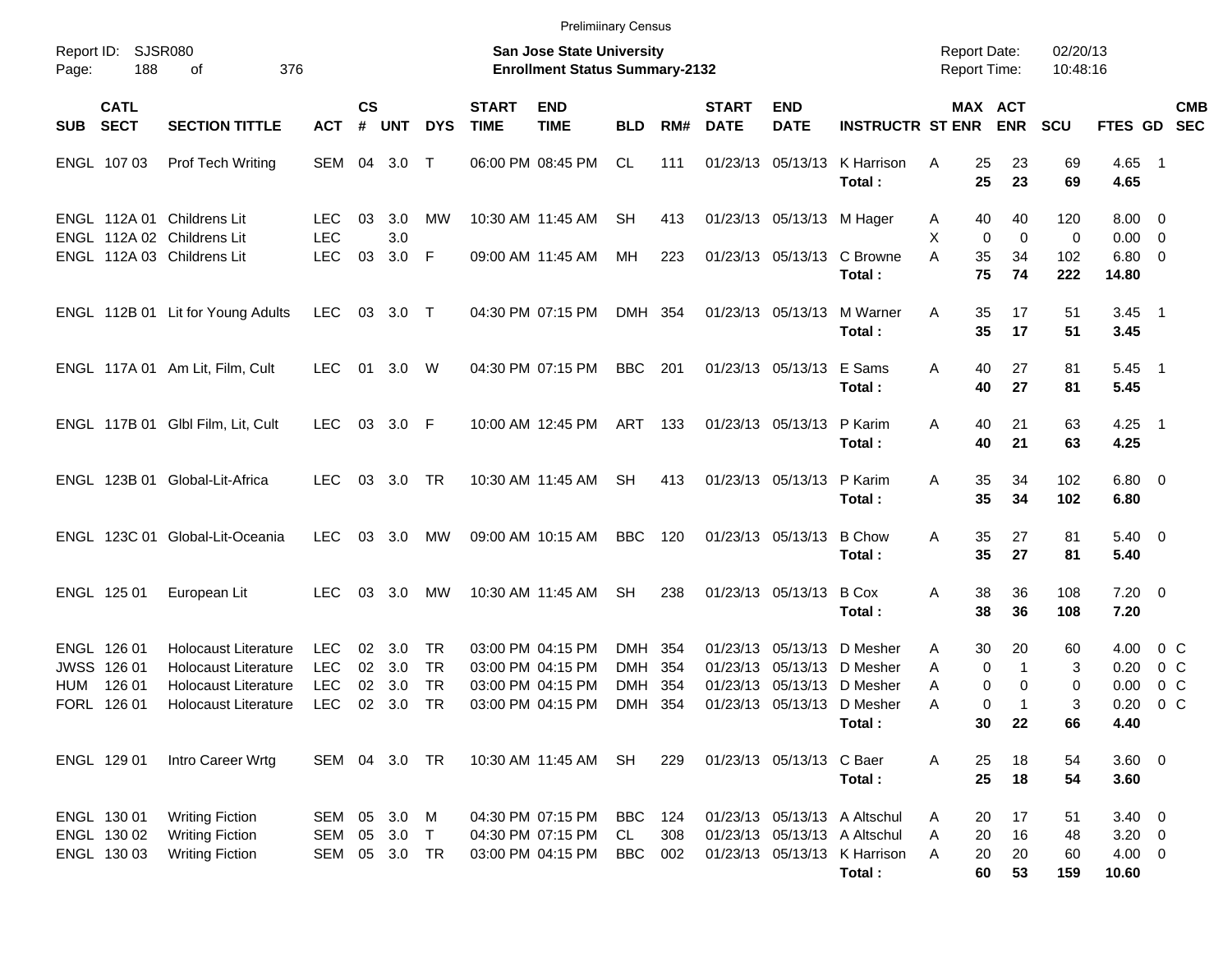Preliminary Census

Report ID: SJSR080
Page: 188 of 376

**San Jose State University**
**Enrollment Status Summary-2132**

Report Date: 02/20/13
Report Time: 10:48:16

| SUB | CATL SECT | SECTION TITTLE | ACT | CS # | UNT | DYS | START TIME | END TIME | BLD | RM# | START DATE | END DATE | INSTRUCTR | ST | MAX ENR | ACT ENR | SCU | FTES | GD | CMB SEC |
|---|---|---|---|---|---|---|---|---|---|---|---|---|---|---|---|---|---|---|---|---|
| ENGL | 107 03 | Prof Tech Writing | SEM | 04 | 3.0 | T | 06:00 PM | 08:45 PM | CL | 111 | 01/23/13 | 05/13/13 | K Harrison | A | 25 | 23 | 69 | 4.65 | 1 | |
| | | | | | | | | | | | | | **Total :** | | **25** | **23** | **69** | **4.65** | | |
| ENGL | 112A 01 | Childrens Lit | LEC | 03 | 3.0 | MW | 10:30 AM | 11:45 AM | SH | 413 | 01/23/13 | 05/13/13 | M Hager | A | 40 | 40 | 120 | 8.00 | 0 | |
| ENGL | 112A 02 | Childrens Lit | LEC | | 3.0 | | | | | | | | | X | 0 | 0 | 0 | 0.00 | 0 | |
| ENGL | 112A 03 | Childrens Lit | LEC | 03 | 3.0 | F | 09:00 AM | 11:45 AM | MH | 223 | 01/23/13 | 05/13/13 | C Browne | A | 35 | 34 | 102 | 6.80 | 0 | |
| | | | | | | | | | | | | | **Total :** | | **75** | **74** | **222** | **14.80** | | |
| ENGL | 112B 01 | Lit for Young Adults | LEC | 03 | 3.0 | T | 04:30 PM | 07:15 PM | DMH | 354 | 01/23/13 | 05/13/13 | M Warner | A | 35 | 17 | 51 | 3.45 | 1 | |
| | | | | | | | | | | | | | **Total :** | | **35** | **17** | **51** | **3.45** | | |
| ENGL | 117A 01 | Am Lit, Film, Cult | LEC | 01 | 3.0 | W | 04:30 PM | 07:15 PM | BBC | 201 | 01/23/13 | 05/13/13 | E Sams | A | 40 | 27 | 81 | 5.45 | 1 | |
| | | | | | | | | | | | | | **Total :** | | **40** | **27** | **81** | **5.45** | | |
| ENGL | 117B 01 | Glbl Film, Lit, Cult | LEC | 03 | 3.0 | F | 10:00 AM | 12:45 PM | ART | 133 | 01/23/13 | 05/13/13 | P Karim | A | 40 | 21 | 63 | 4.25 | 1 | |
| | | | | | | | | | | | | | **Total :** | | **40** | **21** | **63** | **4.25** | | |
| ENGL | 123B 01 | Global-Lit-Africa | LEC | 03 | 3.0 | TR | 10:30 AM | 11:45 AM | SH | 413 | 01/23/13 | 05/13/13 | P Karim | A | 35 | 34 | 102 | 6.80 | 0 | |
| | | | | | | | | | | | | | **Total :** | | **35** | **34** | **102** | **6.80** | | |
| ENGL | 123C 01 | Global-Lit-Oceania | LEC | 03 | 3.0 | MW | 09:00 AM | 10:15 AM | BBC | 120 | 01/23/13 | 05/13/13 | B Chow | A | 35 | 27 | 81 | 5.40 | 0 | |
| | | | | | | | | | | | | | **Total :** | | **35** | **27** | **81** | **5.40** | | |
| ENGL | 125 01 | European Lit | LEC | 03 | 3.0 | MW | 10:30 AM | 11:45 AM | SH | 238 | 01/23/13 | 05/13/13 | B Cox | A | 38 | 36 | 108 | 7.20 | 0 | |
| | | | | | | | | | | | | | **Total :** | | **38** | **36** | **108** | **7.20** | | |
| ENGL | 126 01 | Holocaust Literature | LEC | 02 | 3.0 | TR | 03:00 PM | 04:15 PM | DMH | 354 | 01/23/13 | 05/13/13 | D Mesher | A | 30 | 20 | 60 | 4.00 | 0 | C |
| JWSS | 126 01 | Holocaust Literature | LEC | 02 | 3.0 | TR | 03:00 PM | 04:15 PM | DMH | 354 | 01/23/13 | 05/13/13 | D Mesher | A | 0 | 1 | 3 | 0.20 | 0 | C |
| HUM | 126 01 | Holocaust Literature | LEC | 02 | 3.0 | TR | 03:00 PM | 04:15 PM | DMH | 354 | 01/23/13 | 05/13/13 | D Mesher | A | 0 | 0 | 0 | 0.00 | 0 | C |
| FORL | 126 01 | Holocaust Literature | LEC | 02 | 3.0 | TR | 03:00 PM | 04:15 PM | DMH | 354 | 01/23/13 | 05/13/13 | D Mesher | A | 0 | 1 | 3 | 0.20 | 0 | C |
| | | | | | | | | | | | | | **Total :** | | **30** | **22** | **66** | **4.40** | | |
| ENGL | 129 01 | Intro Career Wrtg | SEM | 04 | 3.0 | TR | 10:30 AM | 11:45 AM | SH | 229 | 01/23/13 | 05/13/13 | C Baer | A | 25 | 18 | 54 | 3.60 | 0 | |
| | | | | | | | | | | | | | **Total :** | | **25** | **18** | **54** | **3.60** | | |
| ENGL | 130 01 | Writing Fiction | SEM | 05 | 3.0 | M | 04:30 PM | 07:15 PM | BBC | 124 | 01/23/13 | 05/13/13 | A Altschul | A | 20 | 17 | 51 | 3.40 | 0 | |
| ENGL | 130 02 | Writing Fiction | SEM | 05 | 3.0 | T | 04:30 PM | 07:15 PM | CL | 308 | 01/23/13 | 05/13/13 | A Altschul | A | 20 | 16 | 48 | 3.20 | 0 | |
| ENGL | 130 03 | Writing Fiction | SEM | 05 | 3.0 | TR | 03:00 PM | 04:15 PM | BBC | 002 | 01/23/13 | 05/13/13 | K Harrison | A | 20 | 20 | 60 | 4.00 | 0 | |
| | | | | | | | | | | | | | **Total :** | | **60** | **53** | **159** | **10.60** | | |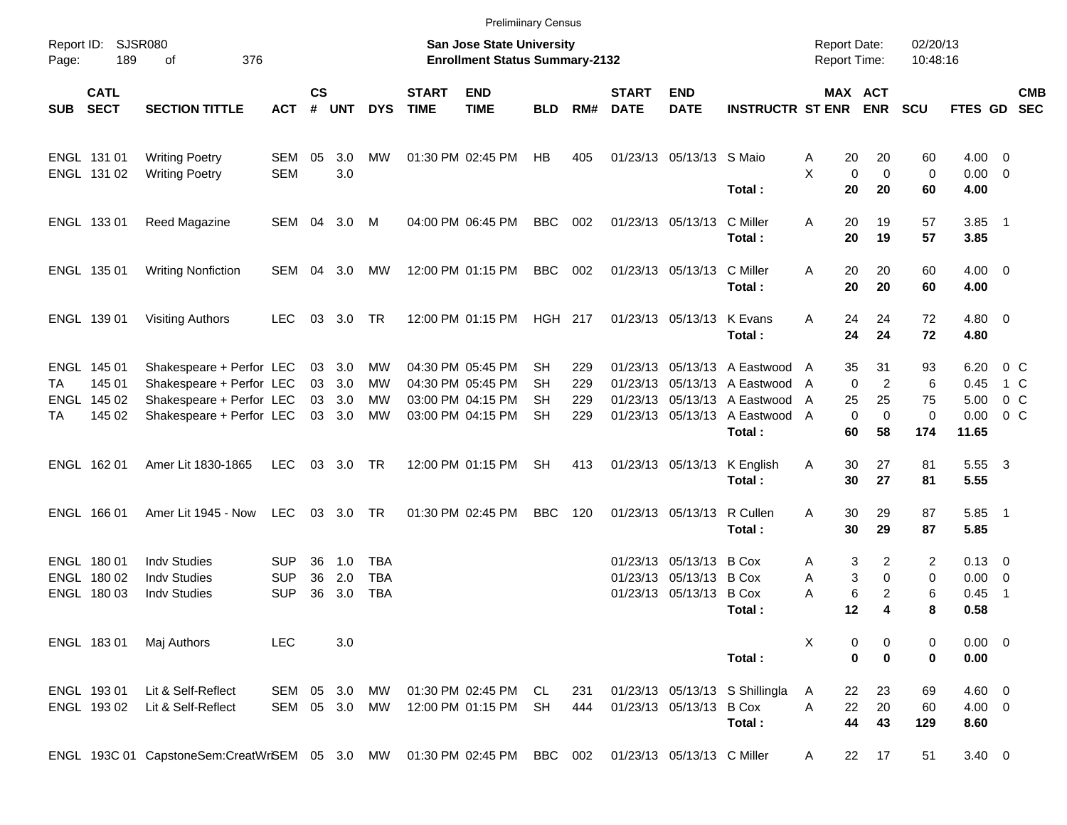Prelimiinary Census

Report ID: SJSR080
Page: 189 of 376

**San Jose State University**
**Enrollment Status Summary-2132**

Report Date: 02/20/13
Report Time: 10:48:16

| SUB | CATL SECT | SECTION TITTLE | ACT | CS # | UNT | DYS | START TIME | END TIME | BLD | RM# | START DATE | END DATE | INSTRUCTR | ST | MAX ENR | ACT ENR | SCU | FTES | GD | CMB SEC |
|---|---|---|---|---|---|---|---|---|---|---|---|---|---|---|---|---|---|---|---|---|
| ENGL | 131 01 | Writing Poetry | SEM | 05 | 3.0 | MW | 01:30 PM | 02:45 PM | HB | 405 | 01/23/13 | 05/13/13 | S Maio | A | 20 | 20 | 60 | 4.00 | 0 | |
| ENGL | 131 02 | Writing Poetry | SEM | | 3.0 | | | | | | | | | X | 0 | 0 | 0 | 0.00 | 0 | |
| | | | | | | | | | | | | | **Total :** | | **20** | **20** | **60** | **4.00** | | |
| ENGL | 133 01 | Reed Magazine | SEM | 04 | 3.0 | M | 04:00 PM | 06:45 PM | BBC | 002 | 01/23/13 | 05/13/13 | C Miller | A | 20 | 19 | 57 | 3.85 | 1 | |
| | | | | | | | | | | | | | **Total :** | | **20** | **19** | **57** | **3.85** | | |
| ENGL | 135 01 | Writing Nonfiction | SEM | 04 | 3.0 | MW | 12:00 PM | 01:15 PM | BBC | 002 | 01/23/13 | 05/13/13 | C Miller | A | 20 | 20 | 60 | 4.00 | 0 | |
| | | | | | | | | | | | | | **Total :** | | **20** | **20** | **60** | **4.00** | | |
| ENGL | 139 01 | Visiting Authors | LEC | 03 | 3.0 | TR | 12:00 PM | 01:15 PM | HGH | 217 | 01/23/13 | 05/13/13 | K Evans | A | 24 | 24 | 72 | 4.80 | 0 | |
| | | | | | | | | | | | | | **Total :** | | **24** | **24** | **72** | **4.80** | | |
| ENGL | 145 01 | Shakespeare + Perfor | LEC | 03 | 3.0 | MW | 04:30 PM | 05:45 PM | SH | 229 | 01/23/13 | 05/13/13 | A Eastwood | A | 35 | 31 | 93 | 6.20 | 0 | C |
| TA | 145 01 | Shakespeare + Perfor | LEC | 03 | 3.0 | MW | 04:30 PM | 05:45 PM | SH | 229 | 01/23/13 | 05/13/13 | A Eastwood | A | 0 | 2 | 6 | 0.45 | 1 | C |
| ENGL | 145 02 | Shakespeare + Perfor | LEC | 03 | 3.0 | MW | 03:00 PM | 04:15 PM | SH | 229 | 01/23/13 | 05/13/13 | A Eastwood | A | 25 | 25 | 75 | 5.00 | 0 | C |
| TA | 145 02 | Shakespeare + Perfor | LEC | 03 | 3.0 | MW | 03:00 PM | 04:15 PM | SH | 229 | 01/23/13 | 05/13/13 | A Eastwood | A | 0 | 0 | 0 | 0.00 | 0 | C |
| | | | | | | | | | | | | | **Total :** | | **60** | **58** | **174** | **11.65** | | |
| ENGL | 162 01 | Amer Lit 1830-1865 | LEC | 03 | 3.0 | TR | 12:00 PM | 01:15 PM | SH | 413 | 01/23/13 | 05/13/13 | K English | A | 30 | 27 | 81 | 5.55 | 3 | |
| | | | | | | | | | | | | | **Total :** | | **30** | **27** | **81** | **5.55** | | |
| ENGL | 166 01 | Amer Lit 1945 - Now | LEC | 03 | 3.0 | TR | 01:30 PM | 02:45 PM | BBC | 120 | 01/23/13 | 05/13/13 | R Cullen | A | 30 | 29 | 87 | 5.85 | 1 | |
| | | | | | | | | | | | | | **Total :** | | **30** | **29** | **87** | **5.85** | | |
| ENGL | 180 01 | Indv Studies | SUP | 36 | 1.0 | TBA | | | | | 01/23/13 | 05/13/13 | B Cox | A | 3 | 2 | 2 | 0.13 | 0 | |
| ENGL | 180 02 | Indv Studies | SUP | 36 | 2.0 | TBA | | | | | 01/23/13 | 05/13/13 | B Cox | A | 3 | 0 | 0 | 0.00 | 0 | |
| ENGL | 180 03 | Indv Studies | SUP | 36 | 3.0 | TBA | | | | | 01/23/13 | 05/13/13 | B Cox | A | 6 | 2 | 6 | 0.45 | 1 | |
| | | | | | | | | | | | | | **Total :** | | **12** | **4** | **8** | **0.58** | | |
| ENGL | 183 01 | Maj Authors | LEC | | 3.0 | | | | | | | | | X | 0 | 0 | 0 | 0.00 | 0 | |
| | | | | | | | | | | | | | **Total :** | | **0** | **0** | **0** | **0.00** | | |
| ENGL | 193 01 | Lit & Self-Reflect | SEM | 05 | 3.0 | MW | 01:30 PM | 02:45 PM | CL | 231 | 01/23/13 | 05/13/13 | S Shillingla | A | 22 | 23 | 69 | 4.60 | 0 | |
| ENGL | 193 02 | Lit & Self-Reflect | SEM | 05 | 3.0 | MW | 12:00 PM | 01:15 PM | SH | 444 | 01/23/13 | 05/13/13 | B Cox | A | 22 | 20 | 60 | 4.00 | 0 | |
| | | | | | | | | | | | | | **Total :** | | **44** | **43** | **129** | **8.60** | | |
| ENGL | 193C 01 | CapstoneSem:CreatWri | SEM | 05 | 3.0 | MW | 01:30 PM | 02:45 PM | BBC | 002 | 01/23/13 | 05/13/13 | C Miller | A | 22 | 17 | 51 | 3.40 | 0 | |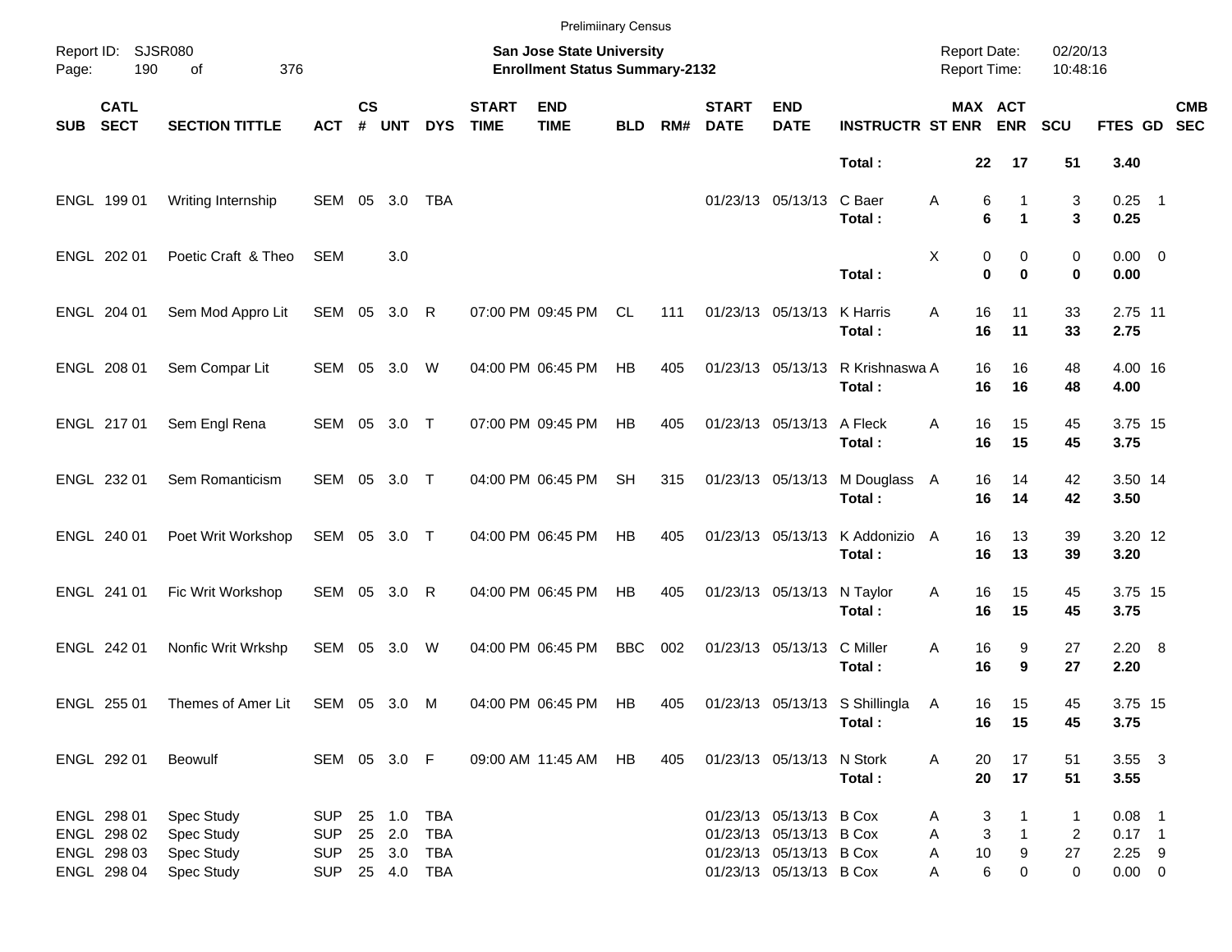Preliminary Census

Report ID: SJSR080
Page: 190 of 376

**San Jose State University**
**Enrollment Status Summary-2132**

Report Date: 02/20/13
Report Time: 10:48:16

| SUB | CATL SECT | SECTION TITTLE | ACT | CS # | UNT | DYS | START TIME | END TIME | BLD | RM# | START DATE | END DATE | INSTRUCTR | ST | MAX ENR | ACT ENR | SCU | FTES | GD | CMB SEC |
|---|---|---|---|---|---|---|---|---|---|---|---|---|---|---|---|---|---|---|---|---|
| | | | | | | | | | | | | | Total : | | 22 | 17 | 51 | 3.40 | | |
| ENGL | 199 01 | Writing Internship | SEM | 05 | 3.0 | TBA | | | | | 01/23/13 | 05/13/13 | C Baer | A | 6 | 1 | 3 | 0.25 | 1 | |
| | | | | | | | | | | | | | Total : | | 6 | 1 | 3 | 0.25 | | |
| ENGL | 202 01 | Poetic Craft & Theo | SEM | | 3.0 | | | | | | | | | X | 0 | 0 | 0 | 0.00 | 0 | |
| | | | | | | | | | | | | | Total : | | 0 | 0 | 0 | 0.00 | | |
| ENGL | 204 01 | Sem Mod Appro Lit | SEM | 05 | 3.0 | R | 07:00 PM | 09:45 PM | CL | 111 | 01/23/13 | 05/13/13 | K Harris | A | 16 | 11 | 33 | 2.75 | 11 | |
| | | | | | | | | | | | | | Total : | | 16 | 11 | 33 | 2.75 | | |
| ENGL | 208 01 | Sem Compar Lit | SEM | 05 | 3.0 | W | 04:00 PM | 06:45 PM | HB | 405 | 01/23/13 | 05/13/13 | R Krishnaswa | A | 16 | 16 | 48 | 4.00 | 16 | |
| | | | | | | | | | | | | | Total : | | 16 | 16 | 48 | 4.00 | | |
| ENGL | 217 01 | Sem Engl Rena | SEM | 05 | 3.0 | T | 07:00 PM | 09:45 PM | HB | 405 | 01/23/13 | 05/13/13 | A Fleck | A | 16 | 15 | 45 | 3.75 | 15 | |
| | | | | | | | | | | | | | Total : | | 16 | 15 | 45 | 3.75 | | |
| ENGL | 232 01 | Sem Romanticism | SEM | 05 | 3.0 | T | 04:00 PM | 06:45 PM | SH | 315 | 01/23/13 | 05/13/13 | M Douglass | A | 16 | 14 | 42 | 3.50 | 14 | |
| | | | | | | | | | | | | | Total : | | 16 | 14 | 42 | 3.50 | | |
| ENGL | 240 01 | Poet Writ Workshop | SEM | 05 | 3.0 | T | 04:00 PM | 06:45 PM | HB | 405 | 01/23/13 | 05/13/13 | K Addonizio | A | 16 | 13 | 39 | 3.20 | 12 | |
| | | | | | | | | | | | | | Total : | | 16 | 13 | 39 | 3.20 | | |
| ENGL | 241 01 | Fic Writ Workshop | SEM | 05 | 3.0 | R | 04:00 PM | 06:45 PM | HB | 405 | 01/23/13 | 05/13/13 | N Taylor | A | 16 | 15 | 45 | 3.75 | 15 | |
| | | | | | | | | | | | | | Total : | | 16 | 15 | 45 | 3.75 | | |
| ENGL | 242 01 | Nonfic Writ Wrkshp | SEM | 05 | 3.0 | W | 04:00 PM | 06:45 PM | BBC | 002 | 01/23/13 | 05/13/13 | C Miller | A | 16 | 9 | 27 | 2.20 | 8 | |
| | | | | | | | | | | | | | Total : | | 16 | 9 | 27 | 2.20 | | |
| ENGL | 255 01 | Themes of Amer Lit | SEM | 05 | 3.0 | M | 04:00 PM | 06:45 PM | HB | 405 | 01/23/13 | 05/13/13 | S Shillingla | A | 16 | 15 | 45 | 3.75 | 15 | |
| | | | | | | | | | | | | | Total : | | 16 | 15 | 45 | 3.75 | | |
| ENGL | 292 01 | Beowulf | SEM | 05 | 3.0 | F | 09:00 AM | 11:45 AM | HB | 405 | 01/23/13 | 05/13/13 | N Stork | A | 20 | 17 | 51 | 3.55 | 3 | |
| | | | | | | | | | | | | | Total : | | 20 | 17 | 51 | 3.55 | | |
| ENGL | 298 01 | Spec Study | SUP | 25 | 1.0 | TBA | | | | | 01/23/13 | 05/13/13 | B Cox | A | 3 | 1 | 1 | 0.08 | 1 | |
| ENGL | 298 02 | Spec Study | SUP | 25 | 2.0 | TBA | | | | | 01/23/13 | 05/13/13 | B Cox | A | 3 | 1 | 2 | 0.17 | 1 | |
| ENGL | 298 03 | Spec Study | SUP | 25 | 3.0 | TBA | | | | | 01/23/13 | 05/13/13 | B Cox | A | 10 | 9 | 27 | 2.25 | 9 | |
| ENGL | 298 04 | Spec Study | SUP | 25 | 4.0 | TBA | | | | | 01/23/13 | 05/13/13 | B Cox | A | 6 | 0 | 0 | 0.00 | 0 | |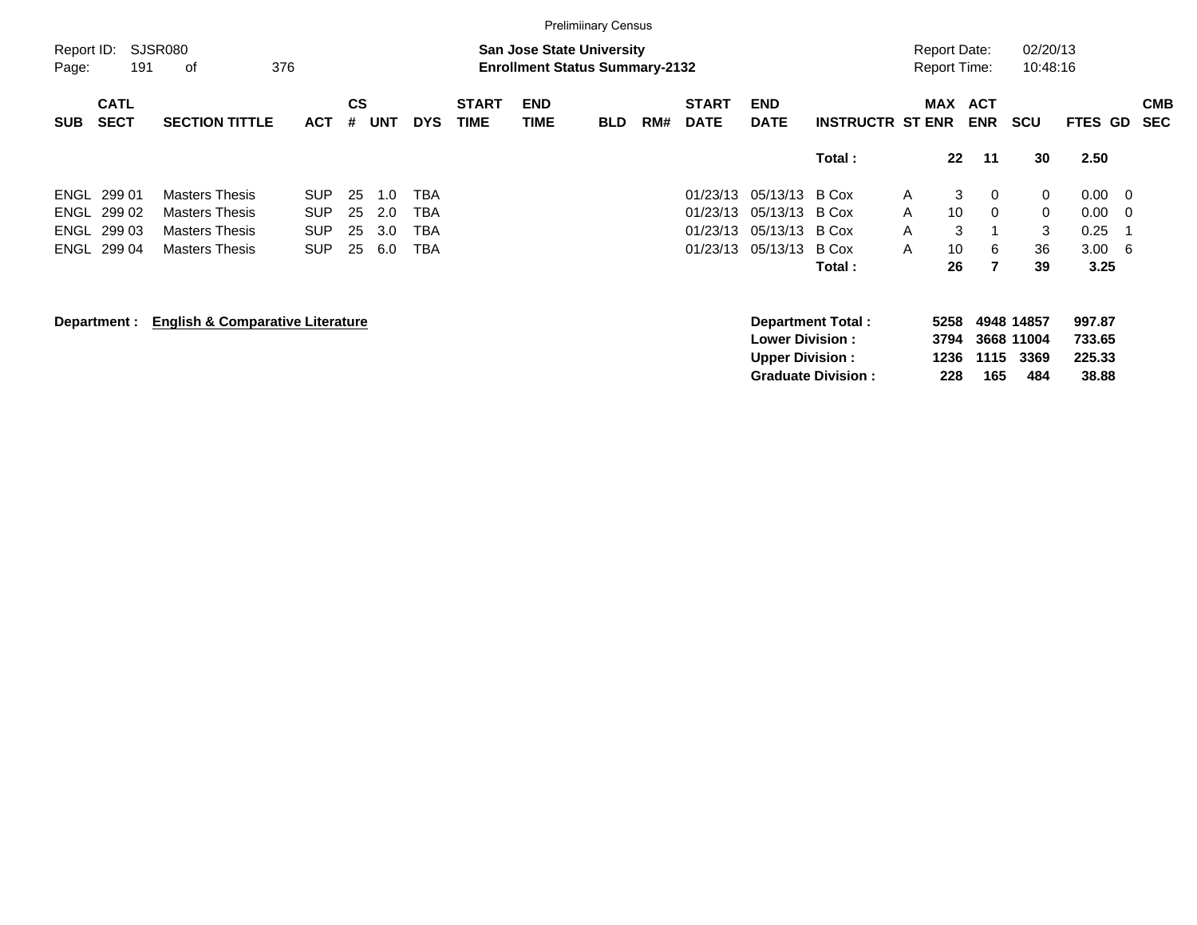Preliminary Census

Report ID: SJSR080
Page: 191 of 376

**San Jose State University**
**Enrollment Status Summary-2132**

Report Date: 02/20/13
Report Time: 10:48:16

| SUB | CATL SECT | SECTION TITTLE | ACT | CS # | UNT | DYS | START TIME | END TIME | BLD | RM# | START DATE | END DATE | INSTRUCTR | ST | MAX ENR | ACT ENR | SCU | FTES | GD | CMB SEC |
|---|---|---|---|---|---|---|---|---|---|---|---|---|---|---|---|---|---|---|---|---|
| | | | | | | | | | | | | | **Total :** | | **22** | **11** | **30** | **2.50** | | |
| ENGL | 299 01 | Masters Thesis | SUP | 25 | 1.0 | TBA | | | | | 01/23/13 | 05/13/13 | B Cox | A | 3 | 0 | 0 | 0.00 | 0 | |
| ENGL | 299 02 | Masters Thesis | SUP | 25 | 2.0 | TBA | | | | | 01/23/13 | 05/13/13 | B Cox | A | 10 | 0 | 0 | 0.00 | 0 | |
| ENGL | 299 03 | Masters Thesis | SUP | 25 | 3.0 | TBA | | | | | 01/23/13 | 05/13/13 | B Cox | A | 3 | 1 | 3 | 0.25 | 1 | |
| ENGL | 299 04 | Masters Thesis | SUP | 25 | 6.0 | TBA | | | | | 01/23/13 | 05/13/13 | B Cox | A | 10 | 6 | 36 | 3.00 | 6 | |
| | | | | | | | | | | | | | **Total :** | | **26** | **7** | **39** | **3.25** | | |

**Department :** **English & Comparative Literature**

| | MAX ENR | ACT ENR | SCU | FTES |
|---|---|---|---|---|
| **Department Total :** | **5258** | **4948** | **14857** | **997.87** |
| **Lower Division :** | **3794** | **3668** | **11004** | **733.65** |
| **Upper Division :** | **1236** | **1115** | **3369** | **225.33** |
| **Graduate Division :** | **228** | **165** | **484** | **38.88** |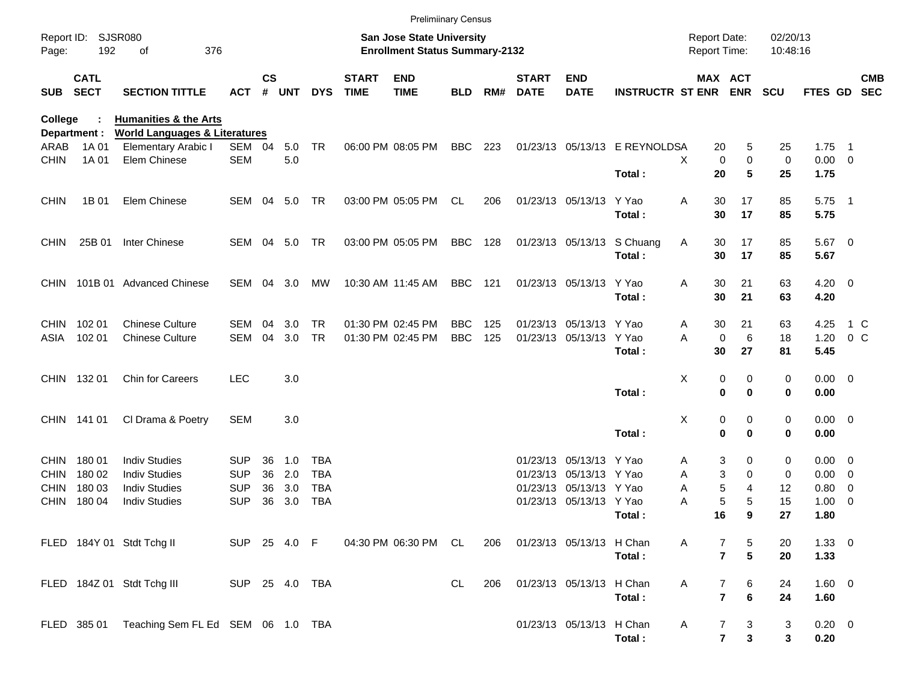Preliminary Census

Report ID: SJSR080
Page: 192 of 376

**San Jose State University**
**Enrollment Status Summary-2132**

Report Date: 02/20/13
Report Time: 10:48:16

**College : Humanities & the Arts**
**Department : World Languages & Literatures**

| SUB | CATL SECT | SECTION TITTLE | ACT | CS # | UNT | DYS | START TIME | END TIME | BLD | RM# | START DATE | END DATE | INSTRUCTR | ST | MAX ENR | ACT ENR | SCU | FTES | GD | CMB SEC |
|---|---|---|---|---|---|---|---|---|---|---|---|---|---|---|---|---|---|---|---|---|
| ARAB | 1A 01 | Elementary Arabic I | SEM | 04 | 5.0 | TR | 06:00 PM | 08:05 PM | BBC | 223 | 01/23/13 | 05/13/13 | E REYNOLDS | A | 20 | 5 | 25 | 1.75 | 1 | |
| CHIN | 1A 01 | Elem Chinese | SEM | | 5.0 | | | | | | | | | X | 0 | 0 | 0 | 0.00 | 0 | |
| | | | | | | | | | | | | | **Total :** | | **20** | **5** | **25** | **1.75** | | |
| CHIN | 1B 01 | Elem Chinese | SEM | 04 | 5.0 | TR | 03:00 PM | 05:05 PM | CL | 206 | 01/23/13 | 05/13/13 | Y Yao | A | 30 | 17 | 85 | 5.75 | 1 | |
| | | | | | | | | | | | | | **Total :** | | **30** | **17** | **85** | **5.75** | | |
| CHIN | 25B 01 | Inter Chinese | SEM | 04 | 5.0 | TR | 03:00 PM | 05:05 PM | BBC | 128 | 01/23/13 | 05/13/13 | S Chuang | A | 30 | 17 | 85 | 5.67 | 0 | |
| | | | | | | | | | | | | | **Total :** | | **30** | **17** | **85** | **5.67** | | |
| CHIN | 101B 01 | Advanced Chinese | SEM | 04 | 3.0 | MW | 10:30 AM | 11:45 AM | BBC | 121 | 01/23/13 | 05/13/13 | Y Yao | A | 30 | 21 | 63 | 4.20 | 0 | |
| | | | | | | | | | | | | | **Total :** | | **30** | **21** | **63** | **4.20** | | |
| CHIN | 102 01 | Chinese Culture | SEM | 04 | 3.0 | TR | 01:30 PM | 02:45 PM | BBC | 125 | 01/23/13 | 05/13/13 | Y Yao | A | 30 | 21 | 63 | 4.25 | 1 | C |
| ASIA | 102 01 | Chinese Culture | SEM | 04 | 3.0 | TR | 01:30 PM | 02:45 PM | BBC | 125 | 01/23/13 | 05/13/13 | Y Yao | A | 0 | 6 | 18 | 1.20 | 0 | C |
| | | | | | | | | | | | | | **Total :** | | **30** | **27** | **81** | **5.45** | | |
| CHIN | 132 01 | Chin for Careers | LEC | | 3.0 | | | | | | | | | X | 0 | 0 | 0 | 0.00 | 0 | |
| | | | | | | | | | | | | | **Total :** | | **0** | **0** | **0** | **0.00** | | |
| CHIN | 141 01 | Cl Drama & Poetry | SEM | | 3.0 | | | | | | | | | X | 0 | 0 | 0 | 0.00 | 0 | |
| | | | | | | | | | | | | | **Total :** | | **0** | **0** | **0** | **0.00** | | |
| CHIN | 180 01 | Indiv Studies | SUP | 36 | 1.0 | TBA | | | | | 01/23/13 | 05/13/13 | Y Yao | A | 3 | 0 | 0 | 0.00 | 0 | |
| CHIN | 180 02 | Indiv Studies | SUP | 36 | 2.0 | TBA | | | | | 01/23/13 | 05/13/13 | Y Yao | A | 3 | 0 | 0 | 0.00 | 0 | |
| CHIN | 180 03 | Indiv Studies | SUP | 36 | 3.0 | TBA | | | | | 01/23/13 | 05/13/13 | Y Yao | A | 5 | 4 | 12 | 0.80 | 0 | |
| CHIN | 180 04 | Indiv Studies | SUP | 36 | 3.0 | TBA | | | | | 01/23/13 | 05/13/13 | Y Yao | A | 5 | 5 | 15 | 1.00 | 0 | |
| | | | | | | | | | | | | | **Total :** | | **16** | **9** | **27** | **1.80** | | |
| FLED | 184Y 01 | Stdt Tchg II | SUP | 25 | 4.0 | F | 04:30 PM | 06:30 PM | CL | 206 | 01/23/13 | 05/13/13 | H Chan | A | 7 | 5 | 20 | 1.33 | 0 | |
| | | | | | | | | | | | | | **Total :** | | **7** | **5** | **20** | **1.33** | | |
| FLED | 184Z 01 | Stdt Tchg III | SUP | 25 | 4.0 | TBA | | | CL | 206 | 01/23/13 | 05/13/13 | H Chan | A | 7 | 6 | 24 | 1.60 | 0 | |
| | | | | | | | | | | | | | **Total :** | | **7** | **6** | **24** | **1.60** | | |
| FLED | 385 01 | Teaching Sem FL Ed | SEM | 06 | 1.0 | TBA | | | | | 01/23/13 | 05/13/13 | H Chan | A | 7 | 3 | 3 | 0.20 | 0 | |
| | | | | | | | | | | | | | **Total :** | | **7** | **3** | **3** | **0.20** | | |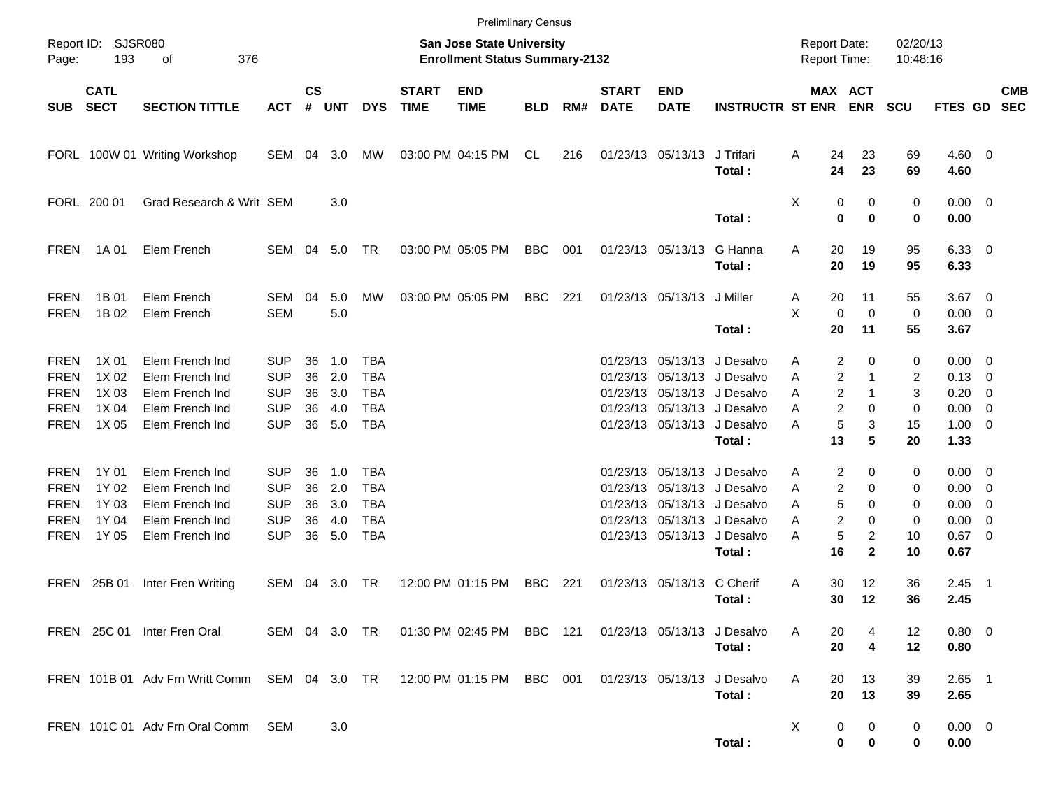Preliminary Census

Report ID: SJSR080
Page: 193 of 376

**San Jose State University**
**Enrollment Status Summary-2132**

Report Date: 02/20/13
Report Time: 10:48:16

| SUB | CATL SECT | SECTION TITTLE | ACT | CS # | UNT | DYS | START TIME | END TIME | BLD | RM# | START DATE | END DATE | INSTRUCTR | ST | MAX ENR | ACT ENR | SCU | FTES | GD | CMB SEC |
|---|---|---|---|---|---|---|---|---|---|---|---|---|---|---|---|---|---|---|---|---|
| FORL | 100W 01 | Writing Workshop | SEM | 04 | 3.0 | MW | 03:00 PM | 04:15 PM | CL | 216 | 01/23/13 | 05/13/13 | J Trifari | A | 24 | 23 | 69 | 4.60 | 0 | |
| | | | | | | | | | | | | | **Total :** | | **24** | **23** | **69** | **4.60** | | |
| FORL | 200 01 | Grad Research & Writ | SEM | | 3.0 | | | | | | | | | X | 0 | 0 | 0 | 0.00 | 0 | |
| | | | | | | | | | | | | | **Total :** | | **0** | **0** | **0** | **0.00** | | |
| FREN | 1A 01 | Elem French | SEM | 04 | 5.0 | TR | 03:00 PM | 05:05 PM | BBC | 001 | 01/23/13 | 05/13/13 | G Hanna | A | 20 | 19 | 95 | 6.33 | 0 | |
| | | | | | | | | | | | | | **Total :** | | **20** | **19** | **95** | **6.33** | | |
| FREN | 1B 01 | Elem French | SEM | 04 | 5.0 | MW | 03:00 PM | 05:05 PM | BBC | 221 | 01/23/13 | 05/13/13 | J Miller | A | 20 | 11 | 55 | 3.67 | 0 | |
| FREN | 1B 02 | Elem French | SEM | | 5.0 | | | | | | | | | X | 0 | 0 | 0 | 0.00 | 0 | |
| | | | | | | | | | | | | | **Total :** | | **20** | **11** | **55** | **3.67** | | |
| FREN | 1X 01 | Elem French Ind | SUP | 36 | 1.0 | TBA | | | | | 01/23/13 | 05/13/13 | J Desalvo | A | 2 | 0 | 0 | 0.00 | 0 | |
| FREN | 1X 02 | Elem French Ind | SUP | 36 | 2.0 | TBA | | | | | 01/23/13 | 05/13/13 | J Desalvo | A | 2 | 1 | 2 | 0.13 | 0 | |
| FREN | 1X 03 | Elem French Ind | SUP | 36 | 3.0 | TBA | | | | | 01/23/13 | 05/13/13 | J Desalvo | A | 2 | 1 | 3 | 0.20 | 0 | |
| FREN | 1X 04 | Elem French Ind | SUP | 36 | 4.0 | TBA | | | | | 01/23/13 | 05/13/13 | J Desalvo | A | 2 | 0 | 0 | 0.00 | 0 | |
| FREN | 1X 05 | Elem French Ind | SUP | 36 | 5.0 | TBA | | | | | 01/23/13 | 05/13/13 | J Desalvo | A | 5 | 3 | 15 | 1.00 | 0 | |
| | | | | | | | | | | | | | **Total :** | | **13** | **5** | **20** | **1.33** | | |
| FREN | 1Y 01 | Elem French Ind | SUP | 36 | 1.0 | TBA | | | | | 01/23/13 | 05/13/13 | J Desalvo | A | 2 | 0 | 0 | 0.00 | 0 | |
| FREN | 1Y 02 | Elem French Ind | SUP | 36 | 2.0 | TBA | | | | | 01/23/13 | 05/13/13 | J Desalvo | A | 2 | 0 | 0 | 0.00 | 0 | |
| FREN | 1Y 03 | Elem French Ind | SUP | 36 | 3.0 | TBA | | | | | 01/23/13 | 05/13/13 | J Desalvo | A | 5 | 0 | 0 | 0.00 | 0 | |
| FREN | 1Y 04 | Elem French Ind | SUP | 36 | 4.0 | TBA | | | | | 01/23/13 | 05/13/13 | J Desalvo | A | 2 | 0 | 0 | 0.00 | 0 | |
| FREN | 1Y 05 | Elem French Ind | SUP | 36 | 5.0 | TBA | | | | | 01/23/13 | 05/13/13 | J Desalvo | A | 5 | 2 | 10 | 0.67 | 0 | |
| | | | | | | | | | | | | | **Total :** | | **16** | **2** | **10** | **0.67** | | |
| FREN | 25B 01 | Inter Fren Writing | SEM | 04 | 3.0 | TR | 12:00 PM | 01:15 PM | BBC | 221 | 01/23/13 | 05/13/13 | C Cherif | A | 30 | 12 | 36 | 2.45 | 1 | |
| | | | | | | | | | | | | | **Total :** | | **30** | **12** | **36** | **2.45** | | |
| FREN | 25C 01 | Inter Fren Oral | SEM | 04 | 3.0 | TR | 01:30 PM | 02:45 PM | BBC | 121 | 01/23/13 | 05/13/13 | J Desalvo | A | 20 | 4 | 12 | 0.80 | 0 | |
| | | | | | | | | | | | | | **Total :** | | **20** | **4** | **12** | **0.80** | | |
| FREN | 101B 01 | Adv Frn Writt Comm | SEM | 04 | 3.0 | TR | 12:00 PM | 01:15 PM | BBC | 001 | 01/23/13 | 05/13/13 | J Desalvo | A | 20 | 13 | 39 | 2.65 | 1 | |
| | | | | | | | | | | | | | **Total :** | | **20** | **13** | **39** | **2.65** | | |
| FREN | 101C 01 | Adv Frn Oral Comm | SEM | | 3.0 | | | | | | | | | X | 0 | 0 | 0 | 0.00 | 0 | |
| | | | | | | | | | | | | | **Total :** | | **0** | **0** | **0** | **0.00** | | |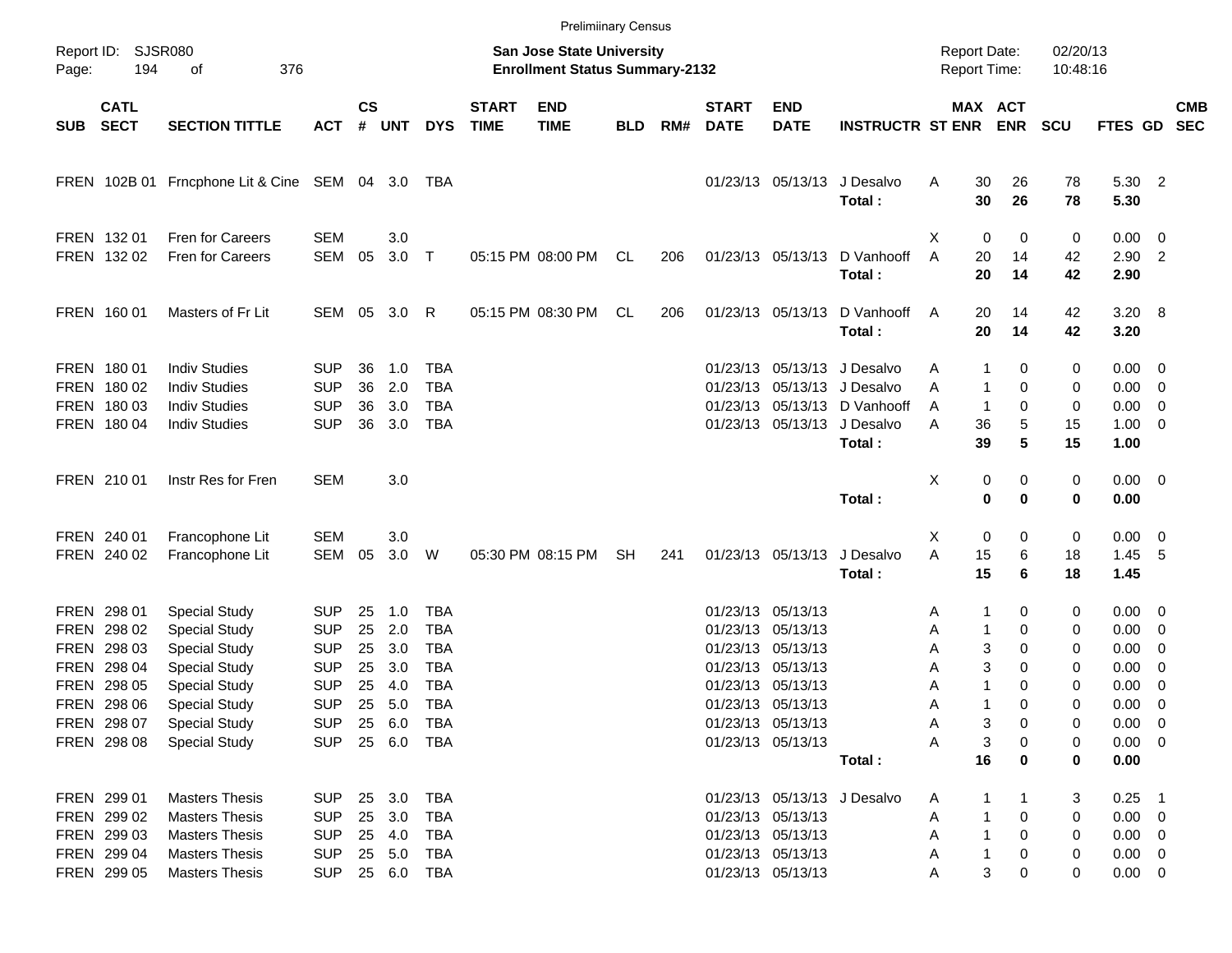Preliminary Census

Report ID: SJSR080
Page: 194 of 376

**San Jose State University**
**Enrollment Status Summary-2132**

Report Date: 02/20/13
Report Time: 10:48:16

| SUB | CATL SECT | SECTION TITTLE | ACT | CS # | UNT | DYS | START TIME | END TIME | BLD | RM# | START DATE | END DATE | INSTRUCTR | ST | MAX ENR | ACT ENR | SCU | FTES | GD | CMB SEC |
|---|---|---|---|---|---|---|---|---|---|---|---|---|---|---|---|---|---|---|---|---|
| FREN | 102B 01 | Frncphone Lit & Cine | SEM | 04 | 3.0 | TBA | | | | | 01/23/13 | 05/13/13 | J Desalvo | A | 30 | 26 | 78 | 5.30 | 2 | |
| | | | | | | | | | | | | | **Total :** | | **30** | **26** | **78** | **5.30** | | |
| FREN | 132 01 | Fren for Careers | SEM | | 3.0 | | | | | | | | | X | 0 | 0 | 0 | 0.00 | 0 | |
| FREN | 132 02 | Fren for Careers | SEM | 05 | 3.0 | T | 05:15 PM | 08:00 PM | CL | 206 | 01/23/13 | 05/13/13 | D Vanhooff | A | 20 | 14 | 42 | 2.90 | 2 | |
| | | | | | | | | | | | | | **Total :** | | **20** | **14** | **42** | **2.90** | | |
| FREN | 160 01 | Masters of Fr Lit | SEM | 05 | 3.0 | R | 05:15 PM | 08:30 PM | CL | 206 | 01/23/13 | 05/13/13 | D Vanhooff | A | 20 | 14 | 42 | 3.20 | 8 | |
| | | | | | | | | | | | | | **Total :** | | **20** | **14** | **42** | **3.20** | | |
| FREN | 180 01 | Indiv Studies | SUP | 36 | 1.0 | TBA | | | | | 01/23/13 | 05/13/13 | J Desalvo | A | 1 | 0 | 0 | 0.00 | 0 | |
| FREN | 180 02 | Indiv Studies | SUP | 36 | 2.0 | TBA | | | | | 01/23/13 | 05/13/13 | J Desalvo | A | 1 | 0 | 0 | 0.00 | 0 | |
| FREN | 180 03 | Indiv Studies | SUP | 36 | 3.0 | TBA | | | | | 01/23/13 | 05/13/13 | D Vanhooff | A | 1 | 0 | 0 | 0.00 | 0 | |
| FREN | 180 04 | Indiv Studies | SUP | 36 | 3.0 | TBA | | | | | 01/23/13 | 05/13/13 | J Desalvo | A | 36 | 5 | 15 | 1.00 | 0 | |
| | | | | | | | | | | | | | **Total :** | | **39** | **5** | **15** | **1.00** | | |
| FREN | 210 01 | Instr Res for Fren | SEM | | 3.0 | | | | | | | | | X | 0 | 0 | 0 | 0.00 | 0 | |
| | | | | | | | | | | | | | **Total :** | | **0** | **0** | **0** | **0.00** | | |
| FREN | 240 01 | Francophone Lit | SEM | | 3.0 | | | | | | | | | X | 0 | 0 | 0 | 0.00 | 0 | |
| FREN | 240 02 | Francophone Lit | SEM | 05 | 3.0 | W | 05:30 PM | 08:15 PM | SH | 241 | 01/23/13 | 05/13/13 | J Desalvo | A | 15 | 6 | 18 | 1.45 | 5 | |
| | | | | | | | | | | | | | **Total :** | | **15** | **6** | **18** | **1.45** | | |
| FREN | 298 01 | Special Study | SUP | 25 | 1.0 | TBA | | | | | 01/23/13 | 05/13/13 | | A | 1 | 0 | 0 | 0.00 | 0 | |
| FREN | 298 02 | Special Study | SUP | 25 | 2.0 | TBA | | | | | 01/23/13 | 05/13/13 | | A | 1 | 0 | 0 | 0.00 | 0 | |
| FREN | 298 03 | Special Study | SUP | 25 | 3.0 | TBA | | | | | 01/23/13 | 05/13/13 | | A | 3 | 0 | 0 | 0.00 | 0 | |
| FREN | 298 04 | Special Study | SUP | 25 | 3.0 | TBA | | | | | 01/23/13 | 05/13/13 | | A | 3 | 0 | 0 | 0.00 | 0 | |
| FREN | 298 05 | Special Study | SUP | 25 | 4.0 | TBA | | | | | 01/23/13 | 05/13/13 | | A | 1 | 0 | 0 | 0.00 | 0 | |
| FREN | 298 06 | Special Study | SUP | 25 | 5.0 | TBA | | | | | 01/23/13 | 05/13/13 | | A | 1 | 0 | 0 | 0.00 | 0 | |
| FREN | 298 07 | Special Study | SUP | 25 | 6.0 | TBA | | | | | 01/23/13 | 05/13/13 | | A | 3 | 0 | 0 | 0.00 | 0 | |
| FREN | 298 08 | Special Study | SUP | 25 | 6.0 | TBA | | | | | 01/23/13 | 05/13/13 | | A | 3 | 0 | 0 | 0.00 | 0 | |
| | | | | | | | | | | | | | **Total :** | | **16** | **0** | **0** | **0.00** | | |
| FREN | 299 01 | Masters Thesis | SUP | 25 | 3.0 | TBA | | | | | 01/23/13 | 05/13/13 | J Desalvo | A | 1 | 1 | 3 | 0.25 | 1 | |
| FREN | 299 02 | Masters Thesis | SUP | 25 | 3.0 | TBA | | | | | 01/23/13 | 05/13/13 | | A | 1 | 0 | 0 | 0.00 | 0 | |
| FREN | 299 03 | Masters Thesis | SUP | 25 | 4.0 | TBA | | | | | 01/23/13 | 05/13/13 | | A | 1 | 0 | 0 | 0.00 | 0 | |
| FREN | 299 04 | Masters Thesis | SUP | 25 | 5.0 | TBA | | | | | 01/23/13 | 05/13/13 | | A | 1 | 0 | 0 | 0.00 | 0 | |
| FREN | 299 05 | Masters Thesis | SUP | 25 | 6.0 | TBA | | | | | 01/23/13 | 05/13/13 | | A | 3 | 0 | 0 | 0.00 | 0 | |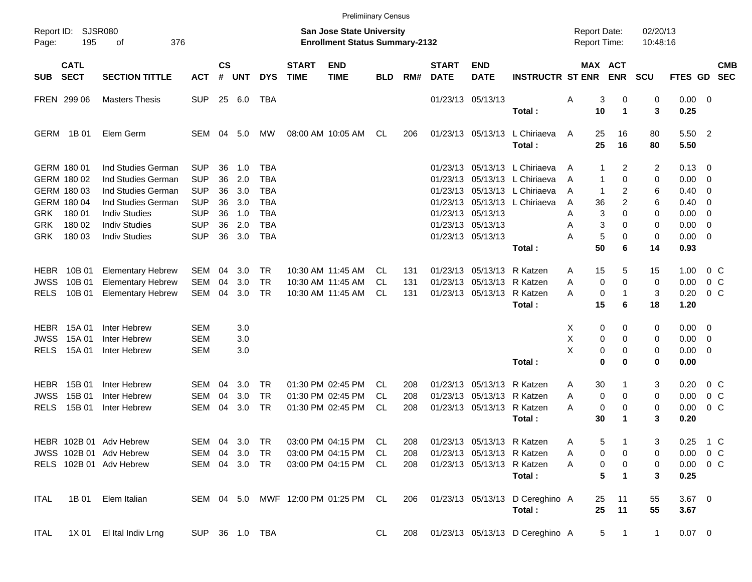Preliminary Census

Report ID: SJSR080

**San Jose State University**
**Enrollment Status Summary-2132**

Report Date: 02/20/13
Report Time: 10:48:16

| SUB | CATL SECT | SECTION TITTLE | ACT | CS # | UNT | DYS | START TIME | END TIME | BLD | RM# | START DATE | END DATE | INSTRUCTR | ST | MAX ENR | ACT ENR | SCU | FTES | GD | CMB SEC |
|---|---|---|---|---|---|---|---|---|---|---|---|---|---|---|---|---|---|---|---|---|
| FREN | 299 06 | Masters Thesis | SUP | 25 | 6.0 | TBA | | | | | 01/23/13 | 05/13/13 | | A | 3 | 0 | 0 | 0.00 | 0 | |
| | | | | | | | | | | | | | **Total :** | | **10** | **1** | **3** | **0.25** | | |
| GERM | 1B 01 | Elem Germ | SEM | 04 | 5.0 | MW | 08:00 AM | 10:05 AM | CL | 206 | 01/23/13 | 05/13/13 | L Chiriaeva | A | 25 | 16 | 80 | 5.50 | 2 | |
| | | | | | | | | | | | | | **Total :** | | **25** | **16** | **80** | **5.50** | | |
| GERM | 180 01 | Ind Studies German | SUP | 36 | 1.0 | TBA | | | | | 01/23/13 | 05/13/13 | L Chiriaeva | A | 1 | 2 | 2 | 0.13 | 0 | |
| GERM | 180 02 | Ind Studies German | SUP | 36 | 2.0 | TBA | | | | | 01/23/13 | 05/13/13 | L Chiriaeva | A | 1 | 0 | 0 | 0.00 | 0 | |
| GERM | 180 03 | Ind Studies German | SUP | 36 | 3.0 | TBA | | | | | 01/23/13 | 05/13/13 | L Chiriaeva | A | 1 | 2 | 6 | 0.40 | 0 | |
| GERM | 180 04 | Ind Studies German | SUP | 36 | 3.0 | TBA | | | | | 01/23/13 | 05/13/13 | L Chiriaeva | A | 36 | 2 | 6 | 0.40 | 0 | |
| GRK | 180 01 | Indiv Studies | SUP | 36 | 1.0 | TBA | | | | | 01/23/13 | 05/13/13 | | A | 3 | 0 | 0 | 0.00 | 0 | |
| GRK | 180 02 | Indiv Studies | SUP | 36 | 2.0 | TBA | | | | | 01/23/13 | 05/13/13 | | A | 3 | 0 | 0 | 0.00 | 0 | |
| GRK | 180 03 | Indiv Studies | SUP | 36 | 3.0 | TBA | | | | | 01/23/13 | 05/13/13 | | A | 5 | 0 | 0 | 0.00 | 0 | |
| | | | | | | | | | | | | | **Total :** | | **50** | **6** | **14** | **0.93** | | |
| HEBR | 10B 01 | Elementary Hebrew | SEM | 04 | 3.0 | TR | 10:30 AM | 11:45 AM | CL | 131 | 01/23/13 | 05/13/13 | R Katzen | A | 15 | 5 | 15 | 1.00 | 0 | C |
| JWSS | 10B 01 | Elementary Hebrew | SEM | 04 | 3.0 | TR | 10:30 AM | 11:45 AM | CL | 131 | 01/23/13 | 05/13/13 | R Katzen | A | 0 | 0 | 0 | 0.00 | 0 | C |
| RELS | 10B 01 | Elementary Hebrew | SEM | 04 | 3.0 | TR | 10:30 AM | 11:45 AM | CL | 131 | 01/23/13 | 05/13/13 | R Katzen | A | 0 | 1 | 3 | 0.20 | 0 | C |
| | | | | | | | | | | | | | **Total :** | | **15** | **6** | **18** | **1.20** | | |
| HEBR | 15A 01 | Inter Hebrew | SEM | | 3.0 | | | | | | | | | X | 0 | 0 | 0 | 0.00 | 0 | |
| JWSS | 15A 01 | Inter Hebrew | SEM | | 3.0 | | | | | | | | | X | 0 | 0 | 0 | 0.00 | 0 | |
| RELS | 15A 01 | Inter Hebrew | SEM | | 3.0 | | | | | | | | | X | 0 | 0 | 0 | 0.00 | 0 | |
| | | | | | | | | | | | | | **Total :** | | **0** | **0** | **0** | **0.00** | | |
| HEBR | 15B 01 | Inter Hebrew | SEM | 04 | 3.0 | TR | 01:30 PM | 02:45 PM | CL | 208 | 01/23/13 | 05/13/13 | R Katzen | A | 30 | 1 | 3 | 0.20 | 0 | C |
| JWSS | 15B 01 | Inter Hebrew | SEM | 04 | 3.0 | TR | 01:30 PM | 02:45 PM | CL | 208 | 01/23/13 | 05/13/13 | R Katzen | A | 0 | 0 | 0 | 0.00 | 0 | C |
| RELS | 15B 01 | Inter Hebrew | SEM | 04 | 3.0 | TR | 01:30 PM | 02:45 PM | CL | 208 | 01/23/13 | 05/13/13 | R Katzen | A | 0 | 0 | 0 | 0.00 | 0 | C |
| | | | | | | | | | | | | | **Total :** | | **30** | **1** | **3** | **0.20** | | |
| HEBR | 102B 01 | Adv Hebrew | SEM | 04 | 3.0 | TR | 03:00 PM | 04:15 PM | CL | 208 | 01/23/13 | 05/13/13 | R Katzen | A | 5 | 1 | 3 | 0.25 | 1 | C |
| JWSS | 102B 01 | Adv Hebrew | SEM | 04 | 3.0 | TR | 03:00 PM | 04:15 PM | CL | 208 | 01/23/13 | 05/13/13 | R Katzen | A | 0 | 0 | 0 | 0.00 | 0 | C |
| RELS | 102B 01 | Adv Hebrew | SEM | 04 | 3.0 | TR | 03:00 PM | 04:15 PM | CL | 208 | 01/23/13 | 05/13/13 | R Katzen | A | 0 | 0 | 0 | 0.00 | 0 | C |
| | | | | | | | | | | | | | **Total :** | | **5** | **1** | **3** | **0.25** | | |
| ITAL | 1B 01 | Elem Italian | SEM | 04 | 5.0 | MWF | 12:00 PM | 01:25 PM | CL | 206 | 01/23/13 | 05/13/13 | D Cereghino | A | 25 | 11 | 55 | 3.67 | 0 | |
| | | | | | | | | | | | | | **Total :** | | **25** | **11** | **55** | **3.67** | | |
| ITAL | 1X 01 | El Ital Indiv Lrng | SUP | 36 | 1.0 | TBA | | | CL | 208 | 01/23/13 | 05/13/13 | D Cereghino | A | 5 | 1 | 1 | 0.07 | 0 | |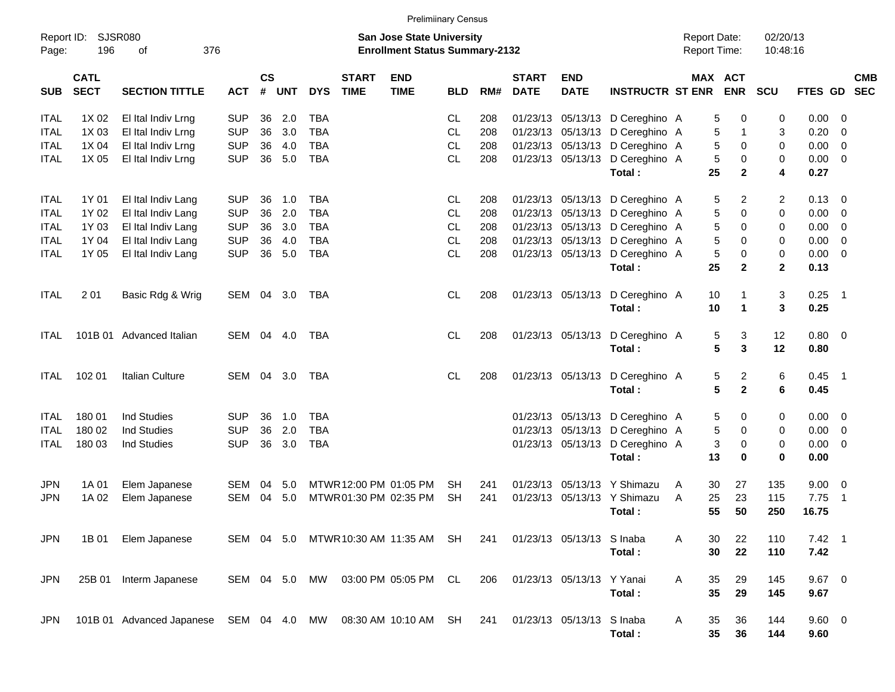Prelimiinary Census

Report ID: SJSR080
Page: 196 of 376

**San Jose State University**
**Enrollment Status Summary-2132**

Report Date: 02/20/13
Report Time: 10:48:16

| SUB | CATL SECT | SECTION TITTLE | ACT | CS # | UNT | DYS | START TIME | END TIME | BLD | RM# | START DATE | END DATE | INSTRUCTR | ST | MAX ENR | ACT ENR | SCU | FTES | GD | CMB SEC |
|---|---|---|---|---|---|---|---|---|---|---|---|---|---|---|---|---|---|---|---|---|
| ITAL | 1X 02 | El Ital Indiv Lrng | SUP | 36 | 2.0 | TBA | | | CL | 208 | 01/23/13 | 05/13/13 | D Cereghino | A | 5 | 0 | 0 | 0.00 | 0 | |
| ITAL | 1X 03 | El Ital Indiv Lrng | SUP | 36 | 3.0 | TBA | | | CL | 208 | 01/23/13 | 05/13/13 | D Cereghino | A | 5 | 1 | 3 | 0.20 | 0 | |
| ITAL | 1X 04 | El Ital Indiv Lrng | SUP | 36 | 4.0 | TBA | | | CL | 208 | 01/23/13 | 05/13/13 | D Cereghino | A | 5 | 0 | 0 | 0.00 | 0 | |
| ITAL | 1X 05 | El Ital Indiv Lrng | SUP | 36 | 5.0 | TBA | | | CL | 208 | 01/23/13 | 05/13/13 | D Cereghino | A | 5 | 0 | 0 | 0.00 | 0 | |
| | | | | | | | | | | | | | **Total :** | | **25** | **2** | **4** | **0.27** | | |
| ITAL | 1Y 01 | El Ital Indiv Lang | SUP | 36 | 1.0 | TBA | | | CL | 208 | 01/23/13 | 05/13/13 | D Cereghino | A | 5 | 2 | 2 | 0.13 | 0 | |
| ITAL | 1Y 02 | El Ital Indiv Lang | SUP | 36 | 2.0 | TBA | | | CL | 208 | 01/23/13 | 05/13/13 | D Cereghino | A | 5 | 0 | 0 | 0.00 | 0 | |
| ITAL | 1Y 03 | El Ital Indiv Lang | SUP | 36 | 3.0 | TBA | | | CL | 208 | 01/23/13 | 05/13/13 | D Cereghino | A | 5 | 0 | 0 | 0.00 | 0 | |
| ITAL | 1Y 04 | El Ital Indiv Lang | SUP | 36 | 4.0 | TBA | | | CL | 208 | 01/23/13 | 05/13/13 | D Cereghino | A | 5 | 0 | 0 | 0.00 | 0 | |
| ITAL | 1Y 05 | El Ital Indiv Lang | SUP | 36 | 5.0 | TBA | | | CL | 208 | 01/23/13 | 05/13/13 | D Cereghino | A | 5 | 0 | 0 | 0.00 | 0 | |
| | | | | | | | | | | | | | **Total :** | | **25** | **2** | **2** | **0.13** | | |
| ITAL | 2 01 | Basic Rdg & Wrig | SEM | 04 | 3.0 | TBA | | | CL | 208 | 01/23/13 | 05/13/13 | D Cereghino | A | 10 | 1 | 3 | 0.25 | 1 | |
| | | | | | | | | | | | | | **Total :** | | **10** | **1** | **3** | **0.25** | | |
| ITAL | 101B 01 | Advanced Italian | SEM | 04 | 4.0 | TBA | | | CL | 208 | 01/23/13 | 05/13/13 | D Cereghino | A | 5 | 3 | 12 | 0.80 | 0 | |
| | | | | | | | | | | | | | **Total :** | | **5** | **3** | **12** | **0.80** | | |
| ITAL | 102 01 | Italian Culture | SEM | 04 | 3.0 | TBA | | | CL | 208 | 01/23/13 | 05/13/13 | D Cereghino | A | 5 | 2 | 6 | 0.45 | 1 | |
| | | | | | | | | | | | | | **Total :** | | **5** | **2** | **6** | **0.45** | | |
| ITAL | 180 01 | Ind Studies | SUP | 36 | 1.0 | TBA | | | | | 01/23/13 | 05/13/13 | D Cereghino | A | 5 | 0 | 0 | 0.00 | 0 | |
| ITAL | 180 02 | Ind Studies | SUP | 36 | 2.0 | TBA | | | | | 01/23/13 | 05/13/13 | D Cereghino | A | 5 | 0 | 0 | 0.00 | 0 | |
| ITAL | 180 03 | Ind Studies | SUP | 36 | 3.0 | TBA | | | | | 01/23/13 | 05/13/13 | D Cereghino | A | 3 | 0 | 0 | 0.00 | 0 | |
| | | | | | | | | | | | | | **Total :** | | **13** | **0** | **0** | **0.00** | | |
| JPN | 1A 01 | Elem Japanese | SEM | 04 | 5.0 | MTWR | 12:00 PM | 01:05 PM | SH | 241 | 01/23/13 | 05/13/13 | Y Shimazu | A | 30 | 27 | 135 | 9.00 | 0 | |
| JPN | 1A 02 | Elem Japanese | SEM | 04 | 5.0 | MTWR | 01:30 PM | 02:35 PM | SH | 241 | 01/23/13 | 05/13/13 | Y Shimazu | A | 25 | 23 | 115 | 7.75 | 1 | |
| | | | | | | | | | | | | | **Total :** | | **55** | **50** | **250** | **16.75** | | |
| JPN | 1B 01 | Elem Japanese | SEM | 04 | 5.0 | MTWR | 10:30 AM | 11:35 AM | SH | 241 | 01/23/13 | 05/13/13 | S Inaba | A | 30 | 22 | 110 | 7.42 | 1 | |
| | | | | | | | | | | | | | **Total :** | | **30** | **22** | **110** | **7.42** | | |
| JPN | 25B 01 | Interm Japanese | SEM | 04 | 5.0 | MW | 03:00 PM | 05:05 PM | CL | 206 | 01/23/13 | 05/13/13 | Y Yanai | A | 35 | 29 | 145 | 9.67 | 0 | |
| | | | | | | | | | | | | | **Total :** | | **35** | **29** | **145** | **9.67** | | |
| JPN | 101B 01 | Advanced Japanese | SEM | 04 | 4.0 | MW | 08:30 AM | 10:10 AM | SH | 241 | 01/23/13 | 05/13/13 | S Inaba | A | 35 | 36 | 144 | 9.60 | 0 | |
| | | | | | | | | | | | | | **Total :** | | **35** | **36** | **144** | **9.60** | | |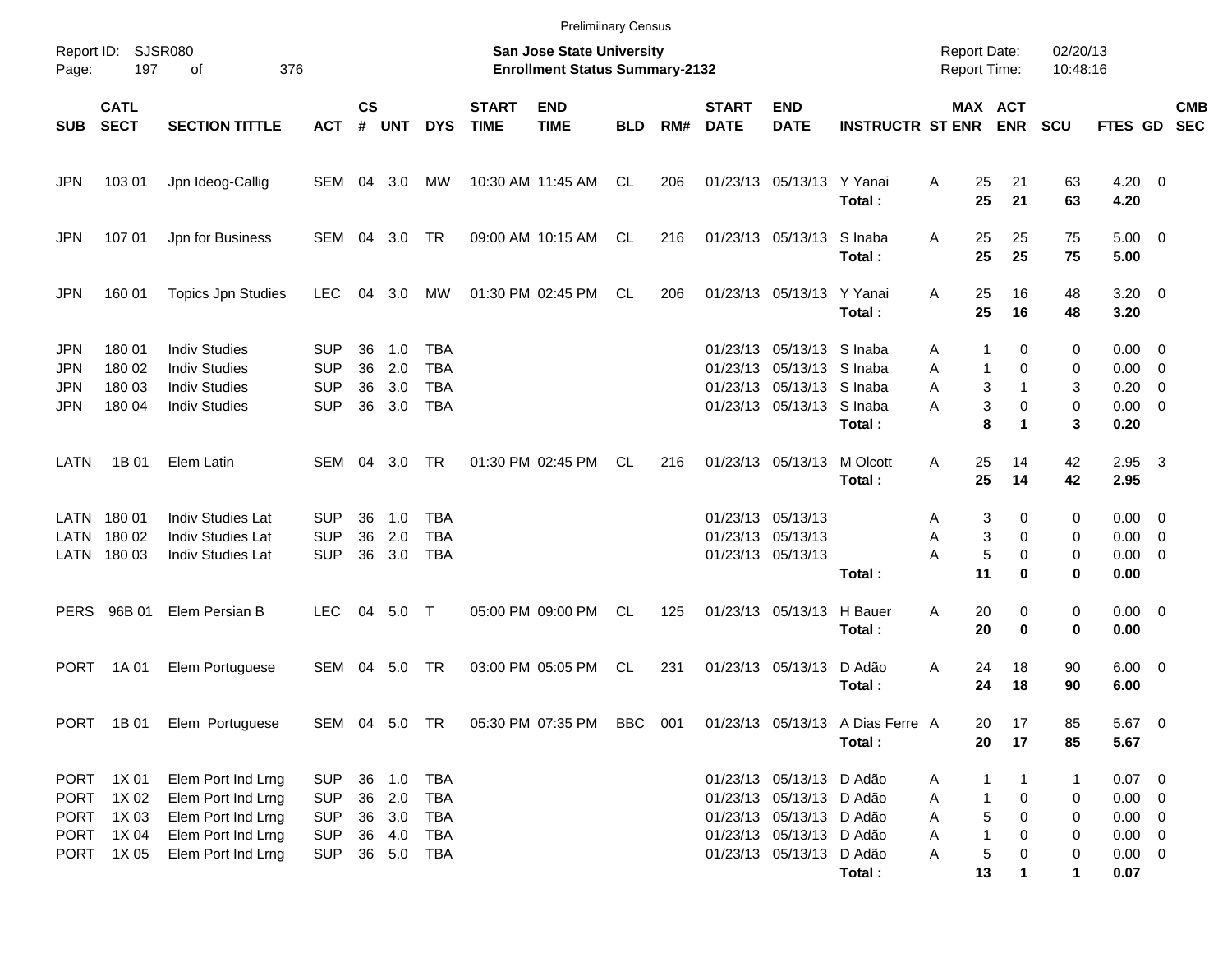Preliminary Census

Report ID: SJSR080 | San Jose State University | Report Date: 02/20/13
Page: 197 of 376 | Enrollment Status Summary-2132 | Report Time: 10:48:16

| SUB | CATL SECT | SECTION TITTLE | ACT | CS # | UNT | DYS | START TIME | END TIME | BLD | RM# | START DATE | END DATE | INSTRUCTR | ST | MAX ENR | ACT ENR | SCU | FTES | GD | CMB SEC |
|---|---|---|---|---|---|---|---|---|---|---|---|---|---|---|---|---|---|---|---|---|
| JPN | 103 01 | Jpn Ideog-Callig | SEM | 04 | 3.0 | MW | 10:30 AM | 11:45 AM | CL | 206 | 01/23/13 | 05/13/13 | Y Yanai | A | 25 | 21 | 63 | 4.20 | 0 | |
| | | | | | | | | | | | | | **Total :** | | **25** | **21** | **63** | **4.20** | | |
| JPN | 107 01 | Jpn for Business | SEM | 04 | 3.0 | TR | 09:00 AM | 10:15 AM | CL | 216 | 01/23/13 | 05/13/13 | S Inaba | A | 25 | 25 | 75 | 5.00 | 0 | |
| | | | | | | | | | | | | | **Total :** | | **25** | **25** | **75** | **5.00** | | |
| JPN | 160 01 | Topics Jpn Studies | LEC | 04 | 3.0 | MW | 01:30 PM | 02:45 PM | CL | 206 | 01/23/13 | 05/13/13 | Y Yanai | A | 25 | 16 | 48 | 3.20 | 0 | |
| | | | | | | | | | | | | | **Total :** | | **25** | **16** | **48** | **3.20** | | |
| JPN | 180 01 | Indiv Studies | SUP | 36 | 1.0 | TBA | | | | | 01/23/13 | 05/13/13 | S Inaba | A | 1 | 0 | 0 | 0.00 | 0 | |
| JPN | 180 02 | Indiv Studies | SUP | 36 | 2.0 | TBA | | | | | 01/23/13 | 05/13/13 | S Inaba | A | 1 | 0 | 0 | 0.00 | 0 | |
| JPN | 180 03 | Indiv Studies | SUP | 36 | 3.0 | TBA | | | | | 01/23/13 | 05/13/13 | S Inaba | A | 3 | 1 | 3 | 0.20 | 0 | |
| JPN | 180 04 | Indiv Studies | SUP | 36 | 3.0 | TBA | | | | | 01/23/13 | 05/13/13 | S Inaba | A | 3 | 0 | 0 | 0.00 | 0 | |
| | | | | | | | | | | | | | **Total :** | | **8** | **1** | **3** | **0.20** | | |
| LATN | 1B 01 | Elem Latin | SEM | 04 | 3.0 | TR | 01:30 PM | 02:45 PM | CL | 216 | 01/23/13 | 05/13/13 | M Olcott | A | 25 | 14 | 42 | 2.95 | 3 | |
| | | | | | | | | | | | | | **Total :** | | **25** | **14** | **42** | **2.95** | | |
| LATN | 180 01 | Indiv Studies Lat | SUP | 36 | 1.0 | TBA | | | | | 01/23/13 | 05/13/13 | | A | 3 | 0 | 0 | 0.00 | 0 | |
| LATN | 180 02 | Indiv Studies Lat | SUP | 36 | 2.0 | TBA | | | | | 01/23/13 | 05/13/13 | | A | 3 | 0 | 0 | 0.00 | 0 | |
| LATN | 180 03 | Indiv Studies Lat | SUP | 36 | 3.0 | TBA | | | | | 01/23/13 | 05/13/13 | | A | 5 | 0 | 0 | 0.00 | 0 | |
| | | | | | | | | | | | | | **Total :** | | **11** | **0** | **0** | **0.00** | | |
| PERS | 96B 01 | Elem Persian B | LEC | 04 | 5.0 | T | 05:00 PM | 09:00 PM | CL | 125 | 01/23/13 | 05/13/13 | H Bauer | A | 20 | 0 | 0 | 0.00 | 0 | |
| | | | | | | | | | | | | | **Total :** | | **20** | **0** | **0** | **0.00** | | |
| PORT | 1A 01 | Elem Portuguese | SEM | 04 | 5.0 | TR | 03:00 PM | 05:05 PM | CL | 231 | 01/23/13 | 05/13/13 | D Adão | A | 24 | 18 | 90 | 6.00 | 0 | |
| | | | | | | | | | | | | | **Total :** | | **24** | **18** | **90** | **6.00** | | |
| PORT | 1B 01 | Elem Portuguese | SEM | 04 | 5.0 | TR | 05:30 PM | 07:35 PM | BBC | 001 | 01/23/13 | 05/13/13 | A Dias Ferre | A | 20 | 17 | 85 | 5.67 | 0 | |
| | | | | | | | | | | | | | **Total :** | | **20** | **17** | **85** | **5.67** | | |
| PORT | 1X 01 | Elem Port Ind Lrng | SUP | 36 | 1.0 | TBA | | | | | 01/23/13 | 05/13/13 | D Adão | A | 1 | 1 | 1 | 0.07 | 0 | |
| PORT | 1X 02 | Elem Port Ind Lrng | SUP | 36 | 2.0 | TBA | | | | | 01/23/13 | 05/13/13 | D Adão | A | 1 | 0 | 0 | 0.00 | 0 | |
| PORT | 1X 03 | Elem Port Ind Lrng | SUP | 36 | 3.0 | TBA | | | | | 01/23/13 | 05/13/13 | D Adão | A | 5 | 0 | 0 | 0.00 | 0 | |
| PORT | 1X 04 | Elem Port Ind Lrng | SUP | 36 | 4.0 | TBA | | | | | 01/23/13 | 05/13/13 | D Adão | A | 1 | 0 | 0 | 0.00 | 0 | |
| PORT | 1X 05 | Elem Port Ind Lrng | SUP | 36 | 5.0 | TBA | | | | | 01/23/13 | 05/13/13 | D Adão | A | 5 | 0 | 0 | 0.00 | 0 | |
| | | | | | | | | | | | | | **Total :** | | **13** | **1** | **1** | **0.07** | | |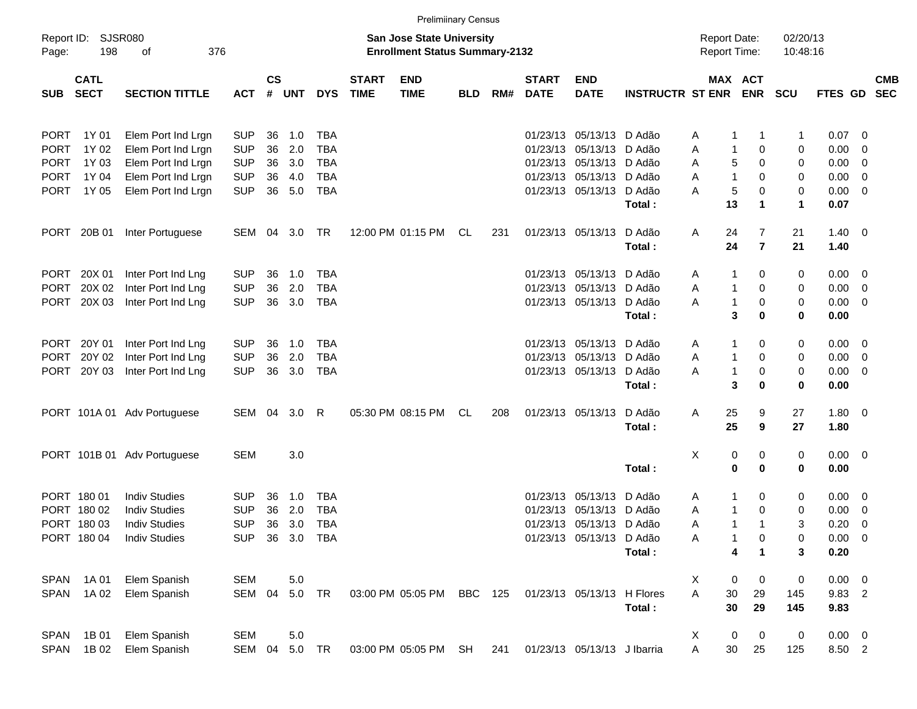Preliminary Census

Report ID: SJSR080

**San Jose State University**
**Enrollment Status Summary-2132**

Report Date: 02/20/13
Report Time: 10:48:16

| SUB | CATL SECT | SECTION TITTLE | ACT | CS # | UNT | DYS | START TIME | END TIME | BLD | RM# | START DATE | END DATE | INSTRUCTR | ST | MAX ENR | ACT ENR | SCU | FTES | GD | CMB SEC |
|---|---|---|---|---|---|---|---|---|---|---|---|---|---|---|---|---|---|---|---|---|
| PORT | 1Y 01 | Elem Port Ind Lrgn | SUP | 36 | 1.0 | TBA | | | | | 01/23/13 | 05/13/13 | D Adão | A | 1 | 1 | 1 | 0.07 | 0 | |
| PORT | 1Y 02 | Elem Port Ind Lrgn | SUP | 36 | 2.0 | TBA | | | | | 01/23/13 | 05/13/13 | D Adão | A | 1 | 0 | 0 | 0.00 | 0 | |
| PORT | 1Y 03 | Elem Port Ind Lrgn | SUP | 36 | 3.0 | TBA | | | | | 01/23/13 | 05/13/13 | D Adão | A | 5 | 0 | 0 | 0.00 | 0 | |
| PORT | 1Y 04 | Elem Port Ind Lrgn | SUP | 36 | 4.0 | TBA | | | | | 01/23/13 | 05/13/13 | D Adão | A | 1 | 0 | 0 | 0.00 | 0 | |
| PORT | 1Y 05 | Elem Port Ind Lrgn | SUP | 36 | 5.0 | TBA | | | | | 01/23/13 | 05/13/13 | D Adão | A | 5 | 0 | 0 | 0.00 | 0 | |
| | | | | | | | | | | | | | **Total :** | | **13** | **1** | **1** | **0.07** | | |
| PORT | 20B 01 | Inter Portuguese | SEM | 04 | 3.0 | TR | 12:00 PM | 01:15 PM | CL | 231 | 01/23/13 | 05/13/13 | D Adão | A | 24 | 7 | 21 | 1.40 | 0 | |
| | | | | | | | | | | | | | **Total :** | | **24** | **7** | **21** | **1.40** | | |
| PORT | 20X 01 | Inter Port Ind Lng | SUP | 36 | 1.0 | TBA | | | | | 01/23/13 | 05/13/13 | D Adão | A | 1 | 0 | 0 | 0.00 | 0 | |
| PORT | 20X 02 | Inter Port Ind Lng | SUP | 36 | 2.0 | TBA | | | | | 01/23/13 | 05/13/13 | D Adão | A | 1 | 0 | 0 | 0.00 | 0 | |
| PORT | 20X 03 | Inter Port Ind Lng | SUP | 36 | 3.0 | TBA | | | | | 01/23/13 | 05/13/13 | D Adão | A | 1 | 0 | 0 | 0.00 | 0 | |
| | | | | | | | | | | | | | **Total :** | | **3** | **0** | **0** | **0.00** | | |
| PORT | 20Y 01 | Inter Port Ind Lng | SUP | 36 | 1.0 | TBA | | | | | 01/23/13 | 05/13/13 | D Adão | A | 1 | 0 | 0 | 0.00 | 0 | |
| PORT | 20Y 02 | Inter Port Ind Lng | SUP | 36 | 2.0 | TBA | | | | | 01/23/13 | 05/13/13 | D Adão | A | 1 | 0 | 0 | 0.00 | 0 | |
| PORT | 20Y 03 | Inter Port Ind Lng | SUP | 36 | 3.0 | TBA | | | | | 01/23/13 | 05/13/13 | D Adão | A | 1 | 0 | 0 | 0.00 | 0 | |
| | | | | | | | | | | | | | **Total :** | | **3** | **0** | **0** | **0.00** | | |
| PORT | 101A 01 | Adv Portuguese | SEM | 04 | 3.0 | R | 05:30 PM | 08:15 PM | CL | 208 | 01/23/13 | 05/13/13 | D Adão | A | 25 | 9 | 27 | 1.80 | 0 | |
| | | | | | | | | | | | | | **Total :** | | **25** | **9** | **27** | **1.80** | | |
| PORT | 101B 01 | Adv Portuguese | SEM | | 3.0 | | | | | | | | | X | 0 | 0 | 0 | 0.00 | 0 | |
| | | | | | | | | | | | | | **Total :** | | **0** | **0** | **0** | **0.00** | | |
| PORT | 180 01 | Indiv Studies | SUP | 36 | 1.0 | TBA | | | | | 01/23/13 | 05/13/13 | D Adão | A | 1 | 0 | 0 | 0.00 | 0 | |
| PORT | 180 02 | Indiv Studies | SUP | 36 | 2.0 | TBA | | | | | 01/23/13 | 05/13/13 | D Adão | A | 1 | 0 | 0 | 0.00 | 0 | |
| PORT | 180 03 | Indiv Studies | SUP | 36 | 3.0 | TBA | | | | | 01/23/13 | 05/13/13 | D Adão | A | 1 | 1 | 3 | 0.20 | 0 | |
| PORT | 180 04 | Indiv Studies | SUP | 36 | 3.0 | TBA | | | | | 01/23/13 | 05/13/13 | D Adão | A | 1 | 0 | 0 | 0.00 | 0 | |
| | | | | | | | | | | | | | **Total :** | | **4** | **1** | **3** | **0.20** | | |
| SPAN | 1A 01 | Elem Spanish | SEM | | 5.0 | | | | | | | | | X | 0 | 0 | 0 | 0.00 | 0 | |
| SPAN | 1A 02 | Elem Spanish | SEM | 04 | 5.0 | TR | 03:00 PM | 05:05 PM | BBC | 125 | 01/23/13 | 05/13/13 | H Flores | A | 30 | 29 | 145 | 9.83 | 2 | |
| | | | | | | | | | | | | | **Total :** | | **30** | **29** | **145** | **9.83** | | |
| SPAN | 1B 01 | Elem Spanish | SEM | | 5.0 | | | | | | | | | X | 0 | 0 | 0 | 0.00 | 0 | |
| SPAN | 1B 02 | Elem Spanish | SEM | 04 | 5.0 | TR | 03:00 PM | 05:05 PM | SH | 241 | 01/23/13 | 05/13/13 | J Ibarria | A | 30 | 25 | 125 | 8.50 | 2 | |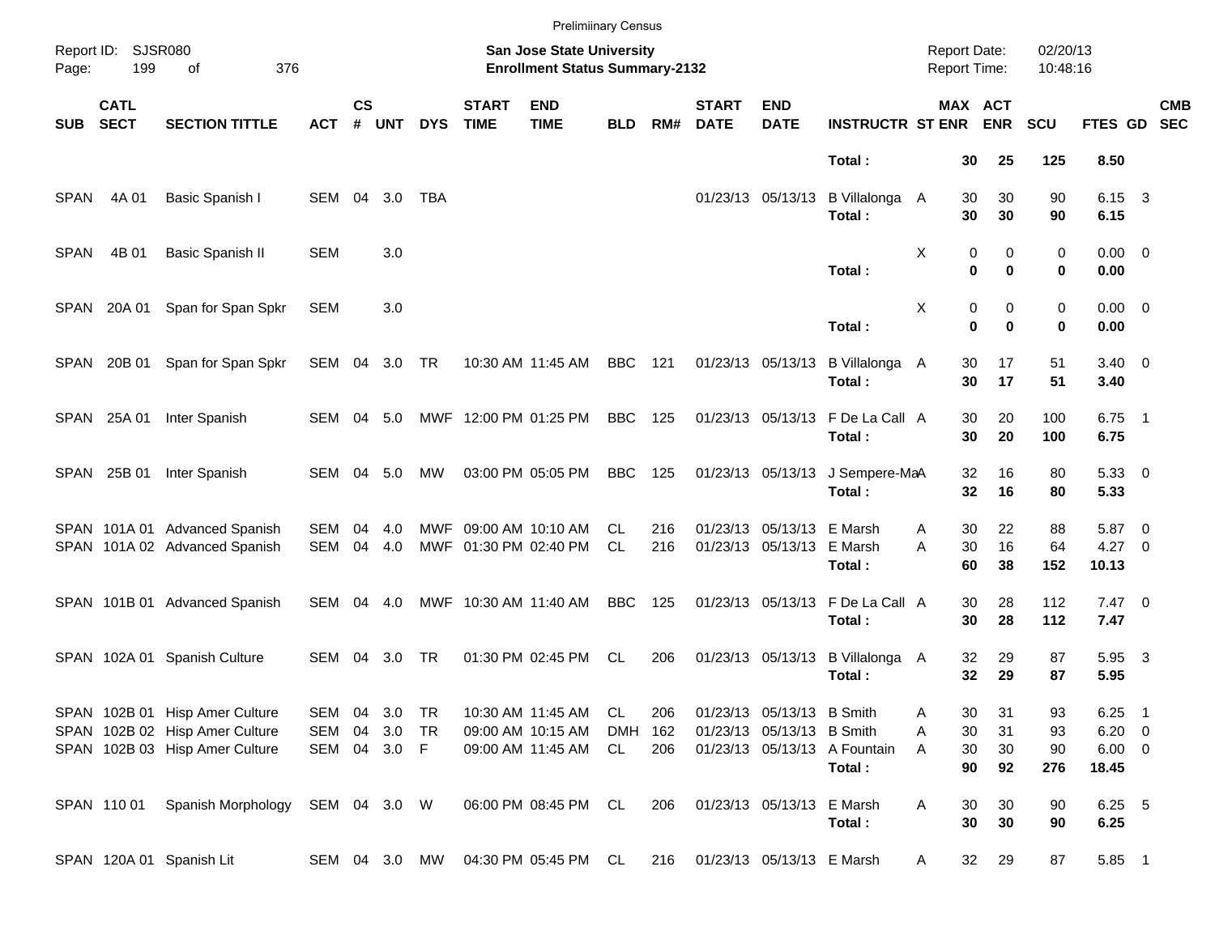Preliminary Census

Report ID: SJSR080 — **San Jose State University** — Report Date: 02/20/13
Page: 199 of 376 — **Enrollment Status Summary-2132** — Report Time: 10:48:16

| SUB | CATL SECT | SECTION TITTLE | ACT | CS # | UNT | DYS | START TIME | END TIME | BLD | RM# | START DATE | END DATE | INSTRUCTR | ST | MAX ENR | ACT ENR | SCU | FTES | GD | CMB SEC |
|---|---|---|---|---|---|---|---|---|---|---|---|---|---|---|---|---|---|---|---|---|
| | | | | | | | | | | | | | **Total :** | | **30** | **25** | **125** | **8.50** | | |
| SPAN | 4A 01 | Basic Spanish I | SEM | 04 | 3.0 | TBA | | | | | 01/23/13 | 05/13/13 | B Villalonga | A | 30 | 30 | 90 | 6.15 | 3 | |
| | | | | | | | | | | | | | **Total :** | | **30** | **30** | **90** | **6.15** | | |
| SPAN | 4B 01 | Basic Spanish II | SEM | | 3.0 | | | | | | | | | X | 0 | 0 | 0 | 0.00 | 0 | |
| | | | | | | | | | | | | | **Total :** | | **0** | **0** | **0** | **0.00** | | |
| SPAN | 20A 01 | Span for Span Spkr | SEM | | 3.0 | | | | | | | | | X | 0 | 0 | 0 | 0.00 | 0 | |
| | | | | | | | | | | | | | **Total :** | | **0** | **0** | **0** | **0.00** | | |
| SPAN | 20B 01 | Span for Span Spkr | SEM | 04 | 3.0 | TR | 10:30 AM | 11:45 AM | BBC | 121 | 01/23/13 | 05/13/13 | B Villalonga | A | 30 | 17 | 51 | 3.40 | 0 | |
| | | | | | | | | | | | | | **Total :** | | **30** | **17** | **51** | **3.40** | | |
| SPAN | 25A 01 | Inter Spanish | SEM | 04 | 5.0 | MWF | 12:00 PM | 01:25 PM | BBC | 125 | 01/23/13 | 05/13/13 | F De La Call | A | 30 | 20 | 100 | 6.75 | 1 | |
| | | | | | | | | | | | | | **Total :** | | **30** | **20** | **100** | **6.75** | | |
| SPAN | 25B 01 | Inter Spanish | SEM | 04 | 5.0 | MW | 03:00 PM | 05:05 PM | BBC | 125 | 01/23/13 | 05/13/13 | J Sempere-Ma | A | 32 | 16 | 80 | 5.33 | 0 | |
| | | | | | | | | | | | | | **Total :** | | **32** | **16** | **80** | **5.33** | | |
| SPAN | 101A 01 | Advanced Spanish | SEM | 04 | 4.0 | MWF | 09:00 AM | 10:10 AM | CL | 216 | 01/23/13 | 05/13/13 | E Marsh | A | 30 | 22 | 88 | 5.87 | 0 | |
| SPAN | 101A 02 | Advanced Spanish | SEM | 04 | 4.0 | MWF | 01:30 PM | 02:40 PM | CL | 216 | 01/23/13 | 05/13/13 | E Marsh | A | 30 | 16 | 64 | 4.27 | 0 | |
| | | | | | | | | | | | | | **Total :** | | **60** | **38** | **152** | **10.13** | | |
| SPAN | 101B 01 | Advanced Spanish | SEM | 04 | 4.0 | MWF | 10:30 AM | 11:40 AM | BBC | 125 | 01/23/13 | 05/13/13 | F De La Call | A | 30 | 28 | 112 | 7.47 | 0 | |
| | | | | | | | | | | | | | **Total :** | | **30** | **28** | **112** | **7.47** | | |
| SPAN | 102A 01 | Spanish Culture | SEM | 04 | 3.0 | TR | 01:30 PM | 02:45 PM | CL | 206 | 01/23/13 | 05/13/13 | B Villalonga | A | 32 | 29 | 87 | 5.95 | 3 | |
| | | | | | | | | | | | | | **Total :** | | **32** | **29** | **87** | **5.95** | | |
| SPAN | 102B 01 | Hisp Amer Culture | SEM | 04 | 3.0 | TR | 10:30 AM | 11:45 AM | CL | 206 | 01/23/13 | 05/13/13 | B Smith | A | 30 | 31 | 93 | 6.25 | 1 | |
| SPAN | 102B 02 | Hisp Amer Culture | SEM | 04 | 3.0 | TR | 09:00 AM | 10:15 AM | DMH | 162 | 01/23/13 | 05/13/13 | B Smith | A | 30 | 31 | 93 | 6.20 | 0 | |
| SPAN | 102B 03 | Hisp Amer Culture | SEM | 04 | 3.0 | F | 09:00 AM | 11:45 AM | CL | 206 | 01/23/13 | 05/13/13 | A Fountain | A | 30 | 30 | 90 | 6.00 | 0 | |
| | | | | | | | | | | | | | **Total :** | | **90** | **92** | **276** | **18.45** | | |
| SPAN | 110 01 | Spanish Morphology | SEM | 04 | 3.0 | W | 06:00 PM | 08:45 PM | CL | 206 | 01/23/13 | 05/13/13 | E Marsh | A | 30 | 30 | 90 | 6.25 | 5 | |
| | | | | | | | | | | | | | **Total :** | | **30** | **30** | **90** | **6.25** | | |
| SPAN | 120A 01 | Spanish Lit | SEM | 04 | 3.0 | MW | 04:30 PM | 05:45 PM | CL | 216 | 01/23/13 | 05/13/13 | E Marsh | A | 32 | 29 | 87 | 5.85 | 1 | |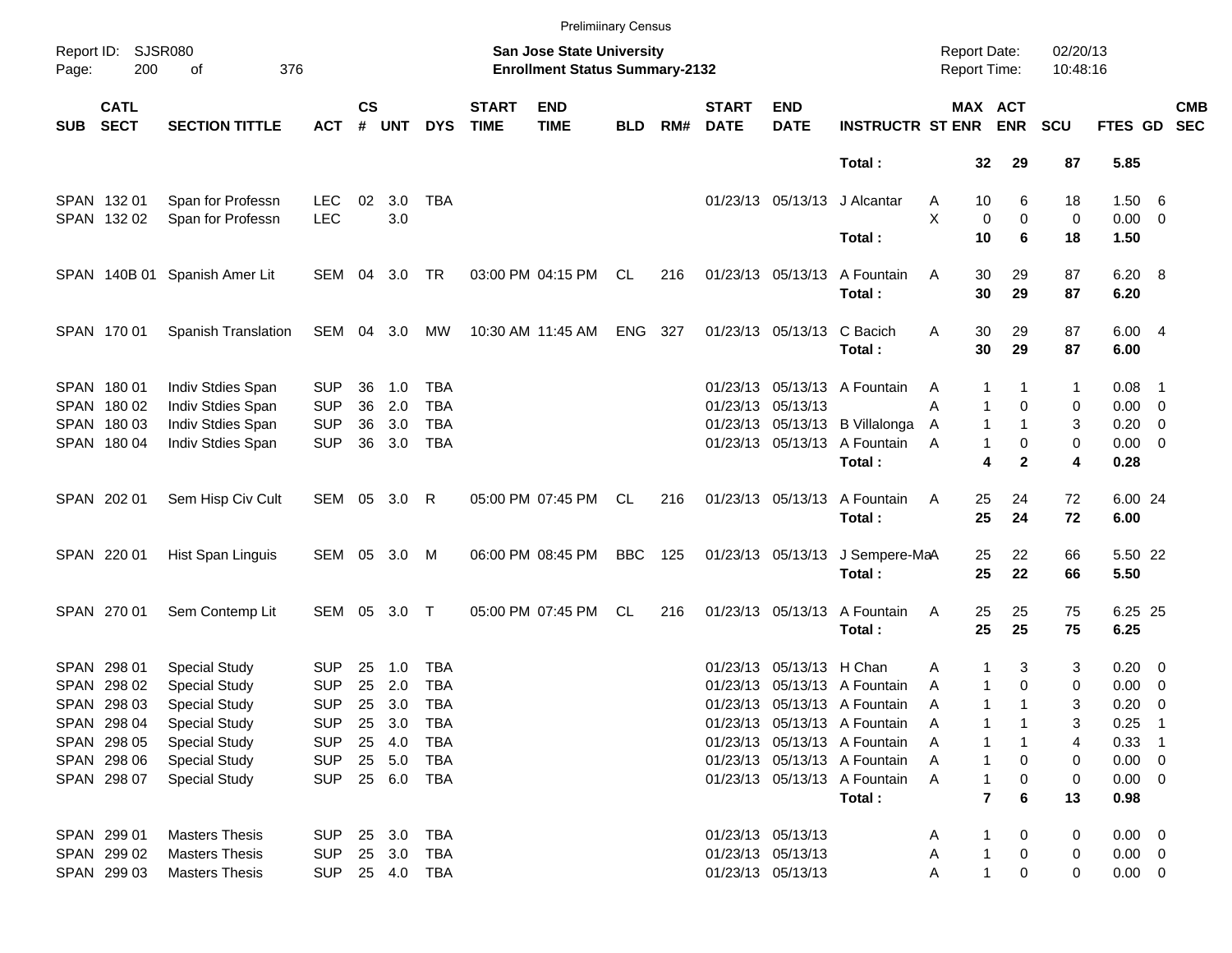Preliminary Census

Report ID: SJSR080
Page: 200 of 376

**San Jose State University**
**Enrollment Status Summary-2132**

Report Date: 02/20/13
Report Time: 10:48:16

| SUB | CATL SECT | SECTION TITTLE | ACT | CS # | UNT | DYS | START TIME | END TIME | BLD | RM# | START DATE | END DATE | INSTRUCTR | ST | MAX ENR | ACT ENR | SCU | FTES | GD | CMB SEC |
|---|---|---|---|---|---|---|---|---|---|---|---|---|---|---|---|---|---|---|---|---|
| | | | | | | | | | | | | | **Total :** | | **32** | **29** | **87** | **5.85** | | |
| SPAN | 132 01 | Span for Professn | LEC | 02 | 3.0 | TBA | | | | | 01/23/13 | 05/13/13 | J Alcantar | A | 10 | 6 | 18 | 1.50 | 6 | |
| SPAN | 132 02 | Span for Professn | LEC | | 3.0 | | | | | | | | | X | 0 | 0 | 0 | 0.00 | 0 | |
| | | | | | | | | | | | | | **Total :** | | **10** | **6** | **18** | **1.50** | | |
| SPAN | 140B 01 | Spanish Amer Lit | SEM | 04 | 3.0 | TR | 03:00 PM | 04:15 PM | CL | 216 | 01/23/13 | 05/13/13 | A Fountain | A | 30 | 29 | 87 | 6.20 | 8 | |
| | | | | | | | | | | | | | **Total :** | | **30** | **29** | **87** | **6.20** | | |
| SPAN | 170 01 | Spanish Translation | SEM | 04 | 3.0 | MW | 10:30 AM | 11:45 AM | ENG | 327 | 01/23/13 | 05/13/13 | C Bacich | A | 30 | 29 | 87 | 6.00 | 4 | |
| | | | | | | | | | | | | | **Total :** | | **30** | **29** | **87** | **6.00** | | |
| SPAN | 180 01 | Indiv Stdies Span | SUP | 36 | 1.0 | TBA | | | | | 01/23/13 | 05/13/13 | A Fountain | A | 1 | 1 | 1 | 0.08 | 1 | |
| SPAN | 180 02 | Indiv Stdies Span | SUP | 36 | 2.0 | TBA | | | | | 01/23/13 | 05/13/13 | | A | 1 | 0 | 0 | 0.00 | 0 | |
| SPAN | 180 03 | Indiv Stdies Span | SUP | 36 | 3.0 | TBA | | | | | 01/23/13 | 05/13/13 | B Villalonga | A | 1 | 1 | 3 | 0.20 | 0 | |
| SPAN | 180 04 | Indiv Stdies Span | SUP | 36 | 3.0 | TBA | | | | | 01/23/13 | 05/13/13 | A Fountain | A | 1 | 0 | 0 | 0.00 | 0 | |
| | | | | | | | | | | | | | **Total :** | | **4** | **2** | **4** | **0.28** | | |
| SPAN | 202 01 | Sem Hisp Civ Cult | SEM | 05 | 3.0 | R | 05:00 PM | 07:45 PM | CL | 216 | 01/23/13 | 05/13/13 | A Fountain | A | 25 | 24 | 72 | 6.00 | 24 | |
| | | | | | | | | | | | | | **Total :** | | **25** | **24** | **72** | **6.00** | | |
| SPAN | 220 01 | Hist Span Linguis | SEM | 05 | 3.0 | M | 06:00 PM | 08:45 PM | BBC | 125 | 01/23/13 | 05/13/13 | J Sempere-Ma | A | 25 | 22 | 66 | 5.50 | 22 | |
| | | | | | | | | | | | | | **Total :** | | **25** | **22** | **66** | **5.50** | | |
| SPAN | 270 01 | Sem Contemp Lit | SEM | 05 | 3.0 | T | 05:00 PM | 07:45 PM | CL | 216 | 01/23/13 | 05/13/13 | A Fountain | A | 25 | 25 | 75 | 6.25 | 25 | |
| | | | | | | | | | | | | | **Total :** | | **25** | **25** | **75** | **6.25** | | |
| SPAN | 298 01 | Special Study | SUP | 25 | 1.0 | TBA | | | | | 01/23/13 | 05/13/13 | H Chan | A | 1 | 3 | 3 | 0.20 | 0 | |
| SPAN | 298 02 | Special Study | SUP | 25 | 2.0 | TBA | | | | | 01/23/13 | 05/13/13 | A Fountain | A | 1 | 0 | 0 | 0.00 | 0 | |
| SPAN | 298 03 | Special Study | SUP | 25 | 3.0 | TBA | | | | | 01/23/13 | 05/13/13 | A Fountain | A | 1 | 1 | 3 | 0.20 | 0 | |
| SPAN | 298 04 | Special Study | SUP | 25 | 3.0 | TBA | | | | | 01/23/13 | 05/13/13 | A Fountain | A | 1 | 1 | 3 | 0.25 | 1 | |
| SPAN | 298 05 | Special Study | SUP | 25 | 4.0 | TBA | | | | | 01/23/13 | 05/13/13 | A Fountain | A | 1 | 1 | 4 | 0.33 | 1 | |
| SPAN | 298 06 | Special Study | SUP | 25 | 5.0 | TBA | | | | | 01/23/13 | 05/13/13 | A Fountain | A | 1 | 0 | 0 | 0.00 | 0 | |
| SPAN | 298 07 | Special Study | SUP | 25 | 6.0 | TBA | | | | | 01/23/13 | 05/13/13 | A Fountain | A | 1 | 0 | 0 | 0.00 | 0 | |
| | | | | | | | | | | | | | **Total :** | | **7** | **6** | **13** | **0.98** | | |
| SPAN | 299 01 | Masters Thesis | SUP | 25 | 3.0 | TBA | | | | | 01/23/13 | 05/13/13 | | A | 1 | 0 | 0 | 0.00 | 0 | |
| SPAN | 299 02 | Masters Thesis | SUP | 25 | 3.0 | TBA | | | | | 01/23/13 | 05/13/13 | | A | 1 | 0 | 0 | 0.00 | 0 | |
| SPAN | 299 03 | Masters Thesis | SUP | 25 | 4.0 | TBA | | | | | 01/23/13 | 05/13/13 | | A | 1 | 0 | 0 | 0.00 | 0 | |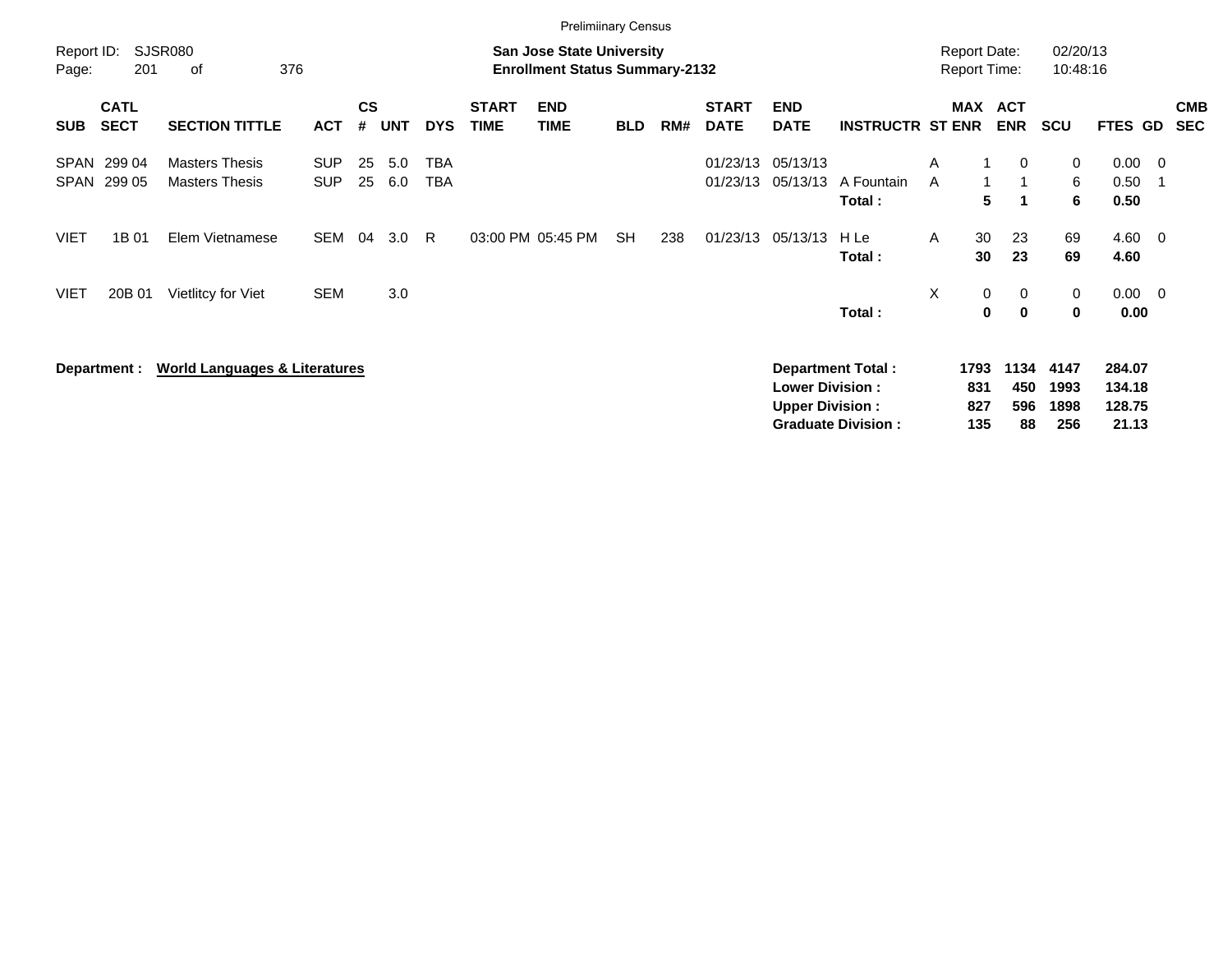Preliminary Census

Report ID: SJSR080
Page: 201 of 376

**San Jose State University**
**Enrollment Status Summary-2132**

Report Date: 02/20/13
Report Time: 10:48:16

| SUB | CATL SECT | SECTION TITTLE | ACT | CS # | UNT | DYS | START TIME | END TIME | BLD | RM# | START DATE | END DATE | INSTRUCTR | ST | MAX ENR | ACT ENR | SCU | FTES | GD | CMB SEC |
|---|---|---|---|---|---|---|---|---|---|---|---|---|---|---|---|---|---|---|---|---|
| SPAN | 299 04 | Masters Thesis | SUP | 25 | 5.0 | TBA | | | | | 01/23/13 | 05/13/13 | | A | 1 | 0 | 0 | 0.00 | 0 | |
| SPAN | 299 05 | Masters Thesis | SUP | 25 | 6.0 | TBA | | | | | 01/23/13 | 05/13/13 | A Fountain | A | 1 | 1 | 6 | 0.50 | 1 | |
| | | | | | | | | | | | | | **Total :** | | **5** | **1** | **6** | **0.50** | | |
| VIET | 1B 01 | Elem Vietnamese | SEM | 04 | 3.0 | R | 03:00 PM | 05:45 PM | SH | 238 | 01/23/13 | 05/13/13 | H Le | A | 30 | 23 | 69 | 4.60 | 0 | |
| | | | | | | | | | | | | | **Total :** | | **30** | **23** | **69** | **4.60** | | |
| VIET | 20B 01 | Vietlitcy for Viet | SEM | | 3.0 | | | | | | | | | X | 0 | 0 | 0 | 0.00 | 0 | |
| | | | | | | | | | | | | | **Total :** | | **0** | **0** | **0** | **0.00** | | |

**Department :** **World Languages & Literatures**

| | MAX ENR | ACT ENR | SCU | FTES |
|---|---|---|---|---|
| **Department Total :** | **1793** | **1134** | **4147** | **284.07** |
| **Lower Division :** | **831** | **450** | **1993** | **134.18** |
| **Upper Division :** | **827** | **596** | **1898** | **128.75** |
| **Graduate Division :** | **135** | **88** | **256** | **21.13** |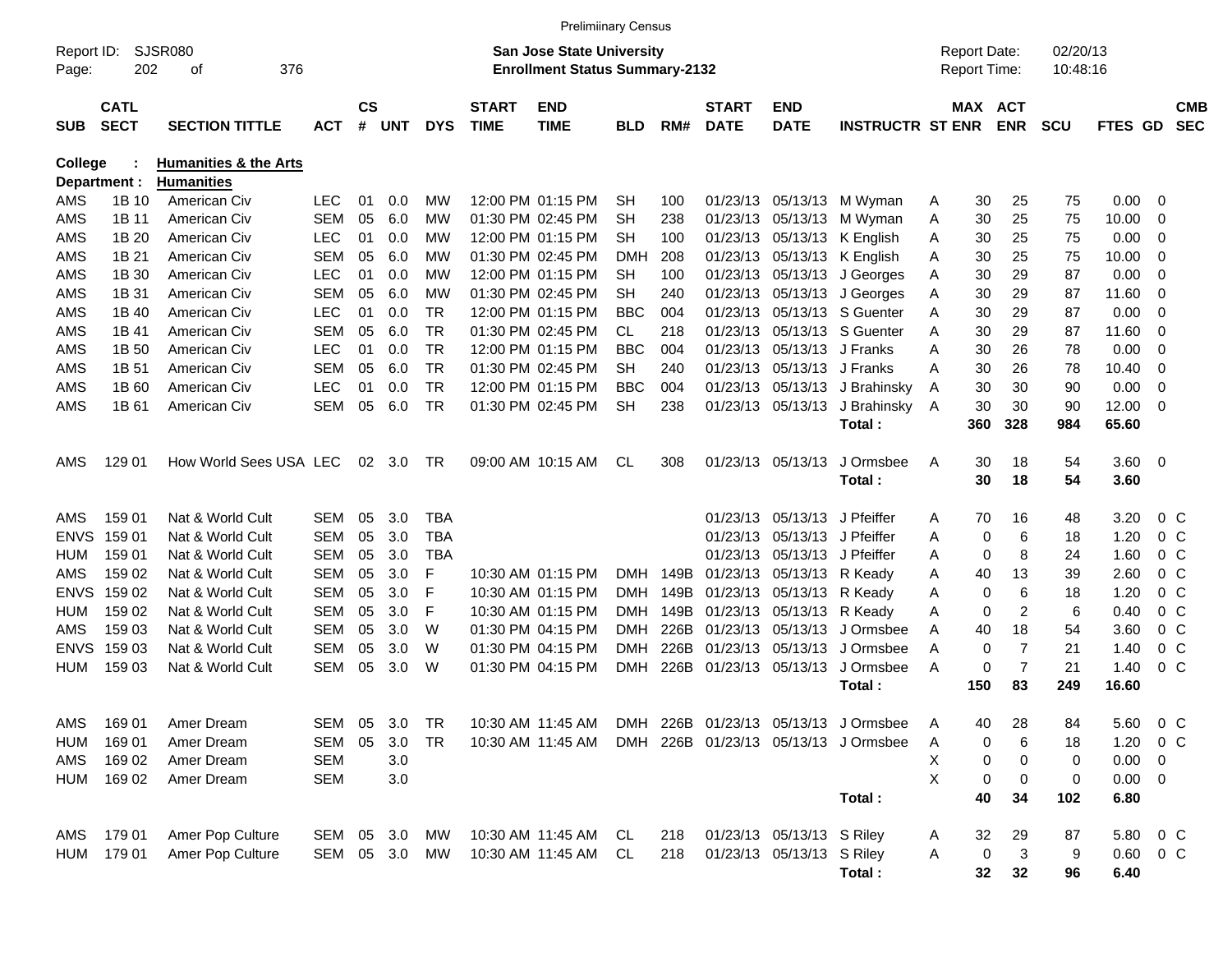Preliminary Census

Report ID: SJSR080
Page: 202 of 376

**San Jose State University**
**Enrollment Status Summary-2132**

Report Date: 02/20/13
Report Time: 10:48:16

**College : Humanities & the Arts**
**Department : Humanities**

| SUB | CATL SECT | SECTION TITTLE | ACT | CS # | UNT | DYS | START TIME | END TIME | BLD | RM# | START DATE | END DATE | INSTRUCTR | ST | MAX ENR | ACT ENR | SCU | FTES | GD | CMB SEC |
|---|---|---|---|---|---|---|---|---|---|---|---|---|---|---|---|---|---|---|---|---|
| AMS | 1B 10 | American Civ | LEC | 01 | 0.0 | MW | 12:00 PM | 01:15 PM | SH | 100 | 01/23/13 | 05/13/13 | M Wyman | A | 30 | 25 | 75 | 0.00 | 0 | |
| AMS | 1B 11 | American Civ | SEM | 05 | 6.0 | MW | 01:30 PM | 02:45 PM | SH | 238 | 01/23/13 | 05/13/13 | M Wyman | A | 30 | 25 | 75 | 10.00 | 0 | |
| AMS | 1B 20 | American Civ | LEC | 01 | 0.0 | MW | 12:00 PM | 01:15 PM | SH | 100 | 01/23/13 | 05/13/13 | K English | A | 30 | 25 | 75 | 0.00 | 0 | |
| AMS | 1B 21 | American Civ | SEM | 05 | 6.0 | MW | 01:30 PM | 02:45 PM | DMH | 208 | 01/23/13 | 05/13/13 | K English | A | 30 | 25 | 75 | 10.00 | 0 | |
| AMS | 1B 30 | American Civ | LEC | 01 | 0.0 | MW | 12:00 PM | 01:15 PM | SH | 100 | 01/23/13 | 05/13/13 | J Georges | A | 30 | 29 | 87 | 0.00 | 0 | |
| AMS | 1B 31 | American Civ | SEM | 05 | 6.0 | MW | 01:30 PM | 02:45 PM | SH | 240 | 01/23/13 | 05/13/13 | J Georges | A | 30 | 29 | 87 | 11.60 | 0 | |
| AMS | 1B 40 | American Civ | LEC | 01 | 0.0 | TR | 12:00 PM | 01:15 PM | BBC | 004 | 01/23/13 | 05/13/13 | S Guenter | A | 30 | 29 | 87 | 0.00 | 0 | |
| AMS | 1B 41 | American Civ | SEM | 05 | 6.0 | TR | 01:30 PM | 02:45 PM | CL | 218 | 01/23/13 | 05/13/13 | S Guenter | A | 30 | 29 | 87 | 11.60 | 0 | |
| AMS | 1B 50 | American Civ | LEC | 01 | 0.0 | TR | 12:00 PM | 01:15 PM | BBC | 004 | 01/23/13 | 05/13/13 | J Franks | A | 30 | 26 | 78 | 0.00 | 0 | |
| AMS | 1B 51 | American Civ | SEM | 05 | 6.0 | TR | 01:30 PM | 02:45 PM | SH | 240 | 01/23/13 | 05/13/13 | J Franks | A | 30 | 26 | 78 | 10.40 | 0 | |
| AMS | 1B 60 | American Civ | LEC | 01 | 0.0 | TR | 12:00 PM | 01:15 PM | BBC | 004 | 01/23/13 | 05/13/13 | J Brahinsky | A | 30 | 30 | 90 | 0.00 | 0 | |
| AMS | 1B 61 | American Civ | SEM | 05 | 6.0 | TR | 01:30 PM | 02:45 PM | SH | 238 | 01/23/13 | 05/13/13 | J Brahinsky | A | 30 | 30 | 90 | 12.00 | 0 | |
| | | | | | | | | | | | | | **Total :** | | **360** | **328** | **984** | **65.60** | | |
| AMS | 129 01 | How World Sees USA | LEC | 02 | 3.0 | TR | 09:00 AM | 10:15 AM | CL | 308 | 01/23/13 | 05/13/13 | J Ormsbee | A | 30 | 18 | 54 | 3.60 | 0 | |
| | | | | | | | | | | | | | **Total :** | | **30** | **18** | **54** | **3.60** | | |
| AMS | 159 01 | Nat & World Cult | SEM | 05 | 3.0 | TBA | | | | | 01/23/13 | 05/13/13 | J Pfeiffer | A | 70 | 16 | 48 | 3.20 | 0 | C |
| ENVS | 159 01 | Nat & World Cult | SEM | 05 | 3.0 | TBA | | | | | 01/23/13 | 05/13/13 | J Pfeiffer | A | 0 | 6 | 18 | 1.20 | 0 | C |
| HUM | 159 01 | Nat & World Cult | SEM | 05 | 3.0 | TBA | | | | | 01/23/13 | 05/13/13 | J Pfeiffer | A | 0 | 8 | 24 | 1.60 | 0 | C |
| AMS | 159 02 | Nat & World Cult | SEM | 05 | 3.0 | F | 10:30 AM | 01:15 PM | DMH | 149B | 01/23/13 | 05/13/13 | R Keady | A | 40 | 13 | 39 | 2.60 | 0 | C |
| ENVS | 159 02 | Nat & World Cult | SEM | 05 | 3.0 | F | 10:30 AM | 01:15 PM | DMH | 149B | 01/23/13 | 05/13/13 | R Keady | A | 0 | 6 | 18 | 1.20 | 0 | C |
| HUM | 159 02 | Nat & World Cult | SEM | 05 | 3.0 | F | 10:30 AM | 01:15 PM | DMH | 149B | 01/23/13 | 05/13/13 | R Keady | A | 0 | 2 | 6 | 0.40 | 0 | C |
| AMS | 159 03 | Nat & World Cult | SEM | 05 | 3.0 | W | 01:30 PM | 04:15 PM | DMH | 226B | 01/23/13 | 05/13/13 | J Ormsbee | A | 40 | 18 | 54 | 3.60 | 0 | C |
| ENVS | 159 03 | Nat & World Cult | SEM | 05 | 3.0 | W | 01:30 PM | 04:15 PM | DMH | 226B | 01/23/13 | 05/13/13 | J Ormsbee | A | 0 | 7 | 21 | 1.40 | 0 | C |
| HUM | 159 03 | Nat & World Cult | SEM | 05 | 3.0 | W | 01:30 PM | 04:15 PM | DMH | 226B | 01/23/13 | 05/13/13 | J Ormsbee | A | 0 | 7 | 21 | 1.40 | 0 | C |
| | | | | | | | | | | | | | **Total :** | | **150** | **83** | **249** | **16.60** | | |
| AMS | 169 01 | Amer Dream | SEM | 05 | 3.0 | TR | 10:30 AM | 11:45 AM | DMH | 226B | 01/23/13 | 05/13/13 | J Ormsbee | A | 40 | 28 | 84 | 5.60 | 0 | C |
| HUM | 169 01 | Amer Dream | SEM | 05 | 3.0 | TR | 10:30 AM | 11:45 AM | DMH | 226B | 01/23/13 | 05/13/13 | J Ormsbee | A | 0 | 6 | 18 | 1.20 | 0 | C |
| AMS | 169 02 | Amer Dream | SEM | | 3.0 | | | | | | | | | X | 0 | 0 | 0 | 0.00 | 0 | |
| HUM | 169 02 | Amer Dream | SEM | | 3.0 | | | | | | | | | X | 0 | 0 | 0 | 0.00 | 0 | |
| | | | | | | | | | | | | | **Total :** | | **40** | **34** | **102** | **6.80** | | |
| AMS | 179 01 | Amer Pop Culture | SEM | 05 | 3.0 | MW | 10:30 AM | 11:45 AM | CL | 218 | 01/23/13 | 05/13/13 | S Riley | A | 32 | 29 | 87 | 5.80 | 0 | C |
| HUM | 179 01 | Amer Pop Culture | SEM | 05 | 3.0 | MW | 10:30 AM | 11:45 AM | CL | 218 | 01/23/13 | 05/13/13 | S Riley | A | 0 | 3 | 9 | 0.60 | 0 | C |
| | | | | | | | | | | | | | **Total :** | | **32** | **32** | **96** | **6.40** | | |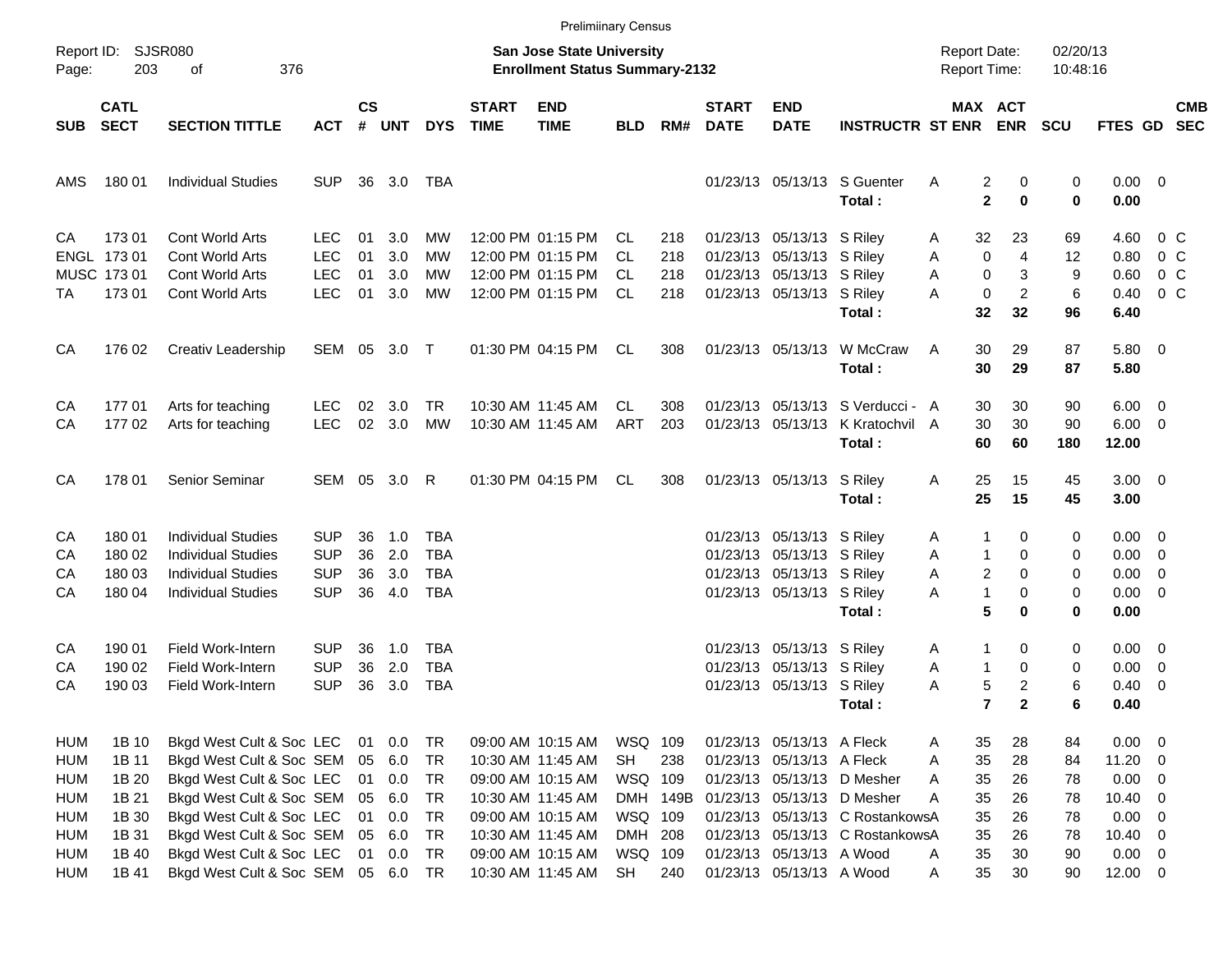Preliminary Census

Report ID: SJSR080
Page: 203 of 376

**San Jose State University**
**Enrollment Status Summary-2132**

Report Date: 02/20/13
Report Time: 10:48:16

| SUB | CATL SECT | SECTION TITTLE | ACT | CS # | UNT | DYS | START TIME | END TIME | BLD | RM# | START DATE | END DATE | INSTRUCTR | ST | MAX ENR | ACT ENR | SCU | FTES | GD | CMB SEC |
|---|---|---|---|---|---|---|---|---|---|---|---|---|---|---|---|---|---|---|---|---|
| AMS | 180 01 | Individual Studies | SUP | 36 | 3.0 | TBA | | | | | 01/23/13 | 05/13/13 | S Guenter | A | 2 | 0 | 0 | 0.00 | 0 | |
| | | | | | | | | | | | | | **Total :** | | **2** | **0** | **0** | **0.00** | | |
| CA | 173 01 | Cont World Arts | LEC | 01 | 3.0 | MW | 12:00 PM | 01:15 PM | CL | 218 | 01/23/13 | 05/13/13 | S Riley | A | 32 | 23 | 69 | 4.60 | 0 | C |
| ENGL | 173 01 | Cont World Arts | LEC | 01 | 3.0 | MW | 12:00 PM | 01:15 PM | CL | 218 | 01/23/13 | 05/13/13 | S Riley | A | 0 | 4 | 12 | 0.80 | 0 | C |
| MUSC | 173 01 | Cont World Arts | LEC | 01 | 3.0 | MW | 12:00 PM | 01:15 PM | CL | 218 | 01/23/13 | 05/13/13 | S Riley | A | 0 | 3 | 9 | 0.60 | 0 | C |
| TA | 173 01 | Cont World Arts | LEC | 01 | 3.0 | MW | 12:00 PM | 01:15 PM | CL | 218 | 01/23/13 | 05/13/13 | S Riley | A | 0 | 2 | 6 | 0.40 | 0 | C |
| | | | | | | | | | | | | | **Total :** | | **32** | **32** | **96** | **6.40** | | |
| CA | 176 02 | Creativ Leadership | SEM | 05 | 3.0 | T | 01:30 PM | 04:15 PM | CL | 308 | 01/23/13 | 05/13/13 | W McCraw | A | 30 | 29 | 87 | 5.80 | 0 | |
| | | | | | | | | | | | | | **Total :** | | **30** | **29** | **87** | **5.80** | | |
| CA | 177 01 | Arts for teaching | LEC | 02 | 3.0 | TR | 10:30 AM | 11:45 AM | CL | 308 | 01/23/13 | 05/13/13 | S Verducci - | A | 30 | 30 | 90 | 6.00 | 0 | |
| CA | 177 02 | Arts for teaching | LEC | 02 | 3.0 | MW | 10:30 AM | 11:45 AM | ART | 203 | 01/23/13 | 05/13/13 | K Kratochvil | A | 30 | 30 | 90 | 6.00 | 0 | |
| | | | | | | | | | | | | | **Total :** | | **60** | **60** | **180** | **12.00** | | |
| CA | 178 01 | Senior Seminar | SEM | 05 | 3.0 | R | 01:30 PM | 04:15 PM | CL | 308 | 01/23/13 | 05/13/13 | S Riley | A | 25 | 15 | 45 | 3.00 | 0 | |
| | | | | | | | | | | | | | **Total :** | | **25** | **15** | **45** | **3.00** | | |
| CA | 180 01 | Individual Studies | SUP | 36 | 1.0 | TBA | | | | | 01/23/13 | 05/13/13 | S Riley | A | 1 | 0 | 0 | 0.00 | 0 | |
| CA | 180 02 | Individual Studies | SUP | 36 | 2.0 | TBA | | | | | 01/23/13 | 05/13/13 | S Riley | A | 1 | 0 | 0 | 0.00 | 0 | |
| CA | 180 03 | Individual Studies | SUP | 36 | 3.0 | TBA | | | | | 01/23/13 | 05/13/13 | S Riley | A | 2 | 0 | 0 | 0.00 | 0 | |
| CA | 180 04 | Individual Studies | SUP | 36 | 4.0 | TBA | | | | | 01/23/13 | 05/13/13 | S Riley | A | 1 | 0 | 0 | 0.00 | 0 | |
| | | | | | | | | | | | | | **Total :** | | **5** | **0** | **0** | **0.00** | | |
| CA | 190 01 | Field Work-Intern | SUP | 36 | 1.0 | TBA | | | | | 01/23/13 | 05/13/13 | S Riley | A | 1 | 0 | 0 | 0.00 | 0 | |
| CA | 190 02 | Field Work-Intern | SUP | 36 | 2.0 | TBA | | | | | 01/23/13 | 05/13/13 | S Riley | A | 1 | 0 | 0 | 0.00 | 0 | |
| CA | 190 03 | Field Work-Intern | SUP | 36 | 3.0 | TBA | | | | | 01/23/13 | 05/13/13 | S Riley | A | 5 | 2 | 6 | 0.40 | 0 | |
| | | | | | | | | | | | | | **Total :** | | **7** | **2** | **6** | **0.40** | | |
| HUM | 1B 10 | Bkgd West Cult & Soc | LEC | 01 | 0.0 | TR | 09:00 AM | 10:15 AM | WSQ | 109 | 01/23/13 | 05/13/13 | A Fleck | A | 35 | 28 | 84 | 0.00 | 0 | |
| HUM | 1B 11 | Bkgd West Cult & Soc | SEM | 05 | 6.0 | TR | 10:30 AM | 11:45 AM | SH | 238 | 01/23/13 | 05/13/13 | A Fleck | A | 35 | 28 | 84 | 11.20 | 0 | |
| HUM | 1B 20 | Bkgd West Cult & Soc | LEC | 01 | 0.0 | TR | 09:00 AM | 10:15 AM | WSQ | 109 | 01/23/13 | 05/13/13 | D Mesher | A | 35 | 26 | 78 | 0.00 | 0 | |
| HUM | 1B 21 | Bkgd West Cult & Soc | SEM | 05 | 6.0 | TR | 10:30 AM | 11:45 AM | DMH | 149B | 01/23/13 | 05/13/13 | D Mesher | A | 35 | 26 | 78 | 10.40 | 0 | |
| HUM | 1B 30 | Bkgd West Cult & Soc | LEC | 01 | 0.0 | TR | 09:00 AM | 10:15 AM | WSQ | 109 | 01/23/13 | 05/13/13 | C Rostankows | A | 35 | 26 | 78 | 0.00 | 0 | |
| HUM | 1B 31 | Bkgd West Cult & Soc | SEM | 05 | 6.0 | TR | 10:30 AM | 11:45 AM | DMH | 208 | 01/23/13 | 05/13/13 | C Rostankows | A | 35 | 26 | 78 | 10.40 | 0 | |
| HUM | 1B 40 | Bkgd West Cult & Soc | LEC | 01 | 0.0 | TR | 09:00 AM | 10:15 AM | WSQ | 109 | 01/23/13 | 05/13/13 | A Wood | A | 35 | 30 | 90 | 0.00 | 0 | |
| HUM | 1B 41 | Bkgd West Cult & Soc | SEM | 05 | 6.0 | TR | 10:30 AM | 11:45 AM | SH | 240 | 01/23/13 | 05/13/13 | A Wood | A | 35 | 30 | 90 | 12.00 | 0 | |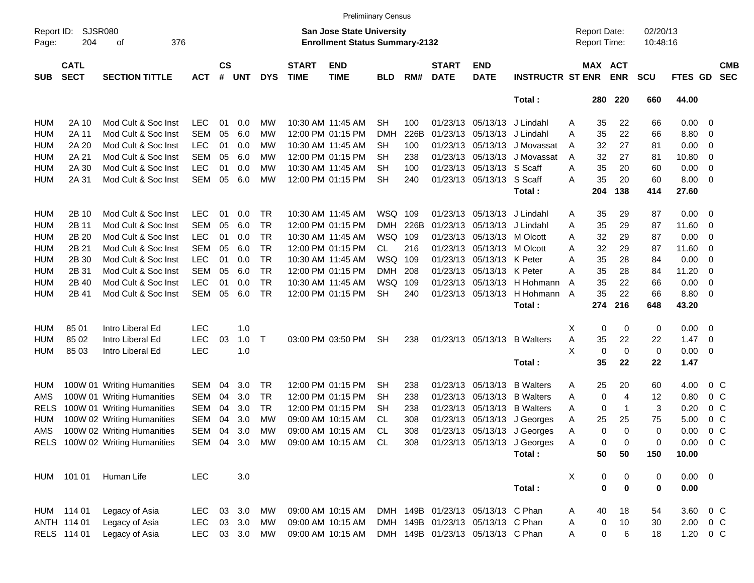Preliminary Census

Report ID: SJSR080
Page: 204 of 376

**San Jose State University**
**Enrollment Status Summary-2132**

Report Date: 02/20/13
Report Time: 10:48:16

| SUB | CATL SECT | SECTION TITTLE | ACT | CS # | UNT | DYS | START TIME | END TIME | BLD | RM# | START DATE | END DATE | INSTRUCTR | ST | MAX ENR | ACT ENR | SCU | FTES | GD | CMB SEC |
|---|---|---|---|---|---|---|---|---|---|---|---|---|---|---|---|---|---|---|---|---|
| | | | | | | | | | | | | | Total : | | 280 | 220 | 660 | 44.00 | | |
| HUM | 2A 10 | Mod Cult & Soc Inst | LEC | 01 | 0.0 | MW | 10:30 AM | 11:45 AM | SH | 100 | 01/23/13 | 05/13/13 | J Lindahl | A | 35 | 22 | 66 | 0.00 | 0 | |
| HUM | 2A 11 | Mod Cult & Soc Inst | SEM | 05 | 6.0 | MW | 12:00 PM | 01:15 PM | DMH | 226B | 01/23/13 | 05/13/13 | J Lindahl | A | 35 | 22 | 66 | 8.80 | 0 | |
| HUM | 2A 20 | Mod Cult & Soc Inst | LEC | 01 | 0.0 | MW | 10:30 AM | 11:45 AM | SH | 100 | 01/23/13 | 05/13/13 | J Movassat | A | 32 | 27 | 81 | 0.00 | 0 | |
| HUM | 2A 21 | Mod Cult & Soc Inst | SEM | 05 | 6.0 | MW | 12:00 PM | 01:15 PM | SH | 238 | 01/23/13 | 05/13/13 | J Movassat | A | 32 | 27 | 81 | 10.80 | 0 | |
| HUM | 2A 30 | Mod Cult & Soc Inst | LEC | 01 | 0.0 | MW | 10:30 AM | 11:45 AM | SH | 100 | 01/23/13 | 05/13/13 | S Scaff | A | 35 | 20 | 60 | 0.00 | 0 | |
| HUM | 2A 31 | Mod Cult & Soc Inst | SEM | 05 | 6.0 | MW | 12:00 PM | 01:15 PM | SH | 240 | 01/23/13 | 05/13/13 | S Scaff | A | 35 | 20 | 60 | 8.00 | 0 | |
| | | | | | | | | | | | | | Total : | | 204 | 138 | 414 | 27.60 | | |
| HUM | 2B 10 | Mod Cult & Soc Inst | LEC | 01 | 0.0 | TR | 10:30 AM | 11:45 AM | WSQ | 109 | 01/23/13 | 05/13/13 | J Lindahl | A | 35 | 29 | 87 | 0.00 | 0 | |
| HUM | 2B 11 | Mod Cult & Soc Inst | SEM | 05 | 6.0 | TR | 12:00 PM | 01:15 PM | DMH | 226B | 01/23/13 | 05/13/13 | J Lindahl | A | 35 | 29 | 87 | 11.60 | 0 | |
| HUM | 2B 20 | Mod Cult & Soc Inst | LEC | 01 | 0.0 | TR | 10:30 AM | 11:45 AM | WSQ | 109 | 01/23/13 | 05/13/13 | M Olcott | A | 32 | 29 | 87 | 0.00 | 0 | |
| HUM | 2B 21 | Mod Cult & Soc Inst | SEM | 05 | 6.0 | TR | 12:00 PM | 01:15 PM | CL | 216 | 01/23/13 | 05/13/13 | M Olcott | A | 32 | 29 | 87 | 11.60 | 0 | |
| HUM | 2B 30 | Mod Cult & Soc Inst | LEC | 01 | 0.0 | TR | 10:30 AM | 11:45 AM | WSQ | 109 | 01/23/13 | 05/13/13 | K Peter | A | 35 | 28 | 84 | 0.00 | 0 | |
| HUM | 2B 31 | Mod Cult & Soc Inst | SEM | 05 | 6.0 | TR | 12:00 PM | 01:15 PM | DMH | 208 | 01/23/13 | 05/13/13 | K Peter | A | 35 | 28 | 84 | 11.20 | 0 | |
| HUM | 2B 40 | Mod Cult & Soc Inst | LEC | 01 | 0.0 | TR | 10:30 AM | 11:45 AM | WSQ | 109 | 01/23/13 | 05/13/13 | H Hohmann | A | 35 | 22 | 66 | 0.00 | 0 | |
| HUM | 2B 41 | Mod Cult & Soc Inst | SEM | 05 | 6.0 | TR | 12:00 PM | 01:15 PM | SH | 240 | 01/23/13 | 05/13/13 | H Hohmann | A | 35 | 22 | 66 | 8.80 | 0 | |
| | | | | | | | | | | | | | Total : | | 274 | 216 | 648 | 43.20 | | |
| HUM | 85 01 | Intro Liberal Ed | LEC | | 1.0 | | | | | | | | | X | 0 | 0 | 0 | 0.00 | 0 | |
| HUM | 85 02 | Intro Liberal Ed | LEC | 03 | 1.0 | T | 03:00 PM | 03:50 PM | SH | 238 | 01/23/13 | 05/13/13 | B Walters | A | 35 | 22 | 22 | 1.47 | 0 | |
| HUM | 85 03 | Intro Liberal Ed | LEC | | 1.0 | | | | | | | | | X | 0 | 0 | 0 | 0.00 | 0 | |
| | | | | | | | | | | | | | Total : | | 35 | 22 | 22 | 1.47 | | |
| HUM | 100W 01 | Writing Humanities | SEM | 04 | 3.0 | TR | 12:00 PM | 01:15 PM | SH | 238 | 01/23/13 | 05/13/13 | B Walters | A | 25 | 20 | 60 | 4.00 | 0 | C |
| AMS | 100W 01 | Writing Humanities | SEM | 04 | 3.0 | TR | 12:00 PM | 01:15 PM | SH | 238 | 01/23/13 | 05/13/13 | B Walters | A | 0 | 4 | 12 | 0.80 | 0 | C |
| RELS | 100W 01 | Writing Humanities | SEM | 04 | 3.0 | TR | 12:00 PM | 01:15 PM | SH | 238 | 01/23/13 | 05/13/13 | B Walters | A | 0 | 1 | 3 | 0.20 | 0 | C |
| HUM | 100W 02 | Writing Humanities | SEM | 04 | 3.0 | MW | 09:00 AM | 10:15 AM | CL | 308 | 01/23/13 | 05/13/13 | J Georges | A | 25 | 25 | 75 | 5.00 | 0 | C |
| AMS | 100W 02 | Writing Humanities | SEM | 04 | 3.0 | MW | 09:00 AM | 10:15 AM | CL | 308 | 01/23/13 | 05/13/13 | J Georges | A | 0 | 0 | 0 | 0.00 | 0 | C |
| RELS | 100W 02 | Writing Humanities | SEM | 04 | 3.0 | MW | 09:00 AM | 10:15 AM | CL | 308 | 01/23/13 | 05/13/13 | J Georges | A | 0 | 0 | 0 | 0.00 | 0 | C |
| | | | | | | | | | | | | | Total : | | 50 | 50 | 150 | 10.00 | | |
| HUM | 101 01 | Human Life | LEC | | 3.0 | | | | | | | | | X | 0 | 0 | 0 | 0.00 | 0 | |
| | | | | | | | | | | | | | Total : | | 0 | 0 | 0 | 0.00 | | |
| HUM | 114 01 | Legacy of Asia | LEC | 03 | 3.0 | MW | 09:00 AM | 10:15 AM | DMH | 149B | 01/23/13 | 05/13/13 | C Phan | A | 40 | 18 | 54 | 3.60 | 0 | C |
| ANTH | 114 01 | Legacy of Asia | LEC | 03 | 3.0 | MW | 09:00 AM | 10:15 AM | DMH | 149B | 01/23/13 | 05/13/13 | C Phan | A | 0 | 10 | 30 | 2.00 | 0 | C |
| RELS | 114 01 | Legacy of Asia | LEC | 03 | 3.0 | MW | 09:00 AM | 10:15 AM | DMH | 149B | 01/23/13 | 05/13/13 | C Phan | A | 0 | 6 | 18 | 1.20 | 0 | C |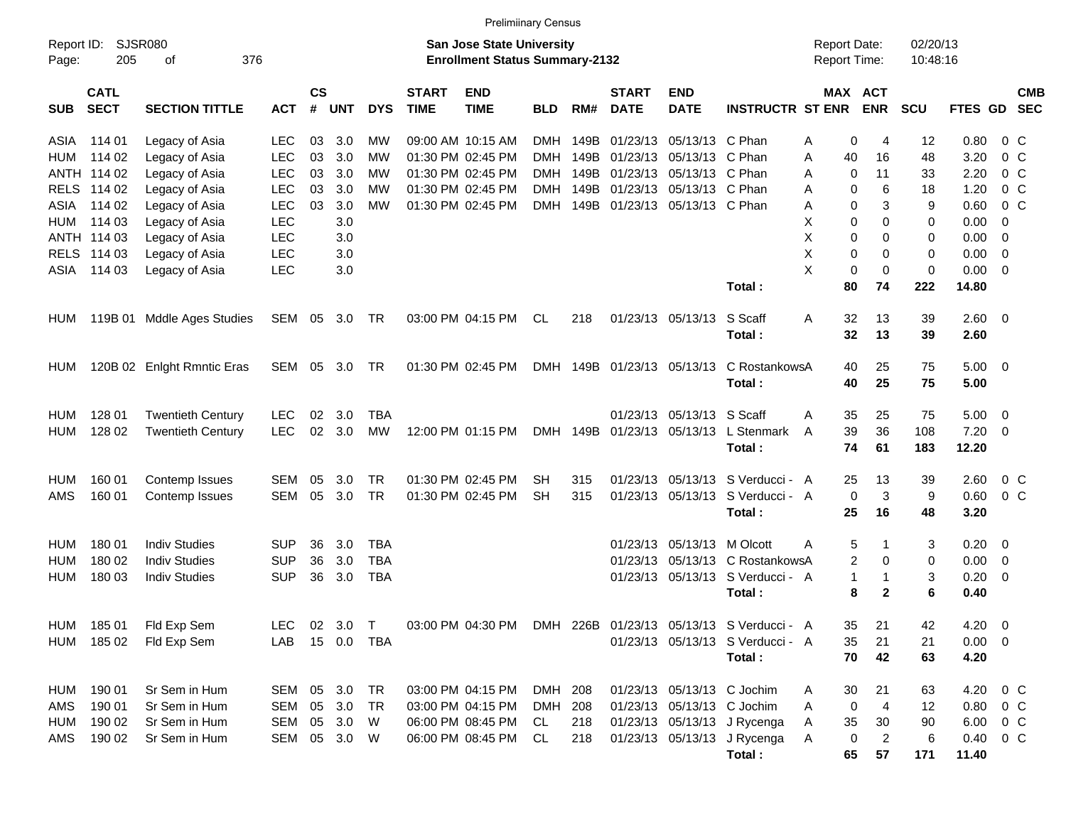Preliminary Census

Report ID: SJSR080
Page: 205 of 376

**San Jose State University**
**Enrollment Status Summary-2132**

Report Date: 02/20/13
Report Time: 10:48:16

| SUB | CATL SECT | SECTION TITTLE | ACT | CS # | UNT | DYS | START TIME | END TIME | BLD | RM# | START DATE | END DATE | INSTRUCTR | ST | MAX ENR | ACT ENR | SCU | FTES | GD | CMB SEC |
|---|---|---|---|---|---|---|---|---|---|---|---|---|---|---|---|---|---|---|---|---|
| ASIA | 114 01 | Legacy of Asia | LEC | 03 | 3.0 | MW | 09:00 AM | 10:15 AM | DMH | 149B | 01/23/13 | 05/13/13 | C Phan | A | 0 | 4 | 12 | 0.80 | 0 | C |
| HUM | 114 02 | Legacy of Asia | LEC | 03 | 3.0 | MW | 01:30 PM | 02:45 PM | DMH | 149B | 01/23/13 | 05/13/13 | C Phan | A | 40 | 16 | 48 | 3.20 | 0 | C |
| ANTH | 114 02 | Legacy of Asia | LEC | 03 | 3.0 | MW | 01:30 PM | 02:45 PM | DMH | 149B | 01/23/13 | 05/13/13 | C Phan | A | 0 | 11 | 33 | 2.20 | 0 | C |
| RELS | 114 02 | Legacy of Asia | LEC | 03 | 3.0 | MW | 01:30 PM | 02:45 PM | DMH | 149B | 01/23/13 | 05/13/13 | C Phan | A | 0 | 6 | 18 | 1.20 | 0 | C |
| ASIA | 114 02 | Legacy of Asia | LEC | 03 | 3.0 | MW | 01:30 PM | 02:45 PM | DMH | 149B | 01/23/13 | 05/13/13 | C Phan | A | 0 | 3 | 9 | 0.60 | 0 | C |
| HUM | 114 03 | Legacy of Asia | LEC | | 3.0 | | | | | | | | | X | 0 | 0 | 0 | 0.00 | 0 | |
| ANTH | 114 03 | Legacy of Asia | LEC | | 3.0 | | | | | | | | | X | 0 | 0 | 0 | 0.00 | 0 | |
| RELS | 114 03 | Legacy of Asia | LEC | | 3.0 | | | | | | | | | X | 0 | 0 | 0 | 0.00 | 0 | |
| ASIA | 114 03 | Legacy of Asia | LEC | | 3.0 | | | | | | | | | X | 0 | 0 | 0 | 0.00 | 0 | |
| | | | | | | | | | | | | | **Total :** | | **80** | **74** | **222** | **14.80** | | |
| HUM | 119B 01 | Mddle Ages Studies | SEM | 05 | 3.0 | TR | 03:00 PM | 04:15 PM | CL | 218 | 01/23/13 | 05/13/13 | S Scaff | A | 32 | 13 | 39 | 2.60 | 0 | |
| | | | | | | | | | | | | | **Total :** | | **32** | **13** | **39** | **2.60** | | |
| HUM | 120B 02 | Enlght Rmntic Eras | SEM | 05 | 3.0 | TR | 01:30 PM | 02:45 PM | DMH | 149B | 01/23/13 | 05/13/13 | C Rostankows | A | 40 | 25 | 75 | 5.00 | 0 | |
| | | | | | | | | | | | | | **Total :** | | **40** | **25** | **75** | **5.00** | | |
| HUM | 128 01 | Twentieth Century | LEC | 02 | 3.0 | TBA | | | | | 01/23/13 | 05/13/13 | S Scaff | A | 35 | 25 | 75 | 5.00 | 0 | |
| HUM | 128 02 | Twentieth Century | LEC | 02 | 3.0 | MW | 12:00 PM | 01:15 PM | DMH | 149B | 01/23/13 | 05/13/13 | L Stenmark | A | 39 | 36 | 108 | 7.20 | 0 | |
| | | | | | | | | | | | | | **Total :** | | **74** | **61** | **183** | **12.20** | | |
| HUM | 160 01 | Contemp Issues | SEM | 05 | 3.0 | TR | 01:30 PM | 02:45 PM | SH | 315 | 01/23/13 | 05/13/13 | S Verducci - | A | 25 | 13 | 39 | 2.60 | 0 | C |
| AMS | 160 01 | Contemp Issues | SEM | 05 | 3.0 | TR | 01:30 PM | 02:45 PM | SH | 315 | 01/23/13 | 05/13/13 | S Verducci - | A | 0 | 3 | 9 | 0.60 | 0 | C |
| | | | | | | | | | | | | | **Total :** | | **25** | **16** | **48** | **3.20** | | |
| HUM | 180 01 | Indiv Studies | SUP | 36 | 3.0 | TBA | | | | | 01/23/13 | 05/13/13 | M Olcott | A | 5 | 1 | 3 | 0.20 | 0 | |
| HUM | 180 02 | Indiv Studies | SUP | 36 | 3.0 | TBA | | | | | 01/23/13 | 05/13/13 | C Rostankows | A | 2 | 0 | 0 | 0.00 | 0 | |
| HUM | 180 03 | Indiv Studies | SUP | 36 | 3.0 | TBA | | | | | 01/23/13 | 05/13/13 | S Verducci - | A | 1 | 1 | 3 | 0.20 | 0 | |
| | | | | | | | | | | | | | **Total :** | | **8** | **2** | **6** | **0.40** | | |
| HUM | 185 01 | Fld Exp Sem | LEC | 02 | 3.0 | T | 03:00 PM | 04:30 PM | DMH | 226B | 01/23/13 | 05/13/13 | S Verducci - | A | 35 | 21 | 42 | 4.20 | 0 | |
| HUM | 185 02 | Fld Exp Sem | LAB | 15 | 0.0 | TBA | | | | | 01/23/13 | 05/13/13 | S Verducci - | A | 35 | 21 | 21 | 0.00 | 0 | |
| | | | | | | | | | | | | | **Total :** | | **70** | **42** | **63** | **4.20** | | |
| HUM | 190 01 | Sr Sem in Hum | SEM | 05 | 3.0 | TR | 03:00 PM | 04:15 PM | DMH | 208 | 01/23/13 | 05/13/13 | C Jochim | A | 30 | 21 | 63 | 4.20 | 0 | C |
| AMS | 190 01 | Sr Sem in Hum | SEM | 05 | 3.0 | TR | 03:00 PM | 04:15 PM | DMH | 208 | 01/23/13 | 05/13/13 | C Jochim | A | 0 | 4 | 12 | 0.80 | 0 | C |
| HUM | 190 02 | Sr Sem in Hum | SEM | 05 | 3.0 | W | 06:00 PM | 08:45 PM | CL | 218 | 01/23/13 | 05/13/13 | J Rycenga | A | 35 | 30 | 90 | 6.00 | 0 | C |
| AMS | 190 02 | Sr Sem in Hum | SEM | 05 | 3.0 | W | 06:00 PM | 08:45 PM | CL | 218 | 01/23/13 | 05/13/13 | J Rycenga | A | 0 | 2 | 6 | 0.40 | 0 | C |
| | | | | | | | | | | | | | **Total :** | | **65** | **57** | **171** | **11.40** | | |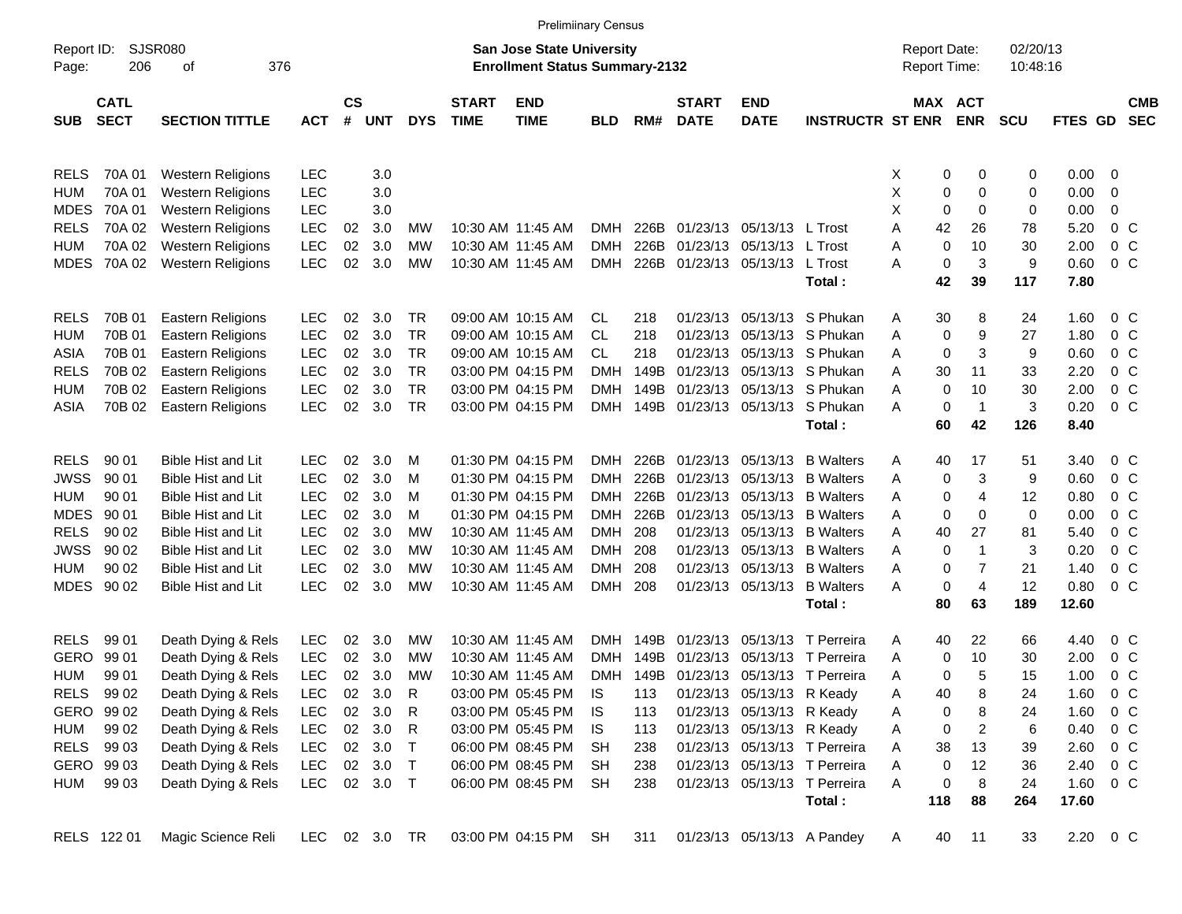Preliminary Census

Report ID: SJSR080
Page: 206 of 376

**San Jose State University**
**Enrollment Status Summary-2132**

Report Date: 02/20/13
Report Time: 10:48:16

| SUB | CATL SECT | SECTION TITTLE | ACT | CS # | UNT | DYS | START TIME | END TIME | BLD | RM# | START DATE | END DATE | INSTRUCTR | ST | MAX ENR | ACT ENR | SCU | FTES | GD | CMB SEC |
|---|---|---|---|---|---|---|---|---|---|---|---|---|---|---|---|---|---|---|---|---|
| RELS | 70A 01 | Western Religions | LEC | | 3.0 | | | | | | | | | X | 0 | 0 | 0 | 0.00 | 0 | |
| HUM | 70A 01 | Western Religions | LEC | | 3.0 | | | | | | | | | X | 0 | 0 | 0 | 0.00 | 0 | |
| MDES | 70A 01 | Western Religions | LEC | | 3.0 | | | | | | | | | X | 0 | 0 | 0 | 0.00 | 0 | |
| RELS | 70A 02 | Western Religions | LEC | 02 | 3.0 | MW | 10:30 AM | 11:45 AM | DMH | 226B | 01/23/13 | 05/13/13 | L Trost | A | 42 | 26 | 78 | 5.20 | 0 | C |
| HUM | 70A 02 | Western Religions | LEC | 02 | 3.0 | MW | 10:30 AM | 11:45 AM | DMH | 226B | 01/23/13 | 05/13/13 | L Trost | A | 0 | 10 | 30 | 2.00 | 0 | C |
| MDES | 70A 02 | Western Religions | LEC | 02 | 3.0 | MW | 10:30 AM | 11:45 AM | DMH | 226B | 01/23/13 | 05/13/13 | L Trost | A | 0 | 3 | 9 | 0.60 | 0 | C |
| | | | | | | | | | | | | | **Total :** | | **42** | **39** | **117** | **7.80** | | |
| RELS | 70B 01 | Eastern Religions | LEC | 02 | 3.0 | TR | 09:00 AM | 10:15 AM | CL | 218 | 01/23/13 | 05/13/13 | S Phukan | A | 30 | 8 | 24 | 1.60 | 0 | C |
| HUM | 70B 01 | Eastern Religions | LEC | 02 | 3.0 | TR | 09:00 AM | 10:15 AM | CL | 218 | 01/23/13 | 05/13/13 | S Phukan | A | 0 | 9 | 27 | 1.80 | 0 | C |
| ASIA | 70B 01 | Eastern Religions | LEC | 02 | 3.0 | TR | 09:00 AM | 10:15 AM | CL | 218 | 01/23/13 | 05/13/13 | S Phukan | A | 0 | 3 | 9 | 0.60 | 0 | C |
| RELS | 70B 02 | Eastern Religions | LEC | 02 | 3.0 | TR | 03:00 PM | 04:15 PM | DMH | 149B | 01/23/13 | 05/13/13 | S Phukan | A | 30 | 11 | 33 | 2.20 | 0 | C |
| HUM | 70B 02 | Eastern Religions | LEC | 02 | 3.0 | TR | 03:00 PM | 04:15 PM | DMH | 149B | 01/23/13 | 05/13/13 | S Phukan | A | 0 | 10 | 30 | 2.00 | 0 | C |
| ASIA | 70B 02 | Eastern Religions | LEC | 02 | 3.0 | TR | 03:00 PM | 04:15 PM | DMH | 149B | 01/23/13 | 05/13/13 | S Phukan | A | 0 | 1 | 3 | 0.20 | 0 | C |
| | | | | | | | | | | | | | **Total :** | | **60** | **42** | **126** | **8.40** | | |
| RELS | 90 01 | Bible Hist and Lit | LEC | 02 | 3.0 | M | 01:30 PM | 04:15 PM | DMH | 226B | 01/23/13 | 05/13/13 | B Walters | A | 40 | 17 | 51 | 3.40 | 0 | C |
| JWSS | 90 01 | Bible Hist and Lit | LEC | 02 | 3.0 | M | 01:30 PM | 04:15 PM | DMH | 226B | 01/23/13 | 05/13/13 | B Walters | A | 0 | 3 | 9 | 0.60 | 0 | C |
| HUM | 90 01 | Bible Hist and Lit | LEC | 02 | 3.0 | M | 01:30 PM | 04:15 PM | DMH | 226B | 01/23/13 | 05/13/13 | B Walters | A | 0 | 4 | 12 | 0.80 | 0 | C |
| MDES | 90 01 | Bible Hist and Lit | LEC | 02 | 3.0 | M | 01:30 PM | 04:15 PM | DMH | 226B | 01/23/13 | 05/13/13 | B Walters | A | 0 | 0 | 0 | 0.00 | 0 | C |
| RELS | 90 02 | Bible Hist and Lit | LEC | 02 | 3.0 | MW | 10:30 AM | 11:45 AM | DMH | 208 | 01/23/13 | 05/13/13 | B Walters | A | 40 | 27 | 81 | 5.40 | 0 | C |
| JWSS | 90 02 | Bible Hist and Lit | LEC | 02 | 3.0 | MW | 10:30 AM | 11:45 AM | DMH | 208 | 01/23/13 | 05/13/13 | B Walters | A | 0 | 1 | 3 | 0.20 | 0 | C |
| HUM | 90 02 | Bible Hist and Lit | LEC | 02 | 3.0 | MW | 10:30 AM | 11:45 AM | DMH | 208 | 01/23/13 | 05/13/13 | B Walters | A | 0 | 7 | 21 | 1.40 | 0 | C |
| MDES | 90 02 | Bible Hist and Lit | LEC | 02 | 3.0 | MW | 10:30 AM | 11:45 AM | DMH | 208 | 01/23/13 | 05/13/13 | B Walters | A | 0 | 4 | 12 | 0.80 | 0 | C |
| | | | | | | | | | | | | | **Total :** | | **80** | **63** | **189** | **12.60** | | |
| RELS | 99 01 | Death Dying & Rels | LEC | 02 | 3.0 | MW | 10:30 AM | 11:45 AM | DMH | 149B | 01/23/13 | 05/13/13 | T Perreira | A | 40 | 22 | 66 | 4.40 | 0 | C |
| GERO | 99 01 | Death Dying & Rels | LEC | 02 | 3.0 | MW | 10:30 AM | 11:45 AM | DMH | 149B | 01/23/13 | 05/13/13 | T Perreira | A | 0 | 10 | 30 | 2.00 | 0 | C |
| HUM | 99 01 | Death Dying & Rels | LEC | 02 | 3.0 | MW | 10:30 AM | 11:45 AM | DMH | 149B | 01/23/13 | 05/13/13 | T Perreira | A | 0 | 5 | 15 | 1.00 | 0 | C |
| RELS | 99 02 | Death Dying & Rels | LEC | 02 | 3.0 | R | 03:00 PM | 05:45 PM | IS | 113 | 01/23/13 | 05/13/13 | R Keady | A | 40 | 8 | 24 | 1.60 | 0 | C |
| GERO | 99 02 | Death Dying & Rels | LEC | 02 | 3.0 | R | 03:00 PM | 05:45 PM | IS | 113 | 01/23/13 | 05/13/13 | R Keady | A | 0 | 8 | 24 | 1.60 | 0 | C |
| HUM | 99 02 | Death Dying & Rels | LEC | 02 | 3.0 | R | 03:00 PM | 05:45 PM | IS | 113 | 01/23/13 | 05/13/13 | R Keady | A | 0 | 2 | 6 | 0.40 | 0 | C |
| RELS | 99 03 | Death Dying & Rels | LEC | 02 | 3.0 | T | 06:00 PM | 08:45 PM | SH | 238 | 01/23/13 | 05/13/13 | T Perreira | A | 38 | 13 | 39 | 2.60 | 0 | C |
| GERO | 99 03 | Death Dying & Rels | LEC | 02 | 3.0 | T | 06:00 PM | 08:45 PM | SH | 238 | 01/23/13 | 05/13/13 | T Perreira | A | 0 | 12 | 36 | 2.40 | 0 | C |
| HUM | 99 03 | Death Dying & Rels | LEC | 02 | 3.0 | T | 06:00 PM | 08:45 PM | SH | 238 | 01/23/13 | 05/13/13 | T Perreira | A | 0 | 8 | 24 | 1.60 | 0 | C |
| | | | | | | | | | | | | | **Total :** | | **118** | **88** | **264** | **17.60** | | |
| RELS | 122 01 | Magic Science Reli | LEC | 02 | 3.0 | TR | 03:00 PM | 04:15 PM | SH | 311 | 01/23/13 | 05/13/13 | A Pandey | A | 40 | 11 | 33 | 2.20 | 0 | C |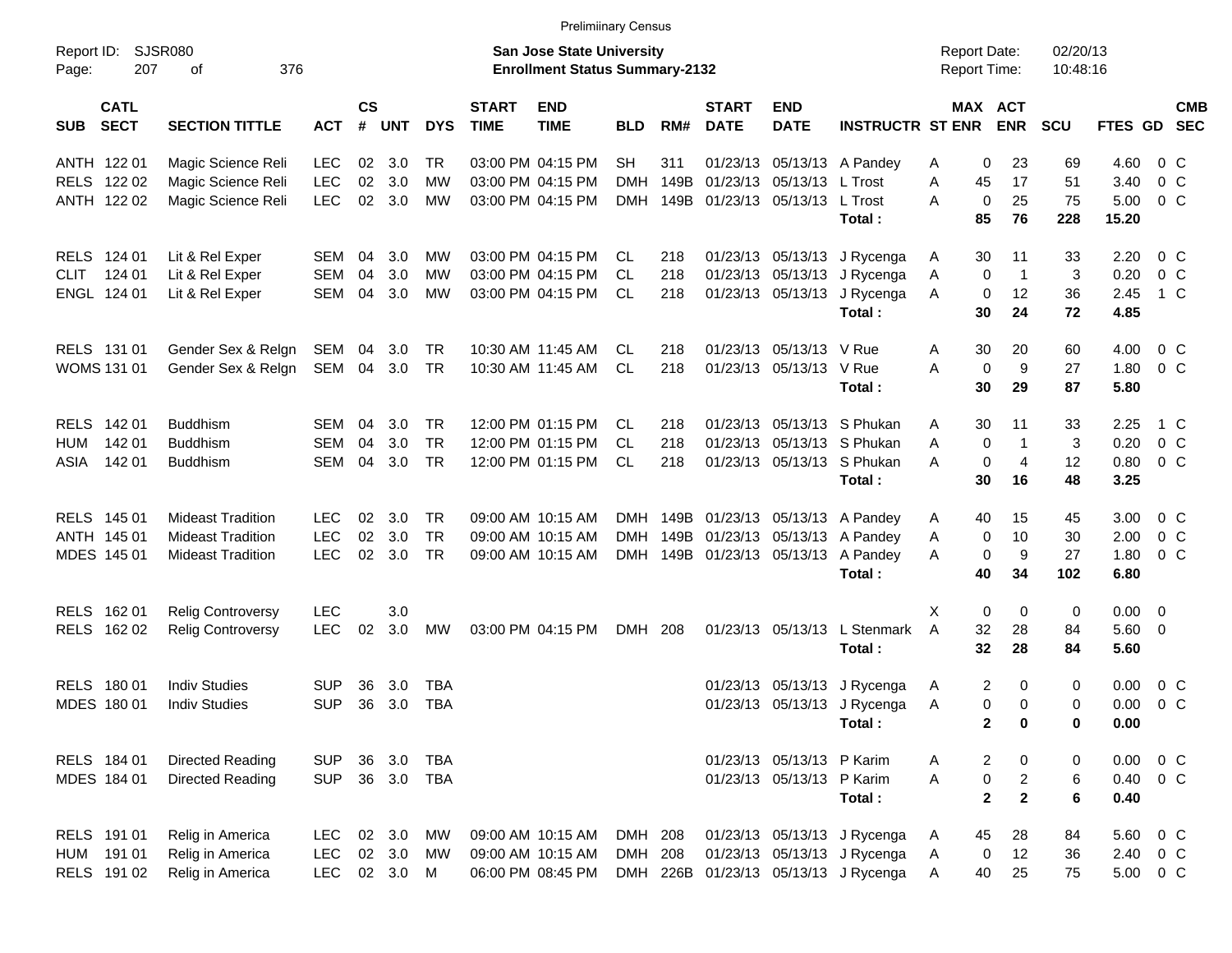Preliminary Census

Report ID: SJSR080

**San Jose State University**
**Enrollment Status Summary-2132**

Report Date: 02/20/13
Report Time: 10:48:16

| SUB | CATL SECT | SECTION TITTLE | ACT | CS # | UNT | DYS | START TIME | END TIME | BLD | RM# | START DATE | END DATE | INSTRUCTR | ST | MAX ENR | ACT ENR | SCU | FTES | GD | CMB SEC |
|---|---|---|---|---|---|---|---|---|---|---|---|---|---|---|---|---|---|---|---|---|
| ANTH | 122 01 | Magic Science Reli | LEC | 02 | 3.0 | TR | 03:00 PM | 04:15 PM | SH | 311 | 01/23/13 | 05/13/13 | A Pandey | A | 0 | 23 | 69 | 4.60 | 0 | C |
| RELS | 122 02 | Magic Science Reli | LEC | 02 | 3.0 | MW | 03:00 PM | 04:15 PM | DMH | 149B | 01/23/13 | 05/13/13 | L Trost | A | 45 | 17 | 51 | 3.40 | 0 | C |
| ANTH | 122 02 | Magic Science Reli | LEC | 02 | 3.0 | MW | 03:00 PM | 04:15 PM | DMH | 149B | 01/23/13 | 05/13/13 | L Trost | A | 0 | 25 | 75 | 5.00 | 0 | C |
| | | | | | | | | | | | | | **Total :** | | **85** | **76** | **228** | **15.20** | | |
| RELS | 124 01 | Lit & Rel Exper | SEM | 04 | 3.0 | MW | 03:00 PM | 04:15 PM | CL | 218 | 01/23/13 | 05/13/13 | J Rycenga | A | 30 | 11 | 33 | 2.20 | 0 | C |
| CLIT | 124 01 | Lit & Rel Exper | SEM | 04 | 3.0 | MW | 03:00 PM | 04:15 PM | CL | 218 | 01/23/13 | 05/13/13 | J Rycenga | A | 0 | 1 | 3 | 0.20 | 0 | C |
| ENGL | 124 01 | Lit & Rel Exper | SEM | 04 | 3.0 | MW | 03:00 PM | 04:15 PM | CL | 218 | 01/23/13 | 05/13/13 | J Rycenga | A | 0 | 12 | 36 | 2.45 | 1 | C |
| | | | | | | | | | | | | | **Total :** | | **30** | **24** | **72** | **4.85** | | |
| RELS | 131 01 | Gender Sex & Relgn | SEM | 04 | 3.0 | TR | 10:30 AM | 11:45 AM | CL | 218 | 01/23/13 | 05/13/13 | V Rue | A | 30 | 20 | 60 | 4.00 | 0 | C |
| WOMS | 131 01 | Gender Sex & Relgn | SEM | 04 | 3.0 | TR | 10:30 AM | 11:45 AM | CL | 218 | 01/23/13 | 05/13/13 | V Rue | A | 0 | 9 | 27 | 1.80 | 0 | C |
| | | | | | | | | | | | | | **Total :** | | **30** | **29** | **87** | **5.80** | | |
| RELS | 142 01 | Buddhism | SEM | 04 | 3.0 | TR | 12:00 PM | 01:15 PM | CL | 218 | 01/23/13 | 05/13/13 | S Phukan | A | 30 | 11 | 33 | 2.25 | 1 | C |
| HUM | 142 01 | Buddhism | SEM | 04 | 3.0 | TR | 12:00 PM | 01:15 PM | CL | 218 | 01/23/13 | 05/13/13 | S Phukan | A | 0 | 1 | 3 | 0.20 | 0 | C |
| ASIA | 142 01 | Buddhism | SEM | 04 | 3.0 | TR | 12:00 PM | 01:15 PM | CL | 218 | 01/23/13 | 05/13/13 | S Phukan | A | 0 | 4 | 12 | 0.80 | 0 | C |
| | | | | | | | | | | | | | **Total :** | | **30** | **16** | **48** | **3.25** | | |
| RELS | 145 01 | Mideast Tradition | LEC | 02 | 3.0 | TR | 09:00 AM | 10:15 AM | DMH | 149B | 01/23/13 | 05/13/13 | A Pandey | A | 40 | 15 | 45 | 3.00 | 0 | C |
| ANTH | 145 01 | Mideast Tradition | LEC | 02 | 3.0 | TR | 09:00 AM | 10:15 AM | DMH | 149B | 01/23/13 | 05/13/13 | A Pandey | A | 0 | 10 | 30 | 2.00 | 0 | C |
| MDES | 145 01 | Mideast Tradition | LEC | 02 | 3.0 | TR | 09:00 AM | 10:15 AM | DMH | 149B | 01/23/13 | 05/13/13 | A Pandey | A | 0 | 9 | 27 | 1.80 | 0 | C |
| | | | | | | | | | | | | | **Total :** | | **40** | **34** | **102** | **6.80** | | |
| RELS | 162 01 | Relig Controversy | LEC | | 3.0 | | | | | | | | | X | 0 | 0 | 0 | 0.00 | 0 | |
| RELS | 162 02 | Relig Controversy | LEC | 02 | 3.0 | MW | 03:00 PM | 04:15 PM | DMH | 208 | 01/23/13 | 05/13/13 | L Stenmark | A | 32 | 28 | 84 | 5.60 | 0 | |
| | | | | | | | | | | | | | **Total :** | | **32** | **28** | **84** | **5.60** | | |
| RELS | 180 01 | Indiv Studies | SUP | 36 | 3.0 | TBA | | | | | 01/23/13 | 05/13/13 | J Rycenga | A | 2 | 0 | 0 | 0.00 | 0 | C |
| MDES | 180 01 | Indiv Studies | SUP | 36 | 3.0 | TBA | | | | | 01/23/13 | 05/13/13 | J Rycenga | A | 0 | 0 | 0 | 0.00 | 0 | C |
| | | | | | | | | | | | | | **Total :** | | **2** | **0** | **0** | **0.00** | | |
| RELS | 184 01 | Directed Reading | SUP | 36 | 3.0 | TBA | | | | | 01/23/13 | 05/13/13 | P Karim | A | 2 | 0 | 0 | 0.00 | 0 | C |
| MDES | 184 01 | Directed Reading | SUP | 36 | 3.0 | TBA | | | | | 01/23/13 | 05/13/13 | P Karim | A | 0 | 2 | 6 | 0.40 | 0 | C |
| | | | | | | | | | | | | | **Total :** | | **2** | **2** | **6** | **0.40** | | |
| RELS | 191 01 | Relig in America | LEC | 02 | 3.0 | MW | 09:00 AM | 10:15 AM | DMH | 208 | 01/23/13 | 05/13/13 | J Rycenga | A | 45 | 28 | 84 | 5.60 | 0 | C |
| HUM | 191 01 | Relig in America | LEC | 02 | 3.0 | MW | 09:00 AM | 10:15 AM | DMH | 208 | 01/23/13 | 05/13/13 | J Rycenga | A | 0 | 12 | 36 | 2.40 | 0 | C |
| RELS | 191 02 | Relig in America | LEC | 02 | 3.0 | M | 06:00 PM | 08:45 PM | DMH | 226B | 01/23/13 | 05/13/13 | J Rycenga | A | 40 | 25 | 75 | 5.00 | 0 | C |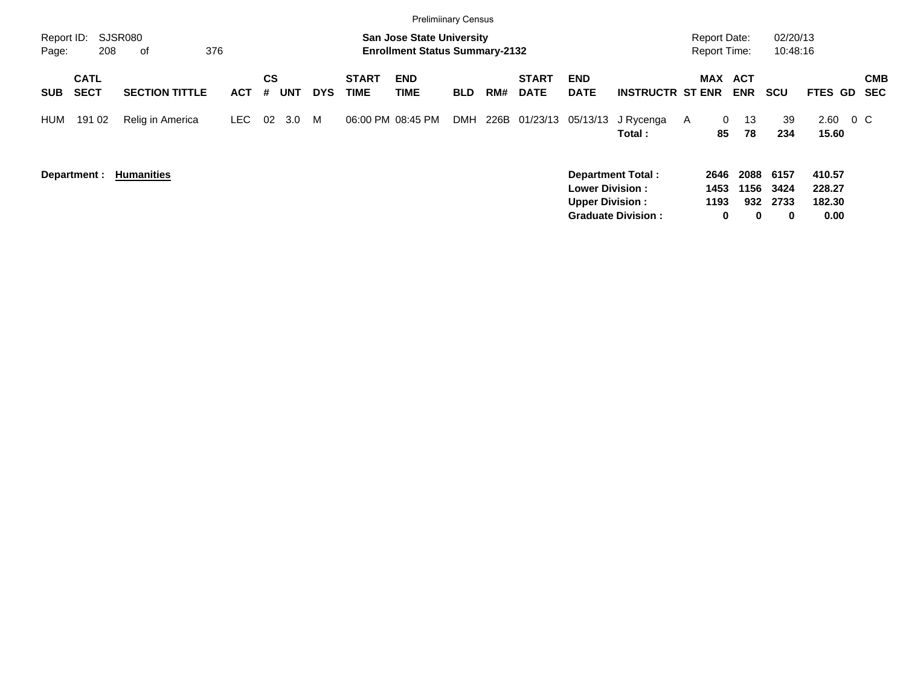Preliminary Census

Report ID: SJSR080
Page: 208 of 376

**San Jose State University**
**Enrollment Status Summary-2132**

Report Date: 02/20/13
Report Time: 10:48:16

| SUB | CATL SECT | SECTION TITTLE | ACT | CS # | UNT | DYS | START TIME | END TIME | BLD | RM# | START DATE | END DATE | INSTRUCTR | ST | MAX ENR | ACT ENR | SCU | FTES | GD | CMB SEC |
|---|---|---|---|---|---|---|---|---|---|---|---|---|---|---|---|---|---|---|---|---|
| HUM | 191 02 | Relig in America | LEC | 02 | 3.0 | M | 06:00 PM | 08:45 PM | DMH | 226B | 01/23/13 | 05/13/13 | J Rycenga | A | 0 | 13 | 39 | 2.60 | 0 | C |
| | | | | | | | | | | | | | **Total :** | | **85** | **78** | **234** | **15.60** | | |

**Department : Humanities**

| | MAX ENR | ACT ENR | SCU | FTES |
|---|---|---|---|---|
| **Department Total :** | **2646** | **2088** | **6157** | **410.57** |
| **Lower Division :** | **1453** | **1156** | **3424** | **228.27** |
| **Upper Division :** | **1193** | **932** | **2733** | **182.30** |
| **Graduate Division :** | **0** | **0** | **0** | **0.00** |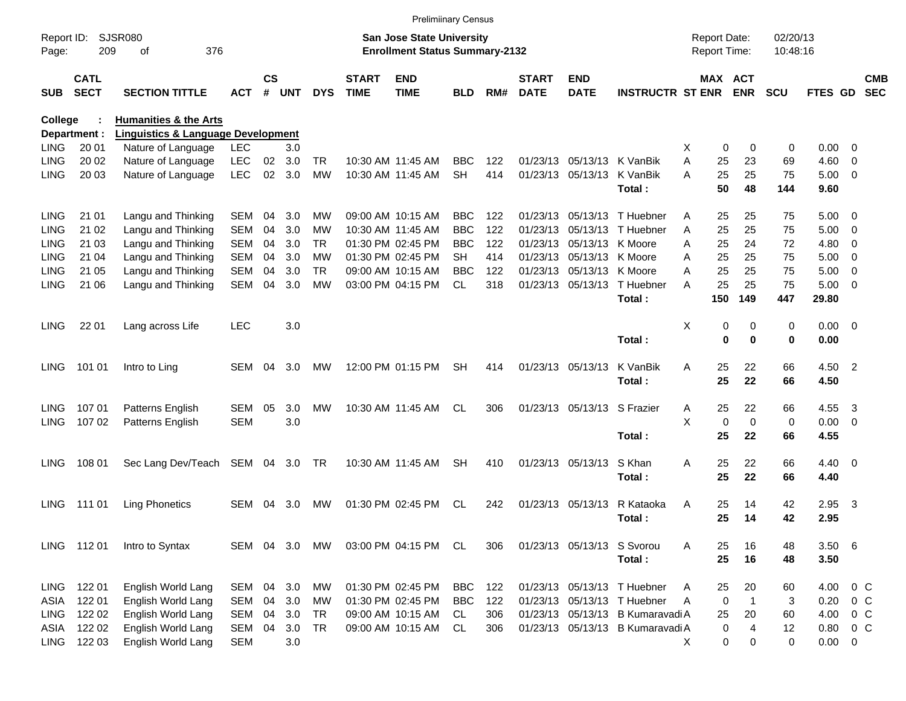Prelimiinary Census

Report ID: SJSR080
Page: 209 of 376

**San Jose State University**
**Enrollment Status Summary-2132**

Report Date: 02/20/13
Report Time: 10:48:16

**College : Humanities & the Arts**
**Department : Linguistics & Language Development**

| SUB | CATL SECT | SECTION TITTLE | ACT | CS # | UNT | DYS | START TIME | END TIME | BLD | RM# | START DATE | END DATE | INSTRUCTR | ST | MAX ENR | ACT ENR | SCU | FTES | GD | CMB SEC |
|---|---|---|---|---|---|---|---|---|---|---|---|---|---|---|---|---|---|---|---|---|
| LING | 20 01 | Nature of Language | LEC | | 3.0 | | | | | | | | | X | 0 | 0 | 0 | 0.00 | 0 | |
| LING | 20 02 | Nature of Language | LEC | 02 | 3.0 | TR | 10:30 AM | 11:45 AM | BBC | 122 | 01/23/13 | 05/13/13 | K VanBik | A | 25 | 23 | 69 | 4.60 | 0 | |
| LING | 20 03 | Nature of Language | LEC | 02 | 3.0 | MW | 10:30 AM | 11:45 AM | SH | 414 | 01/23/13 | 05/13/13 | K VanBik | A | 25 | 25 | 75 | 5.00 | 0 | |
| | | | | | | | | | | | | | **Total :** | | **50** | **48** | **144** | **9.60** | | |
| LING | 21 01 | Langu and Thinking | SEM | 04 | 3.0 | MW | 09:00 AM | 10:15 AM | BBC | 122 | 01/23/13 | 05/13/13 | T Huebner | A | 25 | 25 | 75 | 5.00 | 0 | |
| LING | 21 02 | Langu and Thinking | SEM | 04 | 3.0 | MW | 10:30 AM | 11:45 AM | BBC | 122 | 01/23/13 | 05/13/13 | T Huebner | A | 25 | 25 | 75 | 5.00 | 0 | |
| LING | 21 03 | Langu and Thinking | SEM | 04 | 3.0 | TR | 01:30 PM | 02:45 PM | BBC | 122 | 01/23/13 | 05/13/13 | K Moore | A | 25 | 24 | 72 | 4.80 | 0 | |
| LING | 21 04 | Langu and Thinking | SEM | 04 | 3.0 | MW | 01:30 PM | 02:45 PM | SH | 414 | 01/23/13 | 05/13/13 | K Moore | A | 25 | 25 | 75 | 5.00 | 0 | |
| LING | 21 05 | Langu and Thinking | SEM | 04 | 3.0 | TR | 09:00 AM | 10:15 AM | BBC | 122 | 01/23/13 | 05/13/13 | K Moore | A | 25 | 25 | 75 | 5.00 | 0 | |
| LING | 21 06 | Langu and Thinking | SEM | 04 | 3.0 | MW | 03:00 PM | 04:15 PM | CL | 318 | 01/23/13 | 05/13/13 | T Huebner | A | 25 | 25 | 75 | 5.00 | 0 | |
| | | | | | | | | | | | | | **Total :** | | **150** | **149** | **447** | **29.80** | | |
| LING | 22 01 | Lang across Life | LEC | | 3.0 | | | | | | | | | X | 0 | 0 | 0 | 0.00 | 0 | |
| | | | | | | | | | | | | | **Total :** | | **0** | **0** | **0** | **0.00** | | |
| LING | 101 01 | Intro to Ling | SEM | 04 | 3.0 | MW | 12:00 PM | 01:15 PM | SH | 414 | 01/23/13 | 05/13/13 | K VanBik | A | 25 | 22 | 66 | 4.50 | 2 | |
| | | | | | | | | | | | | | **Total :** | | **25** | **22** | **66** | **4.50** | | |
| LING | 107 01 | Patterns English | SEM | 05 | 3.0 | MW | 10:30 AM | 11:45 AM | CL | 306 | 01/23/13 | 05/13/13 | S Frazier | A | 25 | 22 | 66 | 4.55 | 3 | |
| LING | 107 02 | Patterns English | SEM | | 3.0 | | | | | | | | | X | 0 | 0 | 0 | 0.00 | 0 | |
| | | | | | | | | | | | | | **Total :** | | **25** | **22** | **66** | **4.55** | | |
| LING | 108 01 | Sec Lang Dev/Teach | SEM | 04 | 3.0 | TR | 10:30 AM | 11:45 AM | SH | 410 | 01/23/13 | 05/13/13 | S Khan | A | 25 | 22 | 66 | 4.40 | 0 | |
| | | | | | | | | | | | | | **Total :** | | **25** | **22** | **66** | **4.40** | | |
| LING | 111 01 | Ling Phonetics | SEM | 04 | 3.0 | MW | 01:30 PM | 02:45 PM | CL | 242 | 01/23/13 | 05/13/13 | R Kataoka | A | 25 | 14 | 42 | 2.95 | 3 | |
| | | | | | | | | | | | | | **Total :** | | **25** | **14** | **42** | **2.95** | | |
| LING | 112 01 | Intro to Syntax | SEM | 04 | 3.0 | MW | 03:00 PM | 04:15 PM | CL | 306 | 01/23/13 | 05/13/13 | S Svorou | A | 25 | 16 | 48 | 3.50 | 6 | |
| | | | | | | | | | | | | | **Total :** | | **25** | **16** | **48** | **3.50** | | |
| LING | 122 01 | English World Lang | SEM | 04 | 3.0 | MW | 01:30 PM | 02:45 PM | BBC | 122 | 01/23/13 | 05/13/13 | T Huebner | A | 25 | 20 | 60 | 4.00 | 0 | C |
| ASIA | 122 01 | English World Lang | SEM | 04 | 3.0 | MW | 01:30 PM | 02:45 PM | BBC | 122 | 01/23/13 | 05/13/13 | T Huebner | A | 0 | 1 | 3 | 0.20 | 0 | C |
| LING | 122 02 | English World Lang | SEM | 04 | 3.0 | TR | 09:00 AM | 10:15 AM | CL | 306 | 01/23/13 | 05/13/13 | B Kumaravadi | A | 25 | 20 | 60 | 4.00 | 0 | C |
| ASIA | 122 02 | English World Lang | SEM | 04 | 3.0 | TR | 09:00 AM | 10:15 AM | CL | 306 | 01/23/13 | 05/13/13 | B Kumaravadi | A | 0 | 4 | 12 | 0.80 | 0 | C |
| LING | 122 03 | English World Lang | SEM | | 3.0 | | | | | | | | | X | 0 | 0 | 0 | 0.00 | 0 | |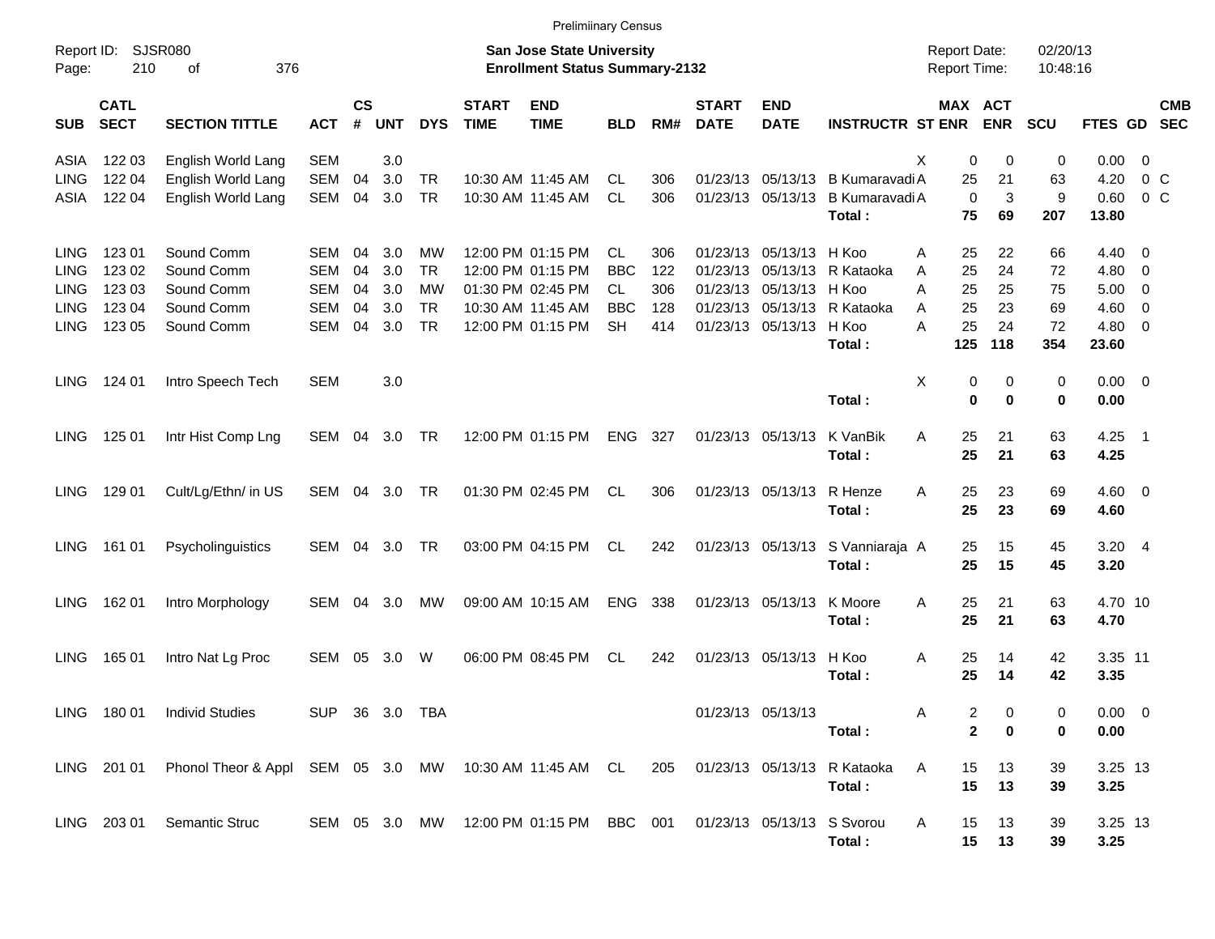Prelimiinary Census

Report ID: SJSR080 — Page: 210 of 376

**San Jose State University**
**Enrollment Status Summary-2132**

Report Date: 02/20/13 — Report Time: 10:48:16

| SUB | CATL SECT | SECTION TITTLE | ACT | CS # | UNT | DYS | START TIME | END TIME | BLD | RM# | START DATE | END DATE | INSTRUCTR | ST | MAX ENR | ACT ENR | SCU | FTES | GD | CMB SEC |
|---|---|---|---|---|---|---|---|---|---|---|---|---|---|---|---|---|---|---|---|---|
| ASIA | 122 03 | English World Lang | SEM | | 3.0 | | | | | | | | | X | 0 | 0 | 0 | 0.00 | 0 | |
| LING | 122 04 | English World Lang | SEM | 04 | 3.0 | TR | 10:30 AM | 11:45 AM | CL | 306 | 01/23/13 | 05/13/13 | B Kumaravadi | A | 25 | 21 | 63 | 4.20 | 0 | C |
| ASIA | 122 04 | English World Lang | SEM | 04 | 3.0 | TR | 10:30 AM | 11:45 AM | CL | 306 | 01/23/13 | 05/13/13 | B Kumaravadi | A | 0 | 3 | 9 | 0.60 | 0 | C |
| | | | | | | | | | | | | | **Total :** | | **75** | **69** | **207** | **13.80** | | |
| LING | 123 01 | Sound Comm | SEM | 04 | 3.0 | MW | 12:00 PM | 01:15 PM | CL | 306 | 01/23/13 | 05/13/13 | H Koo | A | 25 | 22 | 66 | 4.40 | 0 | |
| LING | 123 02 | Sound Comm | SEM | 04 | 3.0 | TR | 12:00 PM | 01:15 PM | BBC | 122 | 01/23/13 | 05/13/13 | R Kataoka | A | 25 | 24 | 72 | 4.80 | 0 | |
| LING | 123 03 | Sound Comm | SEM | 04 | 3.0 | MW | 01:30 PM | 02:45 PM | CL | 306 | 01/23/13 | 05/13/13 | H Koo | A | 25 | 25 | 75 | 5.00 | 0 | |
| LING | 123 04 | Sound Comm | SEM | 04 | 3.0 | TR | 10:30 AM | 11:45 AM | BBC | 128 | 01/23/13 | 05/13/13 | R Kataoka | A | 25 | 23 | 69 | 4.60 | 0 | |
| LING | 123 05 | Sound Comm | SEM | 04 | 3.0 | TR | 12:00 PM | 01:15 PM | SH | 414 | 01/23/13 | 05/13/13 | H Koo | A | 25 | 24 | 72 | 4.80 | 0 | |
| | | | | | | | | | | | | | **Total :** | | **125** | **118** | **354** | **23.60** | | |
| LING | 124 01 | Intro Speech Tech | SEM | | 3.0 | | | | | | | | | X | 0 | 0 | 0 | 0.00 | 0 | |
| | | | | | | | | | | | | | **Total :** | | **0** | **0** | **0** | **0.00** | | |
| LING | 125 01 | Intr Hist Comp Lng | SEM | 04 | 3.0 | TR | 12:00 PM | 01:15 PM | ENG | 327 | 01/23/13 | 05/13/13 | K VanBik | A | 25 | 21 | 63 | 4.25 | 1 | |
| | | | | | | | | | | | | | **Total :** | | **25** | **21** | **63** | **4.25** | | |
| LING | 129 01 | Cult/Lg/Ethn/ in US | SEM | 04 | 3.0 | TR | 01:30 PM | 02:45 PM | CL | 306 | 01/23/13 | 05/13/13 | R Henze | A | 25 | 23 | 69 | 4.60 | 0 | |
| | | | | | | | | | | | | | **Total :** | | **25** | **23** | **69** | **4.60** | | |
| LING | 161 01 | Psycholinguistics | SEM | 04 | 3.0 | TR | 03:00 PM | 04:15 PM | CL | 242 | 01/23/13 | 05/13/13 | S Vanniaraja | A | 25 | 15 | 45 | 3.20 | 4 | |
| | | | | | | | | | | | | | **Total :** | | **25** | **15** | **45** | **3.20** | | |
| LING | 162 01 | Intro Morphology | SEM | 04 | 3.0 | MW | 09:00 AM | 10:15 AM | ENG | 338 | 01/23/13 | 05/13/13 | K Moore | A | 25 | 21 | 63 | 4.70 | 10 | |
| | | | | | | | | | | | | | **Total :** | | **25** | **21** | **63** | **4.70** | | |
| LING | 165 01 | Intro Nat Lg Proc | SEM | 05 | 3.0 | W | 06:00 PM | 08:45 PM | CL | 242 | 01/23/13 | 05/13/13 | H Koo | A | 25 | 14 | 42 | 3.35 | 11 | |
| | | | | | | | | | | | | | **Total :** | | **25** | **14** | **42** | **3.35** | | |
| LING | 180 01 | Individ Studies | SUP | 36 | 3.0 | TBA | | | | | 01/23/13 | 05/13/13 | | A | 2 | 0 | 0 | 0.00 | 0 | |
| | | | | | | | | | | | | | **Total :** | | **2** | **0** | **0** | **0.00** | | |
| LING | 201 01 | Phonol Theor & Appl | SEM | 05 | 3.0 | MW | 10:30 AM | 11:45 AM | CL | 205 | 01/23/13 | 05/13/13 | R Kataoka | A | 15 | 13 | 39 | 3.25 | 13 | |
| | | | | | | | | | | | | | **Total :** | | **15** | **13** | **39** | **3.25** | | |
| LING | 203 01 | Semantic Struc | SEM | 05 | 3.0 | MW | 12:00 PM | 01:15 PM | BBC | 001 | 01/23/13 | 05/13/13 | S Svorou | A | 15 | 13 | 39 | 3.25 | 13 | |
| | | | | | | | | | | | | | **Total :** | | **15** | **13** | **39** | **3.25** | | |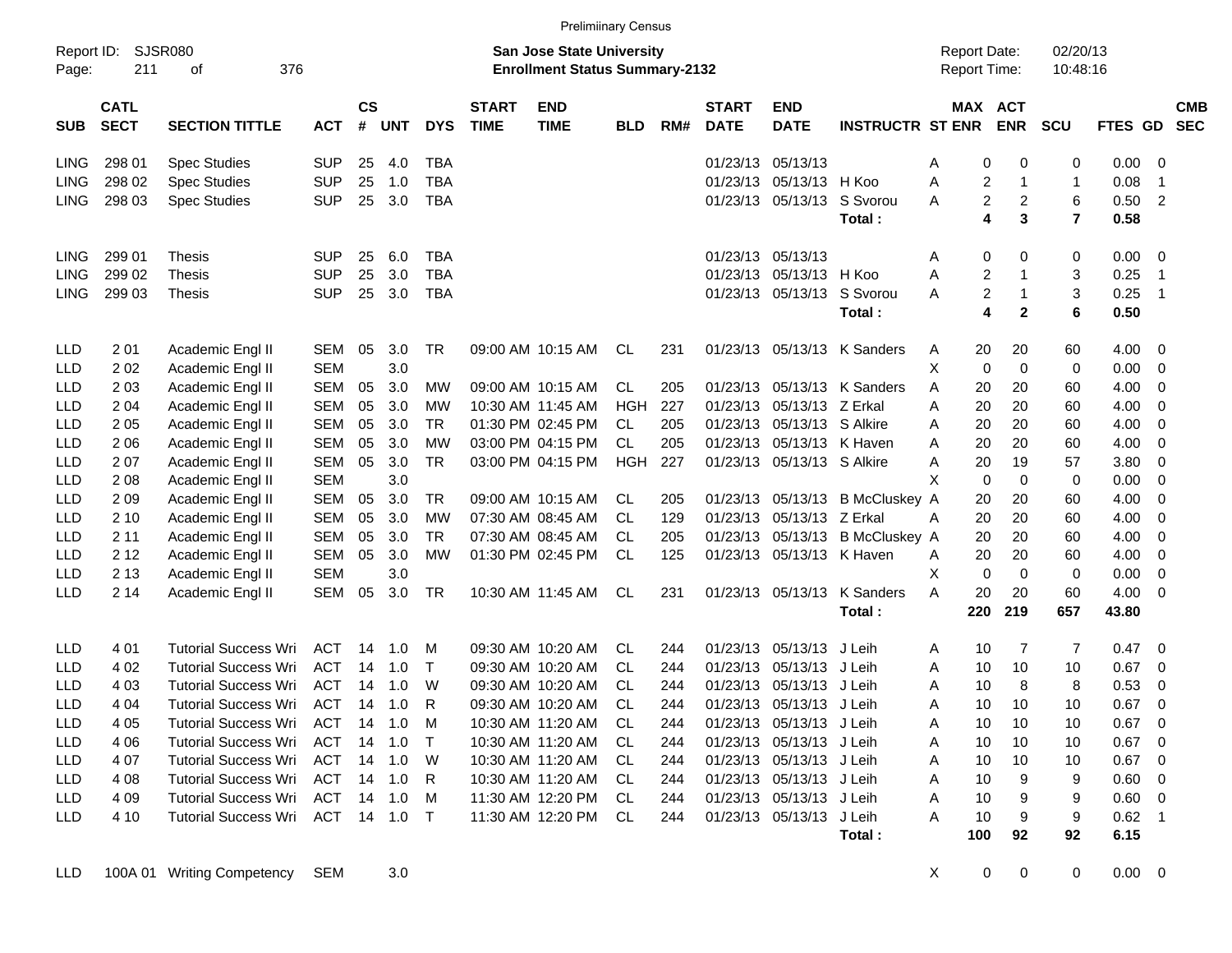Preliminary Census

Report ID: SJSR080
Page: 211 of 376

**San Jose State University**
**Enrollment Status Summary-2132**

Report Date: 02/20/13
Report Time: 10:48:16

| SUB | CATL SECT | SECTION TITTLE | ACT | CS # | UNT | DYS | START TIME | END TIME | BLD | RM# | START DATE | END DATE | INSTRUCTR | ST | MAX ENR | ACT ENR | SCU | FTES | GD | CMB SEC |
|---|---|---|---|---|---|---|---|---|---|---|---|---|---|---|---|---|---|---|---|---|
| LING | 298 01 | Spec Studies | SUP | 25 | 4.0 | TBA | | | | | 01/23/13 | 05/13/13 | | A | 0 | 0 | 0 | 0.00 | 0 | |
| LING | 298 02 | Spec Studies | SUP | 25 | 1.0 | TBA | | | | | 01/23/13 | 05/13/13 | H Koo | A | 2 | 1 | 1 | 0.08 | 1 | |
| LING | 298 03 | Spec Studies | SUP | 25 | 3.0 | TBA | | | | | 01/23/13 | 05/13/13 | S Svorou | A | 2 | 2 | 6 | 0.50 | 2 | |
| | | | | | | | | | | | | | **Total :** | | **4** | **3** | **7** | **0.58** | | |
| LING | 299 01 | Thesis | SUP | 25 | 6.0 | TBA | | | | | 01/23/13 | 05/13/13 | | A | 0 | 0 | 0 | 0.00 | 0 | |
| LING | 299 02 | Thesis | SUP | 25 | 3.0 | TBA | | | | | 01/23/13 | 05/13/13 | H Koo | A | 2 | 1 | 3 | 0.25 | 1 | |
| LING | 299 03 | Thesis | SUP | 25 | 3.0 | TBA | | | | | 01/23/13 | 05/13/13 | S Svorou | A | 2 | 1 | 3 | 0.25 | 1 | |
| | | | | | | | | | | | | | **Total :** | | **4** | **2** | **6** | **0.50** | | |
| LLD | 2 01 | Academic Engl II | SEM | 05 | 3.0 | TR | 09:00 AM | 10:15 AM | CL | 231 | 01/23/13 | 05/13/13 | K Sanders | A | 20 | 20 | 60 | 4.00 | 0 | |
| LLD | 2 02 | Academic Engl II | SEM | | 3.0 | | | | | | | | | X | 0 | 0 | 0 | 0.00 | 0 | |
| LLD | 2 03 | Academic Engl II | SEM | 05 | 3.0 | MW | 09:00 AM | 10:15 AM | CL | 205 | 01/23/13 | 05/13/13 | K Sanders | A | 20 | 20 | 60 | 4.00 | 0 | |
| LLD | 2 04 | Academic Engl II | SEM | 05 | 3.0 | MW | 10:30 AM | 11:45 AM | HGH | 227 | 01/23/13 | 05/13/13 | Z Erkal | A | 20 | 20 | 60 | 4.00 | 0 | |
| LLD | 2 05 | Academic Engl II | SEM | 05 | 3.0 | TR | 01:30 PM | 02:45 PM | CL | 205 | 01/23/13 | 05/13/13 | S Alkire | A | 20 | 20 | 60 | 4.00 | 0 | |
| LLD | 2 06 | Academic Engl II | SEM | 05 | 3.0 | MW | 03:00 PM | 04:15 PM | CL | 205 | 01/23/13 | 05/13/13 | K Haven | A | 20 | 20 | 60 | 4.00 | 0 | |
| LLD | 2 07 | Academic Engl II | SEM | 05 | 3.0 | TR | 03:00 PM | 04:15 PM | HGH | 227 | 01/23/13 | 05/13/13 | S Alkire | A | 20 | 19 | 57 | 3.80 | 0 | |
| LLD | 2 08 | Academic Engl II | SEM | | 3.0 | | | | | | | | | X | 0 | 0 | 0 | 0.00 | 0 | |
| LLD | 2 09 | Academic Engl II | SEM | 05 | 3.0 | TR | 09:00 AM | 10:15 AM | CL | 205 | 01/23/13 | 05/13/13 | B McCluskey | A | 20 | 20 | 60 | 4.00 | 0 | |
| LLD | 2 10 | Academic Engl II | SEM | 05 | 3.0 | MW | 07:30 AM | 08:45 AM | CL | 129 | 01/23/13 | 05/13/13 | Z Erkal | A | 20 | 20 | 60 | 4.00 | 0 | |
| LLD | 2 11 | Academic Engl II | SEM | 05 | 3.0 | TR | 07:30 AM | 08:45 AM | CL | 205 | 01/23/13 | 05/13/13 | B McCluskey | A | 20 | 20 | 60 | 4.00 | 0 | |
| LLD | 2 12 | Academic Engl II | SEM | 05 | 3.0 | MW | 01:30 PM | 02:45 PM | CL | 125 | 01/23/13 | 05/13/13 | K Haven | A | 20 | 20 | 60 | 4.00 | 0 | |
| LLD | 2 13 | Academic Engl II | SEM | | 3.0 | | | | | | | | | X | 0 | 0 | 0 | 0.00 | 0 | |
| LLD | 2 14 | Academic Engl II | SEM | 05 | 3.0 | TR | 10:30 AM | 11:45 AM | CL | 231 | 01/23/13 | 05/13/13 | K Sanders | A | 20 | 20 | 60 | 4.00 | 0 | |
| | | | | | | | | | | | | | **Total :** | | **220** | **219** | **657** | **43.80** | | |
| LLD | 4 01 | Tutorial Success Wri | ACT | 14 | 1.0 | M | 09:30 AM | 10:20 AM | CL | 244 | 01/23/13 | 05/13/13 | J Leih | A | 10 | 7 | 7 | 0.47 | 0 | |
| LLD | 4 02 | Tutorial Success Wri | ACT | 14 | 1.0 | T | 09:30 AM | 10:20 AM | CL | 244 | 01/23/13 | 05/13/13 | J Leih | A | 10 | 10 | 10 | 0.67 | 0 | |
| LLD | 4 03 | Tutorial Success Wri | ACT | 14 | 1.0 | W | 09:30 AM | 10:20 AM | CL | 244 | 01/23/13 | 05/13/13 | J Leih | A | 10 | 8 | 8 | 0.53 | 0 | |
| LLD | 4 04 | Tutorial Success Wri | ACT | 14 | 1.0 | R | 09:30 AM | 10:20 AM | CL | 244 | 01/23/13 | 05/13/13 | J Leih | A | 10 | 10 | 10 | 0.67 | 0 | |
| LLD | 4 05 | Tutorial Success Wri | ACT | 14 | 1.0 | M | 10:30 AM | 11:20 AM | CL | 244 | 01/23/13 | 05/13/13 | J Leih | A | 10 | 10 | 10 | 0.67 | 0 | |
| LLD | 4 06 | Tutorial Success Wri | ACT | 14 | 1.0 | T | 10:30 AM | 11:20 AM | CL | 244 | 01/23/13 | 05/13/13 | J Leih | A | 10 | 10 | 10 | 0.67 | 0 | |
| LLD | 4 07 | Tutorial Success Wri | ACT | 14 | 1.0 | W | 10:30 AM | 11:20 AM | CL | 244 | 01/23/13 | 05/13/13 | J Leih | A | 10 | 10 | 10 | 0.67 | 0 | |
| LLD | 4 08 | Tutorial Success Wri | ACT | 14 | 1.0 | R | 10:30 AM | 11:20 AM | CL | 244 | 01/23/13 | 05/13/13 | J Leih | A | 10 | 9 | 9 | 0.60 | 0 | |
| LLD | 4 09 | Tutorial Success Wri | ACT | 14 | 1.0 | M | 11:30 AM | 12:20 PM | CL | 244 | 01/23/13 | 05/13/13 | J Leih | A | 10 | 9 | 9 | 0.60 | 0 | |
| LLD | 4 10 | Tutorial Success Wri | ACT | 14 | 1.0 | T | 11:30 AM | 12:20 PM | CL | 244 | 01/23/13 | 05/13/13 | J Leih | A | 10 | 9 | 9 | 0.62 | 1 | |
| | | | | | | | | | | | | | **Total :** | | **100** | **92** | **92** | **6.15** | | |
| LLD | 100A 01 | Writing Competency | SEM | | 3.0 | | | | | | | | | X | 0 | 0 | 0 | 0.00 | 0 | |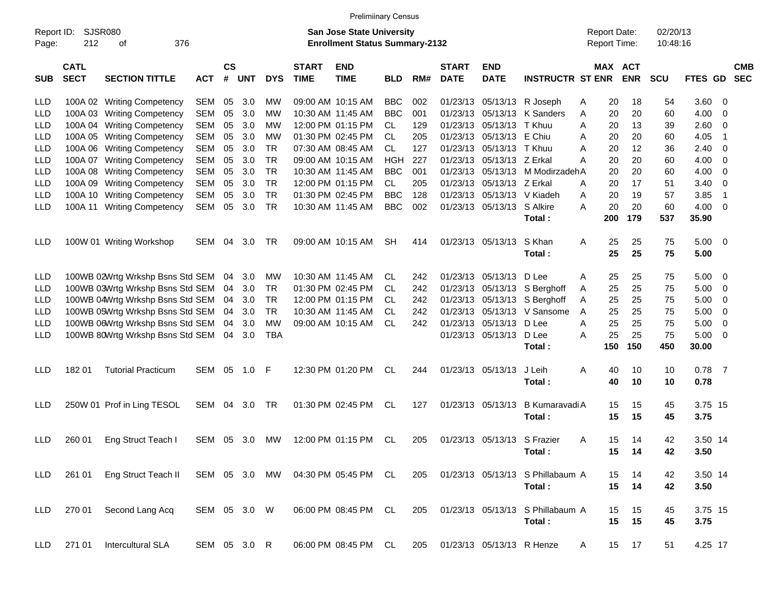Prelimiinary Census

Report ID: SJSR080

**San Jose State University**
**Enrollment Status Summary-2132**

Report Date: 02/20/13
Report Time: 10:48:16

| SUB | CATL SECT | SECTION TITTLE | ACT | CS # | UNT | DYS | START TIME | END TIME | BLD | RM# | START DATE | END DATE | INSTRUCTR | ST | MAX ENR | ACT ENR | SCU | FTES | GD | CMB SEC |
|---|---|---|---|---|---|---|---|---|---|---|---|---|---|---|---|---|---|---|---|---|
| LLD | 100A 02 | Writing Competency | SEM | 05 | 3.0 | MW | 09:00 AM | 10:15 AM | BBC | 002 | 01/23/13 | 05/13/13 | R Joseph | A | 20 | 18 | 54 | 3.60 | 0 | |
| LLD | 100A 03 | Writing Competency | SEM | 05 | 3.0 | MW | 10:30 AM | 11:45 AM | BBC | 001 | 01/23/13 | 05/13/13 | K Sanders | A | 20 | 20 | 60 | 4.00 | 0 | |
| LLD | 100A 04 | Writing Competency | SEM | 05 | 3.0 | MW | 12:00 PM | 01:15 PM | CL | 129 | 01/23/13 | 05/13/13 | T Khuu | A | 20 | 13 | 39 | 2.60 | 0 | |
| LLD | 100A 05 | Writing Competency | SEM | 05 | 3.0 | MW | 01:30 PM | 02:45 PM | CL | 205 | 01/23/13 | 05/13/13 | E Chiu | A | 20 | 20 | 60 | 4.05 | 1 | |
| LLD | 100A 06 | Writing Competency | SEM | 05 | 3.0 | TR | 07:30 AM | 08:45 AM | CL | 127 | 01/23/13 | 05/13/13 | T Khuu | A | 20 | 12 | 36 | 2.40 | 0 | |
| LLD | 100A 07 | Writing Competency | SEM | 05 | 3.0 | TR | 09:00 AM | 10:15 AM | HGH | 227 | 01/23/13 | 05/13/13 | Z Erkal | A | 20 | 20 | 60 | 4.00 | 0 | |
| LLD | 100A 08 | Writing Competency | SEM | 05 | 3.0 | TR | 10:30 AM | 11:45 AM | BBC | 001 | 01/23/13 | 05/13/13 | M Modirzadeh | A | 20 | 20 | 60 | 4.00 | 0 | |
| LLD | 100A 09 | Writing Competency | SEM | 05 | 3.0 | TR | 12:00 PM | 01:15 PM | CL | 205 | 01/23/13 | 05/13/13 | Z Erkal | A | 20 | 17 | 51 | 3.40 | 0 | |
| LLD | 100A 10 | Writing Competency | SEM | 05 | 3.0 | TR | 01:30 PM | 02:45 PM | BBC | 128 | 01/23/13 | 05/13/13 | V Kiadeh | A | 20 | 19 | 57 | 3.85 | 1 | |
| LLD | 100A 11 | Writing Competency | SEM | 05 | 3.0 | TR | 10:30 AM | 11:45 AM | BBC | 002 | 01/23/13 | 05/13/13 | S Alkire | A | 20 | 20 | 60 | 4.00 | 0 | |
| | | | | | | | | | | | | | **Total :** | | **200** | **179** | **537** | **35.90** | | |
| LLD | 100W 01 | Writing Workshop | SEM | 04 | 3.0 | TR | 09:00 AM | 10:15 AM | SH | 414 | 01/23/13 | 05/13/13 | S Khan | A | 25 | 25 | 75 | 5.00 | 0 | |
| | | | | | | | | | | | | | **Total :** | | **25** | **25** | **75** | **5.00** | | |
| LLD | 100WB 02 | Wrtg Wrkshp Bsns Std | SEM | 04 | 3.0 | MW | 10:30 AM | 11:45 AM | CL | 242 | 01/23/13 | 05/13/13 | D Lee | A | 25 | 25 | 75 | 5.00 | 0 | |
| LLD | 100WB 03 | Wrtg Wrkshp Bsns Std | SEM | 04 | 3.0 | TR | 01:30 PM | 02:45 PM | CL | 242 | 01/23/13 | 05/13/13 | S Berghoff | A | 25 | 25 | 75 | 5.00 | 0 | |
| LLD | 100WB 04 | Wrtg Wrkshp Bsns Std | SEM | 04 | 3.0 | TR | 12:00 PM | 01:15 PM | CL | 242 | 01/23/13 | 05/13/13 | S Berghoff | A | 25 | 25 | 75 | 5.00 | 0 | |
| LLD | 100WB 05 | Wrtg Wrkshp Bsns Std | SEM | 04 | 3.0 | TR | 10:30 AM | 11:45 AM | CL | 242 | 01/23/13 | 05/13/13 | V Sansome | A | 25 | 25 | 75 | 5.00 | 0 | |
| LLD | 100WB 06 | Wrtg Wrkshp Bsns Std | SEM | 04 | 3.0 | MW | 09:00 AM | 10:15 AM | CL | 242 | 01/23/13 | 05/13/13 | D Lee | A | 25 | 25 | 75 | 5.00 | 0 | |
| LLD | 100WB 80 | Wrtg Wrkshp Bsns Std | SEM | 04 | 3.0 | TBA | | | | | 01/23/13 | 05/13/13 | D Lee | A | 25 | 25 | 75 | 5.00 | 0 | |
| | | | | | | | | | | | | | **Total :** | | **150** | **150** | **450** | **30.00** | | |
| LLD | 182 01 | Tutorial Practicum | SEM | 05 | 1.0 | F | 12:30 PM | 01:20 PM | CL | 244 | 01/23/13 | 05/13/13 | J Leih | A | 40 | 10 | 10 | 0.78 | 7 | |
| | | | | | | | | | | | | | **Total :** | | **40** | **10** | **10** | **0.78** | | |
| LLD | 250W 01 | Prof in Ling TESOL | SEM | 04 | 3.0 | TR | 01:30 PM | 02:45 PM | CL | 127 | 01/23/13 | 05/13/13 | B Kumaravadi | A | 15 | 15 | 45 | 3.75 | 15 | |
| | | | | | | | | | | | | | **Total :** | | **15** | **15** | **45** | **3.75** | | |
| LLD | 260 01 | Eng Struct Teach I | SEM | 05 | 3.0 | MW | 12:00 PM | 01:15 PM | CL | 205 | 01/23/13 | 05/13/13 | S Frazier | A | 15 | 14 | 42 | 3.50 | 14 | |
| | | | | | | | | | | | | | **Total :** | | **15** | **14** | **42** | **3.50** | | |
| LLD | 261 01 | Eng Struct Teach II | SEM | 05 | 3.0 | MW | 04:30 PM | 05:45 PM | CL | 205 | 01/23/13 | 05/13/13 | S Phillabaum | A | 15 | 14 | 42 | 3.50 | 14 | |
| | | | | | | | | | | | | | **Total :** | | **15** | **14** | **42** | **3.50** | | |
| LLD | 270 01 | Second Lang Acq | SEM | 05 | 3.0 | W | 06:00 PM | 08:45 PM | CL | 205 | 01/23/13 | 05/13/13 | S Phillabaum | A | 15 | 15 | 45 | 3.75 | 15 | |
| | | | | | | | | | | | | | **Total :** | | **15** | **15** | **45** | **3.75** | | |
| LLD | 271 01 | Intercultural SLA | SEM | 05 | 3.0 | R | 06:00 PM | 08:45 PM | CL | 205 | 01/23/13 | 05/13/13 | R Henze | A | 15 | 17 | 51 | 4.25 | 17 | |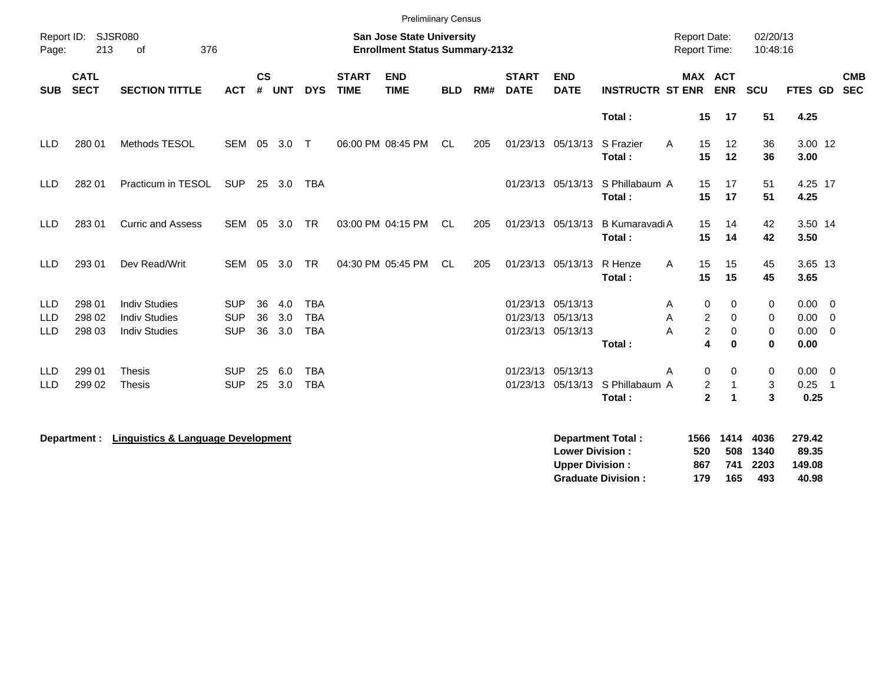Preliminary Census

Report ID: SJSR080
Page: 213 of 376

**San Jose State University**
**Enrollment Status Summary-2132**

Report Date: 02/20/13
Report Time: 10:48:16

| SUB | CATL SECT | SECTION TITTLE | ACT | CS # | UNT | DYS | START TIME | END TIME | BLD | RM# | START DATE | END DATE | INSTRUCTR | ST | MAX ENR | ACT ENR | SCU | FTES | GD | CMB SEC |
|---|---|---|---|---|---|---|---|---|---|---|---|---|---|---|---|---|---|---|---|---|
| | | | | | | | | | | | | | **Total :** | | **15** | **17** | **51** | **4.25** | | |
| LLD | 280 01 | Methods TESOL | SEM | 05 | 3.0 | T | 06:00 PM | 08:45 PM | CL | 205 | 01/23/13 | 05/13/13 | S Frazier | A | 15 | 12 | 36 | 3.00 | 12 | |
| | | | | | | | | | | | | | **Total :** | | **15** | **12** | **36** | **3.00** | | |
| LLD | 282 01 | Practicum in TESOL | SUP | 25 | 3.0 | TBA | | | | | 01/23/13 | 05/13/13 | S Phillabaum | A | 15 | 17 | 51 | 4.25 | 17 | |
| | | | | | | | | | | | | | **Total :** | | **15** | **17** | **51** | **4.25** | | |
| LLD | 283 01 | Curric and Assess | SEM | 05 | 3.0 | TR | 03:00 PM | 04:15 PM | CL | 205 | 01/23/13 | 05/13/13 | B Kumaravadi | A | 15 | 14 | 42 | 3.50 | 14 | |
| | | | | | | | | | | | | | **Total :** | | **15** | **14** | **42** | **3.50** | | |
| LLD | 293 01 | Dev Read/Writ | SEM | 05 | 3.0 | TR | 04:30 PM | 05:45 PM | CL | 205 | 01/23/13 | 05/13/13 | R Henze | A | 15 | 15 | 45 | 3.65 | 13 | |
| | | | | | | | | | | | | | **Total :** | | **15** | **15** | **45** | **3.65** | | |
| LLD | 298 01 | Indiv Studies | SUP | 36 | 4.0 | TBA | | | | | 01/23/13 | 05/13/13 | | A | 0 | 0 | 0 | 0.00 | 0 | |
| LLD | 298 02 | Indiv Studies | SUP | 36 | 3.0 | TBA | | | | | 01/23/13 | 05/13/13 | | A | 2 | 0 | 0 | 0.00 | 0 | |
| LLD | 298 03 | Indiv Studies | SUP | 36 | 3.0 | TBA | | | | | 01/23/13 | 05/13/13 | | A | 2 | 0 | 0 | 0.00 | 0 | |
| | | | | | | | | | | | | | **Total :** | | **4** | **0** | **0** | **0.00** | | |
| LLD | 299 01 | Thesis | SUP | 25 | 6.0 | TBA | | | | | 01/23/13 | 05/13/13 | | A | 0 | 0 | 0 | 0.00 | 0 | |
| LLD | 299 02 | Thesis | SUP | 25 | 3.0 | TBA | | | | | 01/23/13 | 05/13/13 | S Phillabaum | A | 2 | 1 | 3 | 0.25 | 1 | |
| | | | | | | | | | | | | | **Total :** | | **2** | **1** | **3** | **0.25** | | |

**Department : Linguistics & Language Development**

| | MAX ENR | ACT ENR | SCU | FTES |
|---|---|---|---|---|
| **Department Total :** | **1566** | **1414** | **4036** | **279.42** |
| **Lower Division :** | **520** | **508** | **1340** | **89.35** |
| **Upper Division :** | **867** | **741** | **2203** | **149.08** |
| **Graduate Division :** | **179** | **165** | **493** | **40.98** |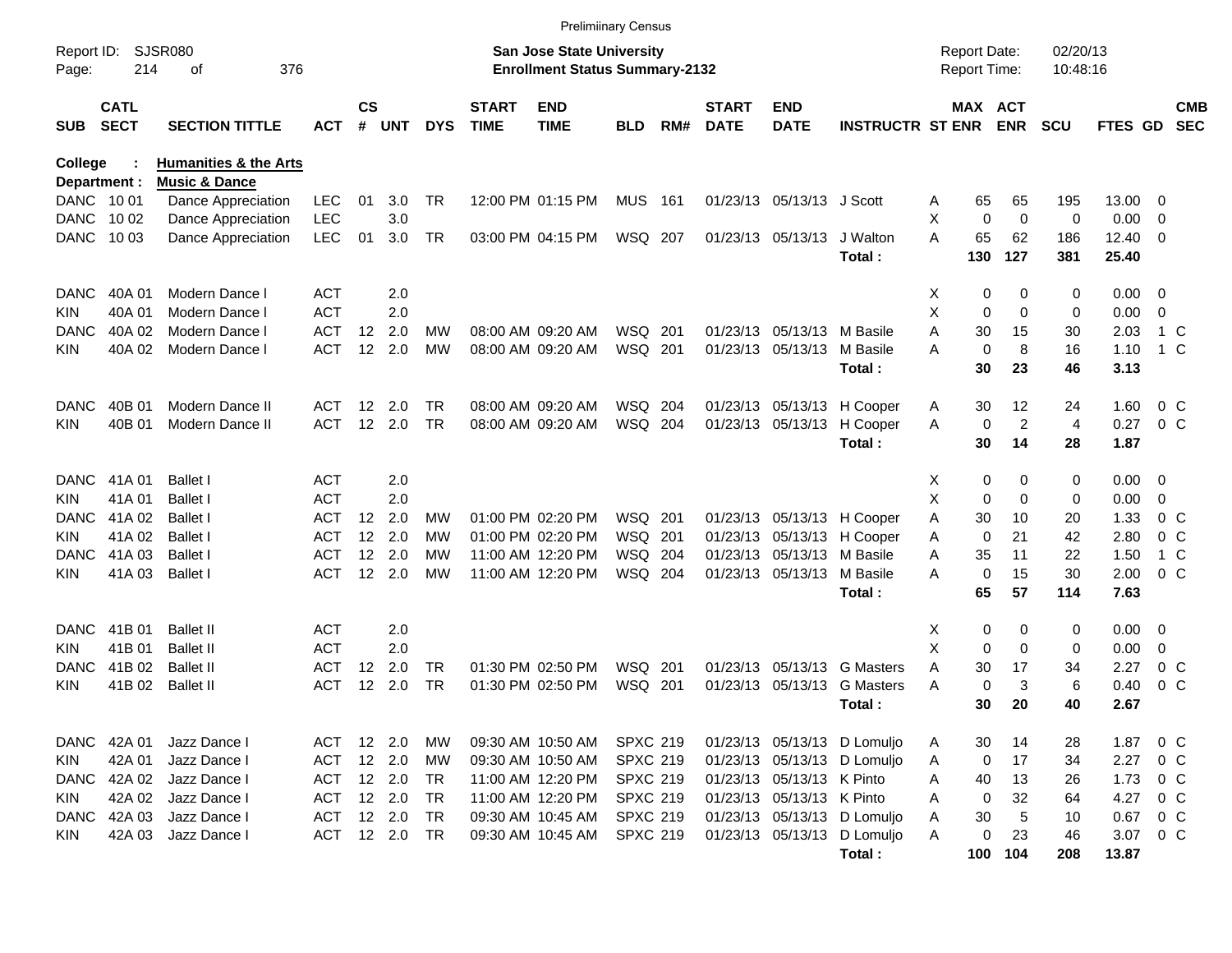Prelimiinary Census

Report ID: SJSR080

**San Jose State University**
**Enrollment Status Summary-2132**

Report Date: 02/20/13
Report Time: 10:48:16

College : **Humanities & the Arts**
Department : **Music & Dance**

| SUB | CATL SECT | SECTION TITTLE | ACT | CS # | UNT | DYS | START TIME | END TIME | BLD | RM# | START DATE | END DATE | INSTRUCTR | ST | MAX ENR | ACT ENR | SCU | FTES | GD | CMB SEC |
|---|---|---|---|---|---|---|---|---|---|---|---|---|---|---|---|---|---|---|---|---|
| DANC | 10 01 | Dance Appreciation | LEC | 01 | 3.0 | TR | 12:00 PM | 01:15 PM | MUS | 161 | 01/23/13 | 05/13/13 | J Scott | A | 65 | 65 | 195 | 13.00 | 0 | |
| DANC | 10 02 | Dance Appreciation | LEC | | 3.0 | | | | | | | | | X | 0 | 0 | 0 | 0.00 | 0 | |
| DANC | 10 03 | Dance Appreciation | LEC | 01 | 3.0 | TR | 03:00 PM | 04:15 PM | WSQ | 207 | 01/23/13 | 05/13/13 | J Walton | A | 65 | 62 | 186 | 12.40 | 0 | |
| | | | | | | | | | | | | | **Total :** | | **130** | **127** | **381** | **25.40** | | |
| DANC | 40A 01 | Modern Dance I | ACT | | 2.0 | | | | | | | | | X | 0 | 0 | 0 | 0.00 | 0 | |
| KIN | 40A 01 | Modern Dance I | ACT | | 2.0 | | | | | | | | | X | 0 | 0 | 0 | 0.00 | 0 | |
| DANC | 40A 02 | Modern Dance I | ACT | 12 | 2.0 | MW | 08:00 AM | 09:20 AM | WSQ | 201 | 01/23/13 | 05/13/13 | M Basile | A | 30 | 15 | 30 | 2.03 | 1 | C |
| KIN | 40A 02 | Modern Dance I | ACT | 12 | 2.0 | MW | 08:00 AM | 09:20 AM | WSQ | 201 | 01/23/13 | 05/13/13 | M Basile | A | 0 | 8 | 16 | 1.10 | 1 | C |
| | | | | | | | | | | | | | **Total :** | | **30** | **23** | **46** | **3.13** | | |
| DANC | 40B 01 | Modern Dance II | ACT | 12 | 2.0 | TR | 08:00 AM | 09:20 AM | WSQ | 204 | 01/23/13 | 05/13/13 | H Cooper | A | 30 | 12 | 24 | 1.60 | 0 | C |
| KIN | 40B 01 | Modern Dance II | ACT | 12 | 2.0 | TR | 08:00 AM | 09:20 AM | WSQ | 204 | 01/23/13 | 05/13/13 | H Cooper | A | 0 | 2 | 4 | 0.27 | 0 | C |
| | | | | | | | | | | | | | **Total :** | | **30** | **14** | **28** | **1.87** | | |
| DANC | 41A 01 | Ballet I | ACT | | 2.0 | | | | | | | | | X | 0 | 0 | 0 | 0.00 | 0 | |
| KIN | 41A 01 | Ballet I | ACT | | 2.0 | | | | | | | | | X | 0 | 0 | 0 | 0.00 | 0 | |
| DANC | 41A 02 | Ballet I | ACT | 12 | 2.0 | MW | 01:00 PM | 02:20 PM | WSQ | 201 | 01/23/13 | 05/13/13 | H Cooper | A | 30 | 10 | 20 | 1.33 | 0 | C |
| KIN | 41A 02 | Ballet I | ACT | 12 | 2.0 | MW | 01:00 PM | 02:20 PM | WSQ | 201 | 01/23/13 | 05/13/13 | H Cooper | A | 0 | 21 | 42 | 2.80 | 0 | C |
| DANC | 41A 03 | Ballet I | ACT | 12 | 2.0 | MW | 11:00 AM | 12:20 PM | WSQ | 204 | 01/23/13 | 05/13/13 | M Basile | A | 35 | 11 | 22 | 1.50 | 1 | C |
| KIN | 41A 03 | Ballet I | ACT | 12 | 2.0 | MW | 11:00 AM | 12:20 PM | WSQ | 204 | 01/23/13 | 05/13/13 | M Basile | A | 0 | 15 | 30 | 2.00 | 0 | C |
| | | | | | | | | | | | | | **Total :** | | **65** | **57** | **114** | **7.63** | | |
| DANC | 41B 01 | Ballet II | ACT | | 2.0 | | | | | | | | | X | 0 | 0 | 0 | 0.00 | 0 | |
| KIN | 41B 01 | Ballet II | ACT | | 2.0 | | | | | | | | | X | 0 | 0 | 0 | 0.00 | 0 | |
| DANC | 41B 02 | Ballet II | ACT | 12 | 2.0 | TR | 01:30 PM | 02:50 PM | WSQ | 201 | 01/23/13 | 05/13/13 | G Masters | A | 30 | 17 | 34 | 2.27 | 0 | C |
| KIN | 41B 02 | Ballet II | ACT | 12 | 2.0 | TR | 01:30 PM | 02:50 PM | WSQ | 201 | 01/23/13 | 05/13/13 | G Masters | A | 0 | 3 | 6 | 0.40 | 0 | C |
| | | | | | | | | | | | | | **Total :** | | **30** | **20** | **40** | **2.67** | | |
| DANC | 42A 01 | Jazz Dance I | ACT | 12 | 2.0 | MW | 09:30 AM | 10:50 AM | SPXC | 219 | 01/23/13 | 05/13/13 | D Lomuljo | A | 30 | 14 | 28 | 1.87 | 0 | C |
| KIN | 42A 01 | Jazz Dance I | ACT | 12 | 2.0 | MW | 09:30 AM | 10:50 AM | SPXC | 219 | 01/23/13 | 05/13/13 | D Lomuljo | A | 0 | 17 | 34 | 2.27 | 0 | C |
| DANC | 42A 02 | Jazz Dance I | ACT | 12 | 2.0 | TR | 11:00 AM | 12:20 PM | SPXC | 219 | 01/23/13 | 05/13/13 | K Pinto | A | 40 | 13 | 26 | 1.73 | 0 | C |
| KIN | 42A 02 | Jazz Dance I | ACT | 12 | 2.0 | TR | 11:00 AM | 12:20 PM | SPXC | 219 | 01/23/13 | 05/13/13 | K Pinto | A | 0 | 32 | 64 | 4.27 | 0 | C |
| DANC | 42A 03 | Jazz Dance I | ACT | 12 | 2.0 | TR | 09:30 AM | 10:45 AM | SPXC | 219 | 01/23/13 | 05/13/13 | D Lomuljo | A | 30 | 5 | 10 | 0.67 | 0 | C |
| KIN | 42A 03 | Jazz Dance I | ACT | 12 | 2.0 | TR | 09:30 AM | 10:45 AM | SPXC | 219 | 01/23/13 | 05/13/13 | D Lomuljo | A | 0 | 23 | 46 | 3.07 | 0 | C |
| | | | | | | | | | | | | | **Total :** | | **100** | **104** | **208** | **13.87** | | |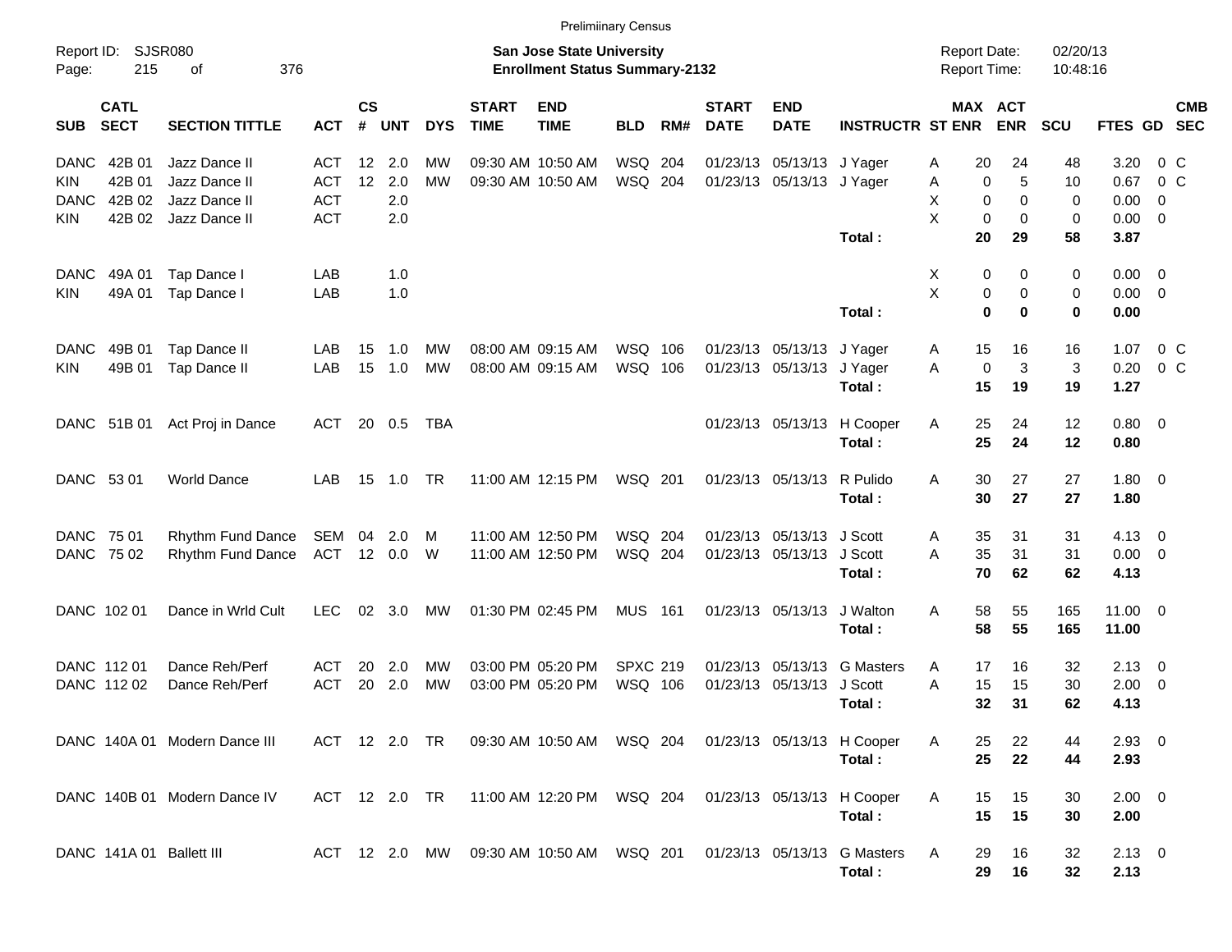Preliminary Census

Report ID: SJSR080
Page: 215 of 376

**San Jose State University**
**Enrollment Status Summary-2132**

Report Date: 02/20/13
Report Time: 10:48:16

| SUB | CATL SECT | SECTION TITTLE | ACT | CS # | UNT | DYS | START TIME | END TIME | BLD | RM# | START DATE | END DATE | INSTRUCTR | ST | MAX ENR | ACT ENR | SCU | FTES | GD | CMB SEC |
|---|---|---|---|---|---|---|---|---|---|---|---|---|---|---|---|---|---|---|---|---|
| DANC | 42B 01 | Jazz Dance II | ACT | 12 | 2.0 | MW | 09:30 AM | 10:50 AM | WSQ | 204 | 01/23/13 | 05/13/13 | J Yager | A | 20 | 24 | 48 | 3.20 | 0 | C |
| KIN | 42B 01 | Jazz Dance II | ACT | 12 | 2.0 | MW | 09:30 AM | 10:50 AM | WSQ | 204 | 01/23/13 | 05/13/13 | J Yager | A | 0 | 5 | 10 | 0.67 | 0 | C |
| DANC | 42B 02 | Jazz Dance II | ACT | | 2.0 | | | | | | | | | X | 0 | 0 | 0 | 0.00 | 0 | |
| KIN | 42B 02 | Jazz Dance II | ACT | | 2.0 | | | | | | | | | X | 0 | 0 | 0 | 0.00 | 0 | |
| | | | | | | | | | | | | | **Total :** | | **20** | **29** | **58** | **3.87** | | |
| DANC | 49A 01 | Tap Dance I | LAB | | 1.0 | | | | | | | | | X | 0 | 0 | 0 | 0.00 | 0 | |
| KIN | 49A 01 | Tap Dance I | LAB | | 1.0 | | | | | | | | | X | 0 | 0 | 0 | 0.00 | 0 | |
| | | | | | | | | | | | | | **Total :** | | **0** | **0** | **0** | **0.00** | | |
| DANC | 49B 01 | Tap Dance II | LAB | 15 | 1.0 | MW | 08:00 AM | 09:15 AM | WSQ | 106 | 01/23/13 | 05/13/13 | J Yager | A | 15 | 16 | 16 | 1.07 | 0 | C |
| KIN | 49B 01 | Tap Dance II | LAB | 15 | 1.0 | MW | 08:00 AM | 09:15 AM | WSQ | 106 | 01/23/13 | 05/13/13 | J Yager | A | 0 | 3 | 3 | 0.20 | 0 | C |
| | | | | | | | | | | | | | **Total :** | | **15** | **19** | **19** | **1.27** | | |
| DANC | 51B 01 | Act Proj in Dance | ACT | 20 | 0.5 | TBA | | | | | 01/23/13 | 05/13/13 | H Cooper | A | 25 | 24 | 12 | 0.80 | 0 | |
| | | | | | | | | | | | | | **Total :** | | **25** | **24** | **12** | **0.80** | | |
| DANC | 53 01 | World Dance | LAB | 15 | 1.0 | TR | 11:00 AM | 12:15 PM | WSQ | 201 | 01/23/13 | 05/13/13 | R Pulido | A | 30 | 27 | 27 | 1.80 | 0 | |
| | | | | | | | | | | | | | **Total :** | | **30** | **27** | **27** | **1.80** | | |
| DANC | 75 01 | Rhythm Fund Dance | SEM | 04 | 2.0 | M | 11:00 AM | 12:50 PM | WSQ | 204 | 01/23/13 | 05/13/13 | J Scott | A | 35 | 31 | 31 | 4.13 | 0 | |
| DANC | 75 02 | Rhythm Fund Dance | ACT | 12 | 0.0 | W | 11:00 AM | 12:50 PM | WSQ | 204 | 01/23/13 | 05/13/13 | J Scott | A | 35 | 31 | 31 | 0.00 | 0 | |
| | | | | | | | | | | | | | **Total :** | | **70** | **62** | **62** | **4.13** | | |
| DANC | 102 01 | Dance in Wrld Cult | LEC | 02 | 3.0 | MW | 01:30 PM | 02:45 PM | MUS | 161 | 01/23/13 | 05/13/13 | J Walton | A | 58 | 55 | 165 | 11.00 | 0 | |
| | | | | | | | | | | | | | **Total :** | | **58** | **55** | **165** | **11.00** | | |
| DANC | 112 01 | Dance Reh/Perf | ACT | 20 | 2.0 | MW | 03:00 PM | 05:20 PM | SPXC | 219 | 01/23/13 | 05/13/13 | G Masters | A | 17 | 16 | 32 | 2.13 | 0 | |
| DANC | 112 02 | Dance Reh/Perf | ACT | 20 | 2.0 | MW | 03:00 PM | 05:20 PM | WSQ | 106 | 01/23/13 | 05/13/13 | J Scott | A | 15 | 15 | 30 | 2.00 | 0 | |
| | | | | | | | | | | | | | **Total :** | | **32** | **31** | **62** | **4.13** | | |
| DANC | 140A 01 | Modern Dance III | ACT | 12 | 2.0 | TR | 09:30 AM | 10:50 AM | WSQ | 204 | 01/23/13 | 05/13/13 | H Cooper | A | 25 | 22 | 44 | 2.93 | 0 | |
| | | | | | | | | | | | | | **Total :** | | **25** | **22** | **44** | **2.93** | | |
| DANC | 140B 01 | Modern Dance IV | ACT | 12 | 2.0 | TR | 11:00 AM | 12:20 PM | WSQ | 204 | 01/23/13 | 05/13/13 | H Cooper | A | 15 | 15 | 30 | 2.00 | 0 | |
| | | | | | | | | | | | | | **Total :** | | **15** | **15** | **30** | **2.00** | | |
| DANC | 141A 01 | Ballett III | ACT | 12 | 2.0 | MW | 09:30 AM | 10:50 AM | WSQ | 201 | 01/23/13 | 05/13/13 | G Masters | A | 29 | 16 | 32 | 2.13 | 0 | |
| | | | | | | | | | | | | | **Total :** | | **29** | **16** | **32** | **2.13** | | |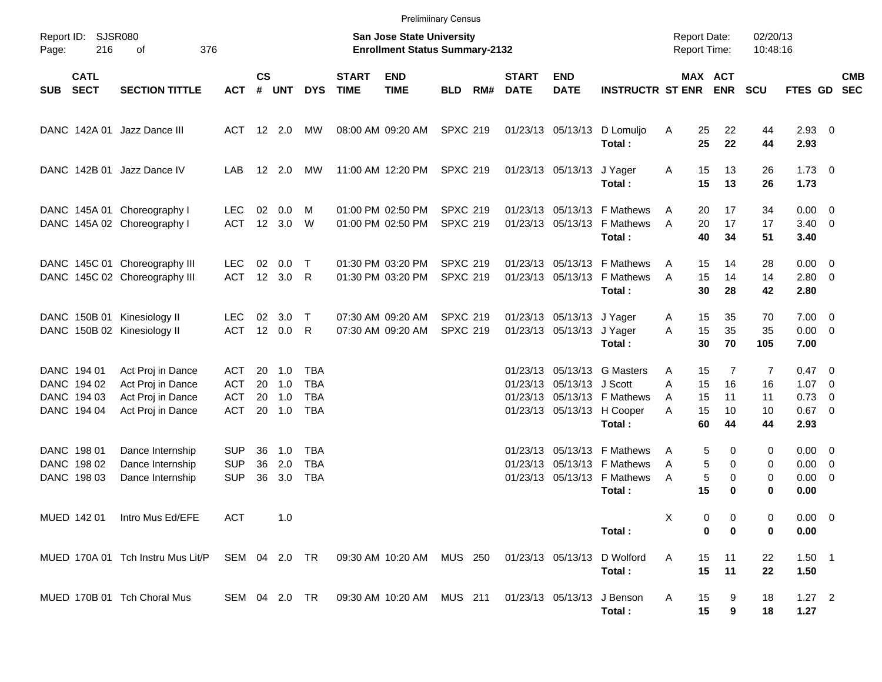Preliminary Census

Report ID: SJSR080
Page: 216 of 376

**San Jose State University**
**Enrollment Status Summary-2132**

Report Date: 02/20/13
Report Time: 10:48:16

| SUB | CATL SECT | SECTION TITTLE | ACT | CS # | UNT | DYS | START TIME | END TIME | BLD | RM# | START DATE | END DATE | INSTRUCTR | ST | MAX ENR | ACT ENR | SCU | FTES | GD | CMB SEC |
|---|---|---|---|---|---|---|---|---|---|---|---|---|---|---|---|---|---|---|---|---|
| DANC | 142A 01 | Jazz Dance III | ACT | 12 | 2.0 | MW | 08:00 AM | 09:20 AM | SPXC | 219 | 01/23/13 | 05/13/13 | D Lomuljo | A | 25 | 22 | 44 | 2.93 | 0 | |
| | | | | | | | | | | | | | **Total :** | | **25** | **22** | **44** | **2.93** | | |
| DANC | 142B 01 | Jazz Dance IV | LAB | 12 | 2.0 | MW | 11:00 AM | 12:20 PM | SPXC | 219 | 01/23/13 | 05/13/13 | J Yager | A | 15 | 13 | 26 | 1.73 | 0 | |
| | | | | | | | | | | | | | **Total :** | | **15** | **13** | **26** | **1.73** | | |
| DANC | 145A 01 | Choreography I | LEC | 02 | 0.0 | M | 01:00 PM | 02:50 PM | SPXC | 219 | 01/23/13 | 05/13/13 | F Mathews | A | 20 | 17 | 34 | 0.00 | 0 | |
| DANC | 145A 02 | Choreography I | ACT | 12 | 3.0 | W | 01:00 PM | 02:50 PM | SPXC | 219 | 01/23/13 | 05/13/13 | F Mathews | A | 20 | 17 | 17 | 3.40 | 0 | |
| | | | | | | | | | | | | | **Total :** | | **40** | **34** | **51** | **3.40** | | |
| DANC | 145C 01 | Choreography III | LEC | 02 | 0.0 | T | 01:30 PM | 03:20 PM | SPXC | 219 | 01/23/13 | 05/13/13 | F Mathews | A | 15 | 14 | 28 | 0.00 | 0 | |
| DANC | 145C 02 | Choreography III | ACT | 12 | 3.0 | R | 01:30 PM | 03:20 PM | SPXC | 219 | 01/23/13 | 05/13/13 | F Mathews | A | 15 | 14 | 14 | 2.80 | 0 | |
| | | | | | | | | | | | | | **Total :** | | **30** | **28** | **42** | **2.80** | | |
| DANC | 150B 01 | Kinesiology II | LEC | 02 | 3.0 | T | 07:30 AM | 09:20 AM | SPXC | 219 | 01/23/13 | 05/13/13 | J Yager | A | 15 | 35 | 70 | 7.00 | 0 | |
| DANC | 150B 02 | Kinesiology II | ACT | 12 | 0.0 | R | 07:30 AM | 09:20 AM | SPXC | 219 | 01/23/13 | 05/13/13 | J Yager | A | 15 | 35 | 35 | 0.00 | 0 | |
| | | | | | | | | | | | | | **Total :** | | **30** | **70** | **105** | **7.00** | | |
| DANC | 194 01 | Act Proj in Dance | ACT | 20 | 1.0 | TBA | | | | | 01/23/13 | 05/13/13 | G Masters | A | 15 | 7 | 7 | 0.47 | 0 | |
| DANC | 194 02 | Act Proj in Dance | ACT | 20 | 1.0 | TBA | | | | | 01/23/13 | 05/13/13 | J Scott | A | 15 | 16 | 16 | 1.07 | 0 | |
| DANC | 194 03 | Act Proj in Dance | ACT | 20 | 1.0 | TBA | | | | | 01/23/13 | 05/13/13 | F Mathews | A | 15 | 11 | 11 | 0.73 | 0 | |
| DANC | 194 04 | Act Proj in Dance | ACT | 20 | 1.0 | TBA | | | | | 01/23/13 | 05/13/13 | H Cooper | A | 15 | 10 | 10 | 0.67 | 0 | |
| | | | | | | | | | | | | | **Total :** | | **60** | **44** | **44** | **2.93** | | |
| DANC | 198 01 | Dance Internship | SUP | 36 | 1.0 | TBA | | | | | 01/23/13 | 05/13/13 | F Mathews | A | 5 | 0 | 0 | 0.00 | 0 | |
| DANC | 198 02 | Dance Internship | SUP | 36 | 2.0 | TBA | | | | | 01/23/13 | 05/13/13 | F Mathews | A | 5 | 0 | 0 | 0.00 | 0 | |
| DANC | 198 03 | Dance Internship | SUP | 36 | 3.0 | TBA | | | | | 01/23/13 | 05/13/13 | F Mathews | A | 5 | 0 | 0 | 0.00 | 0 | |
| | | | | | | | | | | | | | **Total :** | | **15** | **0** | **0** | **0.00** | | |
| MUED | 142 01 | Intro Mus Ed/EFE | ACT | | 1.0 | | | | | | | | | X | 0 | 0 | 0 | 0.00 | 0 | |
| | | | | | | | | | | | | | **Total :** | | **0** | **0** | **0** | **0.00** | | |
| MUED | 170A 01 | Tch Instru Mus Lit/P | SEM | 04 | 2.0 | TR | 09:30 AM | 10:20 AM | MUS | 250 | 01/23/13 | 05/13/13 | D Wolford | A | 15 | 11 | 22 | 1.50 | 1 | |
| | | | | | | | | | | | | | **Total :** | | **15** | **11** | **22** | **1.50** | | |
| MUED | 170B 01 | Tch Choral Mus | SEM | 04 | 2.0 | TR | 09:30 AM | 10:20 AM | MUS | 211 | 01/23/13 | 05/13/13 | J Benson | A | 15 | 9 | 18 | 1.27 | 2 | |
| | | | | | | | | | | | | | **Total :** | | **15** | **9** | **18** | **1.27** | | |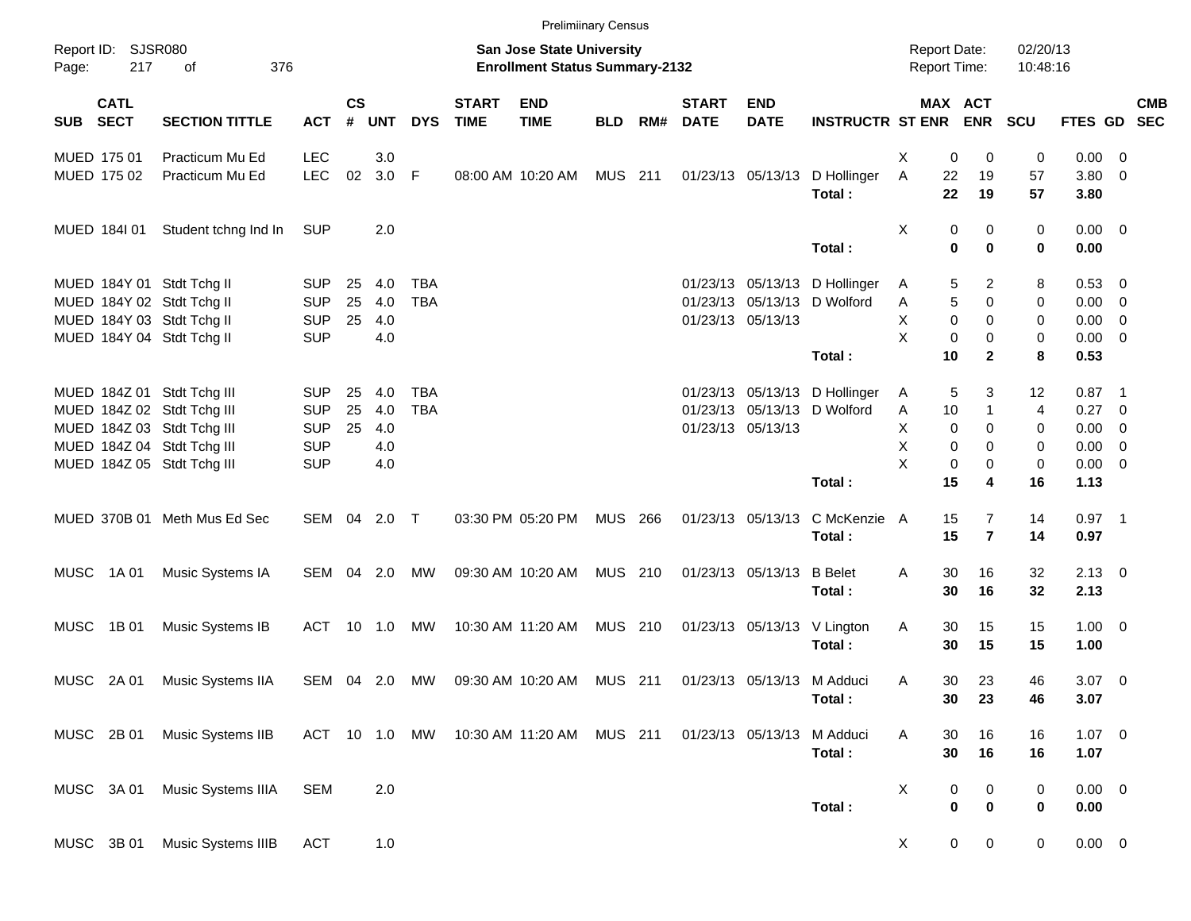Preliminary Census

Report ID: SJSR080
Page: 217 of 376

**San Jose State University**
**Enrollment Status Summary-2132**

Report Date: 02/20/13
Report Time: 10:48:16

| SUB | CATL SECT | SECTION TITTLE | ACT | CS # | UNT | DYS | START TIME | END TIME | BLD | RM# | START DATE | END DATE | INSTRUCTR | ST | MAX ENR | ACT ENR | SCU | FTES | GD | CMB SEC |
|---|---|---|---|---|---|---|---|---|---|---|---|---|---|---|---|---|---|---|---|---|
| MUED | 175 01 | Practicum Mu Ed | LEC | | 3.0 | | | | | | | | | X | 0 | 0 | 0 | 0.00 | 0 | |
| MUED | 175 02 | Practicum Mu Ed | LEC | 02 | 3.0 | F | 08:00 AM | 10:20 AM | MUS | 211 | 01/23/13 | 05/13/13 | D Hollinger | A | 22 | 19 | 57 | 3.80 | 0 | |
| | | | | | | | | | | | | | **Total :** | | **22** | **19** | **57** | **3.80** | | |
| MUED | 184I 01 | Student tchng Ind In | SUP | | 2.0 | | | | | | | | | X | 0 | 0 | 0 | 0.00 | 0 | |
| | | | | | | | | | | | | | **Total :** | | **0** | **0** | **0** | **0.00** | | |
| MUED | 184Y 01 | Stdt Tchg II | SUP | 25 | 4.0 | TBA | | | | | 01/23/13 | 05/13/13 | D Hollinger | A | 5 | 2 | 8 | 0.53 | 0 | |
| MUED | 184Y 02 | Stdt Tchg II | SUP | 25 | 4.0 | TBA | | | | | 01/23/13 | 05/13/13 | D Wolford | A | 5 | 0 | 0 | 0.00 | 0 | |
| MUED | 184Y 03 | Stdt Tchg II | SUP | 25 | 4.0 | | | | | | 01/23/13 | 05/13/13 | | X | 0 | 0 | 0 | 0.00 | 0 | |
| MUED | 184Y 04 | Stdt Tchg II | SUP | | 4.0 | | | | | | | | | X | 0 | 0 | 0 | 0.00 | 0 | |
| | | | | | | | | | | | | | **Total :** | | **10** | **2** | **8** | **0.53** | | |
| MUED | 184Z 01 | Stdt Tchg III | SUP | 25 | 4.0 | TBA | | | | | 01/23/13 | 05/13/13 | D Hollinger | A | 5 | 3 | 12 | 0.87 | 1 | |
| MUED | 184Z 02 | Stdt Tchg III | SUP | 25 | 4.0 | TBA | | | | | 01/23/13 | 05/13/13 | D Wolford | A | 10 | 1 | 4 | 0.27 | 0 | |
| MUED | 184Z 03 | Stdt Tchg III | SUP | 25 | 4.0 | | | | | | 01/23/13 | 05/13/13 | | X | 0 | 0 | 0 | 0.00 | 0 | |
| MUED | 184Z 04 | Stdt Tchg III | SUP | | 4.0 | | | | | | | | | X | 0 | 0 | 0 | 0.00 | 0 | |
| MUED | 184Z 05 | Stdt Tchg III | SUP | | 4.0 | | | | | | | | | X | 0 | 0 | 0 | 0.00 | 0 | |
| | | | | | | | | | | | | | **Total :** | | **15** | **4** | **16** | **1.13** | | |
| MUED | 370B 01 | Meth Mus Ed Sec | SEM | 04 | 2.0 | T | 03:30 PM | 05:20 PM | MUS | 266 | 01/23/13 | 05/13/13 | C McKenzie | A | 15 | 7 | 14 | 0.97 | 1 | |
| | | | | | | | | | | | | | **Total :** | | **15** | **7** | **14** | **0.97** | | |
| MUSC | 1A 01 | Music Systems IA | SEM | 04 | 2.0 | MW | 09:30 AM | 10:20 AM | MUS | 210 | 01/23/13 | 05/13/13 | B Belet | A | 30 | 16 | 32 | 2.13 | 0 | |
| | | | | | | | | | | | | | **Total :** | | **30** | **16** | **32** | **2.13** | | |
| MUSC | 1B 01 | Music Systems IB | ACT | 10 | 1.0 | MW | 10:30 AM | 11:20 AM | MUS | 210 | 01/23/13 | 05/13/13 | V Lington | A | 30 | 15 | 15 | 1.00 | 0 | |
| | | | | | | | | | | | | | **Total :** | | **30** | **15** | **15** | **1.00** | | |
| MUSC | 2A 01 | Music Systems IIA | SEM | 04 | 2.0 | MW | 09:30 AM | 10:20 AM | MUS | 211 | 01/23/13 | 05/13/13 | M Adduci | A | 30 | 23 | 46 | 3.07 | 0 | |
| | | | | | | | | | | | | | **Total :** | | **30** | **23** | **46** | **3.07** | | |
| MUSC | 2B 01 | Music Systems IIB | ACT | 10 | 1.0 | MW | 10:30 AM | 11:20 AM | MUS | 211 | 01/23/13 | 05/13/13 | M Adduci | A | 30 | 16 | 16 | 1.07 | 0 | |
| | | | | | | | | | | | | | **Total :** | | **30** | **16** | **16** | **1.07** | | |
| MUSC | 3A 01 | Music Systems IIIA | SEM | | 2.0 | | | | | | | | | X | 0 | 0 | 0 | 0.00 | 0 | |
| | | | | | | | | | | | | | **Total :** | | **0** | **0** | **0** | **0.00** | | |
| MUSC | 3B 01 | Music Systems IIIB | ACT | | 1.0 | | | | | | | | | X | 0 | 0 | 0 | 0.00 | 0 | |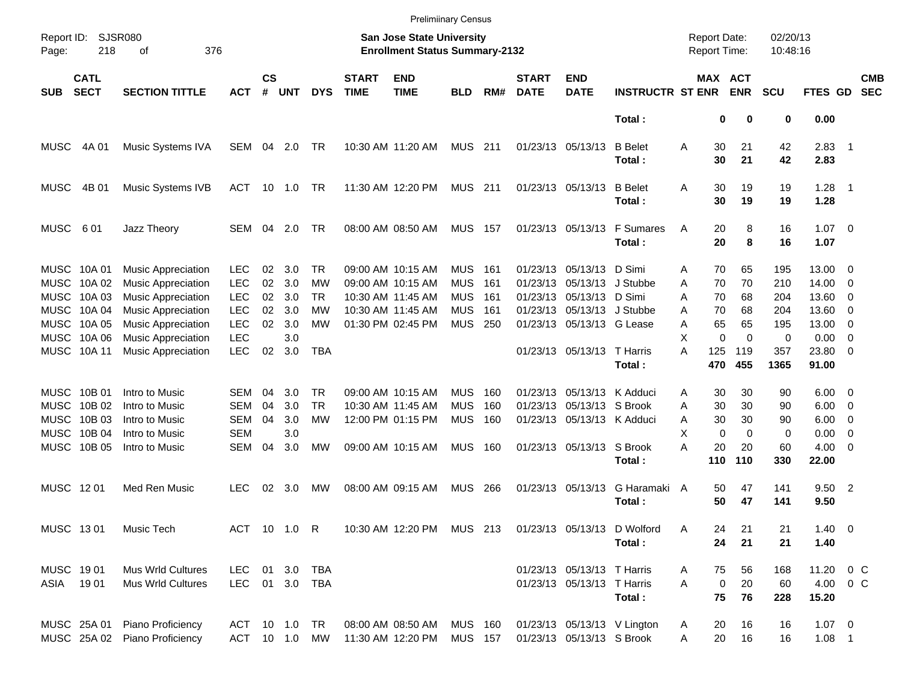Preliminary Census

Report ID: SJSR080
Page: 218 of 376

**San Jose State University**
**Enrollment Status Summary-2132**

Report Date: 02/20/13
Report Time: 10:48:16

| SUB | CATL SECT | SECTION TITTLE | ACT | CS # | UNT | DYS | START TIME | END TIME | BLD | RM# | START DATE | END DATE | INSTRUCTR | ST | MAX ENR | ACT ENR | SCU | FTES | GD | CMB SEC |
|---|---|---|---|---|---|---|---|---|---|---|---|---|---|---|---|---|---|---|---|---|
| | | | | | | | | | | | | | **Total :** | | **0** | **0** | **0** | **0.00** | | |
| MUSC | 4A 01 | Music Systems IVA | SEM | 04 | 2.0 | TR | 10:30 AM | 11:20 AM | MUS | 211 | 01/23/13 | 05/13/13 | B Belet | A | 30 | 21 | 42 | 2.83 | 1 | |
| | | | | | | | | | | | | | **Total :** | | **30** | **21** | **42** | **2.83** | | |
| MUSC | 4B 01 | Music Systems IVB | ACT | 10 | 1.0 | TR | 11:30 AM | 12:20 PM | MUS | 211 | 01/23/13 | 05/13/13 | B Belet | A | 30 | 19 | 19 | 1.28 | 1 | |
| | | | | | | | | | | | | | **Total :** | | **30** | **19** | **19** | **1.28** | | |
| MUSC | 6 01 | Jazz Theory | SEM | 04 | 2.0 | TR | 08:00 AM | 08:50 AM | MUS | 157 | 01/23/13 | 05/13/13 | F Sumares | A | 20 | 8 | 16 | 1.07 | 0 | |
| | | | | | | | | | | | | | **Total :** | | **20** | **8** | **16** | **1.07** | | |
| MUSC | 10A 01 | Music Appreciation | LEC | 02 | 3.0 | TR | 09:00 AM | 10:15 AM | MUS | 161 | 01/23/13 | 05/13/13 | D Simi | A | 70 | 65 | 195 | 13.00 | 0 | |
| MUSC | 10A 02 | Music Appreciation | LEC | 02 | 3.0 | MW | 09:00 AM | 10:15 AM | MUS | 161 | 01/23/13 | 05/13/13 | J Stubbe | A | 70 | 70 | 210 | 14.00 | 0 | |
| MUSC | 10A 03 | Music Appreciation | LEC | 02 | 3.0 | TR | 10:30 AM | 11:45 AM | MUS | 161 | 01/23/13 | 05/13/13 | D Simi | A | 70 | 68 | 204 | 13.60 | 0 | |
| MUSC | 10A 04 | Music Appreciation | LEC | 02 | 3.0 | MW | 10:30 AM | 11:45 AM | MUS | 161 | 01/23/13 | 05/13/13 | J Stubbe | A | 70 | 68 | 204 | 13.60 | 0 | |
| MUSC | 10A 05 | Music Appreciation | LEC | 02 | 3.0 | MW | 01:30 PM | 02:45 PM | MUS | 250 | 01/23/13 | 05/13/13 | G Lease | A | 65 | 65 | 195 | 13.00 | 0 | |
| MUSC | 10A 06 | Music Appreciation | LEC | | 3.0 | | | | | | | | | X | 0 | 0 | 0 | 0.00 | 0 | |
| MUSC | 10A 11 | Music Appreciation | LEC | 02 | 3.0 | TBA | | | | | 01/23/13 | 05/13/13 | T Harris | A | 125 | 119 | 357 | 23.80 | 0 | |
| | | | | | | | | | | | | | **Total :** | | **470** | **455** | **1365** | **91.00** | | |
| MUSC | 10B 01 | Intro to Music | SEM | 04 | 3.0 | TR | 09:00 AM | 10:15 AM | MUS | 160 | 01/23/13 | 05/13/13 | K Adduci | A | 30 | 30 | 90 | 6.00 | 0 | |
| MUSC | 10B 02 | Intro to Music | SEM | 04 | 3.0 | TR | 10:30 AM | 11:45 AM | MUS | 160 | 01/23/13 | 05/13/13 | S Brook | A | 30 | 30 | 90 | 6.00 | 0 | |
| MUSC | 10B 03 | Intro to Music | SEM | 04 | 3.0 | MW | 12:00 PM | 01:15 PM | MUS | 160 | 01/23/13 | 05/13/13 | K Adduci | A | 30 | 30 | 90 | 6.00 | 0 | |
| MUSC | 10B 04 | Intro to Music | SEM | | 3.0 | | | | | | | | | X | 0 | 0 | 0 | 0.00 | 0 | |
| MUSC | 10B 05 | Intro to Music | SEM | 04 | 3.0 | MW | 09:00 AM | 10:15 AM | MUS | 160 | 01/23/13 | 05/13/13 | S Brook | A | 20 | 20 | 60 | 4.00 | 0 | |
| | | | | | | | | | | | | | **Total :** | | **110** | **110** | **330** | **22.00** | | |
| MUSC | 12 01 | Med Ren Music | LEC | 02 | 3.0 | MW | 08:00 AM | 09:15 AM | MUS | 266 | 01/23/13 | 05/13/13 | G Haramaki | A | 50 | 47 | 141 | 9.50 | 2 | |
| | | | | | | | | | | | | | **Total :** | | **50** | **47** | **141** | **9.50** | | |
| MUSC | 13 01 | Music Tech | ACT | 10 | 1.0 | R | 10:30 AM | 12:20 PM | MUS | 213 | 01/23/13 | 05/13/13 | D Wolford | A | 24 | 21 | 21 | 1.40 | 0 | |
| | | | | | | | | | | | | | **Total :** | | **24** | **21** | **21** | **1.40** | | |
| MUSC | 19 01 | Mus Wrld Cultures | LEC | 01 | 3.0 | TBA | | | | | 01/23/13 | 05/13/13 | T Harris | A | 75 | 56 | 168 | 11.20 | 0 | C |
| ASIA | 19 01 | Mus Wrld Cultures | LEC | 01 | 3.0 | TBA | | | | | 01/23/13 | 05/13/13 | T Harris | A | 0 | 20 | 60 | 4.00 | 0 | C |
| | | | | | | | | | | | | | **Total :** | | **75** | **76** | **228** | **15.20** | | |
| MUSC | 25A 01 | Piano Proficiency | ACT | 10 | 1.0 | TR | 08:00 AM | 08:50 AM | MUS | 160 | 01/23/13 | 05/13/13 | V Lington | A | 20 | 16 | 16 | 1.07 | 0 | |
| MUSC | 25A 02 | Piano Proficiency | ACT | 10 | 1.0 | MW | 11:30 AM | 12:20 PM | MUS | 157 | 01/23/13 | 05/13/13 | S Brook | A | 20 | 16 | 16 | 1.08 | 1 | |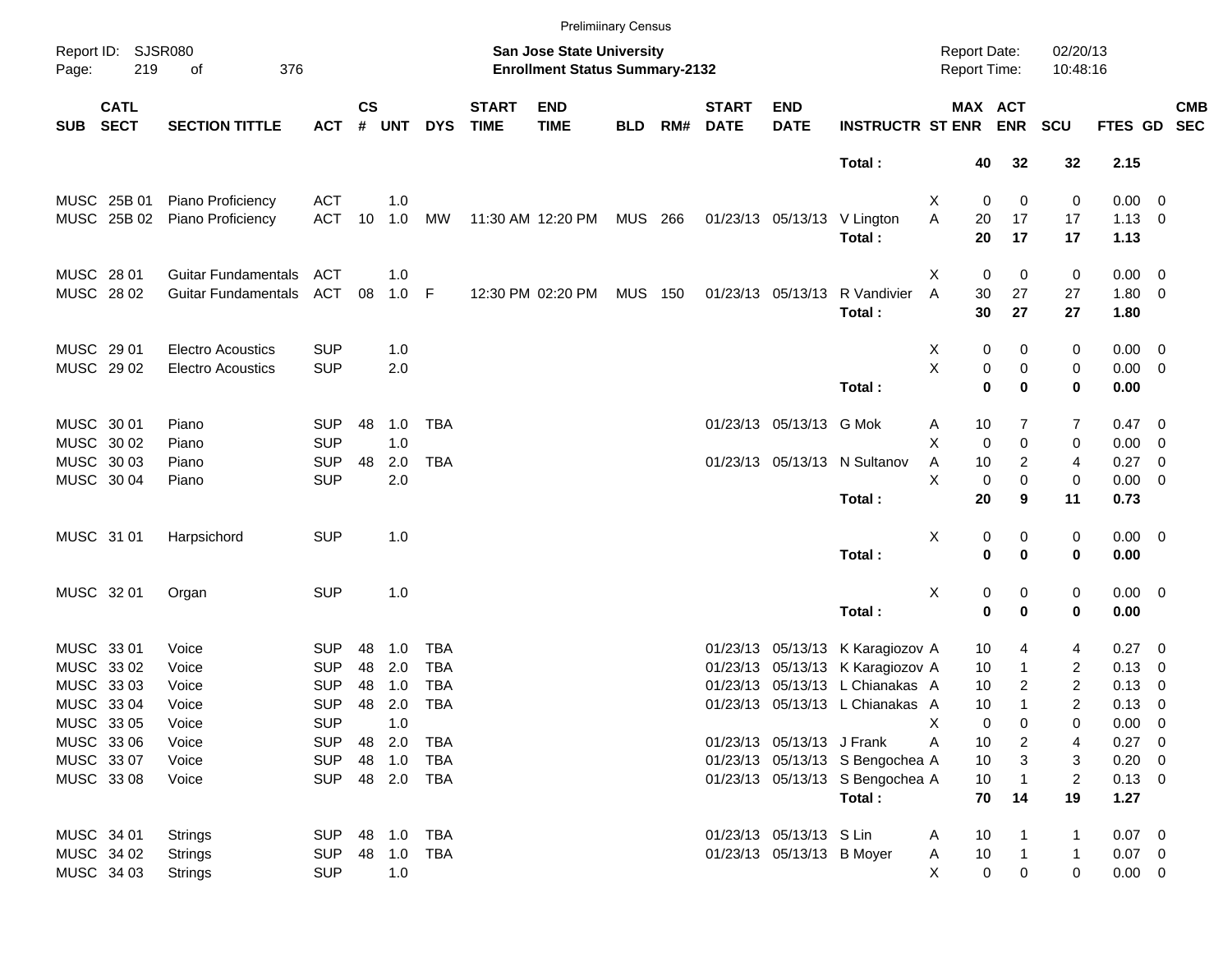Preliminary Census

Report ID: SJSR080
San Jose State University
Enrollment Status Summary-2132

Report Date: 02/20/13
Report Time: 10:48:16

| SUB | CATL SECT | SECTION TITTLE | ACT | CS # | UNT | DYS | START TIME | END TIME | BLD | RM# | START DATE | END DATE | INSTRUCTR | ST | MAX ENR | ACT ENR | SCU | FTES | GD | CMB SEC |
|---|---|---|---|---|---|---|---|---|---|---|---|---|---|---|---|---|---|---|---|---|
| | | | | | | | | | | | | | **Total :** | | **40** | **32** | **32** | **2.15** | | |
| MUSC | 25B 01 | Piano Proficiency | ACT | | 1.0 | | | | | | | | | X | 0 | 0 | 0 | 0.00 | 0 | |
| MUSC | 25B 02 | Piano Proficiency | ACT | 10 | 1.0 | MW | 11:30 AM | 12:20 PM | MUS | 266 | 01/23/13 | 05/13/13 | V Lington | A | 20 | 17 | 17 | 1.13 | 0 | |
| | | | | | | | | | | | | | **Total :** | | **20** | **17** | **17** | **1.13** | | |
| MUSC | 28 01 | Guitar Fundamentals | ACT | | 1.0 | | | | | | | | | X | 0 | 0 | 0 | 0.00 | 0 | |
| MUSC | 28 02 | Guitar Fundamentals | ACT | 08 | 1.0 | F | 12:30 PM | 02:20 PM | MUS | 150 | 01/23/13 | 05/13/13 | R Vandivier | A | 30 | 27 | 27 | 1.80 | 0 | |
| | | | | | | | | | | | | | **Total :** | | **30** | **27** | **27** | **1.80** | | |
| MUSC | 29 01 | Electro Acoustics | SUP | | 1.0 | | | | | | | | | X | 0 | 0 | 0 | 0.00 | 0 | |
| MUSC | 29 02 | Electro Acoustics | SUP | | 2.0 | | | | | | | | | X | 0 | 0 | 0 | 0.00 | 0 | |
| | | | | | | | | | | | | | **Total :** | | **0** | **0** | **0** | **0.00** | | |
| MUSC | 30 01 | Piano | SUP | 48 | 1.0 | TBA | | | | | 01/23/13 | 05/13/13 | G Mok | A | 10 | 7 | 7 | 0.47 | 0 | |
| MUSC | 30 02 | Piano | SUP | | 1.0 | | | | | | | | | X | 0 | 0 | 0 | 0.00 | 0 | |
| MUSC | 30 03 | Piano | SUP | 48 | 2.0 | TBA | | | | | 01/23/13 | 05/13/13 | N Sultanov | A | 10 | 2 | 4 | 0.27 | 0 | |
| MUSC | 30 04 | Piano | SUP | | 2.0 | | | | | | | | | X | 0 | 0 | 0 | 0.00 | 0 | |
| | | | | | | | | | | | | | **Total :** | | **20** | **9** | **11** | **0.73** | | |
| MUSC | 31 01 | Harpsichord | SUP | | 1.0 | | | | | | | | | X | 0 | 0 | 0 | 0.00 | 0 | |
| | | | | | | | | | | | | | **Total :** | | **0** | **0** | **0** | **0.00** | | |
| MUSC | 32 01 | Organ | SUP | | 1.0 | | | | | | | | | X | 0 | 0 | 0 | 0.00 | 0 | |
| | | | | | | | | | | | | | **Total :** | | **0** | **0** | **0** | **0.00** | | |
| MUSC | 33 01 | Voice | SUP | 48 | 1.0 | TBA | | | | | 01/23/13 | 05/13/13 | K Karagiozov | A | 10 | 4 | 4 | 0.27 | 0 | |
| MUSC | 33 02 | Voice | SUP | 48 | 2.0 | TBA | | | | | 01/23/13 | 05/13/13 | K Karagiozov | A | 10 | 1 | 2 | 0.13 | 0 | |
| MUSC | 33 03 | Voice | SUP | 48 | 1.0 | TBA | | | | | 01/23/13 | 05/13/13 | L Chianakas | A | 10 | 2 | 2 | 0.13 | 0 | |
| MUSC | 33 04 | Voice | SUP | 48 | 2.0 | TBA | | | | | 01/23/13 | 05/13/13 | L Chianakas | A | 10 | 1 | 2 | 0.13 | 0 | |
| MUSC | 33 05 | Voice | SUP | | 1.0 | | | | | | | | | X | 0 | 0 | 0 | 0.00 | 0 | |
| MUSC | 33 06 | Voice | SUP | 48 | 2.0 | TBA | | | | | 01/23/13 | 05/13/13 | J Frank | A | 10 | 2 | 4 | 0.27 | 0 | |
| MUSC | 33 07 | Voice | SUP | 48 | 1.0 | TBA | | | | | 01/23/13 | 05/13/13 | S Bengochea | A | 10 | 3 | 3 | 0.20 | 0 | |
| MUSC | 33 08 | Voice | SUP | 48 | 2.0 | TBA | | | | | 01/23/13 | 05/13/13 | S Bengochea | A | 10 | 1 | 2 | 0.13 | 0 | |
| | | | | | | | | | | | | | **Total :** | | **70** | **14** | **19** | **1.27** | | |
| MUSC | 34 01 | Strings | SUP | 48 | 1.0 | TBA | | | | | 01/23/13 | 05/13/13 | S Lin | A | 10 | 1 | 1 | 0.07 | 0 | |
| MUSC | 34 02 | Strings | SUP | 48 | 1.0 | TBA | | | | | 01/23/13 | 05/13/13 | B Moyer | A | 10 | 1 | 1 | 0.07 | 0 | |
| MUSC | 34 03 | Strings | SUP | | 1.0 | | | | | | | | | X | 0 | 0 | 0 | 0.00 | 0 | |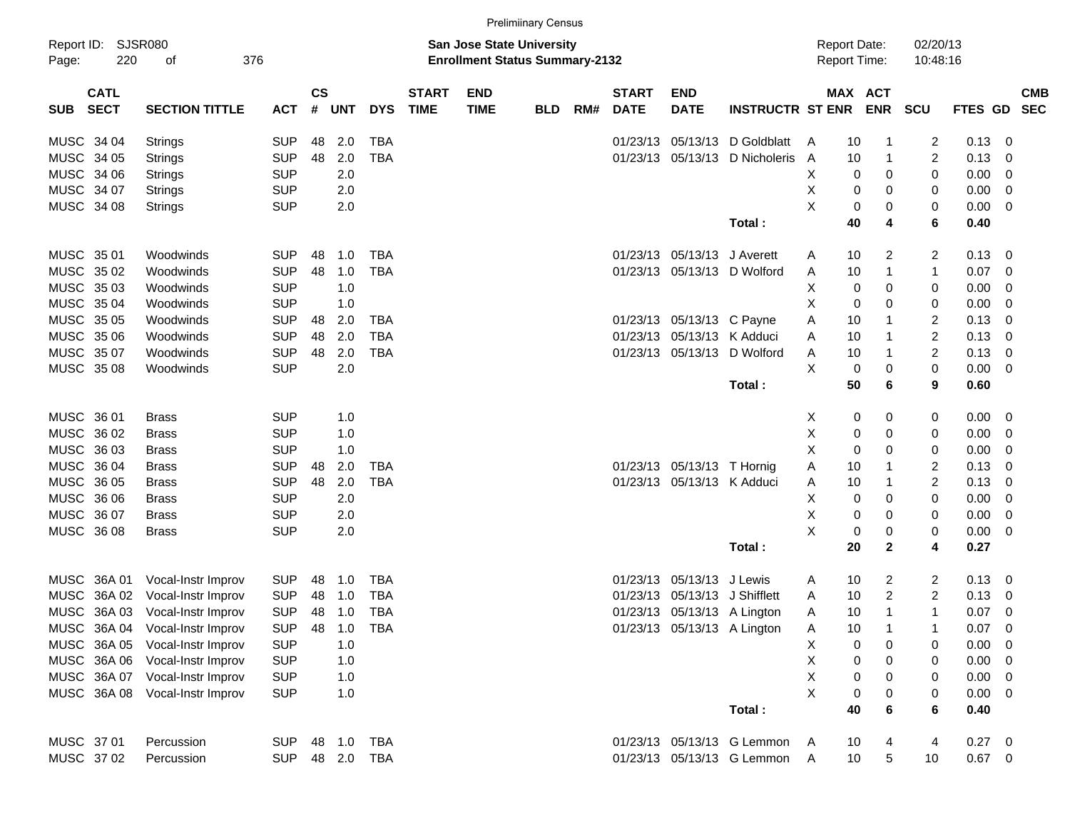Prelimiinary Census

Report ID: SJSR080
Page: 220 of 376

**San Jose State University**
**Enrollment Status Summary-2132**

Report Date: 02/20/13
Report Time: 10:48:16

| SUB | CATL SECT | SECTION TITTLE | ACT | CS # | UNT | DYS | START TIME | END TIME | BLD | RM# | START DATE | END DATE | INSTRUCTR | ST | MAX ENR | ACT ENR | SCU | FTES | GD | CMB SEC |
|---|---|---|---|---|---|---|---|---|---|---|---|---|---|---|---|---|---|---|---|---|
| MUSC | 34 04 | Strings | SUP | 48 | 2.0 | TBA | | | | | 01/23/13 | 05/13/13 | D Goldblatt | A | 10 | 1 | 2 | 0.13 | 0 | |
| MUSC | 34 05 | Strings | SUP | 48 | 2.0 | TBA | | | | | 01/23/13 | 05/13/13 | D Nicholeris | A | 10 | 1 | 2 | 0.13 | 0 | |
| MUSC | 34 06 | Strings | SUP | | 2.0 | | | | | | | | | X | 0 | 0 | 0 | 0.00 | 0 | |
| MUSC | 34 07 | Strings | SUP | | 2.0 | | | | | | | | | X | 0 | 0 | 0 | 0.00 | 0 | |
| MUSC | 34 08 | Strings | SUP | | 2.0 | | | | | | | | | X | 0 | 0 | 0 | 0.00 | 0 | |
| | | | | | | | | | | | | | **Total :** | | **40** | **4** | **6** | **0.40** | | |
| MUSC | 35 01 | Woodwinds | SUP | 48 | 1.0 | TBA | | | | | 01/23/13 | 05/13/13 | J Averett | A | 10 | 2 | 2 | 0.13 | 0 | |
| MUSC | 35 02 | Woodwinds | SUP | 48 | 1.0 | TBA | | | | | 01/23/13 | 05/13/13 | D Wolford | A | 10 | 1 | 1 | 0.07 | 0 | |
| MUSC | 35 03 | Woodwinds | SUP | | 1.0 | | | | | | | | | X | 0 | 0 | 0 | 0.00 | 0 | |
| MUSC | 35 04 | Woodwinds | SUP | | 1.0 | | | | | | | | | X | 0 | 0 | 0 | 0.00 | 0 | |
| MUSC | 35 05 | Woodwinds | SUP | 48 | 2.0 | TBA | | | | | 01/23/13 | 05/13/13 | C Payne | A | 10 | 1 | 2 | 0.13 | 0 | |
| MUSC | 35 06 | Woodwinds | SUP | 48 | 2.0 | TBA | | | | | 01/23/13 | 05/13/13 | K Adduci | A | 10 | 1 | 2 | 0.13 | 0 | |
| MUSC | 35 07 | Woodwinds | SUP | 48 | 2.0 | TBA | | | | | 01/23/13 | 05/13/13 | D Wolford | A | 10 | 1 | 2 | 0.13 | 0 | |
| MUSC | 35 08 | Woodwinds | SUP | | 2.0 | | | | | | | | | X | 0 | 0 | 0 | 0.00 | 0 | |
| | | | | | | | | | | | | | **Total :** | | **50** | **6** | **9** | **0.60** | | |
| MUSC | 36 01 | Brass | SUP | | 1.0 | | | | | | | | | X | 0 | 0 | 0 | 0.00 | 0 | |
| MUSC | 36 02 | Brass | SUP | | 1.0 | | | | | | | | | X | 0 | 0 | 0 | 0.00 | 0 | |
| MUSC | 36 03 | Brass | SUP | | 1.0 | | | | | | | | | X | 0 | 0 | 0 | 0.00 | 0 | |
| MUSC | 36 04 | Brass | SUP | 48 | 2.0 | TBA | | | | | 01/23/13 | 05/13/13 | T Hornig | A | 10 | 1 | 2 | 0.13 | 0 | |
| MUSC | 36 05 | Brass | SUP | 48 | 2.0 | TBA | | | | | 01/23/13 | 05/13/13 | K Adduci | A | 10 | 1 | 2 | 0.13 | 0 | |
| MUSC | 36 06 | Brass | SUP | | 2.0 | | | | | | | | | X | 0 | 0 | 0 | 0.00 | 0 | |
| MUSC | 36 07 | Brass | SUP | | 2.0 | | | | | | | | | X | 0 | 0 | 0 | 0.00 | 0 | |
| MUSC | 36 08 | Brass | SUP | | 2.0 | | | | | | | | | X | 0 | 0 | 0 | 0.00 | 0 | |
| | | | | | | | | | | | | | **Total :** | | **20** | **2** | **4** | **0.27** | | |
| MUSC | 36A 01 | Vocal-Instr Improv | SUP | 48 | 1.0 | TBA | | | | | 01/23/13 | 05/13/13 | J Lewis | A | 10 | 2 | 2 | 0.13 | 0 | |
| MUSC | 36A 02 | Vocal-Instr Improv | SUP | 48 | 1.0 | TBA | | | | | 01/23/13 | 05/13/13 | J Shifflett | A | 10 | 2 | 2 | 0.13 | 0 | |
| MUSC | 36A 03 | Vocal-Instr Improv | SUP | 48 | 1.0 | TBA | | | | | 01/23/13 | 05/13/13 | A Lington | A | 10 | 1 | 1 | 0.07 | 0 | |
| MUSC | 36A 04 | Vocal-Instr Improv | SUP | 48 | 1.0 | TBA | | | | | 01/23/13 | 05/13/13 | A Lington | A | 10 | 1 | 1 | 0.07 | 0 | |
| MUSC | 36A 05 | Vocal-Instr Improv | SUP | | 1.0 | | | | | | | | | X | 0 | 0 | 0 | 0.00 | 0 | |
| MUSC | 36A 06 | Vocal-Instr Improv | SUP | | 1.0 | | | | | | | | | X | 0 | 0 | 0 | 0.00 | 0 | |
| MUSC | 36A 07 | Vocal-Instr Improv | SUP | | 1.0 | | | | | | | | | X | 0 | 0 | 0 | 0.00 | 0 | |
| MUSC | 36A 08 | Vocal-Instr Improv | SUP | | 1.0 | | | | | | | | | X | 0 | 0 | 0 | 0.00 | 0 | |
| | | | | | | | | | | | | | **Total :** | | **40** | **6** | **6** | **0.40** | | |
| MUSC | 37 01 | Percussion | SUP | 48 | 1.0 | TBA | | | | | 01/23/13 | 05/13/13 | G Lemmon | A | 10 | 4 | 4 | 0.27 | 0 | |
| MUSC | 37 02 | Percussion | SUP | 48 | 2.0 | TBA | | | | | 01/23/13 | 05/13/13 | G Lemmon | A | 10 | 5 | 10 | 0.67 | 0 | |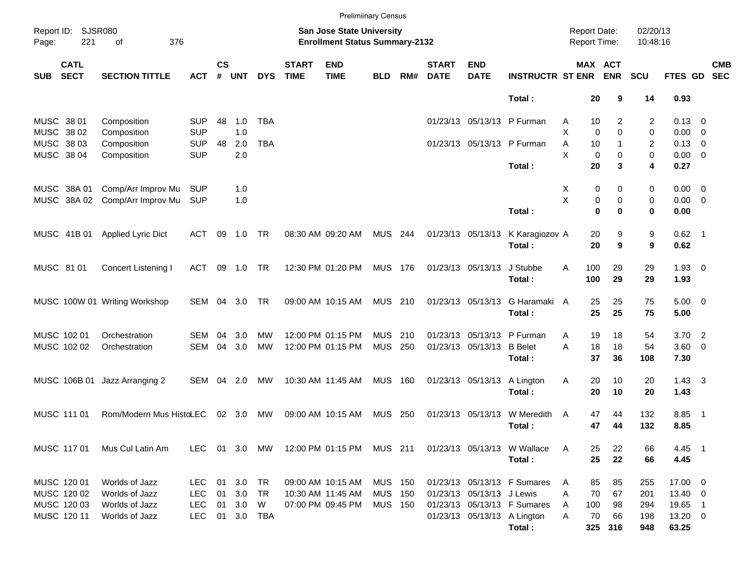Preliminary Census

Report ID: SJSR080

**San Jose State University**
**Enrollment Status Summary-2132**

Report Date: 02/20/13
Report Time: 10:48:16

| SUB | CATL SECT | SECTION TITTLE | ACT | CS # | UNT | DYS | START TIME | END TIME | BLD | RM# | START DATE | END DATE | INSTRUCTR | ST | MAX ENR | ACT ENR | SCU | FTES | GD | CMB SEC |
|---|---|---|---|---|---|---|---|---|---|---|---|---|---|---|---|---|---|---|---|---|
| | | | | | | | | | | | | | **Total :** | | **20** | **9** | **14** | **0.93** | | |
| MUSC | 38 01 | Composition | SUP | 48 | 1.0 | TBA | | | | | 01/23/13 | 05/13/13 | P Furman | A | 10 | 2 | 2 | 0.13 | 0 | |
| MUSC | 38 02 | Composition | SUP | | 1.0 | | | | | | | | | X | 0 | 0 | 0 | 0.00 | 0 | |
| MUSC | 38 03 | Composition | SUP | 48 | 2.0 | TBA | | | | | 01/23/13 | 05/13/13 | P Furman | A | 10 | 1 | 2 | 0.13 | 0 | |
| MUSC | 38 04 | Composition | SUP | | 2.0 | | | | | | | | | X | 0 | 0 | 0 | 0.00 | 0 | |
| | | | | | | | | | | | | | **Total :** | | **20** | **3** | **4** | **0.27** | | |
| MUSC | 38A 01 | Comp/Arr Improv Mu | SUP | | 1.0 | | | | | | | | | X | 0 | 0 | 0 | 0.00 | 0 | |
| MUSC | 38A 02 | Comp/Arr Improv Mu | SUP | | 1.0 | | | | | | | | | X | 0 | 0 | 0 | 0.00 | 0 | |
| | | | | | | | | | | | | | **Total :** | | **0** | **0** | **0** | **0.00** | | |
| MUSC | 41B 01 | Applied Lyric Dict | ACT | 09 | 1.0 | TR | 08:30 AM | 09:20 AM | MUS | 244 | 01/23/13 | 05/13/13 | K Karagiozov | A | 20 | 9 | 9 | 0.62 | 1 | |
| | | | | | | | | | | | | | **Total :** | | **20** | **9** | **9** | **0.62** | | |
| MUSC | 81 01 | Concert Listening I | ACT | 09 | 1.0 | TR | 12:30 PM | 01:20 PM | MUS | 176 | 01/23/13 | 05/13/13 | J Stubbe | A | 100 | 29 | 29 | 1.93 | 0 | |
| | | | | | | | | | | | | | **Total :** | | **100** | **29** | **29** | **1.93** | | |
| MUSC | 100W 01 | Writing Workshop | SEM | 04 | 3.0 | TR | 09:00 AM | 10:15 AM | MUS | 210 | 01/23/13 | 05/13/13 | G Haramaki | A | 25 | 25 | 75 | 5.00 | 0 | |
| | | | | | | | | | | | | | **Total :** | | **25** | **25** | **75** | **5.00** | | |
| MUSC | 102 01 | Orchestration | SEM | 04 | 3.0 | MW | 12:00 PM | 01:15 PM | MUS | 210 | 01/23/13 | 05/13/13 | P Furman | A | 19 | 18 | 54 | 3.70 | 2 | |
| MUSC | 102 02 | Orchestration | SEM | 04 | 3.0 | MW | 12:00 PM | 01:15 PM | MUS | 250 | 01/23/13 | 05/13/13 | B Belet | A | 18 | 18 | 54 | 3.60 | 0 | |
| | | | | | | | | | | | | | **Total :** | | **37** | **36** | **108** | **7.30** | | |
| MUSC | 106B 01 | Jazz Arranging 2 | SEM | 04 | 2.0 | MW | 10:30 AM | 11:45 AM | MUS | 160 | 01/23/13 | 05/13/13 | A Lington | A | 20 | 10 | 20 | 1.43 | 3 | |
| | | | | | | | | | | | | | **Total :** | | **20** | **10** | **20** | **1.43** | | |
| MUSC | 111 01 | Rom/Modern Mus Histo | LEC | 02 | 3.0 | MW | 09:00 AM | 10:15 AM | MUS | 250 | 01/23/13 | 05/13/13 | W Meredith | A | 47 | 44 | 132 | 8.85 | 1 | |
| | | | | | | | | | | | | | **Total :** | | **47** | **44** | **132** | **8.85** | | |
| MUSC | 117 01 | Mus Cul Latin Am | LEC | 01 | 3.0 | MW | 12:00 PM | 01:15 PM | MUS | 211 | 01/23/13 | 05/13/13 | W Wallace | A | 25 | 22 | 66 | 4.45 | 1 | |
| | | | | | | | | | | | | | **Total :** | | **25** | **22** | **66** | **4.45** | | |
| MUSC | 120 01 | Worlds of Jazz | LEC | 01 | 3.0 | TR | 09:00 AM | 10:15 AM | MUS | 150 | 01/23/13 | 05/13/13 | F Sumares | A | 85 | 85 | 255 | 17.00 | 0 | |
| MUSC | 120 02 | Worlds of Jazz | LEC | 01 | 3.0 | TR | 10:30 AM | 11:45 AM | MUS | 150 | 01/23/13 | 05/13/13 | J Lewis | A | 70 | 67 | 201 | 13.40 | 0 | |
| MUSC | 120 03 | Worlds of Jazz | LEC | 01 | 3.0 | W | 07:00 PM | 09:45 PM | MUS | 150 | 01/23/13 | 05/13/13 | F Sumares | A | 100 | 98 | 294 | 19.65 | 1 | |
| MUSC | 120 11 | Worlds of Jazz | LEC | 01 | 3.0 | TBA | | | | | 01/23/13 | 05/13/13 | A Lington | A | 70 | 66 | 198 | 13.20 | 0 | |
| | | | | | | | | | | | | | **Total :** | | **325** | **316** | **948** | **63.25** | | |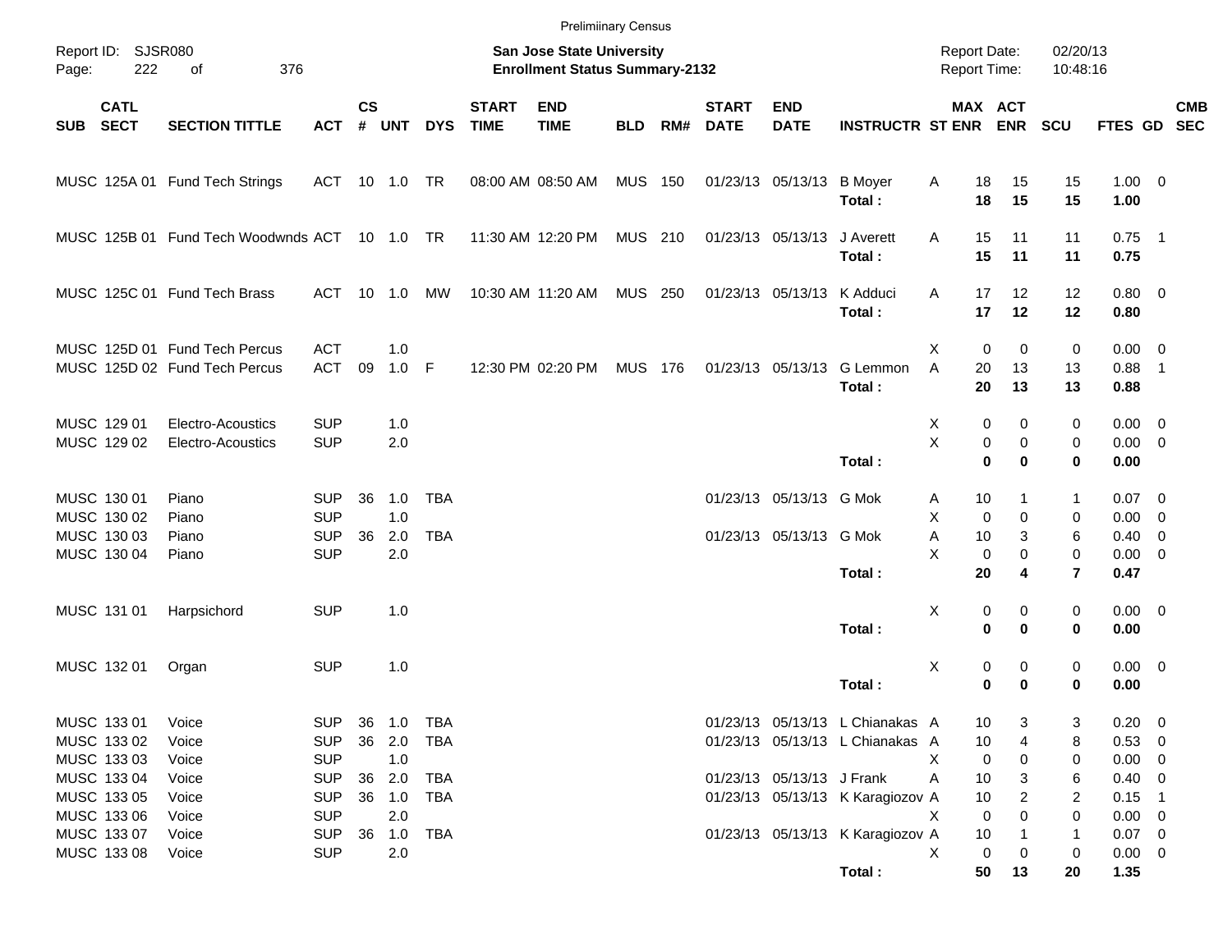Preliminary Census

Report ID: SJSR080
Page: 222 of 376

**San Jose State University**
**Enrollment Status Summary-2132**

Report Date: 02/20/13
Report Time: 10:48:16

| SUB | CATL SECT | SECTION TITTLE | ACT | CS # | UNT | DYS | START TIME | END TIME | BLD | RM# | START DATE | END DATE | INSTRUCTR | ST | MAX ENR | ACT ENR | SCU | FTES | GD | CMB SEC |
|---|---|---|---|---|---|---|---|---|---|---|---|---|---|---|---|---|---|---|---|---|
| MUSC | 125A 01 | Fund Tech Strings | ACT | 10 | 1.0 | TR | 08:00 AM | 08:50 AM | MUS | 150 | 01/23/13 | 05/13/13 | B Moyer | A | 18 | 15 | 15 | 1.00 | 0 | |
| | | | | | | | | | | | | | **Total :** | | **18** | **15** | **15** | **1.00** | | |
| MUSC | 125B 01 | Fund Tech Woodwnds | ACT | 10 | 1.0 | TR | 11:30 AM | 12:20 PM | MUS | 210 | 01/23/13 | 05/13/13 | J Averett | A | 15 | 11 | 11 | 0.75 | 1 | |
| | | | | | | | | | | | | | **Total :** | | **15** | **11** | **11** | **0.75** | | |
| MUSC | 125C 01 | Fund Tech Brass | ACT | 10 | 1.0 | MW | 10:30 AM | 11:20 AM | MUS | 250 | 01/23/13 | 05/13/13 | K Adduci | A | 17 | 12 | 12 | 0.80 | 0 | |
| | | | | | | | | | | | | | **Total :** | | **17** | **12** | **12** | **0.80** | | |
| MUSC | 125D 01 | Fund Tech Percus | ACT | | 1.0 | | | | | | | | | X | 0 | 0 | 0 | 0.00 | 0 | |
| MUSC | 125D 02 | Fund Tech Percus | ACT | 09 | 1.0 | F | 12:30 PM | 02:20 PM | MUS | 176 | 01/23/13 | 05/13/13 | G Lemmon | A | 20 | 13 | 13 | 0.88 | 1 | |
| | | | | | | | | | | | | | **Total :** | | **20** | **13** | **13** | **0.88** | | |
| MUSC | 129 01 | Electro-Acoustics | SUP | | 1.0 | | | | | | | | | X | 0 | 0 | 0 | 0.00 | 0 | |
| MUSC | 129 02 | Electro-Acoustics | SUP | | 2.0 | | | | | | | | | X | 0 | 0 | 0 | 0.00 | 0 | |
| | | | | | | | | | | | | | **Total :** | | **0** | **0** | **0** | **0.00** | | |
| MUSC | 130 01 | Piano | SUP | 36 | 1.0 | TBA | | | | | 01/23/13 | 05/13/13 | G Mok | A | 10 | 1 | 1 | 0.07 | 0 | |
| MUSC | 130 02 | Piano | SUP | | 1.0 | | | | | | | | | X | 0 | 0 | 0 | 0.00 | 0 | |
| MUSC | 130 03 | Piano | SUP | 36 | 2.0 | TBA | | | | | 01/23/13 | 05/13/13 | G Mok | A | 10 | 3 | 6 | 0.40 | 0 | |
| MUSC | 130 04 | Piano | SUP | | 2.0 | | | | | | | | | X | 0 | 0 | 0 | 0.00 | 0 | |
| | | | | | | | | | | | | | **Total :** | | **20** | **4** | **7** | **0.47** | | |
| MUSC | 131 01 | Harpsichord | SUP | | 1.0 | | | | | | | | | X | 0 | 0 | 0 | 0.00 | 0 | |
| | | | | | | | | | | | | | **Total :** | | **0** | **0** | **0** | **0.00** | | |
| MUSC | 132 01 | Organ | SUP | | 1.0 | | | | | | | | | X | 0 | 0 | 0 | 0.00 | 0 | |
| | | | | | | | | | | | | | **Total :** | | **0** | **0** | **0** | **0.00** | | |
| MUSC | 133 01 | Voice | SUP | 36 | 1.0 | TBA | | | | | 01/23/13 | 05/13/13 | L Chianakas | A | 10 | 3 | 3 | 0.20 | 0 | |
| MUSC | 133 02 | Voice | SUP | 36 | 2.0 | TBA | | | | | 01/23/13 | 05/13/13 | L Chianakas | A | 10 | 4 | 8 | 0.53 | 0 | |
| MUSC | 133 03 | Voice | SUP | | 1.0 | | | | | | | | | X | 0 | 0 | 0 | 0.00 | 0 | |
| MUSC | 133 04 | Voice | SUP | 36 | 2.0 | TBA | | | | | 01/23/13 | 05/13/13 | J Frank | A | 10 | 3 | 6 | 0.40 | 0 | |
| MUSC | 133 05 | Voice | SUP | 36 | 1.0 | TBA | | | | | 01/23/13 | 05/13/13 | K Karagiozov | A | 10 | 2 | 2 | 0.15 | 1 | |
| MUSC | 133 06 | Voice | SUP | | 2.0 | | | | | | | | | X | 0 | 0 | 0 | 0.00 | 0 | |
| MUSC | 133 07 | Voice | SUP | 36 | 1.0 | TBA | | | | | 01/23/13 | 05/13/13 | K Karagiozov | A | 10 | 1 | 1 | 0.07 | 0 | |
| MUSC | 133 08 | Voice | SUP | | 2.0 | | | | | | | | | X | 0 | 0 | 0 | 0.00 | 0 | |
| | | | | | | | | | | | | | **Total :** | | **50** | **13** | **20** | **1.35** | | |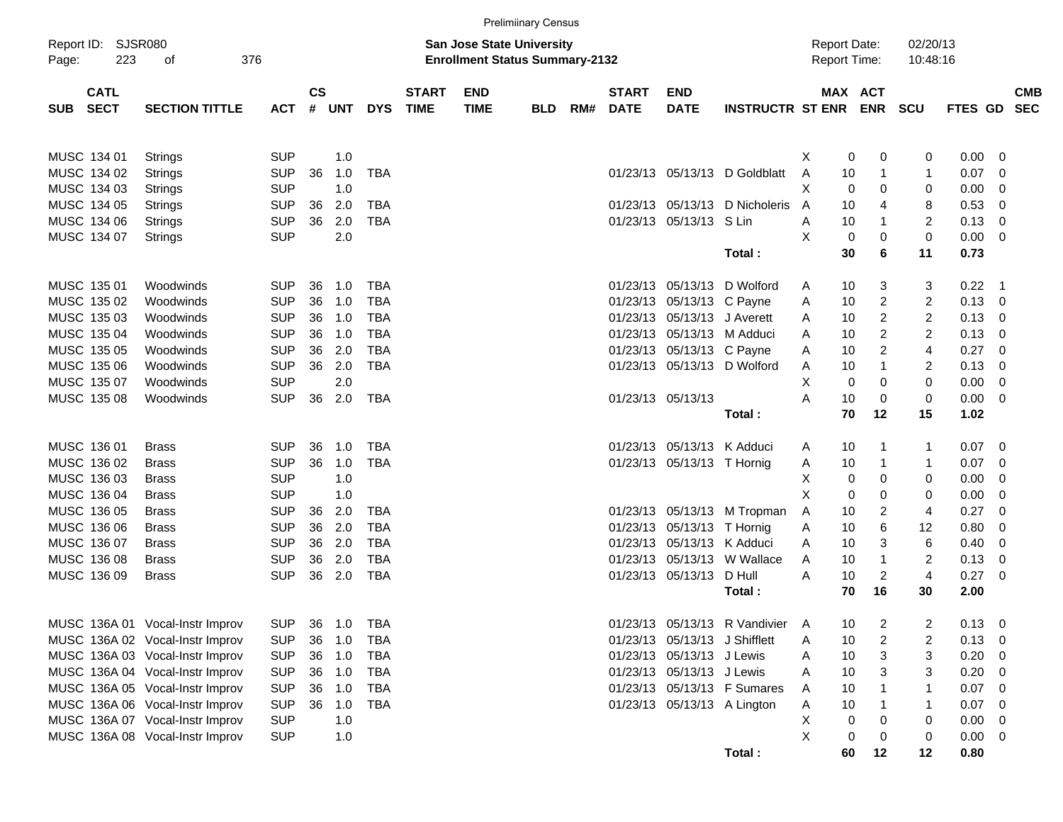Preliminary Census

Report ID: SJSR080
Page: 223 of 376

**San Jose State University**
**Enrollment Status Summary-2132**

Report Date: 02/20/13
Report Time: 10:48:16

| SUB | CATL SECT | SECTION TITTLE | ACT | CS # | UNT | DYS | START TIME | END TIME | BLD | RM# | START DATE | END DATE | INSTRUCTR | ST | MAX ENR | ACT ENR | SCU | FTES | GD | CMB SEC |
|---|---|---|---|---|---|---|---|---|---|---|---|---|---|---|---|---|---|---|---|---|
| MUSC | 134 01 | Strings | SUP | | 1.0 | | | | | | | | | X | 0 | 0 | 0 | 0.00 | 0 | |
| MUSC | 134 02 | Strings | SUP | 36 | 1.0 | TBA | | | | | 01/23/13 | 05/13/13 | D Goldblatt | A | 10 | 1 | 1 | 0.07 | 0 | |
| MUSC | 134 03 | Strings | SUP | | 1.0 | | | | | | | | | X | 0 | 0 | 0 | 0.00 | 0 | |
| MUSC | 134 05 | Strings | SUP | 36 | 2.0 | TBA | | | | | 01/23/13 | 05/13/13 | D Nicholeris | A | 10 | 4 | 8 | 0.53 | 0 | |
| MUSC | 134 06 | Strings | SUP | 36 | 2.0 | TBA | | | | | 01/23/13 | 05/13/13 | S Lin | A | 10 | 1 | 2 | 0.13 | 0 | |
| MUSC | 134 07 | Strings | SUP | | 2.0 | | | | | | | | | X | 0 | 0 | 0 | 0.00 | 0 | |
| | | | | | | | | | | | | | **Total :** | | **30** | **6** | **11** | **0.73** | | |
| MUSC | 135 01 | Woodwinds | SUP | 36 | 1.0 | TBA | | | | | 01/23/13 | 05/13/13 | D Wolford | A | 10 | 3 | 3 | 0.22 | 1 | |
| MUSC | 135 02 | Woodwinds | SUP | 36 | 1.0 | TBA | | | | | 01/23/13 | 05/13/13 | C Payne | A | 10 | 2 | 2 | 0.13 | 0 | |
| MUSC | 135 03 | Woodwinds | SUP | 36 | 1.0 | TBA | | | | | 01/23/13 | 05/13/13 | J Averett | A | 10 | 2 | 2 | 0.13 | 0 | |
| MUSC | 135 04 | Woodwinds | SUP | 36 | 1.0 | TBA | | | | | 01/23/13 | 05/13/13 | M Adduci | A | 10 | 2 | 2 | 0.13 | 0 | |
| MUSC | 135 05 | Woodwinds | SUP | 36 | 2.0 | TBA | | | | | 01/23/13 | 05/13/13 | C Payne | A | 10 | 2 | 4 | 0.27 | 0 | |
| MUSC | 135 06 | Woodwinds | SUP | 36 | 2.0 | TBA | | | | | 01/23/13 | 05/13/13 | D Wolford | A | 10 | 1 | 2 | 0.13 | 0 | |
| MUSC | 135 07 | Woodwinds | SUP | | 2.0 | | | | | | | | | X | 0 | 0 | 0 | 0.00 | 0 | |
| MUSC | 135 08 | Woodwinds | SUP | 36 | 2.0 | TBA | | | | | 01/23/13 | 05/13/13 | | A | 10 | 0 | 0 | 0.00 | 0 | |
| | | | | | | | | | | | | | **Total :** | | **70** | **12** | **15** | **1.02** | | |
| MUSC | 136 01 | Brass | SUP | 36 | 1.0 | TBA | | | | | 01/23/13 | 05/13/13 | K Adduci | A | 10 | 1 | 1 | 0.07 | 0 | |
| MUSC | 136 02 | Brass | SUP | 36 | 1.0 | TBA | | | | | 01/23/13 | 05/13/13 | T Hornig | A | 10 | 1 | 1 | 0.07 | 0 | |
| MUSC | 136 03 | Brass | SUP | | 1.0 | | | | | | | | | X | 0 | 0 | 0 | 0.00 | 0 | |
| MUSC | 136 04 | Brass | SUP | | 1.0 | | | | | | | | | X | 0 | 0 | 0 | 0.00 | 0 | |
| MUSC | 136 05 | Brass | SUP | 36 | 2.0 | TBA | | | | | 01/23/13 | 05/13/13 | M Tropman | A | 10 | 2 | 4 | 0.27 | 0 | |
| MUSC | 136 06 | Brass | SUP | 36 | 2.0 | TBA | | | | | 01/23/13 | 05/13/13 | T Hornig | A | 10 | 6 | 12 | 0.80 | 0 | |
| MUSC | 136 07 | Brass | SUP | 36 | 2.0 | TBA | | | | | 01/23/13 | 05/13/13 | K Adduci | A | 10 | 3 | 6 | 0.40 | 0 | |
| MUSC | 136 08 | Brass | SUP | 36 | 2.0 | TBA | | | | | 01/23/13 | 05/13/13 | W Wallace | A | 10 | 1 | 2 | 0.13 | 0 | |
| MUSC | 136 09 | Brass | SUP | 36 | 2.0 | TBA | | | | | 01/23/13 | 05/13/13 | D Hull | A | 10 | 2 | 4 | 0.27 | 0 | |
| | | | | | | | | | | | | | **Total :** | | **70** | **16** | **30** | **2.00** | | |
| MUSC | 136A 01 | Vocal-Instr Improv | SUP | 36 | 1.0 | TBA | | | | | 01/23/13 | 05/13/13 | R Vandivier | A | 10 | 2 | 2 | 0.13 | 0 | |
| MUSC | 136A 02 | Vocal-Instr Improv | SUP | 36 | 1.0 | TBA | | | | | 01/23/13 | 05/13/13 | J Shifflett | A | 10 | 2 | 2 | 0.13 | 0 | |
| MUSC | 136A 03 | Vocal-Instr Improv | SUP | 36 | 1.0 | TBA | | | | | 01/23/13 | 05/13/13 | J Lewis | A | 10 | 3 | 3 | 0.20 | 0 | |
| MUSC | 136A 04 | Vocal-Instr Improv | SUP | 36 | 1.0 | TBA | | | | | 01/23/13 | 05/13/13 | J Lewis | A | 10 | 3 | 3 | 0.20 | 0 | |
| MUSC | 136A 05 | Vocal-Instr Improv | SUP | 36 | 1.0 | TBA | | | | | 01/23/13 | 05/13/13 | F Sumares | A | 10 | 1 | 1 | 0.07 | 0 | |
| MUSC | 136A 06 | Vocal-Instr Improv | SUP | 36 | 1.0 | TBA | | | | | 01/23/13 | 05/13/13 | A Lington | A | 10 | 1 | 1 | 0.07 | 0 | |
| MUSC | 136A 07 | Vocal-Instr Improv | SUP | | 1.0 | | | | | | | | | X | 0 | 0 | 0 | 0.00 | 0 | |
| MUSC | 136A 08 | Vocal-Instr Improv | SUP | | 1.0 | | | | | | | | | X | 0 | 0 | 0 | 0.00 | 0 | |
| | | | | | | | | | | | | | **Total :** | | **60** | **12** | **12** | **0.80** | | |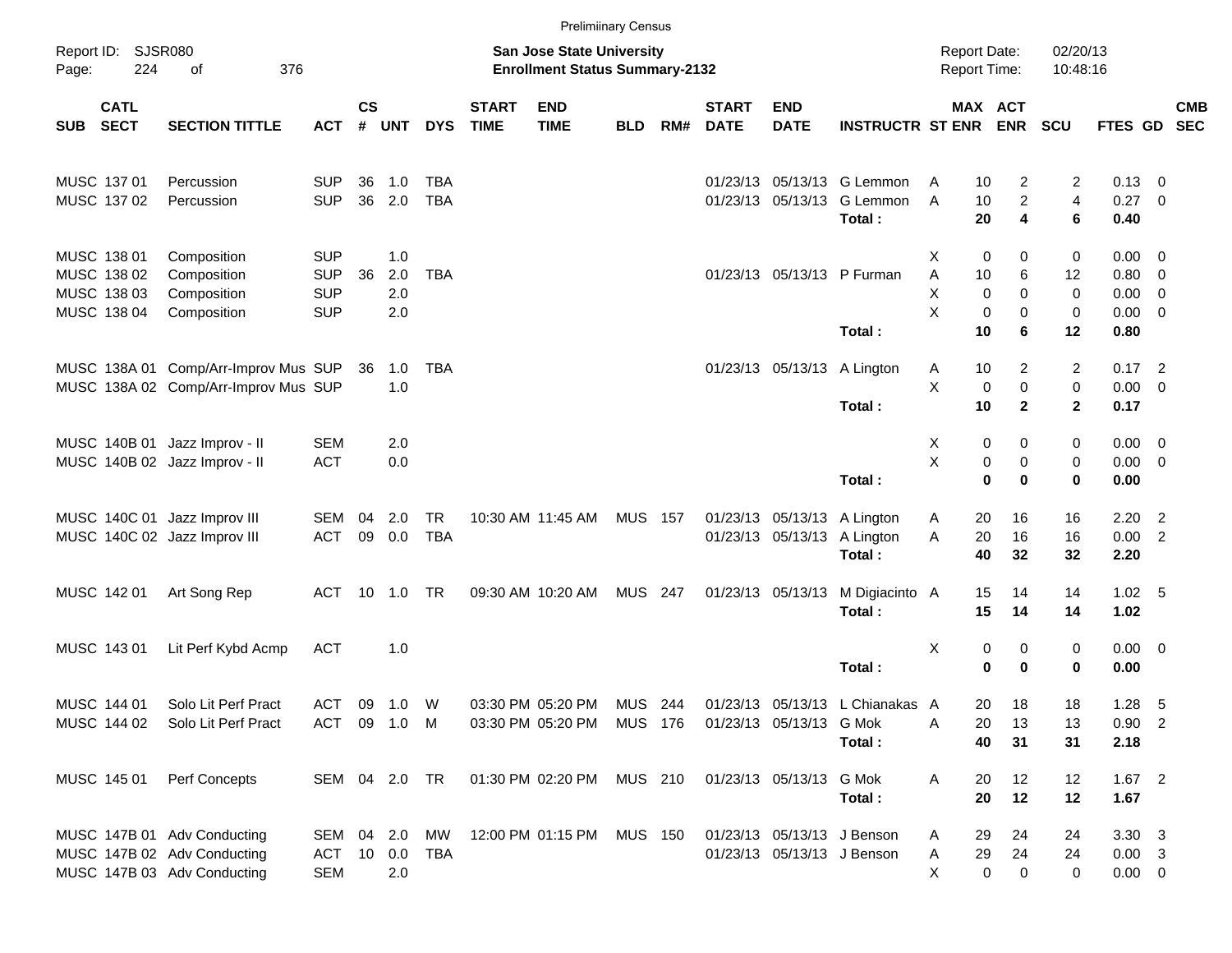Preliminary Census

Report ID: SJSR080
Page: 224 of 376

**San Jose State University**
**Enrollment Status Summary-2132**

Report Date: 02/20/13
Report Time: 10:48:16

| SUB | CATL SECT | SECTION TITTLE | ACT | CS # | UNT | DYS | START TIME | END TIME | BLD | RM# | START DATE | END DATE | INSTRUCTR | ST | MAX ENR | ACT ENR | SCU | FTES | GD | CMB SEC |
|---|---|---|---|---|---|---|---|---|---|---|---|---|---|---|---|---|---|---|---|---|
| MUSC | 137 01 | Percussion | SUP | 36 | 1.0 | TBA | | | | | 01/23/13 | 05/13/13 | G Lemmon | A | 10 | 2 | 2 | 0.13 | 0 | |
| MUSC | 137 02 | Percussion | SUP | 36 | 2.0 | TBA | | | | | 01/23/13 | 05/13/13 | G Lemmon | A | 10 | 2 | 4 | 0.27 | 0 | |
| | | | | | | | | | | | | | **Total :** | | **20** | **4** | **6** | **0.40** | | |
| MUSC | 138 01 | Composition | SUP | | 1.0 | | | | | | | | | X | 0 | 0 | 0 | 0.00 | 0 | |
| MUSC | 138 02 | Composition | SUP | 36 | 2.0 | TBA | | | | | 01/23/13 | 05/13/13 | P Furman | A | 10 | 6 | 12 | 0.80 | 0 | |
| MUSC | 138 03 | Composition | SUP | | 2.0 | | | | | | | | | X | 0 | 0 | 0 | 0.00 | 0 | |
| MUSC | 138 04 | Composition | SUP | | 2.0 | | | | | | | | | X | 0 | 0 | 0 | 0.00 | 0 | |
| | | | | | | | | | | | | | **Total :** | | **10** | **6** | **12** | **0.80** | | |
| MUSC | 138A 01 | Comp/Arr-Improv Mus | SUP | 36 | 1.0 | TBA | | | | | 01/23/13 | 05/13/13 | A Lington | A | 10 | 2 | 2 | 0.17 | 2 | |
| MUSC | 138A 02 | Comp/Arr-Improv Mus | SUP | | 1.0 | | | | | | | | | X | 0 | 0 | 0 | 0.00 | 0 | |
| | | | | | | | | | | | | | **Total :** | | **10** | **2** | **2** | **0.17** | | |
| MUSC | 140B 01 | Jazz Improv - II | SEM | | 2.0 | | | | | | | | | X | 0 | 0 | 0 | 0.00 | 0 | |
| MUSC | 140B 02 | Jazz Improv - II | ACT | | 0.0 | | | | | | | | | X | 0 | 0 | 0 | 0.00 | 0 | |
| | | | | | | | | | | | | | **Total :** | | **0** | **0** | **0** | **0.00** | | |
| MUSC | 140C 01 | Jazz Improv III | SEM | 04 | 2.0 | TR | 10:30 AM | 11:45 AM | MUS | 157 | 01/23/13 | 05/13/13 | A Lington | A | 20 | 16 | 16 | 2.20 | 2 | |
| MUSC | 140C 02 | Jazz Improv III | ACT | 09 | 0.0 | TBA | | | | | 01/23/13 | 05/13/13 | A Lington | A | 20 | 16 | 16 | 0.00 | 2 | |
| | | | | | | | | | | | | | **Total :** | | **40** | **32** | **32** | **2.20** | | |
| MUSC | 142 01 | Art Song Rep | ACT | 10 | 1.0 | TR | 09:30 AM | 10:20 AM | MUS | 247 | 01/23/13 | 05/13/13 | M Digiacinto | A | 15 | 14 | 14 | 1.02 | 5 | |
| | | | | | | | | | | | | | **Total :** | | **15** | **14** | **14** | **1.02** | | |
| MUSC | 143 01 | Lit Perf Kybd Acmp | ACT | | 1.0 | | | | | | | | | X | 0 | 0 | 0 | 0.00 | 0 | |
| | | | | | | | | | | | | | **Total :** | | **0** | **0** | **0** | **0.00** | | |
| MUSC | 144 01 | Solo Lit Perf Pract | ACT | 09 | 1.0 | W | 03:30 PM | 05:20 PM | MUS | 244 | 01/23/13 | 05/13/13 | L Chianakas | A | 20 | 18 | 18 | 1.28 | 5 | |
| MUSC | 144 02 | Solo Lit Perf Pract | ACT | 09 | 1.0 | M | 03:30 PM | 05:20 PM | MUS | 176 | 01/23/13 | 05/13/13 | G Mok | A | 20 | 13 | 13 | 0.90 | 2 | |
| | | | | | | | | | | | | | **Total :** | | **40** | **31** | **31** | **2.18** | | |
| MUSC | 145 01 | Perf Concepts | SEM | 04 | 2.0 | TR | 01:30 PM | 02:20 PM | MUS | 210 | 01/23/13 | 05/13/13 | G Mok | A | 20 | 12 | 12 | 1.67 | 2 | |
| | | | | | | | | | | | | | **Total :** | | **20** | **12** | **12** | **1.67** | | |
| MUSC | 147B 01 | Adv Conducting | SEM | 04 | 2.0 | MW | 12:00 PM | 01:15 PM | MUS | 150 | 01/23/13 | 05/13/13 | J Benson | A | 29 | 24 | 24 | 3.30 | 3 | |
| MUSC | 147B 02 | Adv Conducting | ACT | 10 | 0.0 | TBA | | | | | 01/23/13 | 05/13/13 | J Benson | A | 29 | 24 | 24 | 0.00 | 3 | |
| MUSC | 147B 03 | Adv Conducting | SEM | | 2.0 | | | | | | | | | X | 0 | 0 | 0 | 0.00 | 0 | |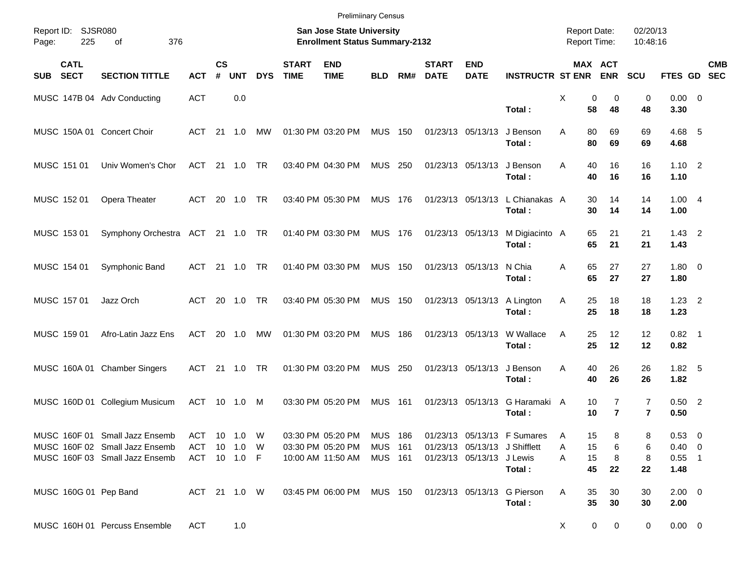Preliminary Census

Report ID: SJSR080
Page: 225 of 376

**San Jose State University**
**Enrollment Status Summary-2132**

Report Date: 02/20/13
Report Time: 10:48:16

| SUB | CATL SECT | SECTION TITTLE | ACT | CS # | UNT | DYS | START TIME | END TIME | BLD | RM# | START DATE | END DATE | INSTRUCTR | ST | MAX ENR | ACT ENR | SCU | FTES | GD | CMB SEC |
|---|---|---|---|---|---|---|---|---|---|---|---|---|---|---|---|---|---|---|---|---|
| MUSC | 147B 04 | Adv Conducting | ACT | | 0.0 | | | | | | | | | X | 0 | 0 | 0 | 0.00 | 0 | |
| | | | | | | | | | | | | | **Total :** | | **58** | **48** | **48** | **3.30** | | |
| MUSC | 150A 01 | Concert Choir | ACT | 21 | 1.0 | MW | 01:30 PM | 03:20 PM | MUS | 150 | 01/23/13 | 05/13/13 | J Benson | A | 80 | 69 | 69 | 4.68 | 5 | |
| | | | | | | | | | | | | | **Total :** | | **80** | **69** | **69** | **4.68** | | |
| MUSC | 151 01 | Univ Women's Chor | ACT | 21 | 1.0 | TR | 03:40 PM | 04:30 PM | MUS | 250 | 01/23/13 | 05/13/13 | J Benson | A | 40 | 16 | 16 | 1.10 | 2 | |
| | | | | | | | | | | | | | **Total :** | | **40** | **16** | **16** | **1.10** | | |
| MUSC | 152 01 | Opera Theater | ACT | 20 | 1.0 | TR | 03:40 PM | 05:30 PM | MUS | 176 | 01/23/13 | 05/13/13 | L Chianakas | A | 30 | 14 | 14 | 1.00 | 4 | |
| | | | | | | | | | | | | | **Total :** | | **30** | **14** | **14** | **1.00** | | |
| MUSC | 153 01 | Symphony Orchestra | ACT | 21 | 1.0 | TR | 01:40 PM | 03:30 PM | MUS | 176 | 01/23/13 | 05/13/13 | M Digiacinto | A | 65 | 21 | 21 | 1.43 | 2 | |
| | | | | | | | | | | | | | **Total :** | | **65** | **21** | **21** | **1.43** | | |
| MUSC | 154 01 | Symphonic Band | ACT | 21 | 1.0 | TR | 01:40 PM | 03:30 PM | MUS | 150 | 01/23/13 | 05/13/13 | N Chia | A | 65 | 27 | 27 | 1.80 | 0 | |
| | | | | | | | | | | | | | **Total :** | | **65** | **27** | **27** | **1.80** | | |
| MUSC | 157 01 | Jazz Orch | ACT | 20 | 1.0 | TR | 03:40 PM | 05:30 PM | MUS | 150 | 01/23/13 | 05/13/13 | A Lington | A | 25 | 18 | 18 | 1.23 | 2 | |
| | | | | | | | | | | | | | **Total :** | | **25** | **18** | **18** | **1.23** | | |
| MUSC | 159 01 | Afro-Latin Jazz Ens | ACT | 20 | 1.0 | MW | 01:30 PM | 03:20 PM | MUS | 186 | 01/23/13 | 05/13/13 | W Wallace | A | 25 | 12 | 12 | 0.82 | 1 | |
| | | | | | | | | | | | | | **Total :** | | **25** | **12** | **12** | **0.82** | | |
| MUSC | 160A 01 | Chamber Singers | ACT | 21 | 1.0 | TR | 01:30 PM | 03:20 PM | MUS | 250 | 01/23/13 | 05/13/13 | J Benson | A | 40 | 26 | 26 | 1.82 | 5 | |
| | | | | | | | | | | | | | **Total :** | | **40** | **26** | **26** | **1.82** | | |
| MUSC | 160D 01 | Collegium Musicum | ACT | 10 | 1.0 | M | 03:30 PM | 05:20 PM | MUS | 161 | 01/23/13 | 05/13/13 | G Haramaki | A | 10 | 7 | 7 | 0.50 | 2 | |
| | | | | | | | | | | | | | **Total :** | | **10** | **7** | **7** | **0.50** | | |
| MUSC | 160F 01 | Small Jazz Ensemb | ACT | 10 | 1.0 | W | 03:30 PM | 05:20 PM | MUS | 186 | 01/23/13 | 05/13/13 | F Sumares | A | 15 | 8 | 8 | 0.53 | 0 | |
| MUSC | 160F 02 | Small Jazz Ensemb | ACT | 10 | 1.0 | W | 03:30 PM | 05:20 PM | MUS | 161 | 01/23/13 | 05/13/13 | J Shifflett | A | 15 | 6 | 6 | 0.40 | 0 | |
| MUSC | 160F 03 | Small Jazz Ensemb | ACT | 10 | 1.0 | F | 10:00 AM | 11:50 AM | MUS | 161 | 01/23/13 | 05/13/13 | J Lewis | A | 15 | 8 | 8 | 0.55 | 1 | |
| | | | | | | | | | | | | | **Total :** | | **45** | **22** | **22** | **1.48** | | |
| MUSC | 160G 01 | Pep Band | ACT | 21 | 1.0 | W | 03:45 PM | 06:00 PM | MUS | 150 | 01/23/13 | 05/13/13 | G Pierson | A | 35 | 30 | 30 | 2.00 | 0 | |
| | | | | | | | | | | | | | **Total :** | | **35** | **30** | **30** | **2.00** | | |
| MUSC | 160H 01 | Percuss Ensemble | ACT | | 1.0 | | | | | | | | | X | 0 | 0 | 0 | 0.00 | 0 | |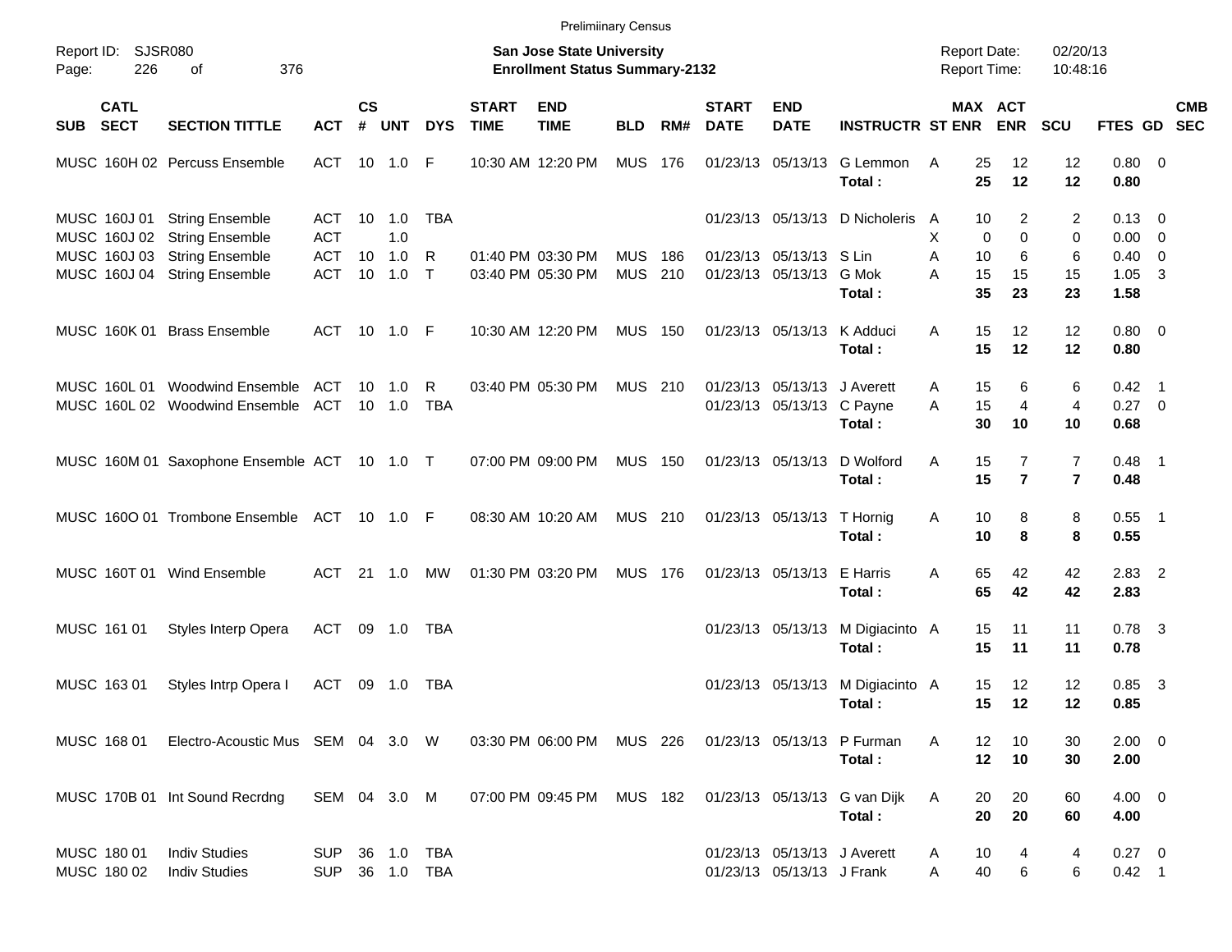Preliminary Census

Report ID: SJSR080

**San Jose State University**
**Enrollment Status Summary-2132**

Report Date: 02/20/13
Report Time: 10:48:16

| SUB | CATL SECT | SECTION TITTLE | ACT | CS # | UNT | DYS | START TIME | END TIME | BLD | RM# | START DATE | END DATE | INSTRUCTR | ST | MAX ENR | ACT ENR | SCU | FTES | GD | CMB SEC |
|---|---|---|---|---|---|---|---|---|---|---|---|---|---|---|---|---|---|---|---|---|
| MUSC | 160H 02 | Percuss Ensemble | ACT | 10 | 1.0 | F | 10:30 AM | 12:20 PM | MUS | 176 | 01/23/13 | 05/13/13 | G Lemmon | A | 25 | 12 | 12 | 0.80 | 0 | |
| | | | | | | | | | | | | | **Total :** | | **25** | **12** | **12** | **0.80** | | |
| MUSC | 160J 01 | String Ensemble | ACT | 10 | 1.0 | TBA | | | | | 01/23/13 | 05/13/13 | D Nicholeris | A | 10 | 2 | 2 | 0.13 | 0 | |
| MUSC | 160J 02 | String Ensemble | ACT | | 1.0 | | | | | | | | | X | 0 | 0 | 0 | 0.00 | 0 | |
| MUSC | 160J 03 | String Ensemble | ACT | 10 | 1.0 | R | 01:40 PM | 03:30 PM | MUS | 186 | 01/23/13 | 05/13/13 | S Lin | A | 10 | 6 | 6 | 0.40 | 0 | |
| MUSC | 160J 04 | String Ensemble | ACT | 10 | 1.0 | T | 03:40 PM | 05:30 PM | MUS | 210 | 01/23/13 | 05/13/13 | G Mok | A | 15 | 15 | 15 | 1.05 | 3 | |
| | | | | | | | | | | | | | **Total :** | | **35** | **23** | **23** | **1.58** | | |
| MUSC | 160K 01 | Brass Ensemble | ACT | 10 | 1.0 | F | 10:30 AM | 12:20 PM | MUS | 150 | 01/23/13 | 05/13/13 | K Adduci | A | 15 | 12 | 12 | 0.80 | 0 | |
| | | | | | | | | | | | | | **Total :** | | **15** | **12** | **12** | **0.80** | | |
| MUSC | 160L 01 | Woodwind Ensemble | ACT | 10 | 1.0 | R | 03:40 PM | 05:30 PM | MUS | 210 | 01/23/13 | 05/13/13 | J Averett | A | 15 | 6 | 6 | 0.42 | 1 | |
| MUSC | 160L 02 | Woodwind Ensemble | ACT | 10 | 1.0 | TBA | | | | | 01/23/13 | 05/13/13 | C Payne | A | 15 | 4 | 4 | 0.27 | 0 | |
| | | | | | | | | | | | | | **Total :** | | **30** | **10** | **10** | **0.68** | | |
| MUSC | 160M 01 | Saxophone Ensemble | ACT | 10 | 1.0 | T | 07:00 PM | 09:00 PM | MUS | 150 | 01/23/13 | 05/13/13 | D Wolford | A | 15 | 7 | 7 | 0.48 | 1 | |
| | | | | | | | | | | | | | **Total :** | | **15** | **7** | **7** | **0.48** | | |
| MUSC | 160O 01 | Trombone Ensemble | ACT | 10 | 1.0 | F | 08:30 AM | 10:20 AM | MUS | 210 | 01/23/13 | 05/13/13 | T Hornig | A | 10 | 8 | 8 | 0.55 | 1 | |
| | | | | | | | | | | | | | **Total :** | | **10** | **8** | **8** | **0.55** | | |
| MUSC | 160T 01 | Wind Ensemble | ACT | 21 | 1.0 | MW | 01:30 PM | 03:20 PM | MUS | 176 | 01/23/13 | 05/13/13 | E Harris | A | 65 | 42 | 42 | 2.83 | 2 | |
| | | | | | | | | | | | | | **Total :** | | **65** | **42** | **42** | **2.83** | | |
| MUSC | 161 01 | Styles Interp Opera | ACT | 09 | 1.0 | TBA | | | | | 01/23/13 | 05/13/13 | M Digiacinto | A | 15 | 11 | 11 | 0.78 | 3 | |
| | | | | | | | | | | | | | **Total :** | | **15** | **11** | **11** | **0.78** | | |
| MUSC | 163 01 | Styles Intrp Opera I | ACT | 09 | 1.0 | TBA | | | | | 01/23/13 | 05/13/13 | M Digiacinto | A | 15 | 12 | 12 | 0.85 | 3 | |
| | | | | | | | | | | | | | **Total :** | | **15** | **12** | **12** | **0.85** | | |
| MUSC | 168 01 | Electro-Acoustic Mus | SEM | 04 | 3.0 | W | 03:30 PM | 06:00 PM | MUS | 226 | 01/23/13 | 05/13/13 | P Furman | A | 12 | 10 | 30 | 2.00 | 0 | |
| | | | | | | | | | | | | | **Total :** | | **12** | **10** | **30** | **2.00** | | |
| MUSC | 170B 01 | Int Sound Recrdng | SEM | 04 | 3.0 | M | 07:00 PM | 09:45 PM | MUS | 182 | 01/23/13 | 05/13/13 | G van Dijk | A | 20 | 20 | 60 | 4.00 | 0 | |
| | | | | | | | | | | | | | **Total :** | | **20** | **20** | **60** | **4.00** | | |
| MUSC | 180 01 | Indiv Studies | SUP | 36 | 1.0 | TBA | | | | | 01/23/13 | 05/13/13 | J Averett | A | 10 | 4 | 4 | 0.27 | 0 | |
| MUSC | 180 02 | Indiv Studies | SUP | 36 | 1.0 | TBA | | | | | 01/23/13 | 05/13/13 | J Frank | A | 40 | 6 | 6 | 0.42 | 1 | |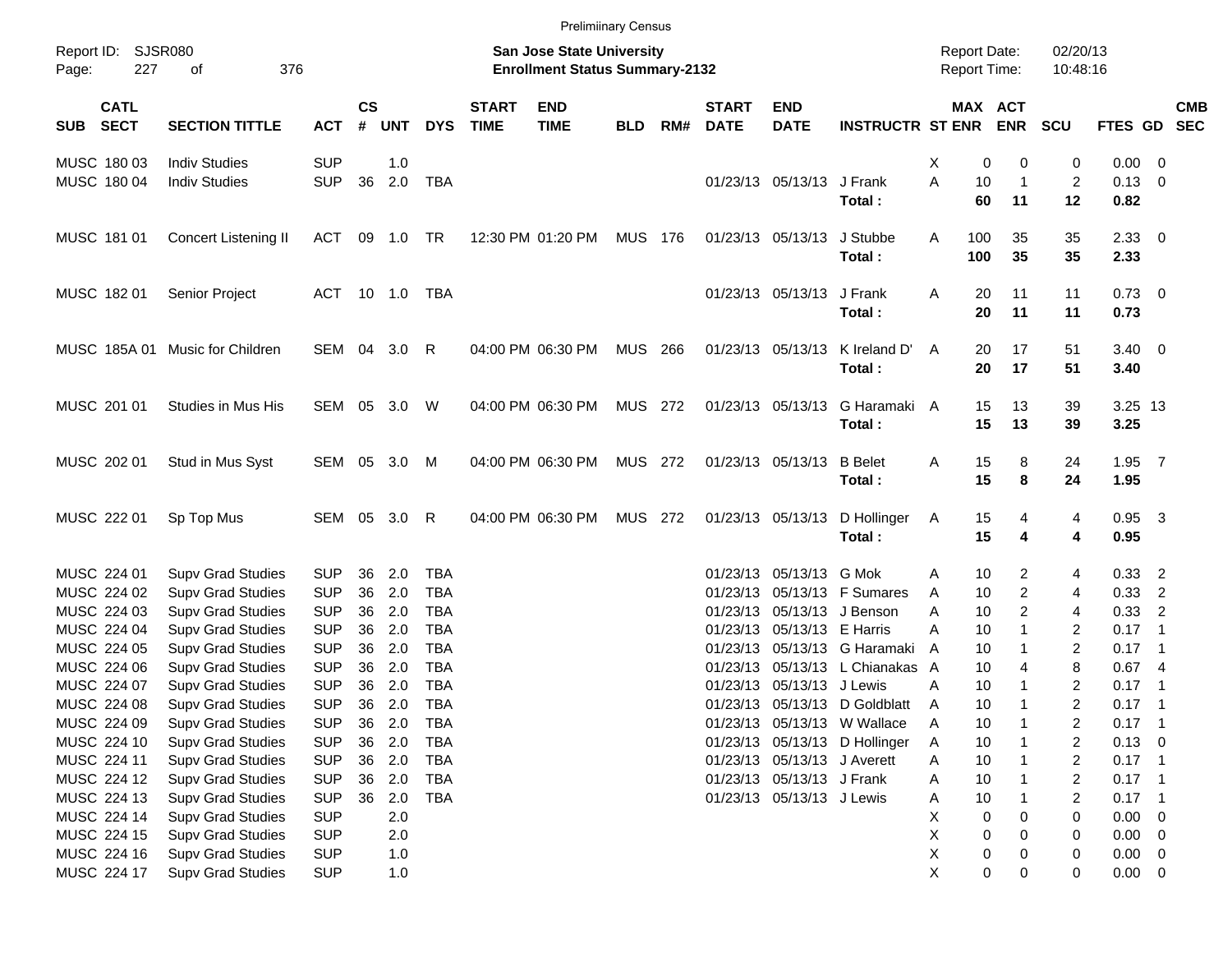Preliminary Census

Report ID: SJSR080
Page: 227 of 376

**San Jose State University**
**Enrollment Status Summary-2132**

Report Date: 02/20/13
Report Time: 10:48:16

| SUB | CATL SECT | SECTION TITTLE | ACT | CS # | UNT | DYS | START TIME | END TIME | BLD | RM# | START DATE | END DATE | INSTRUCTR | ST | MAX ENR | ACT ENR | SCU | FTES | GD | CMB SEC |
|---|---|---|---|---|---|---|---|---|---|---|---|---|---|---|---|---|---|---|---|---|
| MUSC | 180 03 | Indiv Studies | SUP | | 1.0 | | | | | | | | | X | 0 | 0 | 0 | 0.00 | 0 | |
| MUSC | 180 04 | Indiv Studies | SUP | 36 | 2.0 | TBA | | | | | 01/23/13 | 05/13/13 | J Frank | A | 10 | 1 | 2 | 0.13 | 0 | |
| | | | | | | | | | | | | | **Total :** | | **60** | **11** | **12** | **0.82** | | |
| MUSC | 181 01 | Concert Listening II | ACT | 09 | 1.0 | TR | 12:30 PM | 01:20 PM | MUS | 176 | 01/23/13 | 05/13/13 | J Stubbe | A | 100 | 35 | 35 | 2.33 | 0 | |
| | | | | | | | | | | | | | **Total :** | | **100** | **35** | **35** | **2.33** | | |
| MUSC | 182 01 | Senior Project | ACT | 10 | 1.0 | TBA | | | | | 01/23/13 | 05/13/13 | J Frank | A | 20 | 11 | 11 | 0.73 | 0 | |
| | | | | | | | | | | | | | **Total :** | | **20** | **11** | **11** | **0.73** | | |
| MUSC | 185A 01 | Music for Children | SEM | 04 | 3.0 | R | 04:00 PM | 06:30 PM | MUS | 266 | 01/23/13 | 05/13/13 | K Ireland D' | A | 20 | 17 | 51 | 3.40 | 0 | |
| | | | | | | | | | | | | | **Total :** | | **20** | **17** | **51** | **3.40** | | |
| MUSC | 201 01 | Studies in Mus His | SEM | 05 | 3.0 | W | 04:00 PM | 06:30 PM | MUS | 272 | 01/23/13 | 05/13/13 | G Haramaki | A | 15 | 13 | 39 | 3.25 | 13 | |
| | | | | | | | | | | | | | **Total :** | | **15** | **13** | **39** | **3.25** | | |
| MUSC | 202 01 | Stud in Mus Syst | SEM | 05 | 3.0 | M | 04:00 PM | 06:30 PM | MUS | 272 | 01/23/13 | 05/13/13 | B Belet | A | 15 | 8 | 24 | 1.95 | 7 | |
| | | | | | | | | | | | | | **Total :** | | **15** | **8** | **24** | **1.95** | | |
| MUSC | 222 01 | Sp Top Mus | SEM | 05 | 3.0 | R | 04:00 PM | 06:30 PM | MUS | 272 | 01/23/13 | 05/13/13 | D Hollinger | A | 15 | 4 | 4 | 0.95 | 3 | |
| | | | | | | | | | | | | | **Total :** | | **15** | **4** | **4** | **0.95** | | |
| MUSC | 224 01 | Supv Grad Studies | SUP | 36 | 2.0 | TBA | | | | | 01/23/13 | 05/13/13 | G Mok | A | 10 | 2 | 4 | 0.33 | 2 | |
| MUSC | 224 02 | Supv Grad Studies | SUP | 36 | 2.0 | TBA | | | | | 01/23/13 | 05/13/13 | F Sumares | A | 10 | 2 | 4 | 0.33 | 2 | |
| MUSC | 224 03 | Supv Grad Studies | SUP | 36 | 2.0 | TBA | | | | | 01/23/13 | 05/13/13 | J Benson | A | 10 | 2 | 4 | 0.33 | 2 | |
| MUSC | 224 04 | Supv Grad Studies | SUP | 36 | 2.0 | TBA | | | | | 01/23/13 | 05/13/13 | E Harris | A | 10 | 1 | 2 | 0.17 | 1 | |
| MUSC | 224 05 | Supv Grad Studies | SUP | 36 | 2.0 | TBA | | | | | 01/23/13 | 05/13/13 | G Haramaki | A | 10 | 1 | 2 | 0.17 | 1 | |
| MUSC | 224 06 | Supv Grad Studies | SUP | 36 | 2.0 | TBA | | | | | 01/23/13 | 05/13/13 | L Chianakas | A | 10 | 4 | 8 | 0.67 | 4 | |
| MUSC | 224 07 | Supv Grad Studies | SUP | 36 | 2.0 | TBA | | | | | 01/23/13 | 05/13/13 | J Lewis | A | 10 | 1 | 2 | 0.17 | 1 | |
| MUSC | 224 08 | Supv Grad Studies | SUP | 36 | 2.0 | TBA | | | | | 01/23/13 | 05/13/13 | D Goldblatt | A | 10 | 1 | 2 | 0.17 | 1 | |
| MUSC | 224 09 | Supv Grad Studies | SUP | 36 | 2.0 | TBA | | | | | 01/23/13 | 05/13/13 | W Wallace | A | 10 | 1 | 2 | 0.17 | 1 | |
| MUSC | 224 10 | Supv Grad Studies | SUP | 36 | 2.0 | TBA | | | | | 01/23/13 | 05/13/13 | D Hollinger | A | 10 | 1 | 2 | 0.13 | 0 | |
| MUSC | 224 11 | Supv Grad Studies | SUP | 36 | 2.0 | TBA | | | | | 01/23/13 | 05/13/13 | J Averett | A | 10 | 1 | 2 | 0.17 | 1 | |
| MUSC | 224 12 | Supv Grad Studies | SUP | 36 | 2.0 | TBA | | | | | 01/23/13 | 05/13/13 | J Frank | A | 10 | 1 | 2 | 0.17 | 1 | |
| MUSC | 224 13 | Supv Grad Studies | SUP | 36 | 2.0 | TBA | | | | | 01/23/13 | 05/13/13 | J Lewis | A | 10 | 1 | 2 | 0.17 | 1 | |
| MUSC | 224 14 | Supv Grad Studies | SUP | | 2.0 | | | | | | | | | X | 0 | 0 | 0 | 0.00 | 0 | |
| MUSC | 224 15 | Supv Grad Studies | SUP | | 2.0 | | | | | | | | | X | 0 | 0 | 0 | 0.00 | 0 | |
| MUSC | 224 16 | Supv Grad Studies | SUP | | 1.0 | | | | | | | | | X | 0 | 0 | 0 | 0.00 | 0 | |
| MUSC | 224 17 | Supv Grad Studies | SUP | | 1.0 | | | | | | | | | X | 0 | 0 | 0 | 0.00 | 0 | |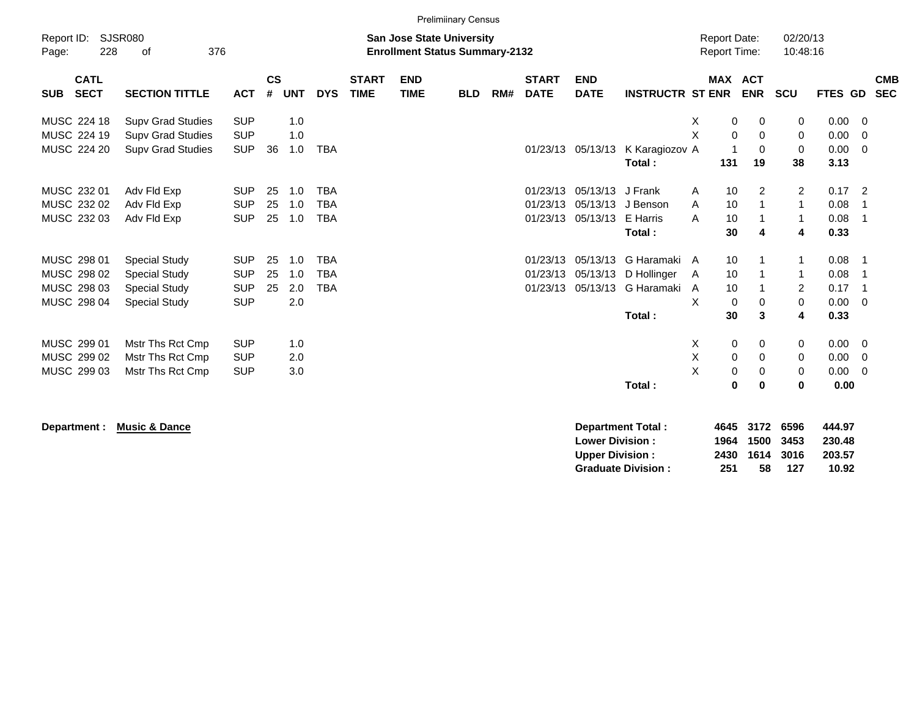Preliminary Census

Report ID: SJSR080

**San Jose State University**
**Enrollment Status Summary-2132**

Report Date: 02/20/13
Report Time: 10:48:16

| SUB | CATL SECT | SECTION TITTLE | ACT | CS # | UNT | DYS | START TIME | END TIME | BLD | RM# | START DATE | END DATE | INSTRUCTR | ST | MAX ENR | ACT ENR | SCU | FTES | GD | CMB SEC |
|---|---|---|---|---|---|---|---|---|---|---|---|---|---|---|---|---|---|---|---|---|
| MUSC | 224 18 | Supv Grad Studies | SUP | | 1.0 | | | | | | | | | X | 0 | 0 | 0 | 0.00 | 0 | |
| MUSC | 224 19 | Supv Grad Studies | SUP | | 1.0 | | | | | | | | | X | 0 | 0 | 0 | 0.00 | 0 | |
| MUSC | 224 20 | Supv Grad Studies | SUP | 36 | 1.0 | TBA | | | | | 01/23/13 | 05/13/13 | K Karagiozov | A | 1 | 0 | 0 | 0.00 | 0 | |
| | | | | | | | | | | | | | **Total :** | | **131** | **19** | **38** | **3.13** | | |
| MUSC | 232 01 | Adv Fld Exp | SUP | 25 | 1.0 | TBA | | | | | 01/23/13 | 05/13/13 | J Frank | A | 10 | 2 | 2 | 0.17 | 2 | |
| MUSC | 232 02 | Adv Fld Exp | SUP | 25 | 1.0 | TBA | | | | | 01/23/13 | 05/13/13 | J Benson | A | 10 | 1 | 1 | 0.08 | 1 | |
| MUSC | 232 03 | Adv Fld Exp | SUP | 25 | 1.0 | TBA | | | | | 01/23/13 | 05/13/13 | E Harris | A | 10 | 1 | 1 | 0.08 | 1 | |
| | | | | | | | | | | | | | **Total :** | | **30** | **4** | **4** | **0.33** | | |
| MUSC | 298 01 | Special Study | SUP | 25 | 1.0 | TBA | | | | | 01/23/13 | 05/13/13 | G Haramaki | A | 10 | 1 | 1 | 0.08 | 1 | |
| MUSC | 298 02 | Special Study | SUP | 25 | 1.0 | TBA | | | | | 01/23/13 | 05/13/13 | D Hollinger | A | 10 | 1 | 1 | 0.08 | 1 | |
| MUSC | 298 03 | Special Study | SUP | 25 | 2.0 | TBA | | | | | 01/23/13 | 05/13/13 | G Haramaki | A | 10 | 1 | 2 | 0.17 | 1 | |
| MUSC | 298 04 | Special Study | SUP | | 2.0 | | | | | | | | | X | 0 | 0 | 0 | 0.00 | 0 | |
| | | | | | | | | | | | | | **Total :** | | **30** | **3** | **4** | **0.33** | | |
| MUSC | 299 01 | Mstr Ths Rct Cmp | SUP | | 1.0 | | | | | | | | | X | 0 | 0 | 0 | 0.00 | 0 | |
| MUSC | 299 02 | Mstr Ths Rct Cmp | SUP | | 2.0 | | | | | | | | | X | 0 | 0 | 0 | 0.00 | 0 | |
| MUSC | 299 03 | Mstr Ths Rct Cmp | SUP | | 3.0 | | | | | | | | | X | 0 | 0 | 0 | 0.00 | 0 | |
| | | | | | | | | | | | | | **Total :** | | **0** | **0** | **0** | **0.00** | | |

**Department :** **Music & Dance**

| | MAX ENR | ACT ENR | SCU | FTES |
|---|---|---|---|---|
| **Department Total :** | **4645** | **3172** | **6596** | **444.97** |
| **Lower Division :** | **1964** | **1500** | **3453** | **230.48** |
| **Upper Division :** | **2430** | **1614** | **3016** | **203.57** |
| **Graduate Division :** | **251** | **58** | **127** | **10.92** |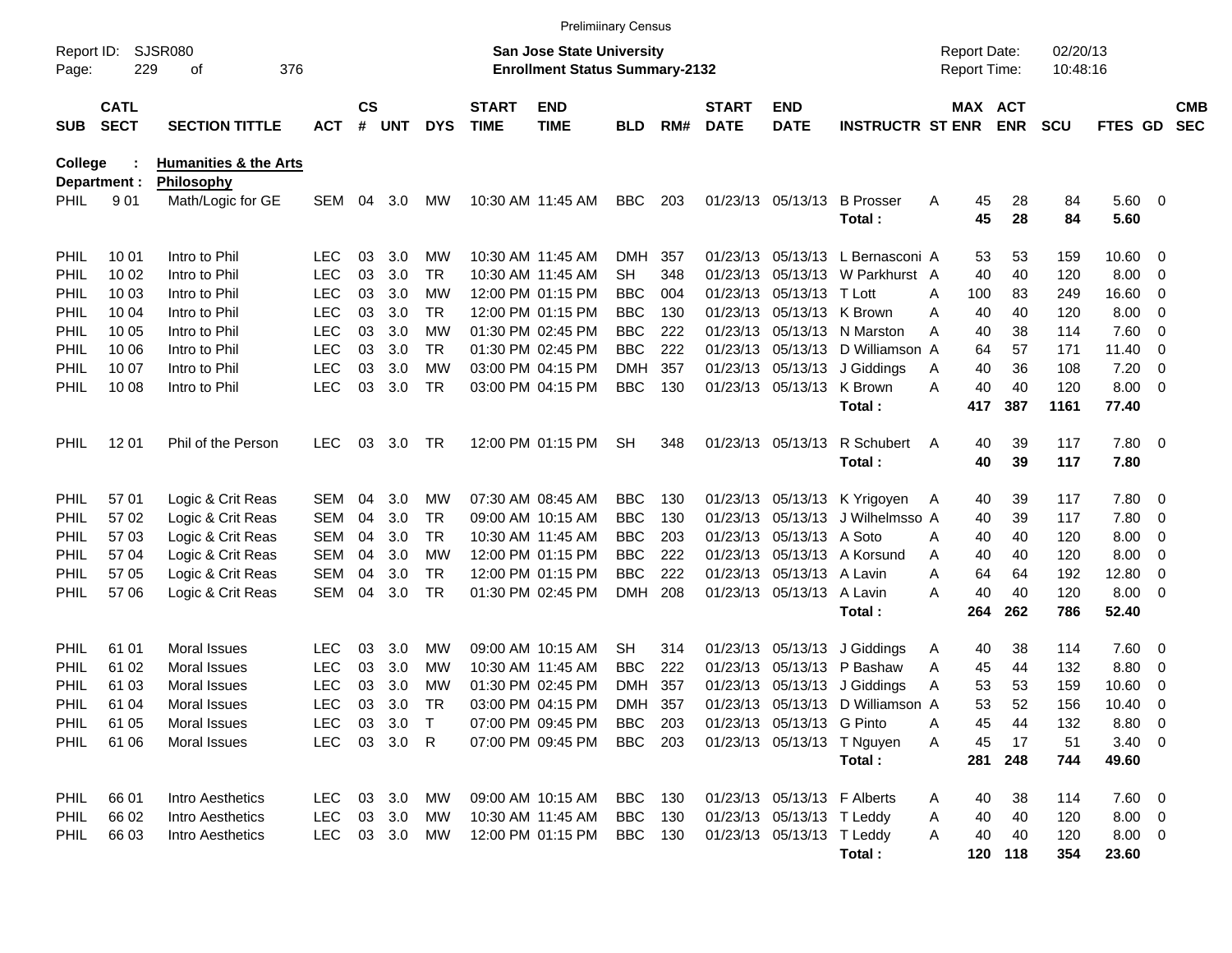Preliminary Census

Report ID: SJSR080 | **San Jose State University** | Report Date: 02/20/13
Page: 229 of 376 | **Enrollment Status Summary-2132** | Report Time: 10:48:16

**College : Humanities & the Arts**
**Department : Philosophy**

| SUB | CATL SECT | SECTION TITTLE | ACT | CS # | UNT | DYS | START TIME | END TIME | BLD | RM# | START DATE | END DATE | INSTRUCTR | ST | MAX ENR | ACT ENR | SCU | FTES | GD | CMB SEC |
|---|---|---|---|---|---|---|---|---|---|---|---|---|---|---|---|---|---|---|---|---|
| PHIL | 9 01 | Math/Logic for GE | SEM | 04 | 3.0 | MW | 10:30 AM | 11:45 AM | BBC | 203 | 01/23/13 | 05/13/13 | B Prosser | A | 45 | 28 | 84 | 5.60 | 0 | |
| | | | | | | | | | | | | | **Total :** | | **45** | **28** | **84** | **5.60** | | |
| PHIL | 10 01 | Intro to Phil | LEC | 03 | 3.0 | MW | 10:30 AM | 11:45 AM | DMH | 357 | 01/23/13 | 05/13/13 | L Bernasconi | A | 53 | 53 | 159 | 10.60 | 0 | |
| PHIL | 10 02 | Intro to Phil | LEC | 03 | 3.0 | TR | 10:30 AM | 11:45 AM | SH | 348 | 01/23/13 | 05/13/13 | W Parkhurst | A | 40 | 40 | 120 | 8.00 | 0 | |
| PHIL | 10 03 | Intro to Phil | LEC | 03 | 3.0 | MW | 12:00 PM | 01:15 PM | BBC | 004 | 01/23/13 | 05/13/13 | T Lott | A | 100 | 83 | 249 | 16.60 | 0 | |
| PHIL | 10 04 | Intro to Phil | LEC | 03 | 3.0 | TR | 12:00 PM | 01:15 PM | BBC | 130 | 01/23/13 | 05/13/13 | K Brown | A | 40 | 40 | 120 | 8.00 | 0 | |
| PHIL | 10 05 | Intro to Phil | LEC | 03 | 3.0 | MW | 01:30 PM | 02:45 PM | BBC | 222 | 01/23/13 | 05/13/13 | N Marston | A | 40 | 38 | 114 | 7.60 | 0 | |
| PHIL | 10 06 | Intro to Phil | LEC | 03 | 3.0 | TR | 01:30 PM | 02:45 PM | BBC | 222 | 01/23/13 | 05/13/13 | D Williamson | A | 64 | 57 | 171 | 11.40 | 0 | |
| PHIL | 10 07 | Intro to Phil | LEC | 03 | 3.0 | MW | 03:00 PM | 04:15 PM | DMH | 357 | 01/23/13 | 05/13/13 | J Giddings | A | 40 | 36 | 108 | 7.20 | 0 | |
| PHIL | 10 08 | Intro to Phil | LEC | 03 | 3.0 | TR | 03:00 PM | 04:15 PM | BBC | 130 | 01/23/13 | 05/13/13 | K Brown | A | 40 | 40 | 120 | 8.00 | 0 | |
| | | | | | | | | | | | | | **Total :** | | **417** | **387** | **1161** | **77.40** | | |
| PHIL | 12 01 | Phil of the Person | LEC | 03 | 3.0 | TR | 12:00 PM | 01:15 PM | SH | 348 | 01/23/13 | 05/13/13 | R Schubert | A | 40 | 39 | 117 | 7.80 | 0 | |
| | | | | | | | | | | | | | **Total :** | | **40** | **39** | **117** | **7.80** | | |
| PHIL | 57 01 | Logic & Crit Reas | SEM | 04 | 3.0 | MW | 07:30 AM | 08:45 AM | BBC | 130 | 01/23/13 | 05/13/13 | K Yrigoyen | A | 40 | 39 | 117 | 7.80 | 0 | |
| PHIL | 57 02 | Logic & Crit Reas | SEM | 04 | 3.0 | TR | 09:00 AM | 10:15 AM | BBC | 130 | 01/23/13 | 05/13/13 | J Wilhelmsso | A | 40 | 39 | 117 | 7.80 | 0 | |
| PHIL | 57 03 | Logic & Crit Reas | SEM | 04 | 3.0 | TR | 10:30 AM | 11:45 AM | BBC | 203 | 01/23/13 | 05/13/13 | A Soto | A | 40 | 40 | 120 | 8.00 | 0 | |
| PHIL | 57 04 | Logic & Crit Reas | SEM | 04 | 3.0 | MW | 12:00 PM | 01:15 PM | BBC | 222 | 01/23/13 | 05/13/13 | A Korsund | A | 40 | 40 | 120 | 8.00 | 0 | |
| PHIL | 57 05 | Logic & Crit Reas | SEM | 04 | 3.0 | TR | 12:00 PM | 01:15 PM | BBC | 222 | 01/23/13 | 05/13/13 | A Lavin | A | 64 | 64 | 192 | 12.80 | 0 | |
| PHIL | 57 06 | Logic & Crit Reas | SEM | 04 | 3.0 | TR | 01:30 PM | 02:45 PM | DMH | 208 | 01/23/13 | 05/13/13 | A Lavin | A | 40 | 40 | 120 | 8.00 | 0 | |
| | | | | | | | | | | | | | **Total :** | | **264** | **262** | **786** | **52.40** | | |
| PHIL | 61 01 | Moral Issues | LEC | 03 | 3.0 | MW | 09:00 AM | 10:15 AM | SH | 314 | 01/23/13 | 05/13/13 | J Giddings | A | 40 | 38 | 114 | 7.60 | 0 | |
| PHIL | 61 02 | Moral Issues | LEC | 03 | 3.0 | MW | 10:30 AM | 11:45 AM | BBC | 222 | 01/23/13 | 05/13/13 | P Bashaw | A | 45 | 44 | 132 | 8.80 | 0 | |
| PHIL | 61 03 | Moral Issues | LEC | 03 | 3.0 | MW | 01:30 PM | 02:45 PM | DMH | 357 | 01/23/13 | 05/13/13 | J Giddings | A | 53 | 53 | 159 | 10.60 | 0 | |
| PHIL | 61 04 | Moral Issues | LEC | 03 | 3.0 | TR | 03:00 PM | 04:15 PM | DMH | 357 | 01/23/13 | 05/13/13 | D Williamson | A | 53 | 52 | 156 | 10.40 | 0 | |
| PHIL | 61 05 | Moral Issues | LEC | 03 | 3.0 | T | 07:00 PM | 09:45 PM | BBC | 203 | 01/23/13 | 05/13/13 | G Pinto | A | 45 | 44 | 132 | 8.80 | 0 | |
| PHIL | 61 06 | Moral Issues | LEC | 03 | 3.0 | R | 07:00 PM | 09:45 PM | BBC | 203 | 01/23/13 | 05/13/13 | T Nguyen | A | 45 | 17 | 51 | 3.40 | 0 | |
| | | | | | | | | | | | | | **Total :** | | **281** | **248** | **744** | **49.60** | | |
| PHIL | 66 01 | Intro Aesthetics | LEC | 03 | 3.0 | MW | 09:00 AM | 10:15 AM | BBC | 130 | 01/23/13 | 05/13/13 | F Alberts | A | 40 | 38 | 114 | 7.60 | 0 | |
| PHIL | 66 02 | Intro Aesthetics | LEC | 03 | 3.0 | MW | 10:30 AM | 11:45 AM | BBC | 130 | 01/23/13 | 05/13/13 | T Leddy | A | 40 | 40 | 120 | 8.00 | 0 | |
| PHIL | 66 03 | Intro Aesthetics | LEC | 03 | 3.0 | MW | 12:00 PM | 01:15 PM | BBC | 130 | 01/23/13 | 05/13/13 | T Leddy | A | 40 | 40 | 120 | 8.00 | 0 | |
| | | | | | | | | | | | | | **Total :** | | **120** | **118** | **354** | **23.60** | | |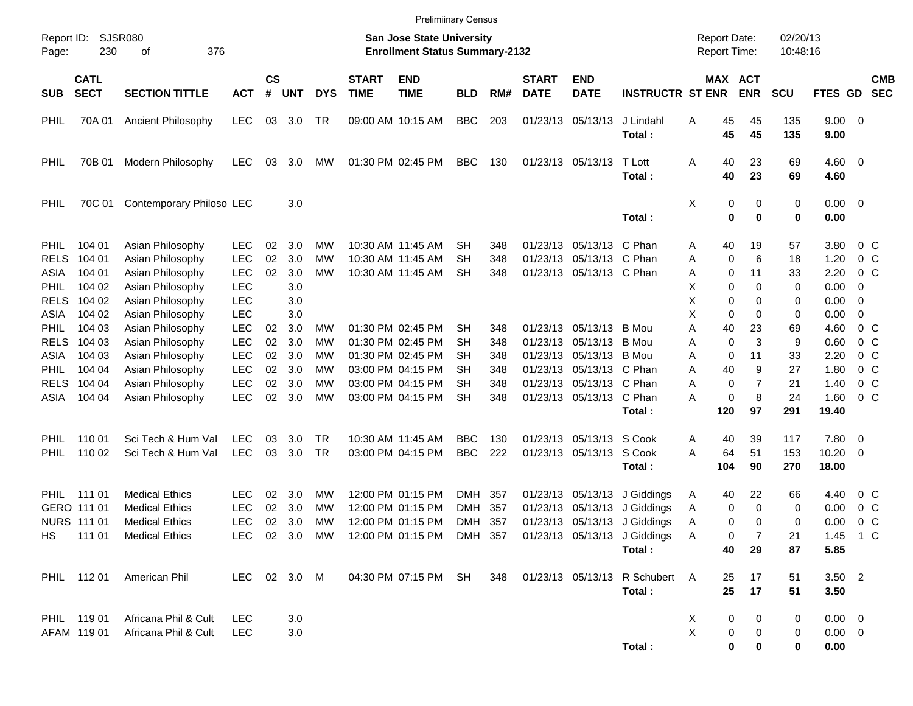Preliminary Census

Report ID: SJSR080
Page: 230 of 376

**San Jose State University**
**Enrollment Status Summary-2132**

Report Date: 02/20/13
Report Time: 10:48:16

| SUB | CATL SECT | SECTION TITTLE | ACT | CS # | UNT | DYS | START TIME | END TIME | BLD | RM# | START DATE | END DATE | INSTRUCTR | ST | MAX ENR | ACT ENR | SCU | FTES | GD | CMB SEC |
|---|---|---|---|---|---|---|---|---|---|---|---|---|---|---|---|---|---|---|---|---|
| PHIL | 70A 01 | Ancient Philosophy | LEC | 03 | 3.0 | TR | 09:00 AM | 10:15 AM | BBC | 203 | 01/23/13 | 05/13/13 | J Lindahl | A | 45 | 45 | 135 | 9.00 | 0 | |
| | | | | | | | | | | | | | **Total :** | | **45** | **45** | **135** | **9.00** | | |
| PHIL | 70B 01 | Modern Philosophy | LEC | 03 | 3.0 | MW | 01:30 PM | 02:45 PM | BBC | 130 | 01/23/13 | 05/13/13 | T Lott | A | 40 | 23 | 69 | 4.60 | 0 | |
| | | | | | | | | | | | | | **Total :** | | **40** | **23** | **69** | **4.60** | | |
| PHIL | 70C 01 | Contemporary Philoso | LEC | | 3.0 | | | | | | | | | X | 0 | 0 | 0 | 0.00 | 0 | |
| | | | | | | | | | | | | | **Total :** | | **0** | **0** | **0** | **0.00** | | |
| PHIL | 104 01 | Asian Philosophy | LEC | 02 | 3.0 | MW | 10:30 AM | 11:45 AM | SH | 348 | 01/23/13 | 05/13/13 | C Phan | A | 40 | 19 | 57 | 3.80 | 0 | C |
| RELS | 104 01 | Asian Philosophy | LEC | 02 | 3.0 | MW | 10:30 AM | 11:45 AM | SH | 348 | 01/23/13 | 05/13/13 | C Phan | A | 0 | 6 | 18 | 1.20 | 0 | C |
| ASIA | 104 01 | Asian Philosophy | LEC | 02 | 3.0 | MW | 10:30 AM | 11:45 AM | SH | 348 | 01/23/13 | 05/13/13 | C Phan | A | 0 | 11 | 33 | 2.20 | 0 | C |
| PHIL | 104 02 | Asian Philosophy | LEC | | 3.0 | | | | | | | | | X | 0 | 0 | 0 | 0.00 | 0 | |
| RELS | 104 02 | Asian Philosophy | LEC | | 3.0 | | | | | | | | | X | 0 | 0 | 0 | 0.00 | 0 | |
| ASIA | 104 02 | Asian Philosophy | LEC | | 3.0 | | | | | | | | | X | 0 | 0 | 0 | 0.00 | 0 | |
| PHIL | 104 03 | Asian Philosophy | LEC | 02 | 3.0 | MW | 01:30 PM | 02:45 PM | SH | 348 | 01/23/13 | 05/13/13 | B Mou | A | 40 | 23 | 69 | 4.60 | 0 | C |
| RELS | 104 03 | Asian Philosophy | LEC | 02 | 3.0 | MW | 01:30 PM | 02:45 PM | SH | 348 | 01/23/13 | 05/13/13 | B Mou | A | 0 | 3 | 9 | 0.60 | 0 | C |
| ASIA | 104 03 | Asian Philosophy | LEC | 02 | 3.0 | MW | 01:30 PM | 02:45 PM | SH | 348 | 01/23/13 | 05/13/13 | B Mou | A | 0 | 11 | 33 | 2.20 | 0 | C |
| PHIL | 104 04 | Asian Philosophy | LEC | 02 | 3.0 | MW | 03:00 PM | 04:15 PM | SH | 348 | 01/23/13 | 05/13/13 | C Phan | A | 40 | 9 | 27 | 1.80 | 0 | C |
| RELS | 104 04 | Asian Philosophy | LEC | 02 | 3.0 | MW | 03:00 PM | 04:15 PM | SH | 348 | 01/23/13 | 05/13/13 | C Phan | A | 0 | 7 | 21 | 1.40 | 0 | C |
| ASIA | 104 04 | Asian Philosophy | LEC | 02 | 3.0 | MW | 03:00 PM | 04:15 PM | SH | 348 | 01/23/13 | 05/13/13 | C Phan | A | 0 | 8 | 24 | 1.60 | 0 | C |
| | | | | | | | | | | | | | **Total :** | | **120** | **97** | **291** | **19.40** | | |
| PHIL | 110 01 | Sci Tech & Hum Val | LEC | 03 | 3.0 | TR | 10:30 AM | 11:45 AM | BBC | 130 | 01/23/13 | 05/13/13 | S Cook | A | 40 | 39 | 117 | 7.80 | 0 | |
| PHIL | 110 02 | Sci Tech & Hum Val | LEC | 03 | 3.0 | TR | 03:00 PM | 04:15 PM | BBC | 222 | 01/23/13 | 05/13/13 | S Cook | A | 64 | 51 | 153 | 10.20 | 0 | |
| | | | | | | | | | | | | | **Total :** | | **104** | **90** | **270** | **18.00** | | |
| PHIL | 111 01 | Medical Ethics | LEC | 02 | 3.0 | MW | 12:00 PM | 01:15 PM | DMH | 357 | 01/23/13 | 05/13/13 | J Giddings | A | 40 | 22 | 66 | 4.40 | 0 | C |
| GERO | 111 01 | Medical Ethics | LEC | 02 | 3.0 | MW | 12:00 PM | 01:15 PM | DMH | 357 | 01/23/13 | 05/13/13 | J Giddings | A | 0 | 0 | 0 | 0.00 | 0 | C |
| NURS | 111 01 | Medical Ethics | LEC | 02 | 3.0 | MW | 12:00 PM | 01:15 PM | DMH | 357 | 01/23/13 | 05/13/13 | J Giddings | A | 0 | 0 | 0 | 0.00 | 0 | C |
| HS | 111 01 | Medical Ethics | LEC | 02 | 3.0 | MW | 12:00 PM | 01:15 PM | DMH | 357 | 01/23/13 | 05/13/13 | J Giddings | A | 0 | 7 | 21 | 1.45 | 1 | C |
| | | | | | | | | | | | | | **Total :** | | **40** | **29** | **87** | **5.85** | | |
| PHIL | 112 01 | American Phil | LEC | 02 | 3.0 | M | 04:30 PM | 07:15 PM | SH | 348 | 01/23/13 | 05/13/13 | R Schubert | A | 25 | 17 | 51 | 3.50 | 2 | |
| | | | | | | | | | | | | | **Total :** | | **25** | **17** | **51** | **3.50** | | |
| PHIL | 119 01 | Africana Phil & Cult | LEC | | 3.0 | | | | | | | | | X | 0 | 0 | 0 | 0.00 | 0 | |
| AFAM | 119 01 | Africana Phil & Cult | LEC | | 3.0 | | | | | | | | | X | 0 | 0 | 0 | 0.00 | 0 | |
| | | | | | | | | | | | | | **Total :** | | **0** | **0** | **0** | **0.00** | | |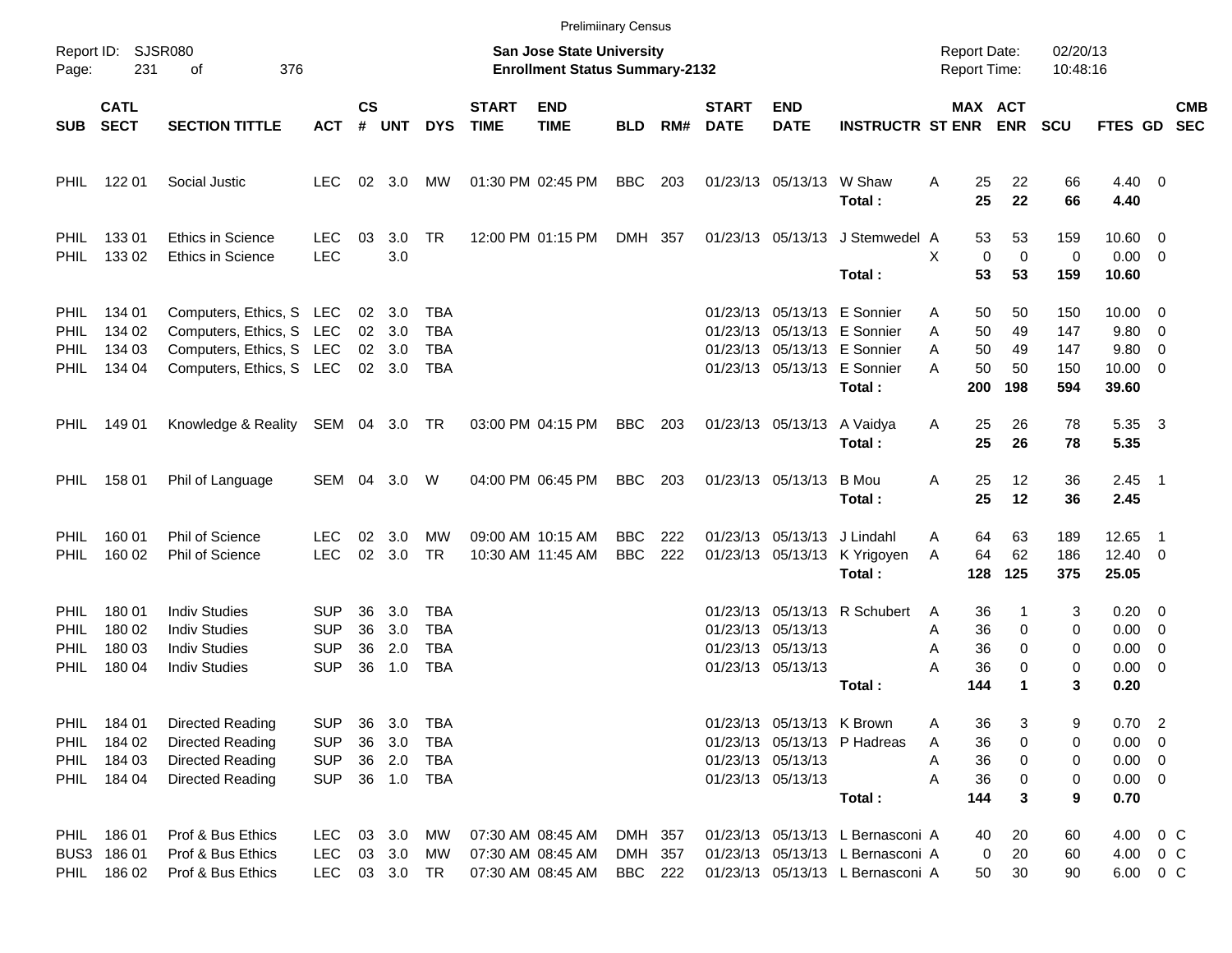Preliminary Census

Report ID: SJSR080 | **San Jose State University** | Report Date: 02/20/13
**Enrollment Status Summary-2132** | Report Time: 10:48:16

| SUB | CATL SECT | SECTION TITTLE | ACT | CS # | UNT | DYS | START TIME | END TIME | BLD | RM# | START DATE | END DATE | INSTRUCTR | ST | MAX ENR | ACT ENR | SCU | FTES | GD | CMB SEC |
|---|---|---|---|---|---|---|---|---|---|---|---|---|---|---|---|---|---|---|---|---|
| PHIL | 122 01 | Social Justic | LEC | 02 | 3.0 | MW | 01:30 PM | 02:45 PM | BBC | 203 | 01/23/13 | 05/13/13 | W Shaw | A | 25 | 22 | 66 | 4.40 | 0 | |
| | | | | | | | | | | | | | **Total :** | | **25** | **22** | **66** | **4.40** | | |
| PHIL | 133 01 | Ethics in Science | LEC | 03 | 3.0 | TR | 12:00 PM | 01:15 PM | DMH | 357 | 01/23/13 | 05/13/13 | J Stemwedel | A | 53 | 53 | 159 | 10.60 | 0 | |
| PHIL | 133 02 | Ethics in Science | LEC | | 3.0 | | | | | | | | | X | 0 | 0 | 0 | 0.00 | 0 | |
| | | | | | | | | | | | | | **Total :** | | **53** | **53** | **159** | **10.60** | | |
| PHIL | 134 01 | Computers, Ethics, S | LEC | 02 | 3.0 | TBA | | | | | 01/23/13 | 05/13/13 | E Sonnier | A | 50 | 50 | 150 | 10.00 | 0 | |
| PHIL | 134 02 | Computers, Ethics, S | LEC | 02 | 3.0 | TBA | | | | | 01/23/13 | 05/13/13 | E Sonnier | A | 50 | 49 | 147 | 9.80 | 0 | |
| PHIL | 134 03 | Computers, Ethics, S | LEC | 02 | 3.0 | TBA | | | | | 01/23/13 | 05/13/13 | E Sonnier | A | 50 | 49 | 147 | 9.80 | 0 | |
| PHIL | 134 04 | Computers, Ethics, S | LEC | 02 | 3.0 | TBA | | | | | 01/23/13 | 05/13/13 | E Sonnier | A | 50 | 50 | 150 | 10.00 | 0 | |
| | | | | | | | | | | | | | **Total :** | | **200** | **198** | **594** | **39.60** | | |
| PHIL | 149 01 | Knowledge & Reality | SEM | 04 | 3.0 | TR | 03:00 PM | 04:15 PM | BBC | 203 | 01/23/13 | 05/13/13 | A Vaidya | A | 25 | 26 | 78 | 5.35 | 3 | |
| | | | | | | | | | | | | | **Total :** | | **25** | **26** | **78** | **5.35** | | |
| PHIL | 158 01 | Phil of Language | SEM | 04 | 3.0 | W | 04:00 PM | 06:45 PM | BBC | 203 | 01/23/13 | 05/13/13 | B Mou | A | 25 | 12 | 36 | 2.45 | 1 | |
| | | | | | | | | | | | | | **Total :** | | **25** | **12** | **36** | **2.45** | | |
| PHIL | 160 01 | Phil of Science | LEC | 02 | 3.0 | MW | 09:00 AM | 10:15 AM | BBC | 222 | 01/23/13 | 05/13/13 | J Lindahl | A | 64 | 63 | 189 | 12.65 | 1 | |
| PHIL | 160 02 | Phil of Science | LEC | 02 | 3.0 | TR | 10:30 AM | 11:45 AM | BBC | 222 | 01/23/13 | 05/13/13 | K Yrigoyen | A | 64 | 62 | 186 | 12.40 | 0 | |
| | | | | | | | | | | | | | **Total :** | | **128** | **125** | **375** | **25.05** | | |
| PHIL | 180 01 | Indiv Studies | SUP | 36 | 3.0 | TBA | | | | | 01/23/13 | 05/13/13 | R Schubert | A | 36 | 1 | 3 | 0.20 | 0 | |
| PHIL | 180 02 | Indiv Studies | SUP | 36 | 3.0 | TBA | | | | | 01/23/13 | 05/13/13 | | A | 36 | 0 | 0 | 0.00 | 0 | |
| PHIL | 180 03 | Indiv Studies | SUP | 36 | 2.0 | TBA | | | | | 01/23/13 | 05/13/13 | | A | 36 | 0 | 0 | 0.00 | 0 | |
| PHIL | 180 04 | Indiv Studies | SUP | 36 | 1.0 | TBA | | | | | 01/23/13 | 05/13/13 | | A | 36 | 0 | 0 | 0.00 | 0 | |
| | | | | | | | | | | | | | **Total :** | | **144** | **1** | **3** | **0.20** | | |
| PHIL | 184 01 | Directed Reading | SUP | 36 | 3.0 | TBA | | | | | 01/23/13 | 05/13/13 | K Brown | A | 36 | 3 | 9 | 0.70 | 2 | |
| PHIL | 184 02 | Directed Reading | SUP | 36 | 3.0 | TBA | | | | | 01/23/13 | 05/13/13 | P Hadreas | A | 36 | 0 | 0 | 0.00 | 0 | |
| PHIL | 184 03 | Directed Reading | SUP | 36 | 2.0 | TBA | | | | | 01/23/13 | 05/13/13 | | A | 36 | 0 | 0 | 0.00 | 0 | |
| PHIL | 184 04 | Directed Reading | SUP | 36 | 1.0 | TBA | | | | | 01/23/13 | 05/13/13 | | A | 36 | 0 | 0 | 0.00 | 0 | |
| | | | | | | | | | | | | | **Total :** | | **144** | **3** | **9** | **0.70** | | |
| PHIL | 186 01 | Prof & Bus Ethics | LEC | 03 | 3.0 | MW | 07:30 AM | 08:45 AM | DMH | 357 | 01/23/13 | 05/13/13 | L Bernasconi | A | 40 | 20 | 60 | 4.00 | 0 | C |
| BUS3 | 186 01 | Prof & Bus Ethics | LEC | 03 | 3.0 | MW | 07:30 AM | 08:45 AM | DMH | 357 | 01/23/13 | 05/13/13 | L Bernasconi | A | 0 | 20 | 60 | 4.00 | 0 | C |
| PHIL | 186 02 | Prof & Bus Ethics | LEC | 03 | 3.0 | TR | 07:30 AM | 08:45 AM | BBC | 222 | 01/23/13 | 05/13/13 | L Bernasconi | A | 50 | 30 | 90 | 6.00 | 0 | C |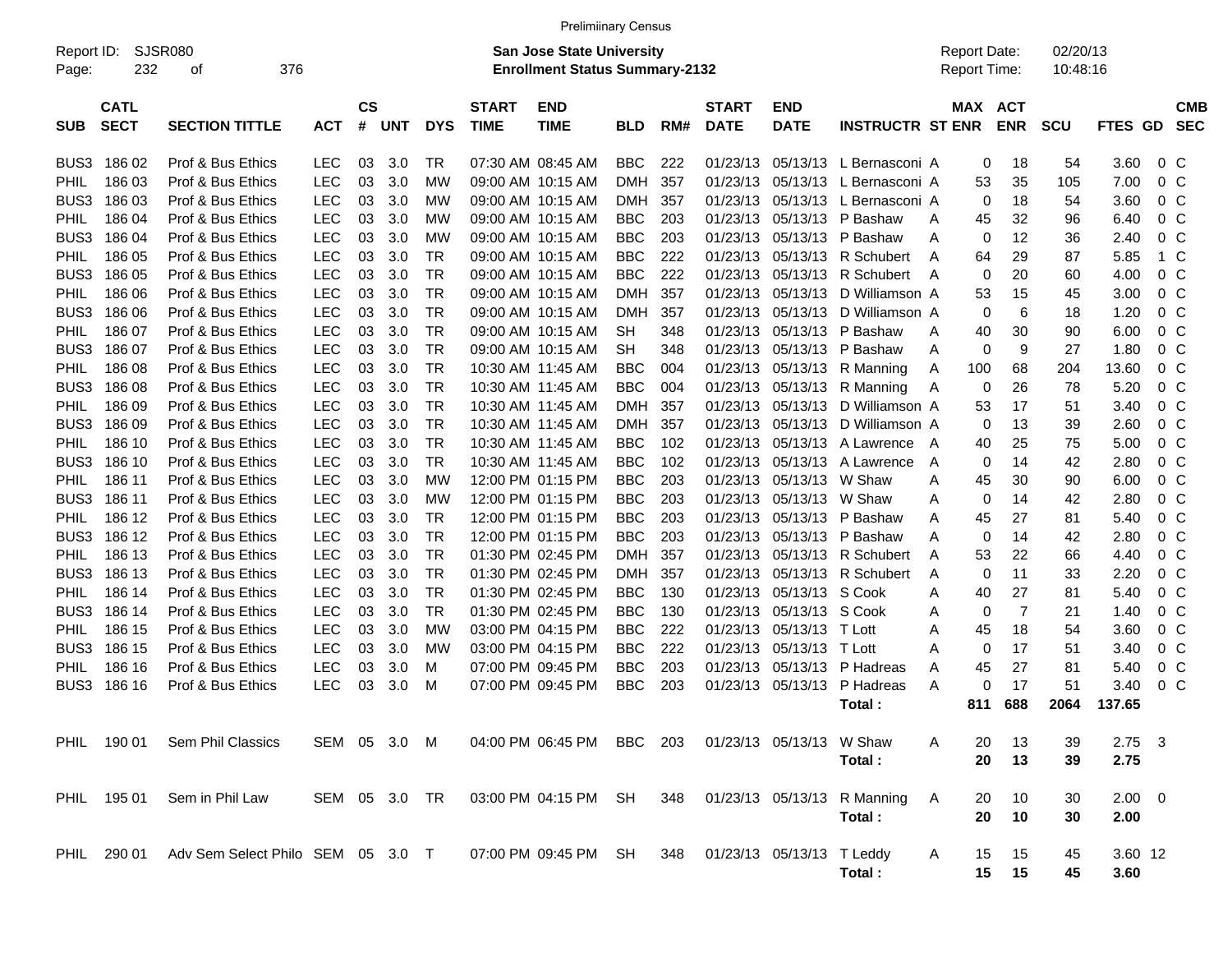Prelimiinary Census

Report ID: SJSR080
Page: 232 of 376

**San Jose State University**
**Enrollment Status Summary-2132**

Report Date: 02/20/13
Report Time: 10:48:16

| SUB | CATL SECT | SECTION TITTLE | ACT | CS # | UNT | DYS | START TIME | END TIME | BLD | RM# | START DATE | END DATE | INSTRUCTR | ST | MAX ENR | ACT ENR | SCU | FTES | GD | CMB SEC |
|---|---|---|---|---|---|---|---|---|---|---|---|---|---|---|---|---|---|---|---|---|
| BUS3 | 186 02 | Prof & Bus Ethics | LEC | 03 | 3.0 | TR | 07:30 AM | 08:45 AM | BBC | 222 | 01/23/13 | 05/13/13 | L Bernasconi | A | 0 | 18 | 54 | 3.60 | 0 | C |
| PHIL | 186 03 | Prof & Bus Ethics | LEC | 03 | 3.0 | MW | 09:00 AM | 10:15 AM | DMH | 357 | 01/23/13 | 05/13/13 | L Bernasconi | A | 53 | 35 | 105 | 7.00 | 0 | C |
| BUS3 | 186 03 | Prof & Bus Ethics | LEC | 03 | 3.0 | MW | 09:00 AM | 10:15 AM | DMH | 357 | 01/23/13 | 05/13/13 | L Bernasconi | A | 0 | 18 | 54 | 3.60 | 0 | C |
| PHIL | 186 04 | Prof & Bus Ethics | LEC | 03 | 3.0 | MW | 09:00 AM | 10:15 AM | BBC | 203 | 01/23/13 | 05/13/13 | P Bashaw | A | 45 | 32 | 96 | 6.40 | 0 | C |
| BUS3 | 186 04 | Prof & Bus Ethics | LEC | 03 | 3.0 | MW | 09:00 AM | 10:15 AM | BBC | 203 | 01/23/13 | 05/13/13 | P Bashaw | A | 0 | 12 | 36 | 2.40 | 0 | C |
| PHIL | 186 05 | Prof & Bus Ethics | LEC | 03 | 3.0 | TR | 09:00 AM | 10:15 AM | BBC | 222 | 01/23/13 | 05/13/13 | R Schubert | A | 64 | 29 | 87 | 5.85 | 1 | C |
| BUS3 | 186 05 | Prof & Bus Ethics | LEC | 03 | 3.0 | TR | 09:00 AM | 10:15 AM | BBC | 222 | 01/23/13 | 05/13/13 | R Schubert | A | 0 | 20 | 60 | 4.00 | 0 | C |
| PHIL | 186 06 | Prof & Bus Ethics | LEC | 03 | 3.0 | TR | 09:00 AM | 10:15 AM | DMH | 357 | 01/23/13 | 05/13/13 | D Williamson | A | 53 | 15 | 45 | 3.00 | 0 | C |
| BUS3 | 186 06 | Prof & Bus Ethics | LEC | 03 | 3.0 | TR | 09:00 AM | 10:15 AM | DMH | 357 | 01/23/13 | 05/13/13 | D Williamson | A | 0 | 6 | 18 | 1.20 | 0 | C |
| PHIL | 186 07 | Prof & Bus Ethics | LEC | 03 | 3.0 | TR | 09:00 AM | 10:15 AM | SH | 348 | 01/23/13 | 05/13/13 | P Bashaw | A | 40 | 30 | 90 | 6.00 | 0 | C |
| BUS3 | 186 07 | Prof & Bus Ethics | LEC | 03 | 3.0 | TR | 09:00 AM | 10:15 AM | SH | 348 | 01/23/13 | 05/13/13 | P Bashaw | A | 0 | 9 | 27 | 1.80 | 0 | C |
| PHIL | 186 08 | Prof & Bus Ethics | LEC | 03 | 3.0 | TR | 10:30 AM | 11:45 AM | BBC | 004 | 01/23/13 | 05/13/13 | R Manning | A | 100 | 68 | 204 | 13.60 | 0 | C |
| BUS3 | 186 08 | Prof & Bus Ethics | LEC | 03 | 3.0 | TR | 10:30 AM | 11:45 AM | BBC | 004 | 01/23/13 | 05/13/13 | R Manning | A | 0 | 26 | 78 | 5.20 | 0 | C |
| PHIL | 186 09 | Prof & Bus Ethics | LEC | 03 | 3.0 | TR | 10:30 AM | 11:45 AM | DMH | 357 | 01/23/13 | 05/13/13 | D Williamson | A | 53 | 17 | 51 | 3.40 | 0 | C |
| BUS3 | 186 09 | Prof & Bus Ethics | LEC | 03 | 3.0 | TR | 10:30 AM | 11:45 AM | DMH | 357 | 01/23/13 | 05/13/13 | D Williamson | A | 0 | 13 | 39 | 2.60 | 0 | C |
| PHIL | 186 10 | Prof & Bus Ethics | LEC | 03 | 3.0 | TR | 10:30 AM | 11:45 AM | BBC | 102 | 01/23/13 | 05/13/13 | A Lawrence | A | 40 | 25 | 75 | 5.00 | 0 | C |
| BUS3 | 186 10 | Prof & Bus Ethics | LEC | 03 | 3.0 | TR | 10:30 AM | 11:45 AM | BBC | 102 | 01/23/13 | 05/13/13 | A Lawrence | A | 0 | 14 | 42 | 2.80 | 0 | C |
| PHIL | 186 11 | Prof & Bus Ethics | LEC | 03 | 3.0 | MW | 12:00 PM | 01:15 PM | BBC | 203 | 01/23/13 | 05/13/13 | W Shaw | A | 45 | 30 | 90 | 6.00 | 0 | C |
| BUS3 | 186 11 | Prof & Bus Ethics | LEC | 03 | 3.0 | MW | 12:00 PM | 01:15 PM | BBC | 203 | 01/23/13 | 05/13/13 | W Shaw | A | 0 | 14 | 42 | 2.80 | 0 | C |
| PHIL | 186 12 | Prof & Bus Ethics | LEC | 03 | 3.0 | TR | 12:00 PM | 01:15 PM | BBC | 203 | 01/23/13 | 05/13/13 | P Bashaw | A | 45 | 27 | 81 | 5.40 | 0 | C |
| BUS3 | 186 12 | Prof & Bus Ethics | LEC | 03 | 3.0 | TR | 12:00 PM | 01:15 PM | BBC | 203 | 01/23/13 | 05/13/13 | P Bashaw | A | 0 | 14 | 42 | 2.80 | 0 | C |
| PHIL | 186 13 | Prof & Bus Ethics | LEC | 03 | 3.0 | TR | 01:30 PM | 02:45 PM | DMH | 357 | 01/23/13 | 05/13/13 | R Schubert | A | 53 | 22 | 66 | 4.40 | 0 | C |
| BUS3 | 186 13 | Prof & Bus Ethics | LEC | 03 | 3.0 | TR | 01:30 PM | 02:45 PM | DMH | 357 | 01/23/13 | 05/13/13 | R Schubert | A | 0 | 11 | 33 | 2.20 | 0 | C |
| PHIL | 186 14 | Prof & Bus Ethics | LEC | 03 | 3.0 | TR | 01:30 PM | 02:45 PM | BBC | 130 | 01/23/13 | 05/13/13 | S Cook | A | 40 | 27 | 81 | 5.40 | 0 | C |
| BUS3 | 186 14 | Prof & Bus Ethics | LEC | 03 | 3.0 | TR | 01:30 PM | 02:45 PM | BBC | 130 | 01/23/13 | 05/13/13 | S Cook | A | 0 | 7 | 21 | 1.40 | 0 | C |
| PHIL | 186 15 | Prof & Bus Ethics | LEC | 03 | 3.0 | MW | 03:00 PM | 04:15 PM | BBC | 222 | 01/23/13 | 05/13/13 | T Lott | A | 45 | 18 | 54 | 3.60 | 0 | C |
| BUS3 | 186 15 | Prof & Bus Ethics | LEC | 03 | 3.0 | MW | 03:00 PM | 04:15 PM | BBC | 222 | 01/23/13 | 05/13/13 | T Lott | A | 0 | 17 | 51 | 3.40 | 0 | C |
| PHIL | 186 16 | Prof & Bus Ethics | LEC | 03 | 3.0 | M | 07:00 PM | 09:45 PM | BBC | 203 | 01/23/13 | 05/13/13 | P Hadreas | A | 45 | 27 | 81 | 5.40 | 0 | C |
| BUS3 | 186 16 | Prof & Bus Ethics | LEC | 03 | 3.0 | M | 07:00 PM | 09:45 PM | BBC | 203 | 01/23/13 | 05/13/13 | P Hadreas | A | 0 | 17 | 51 | 3.40 | 0 | C |
| | | | | | | | | | | | | | **Total :** | | **811** | **688** | **2064** | **137.65** | | |
| PHIL | 190 01 | Sem Phil Classics | SEM | 05 | 3.0 | M | 04:00 PM | 06:45 PM | BBC | 203 | 01/23/13 | 05/13/13 | W Shaw | A | 20 | 13 | 39 | 2.75 | 3 | |
| | | | | | | | | | | | | | **Total :** | | **20** | **13** | **39** | **2.75** | | |
| PHIL | 195 01 | Sem in Phil Law | SEM | 05 | 3.0 | TR | 03:00 PM | 04:15 PM | SH | 348 | 01/23/13 | 05/13/13 | R Manning | A | 20 | 10 | 30 | 2.00 | 0 | |
| | | | | | | | | | | | | | **Total :** | | **20** | **10** | **30** | **2.00** | | |
| PHIL | 290 01 | Adv Sem Select Philo | SEM | 05 | 3.0 | T | 07:00 PM | 09:45 PM | SH | 348 | 01/23/13 | 05/13/13 | T Leddy | A | 15 | 15 | 45 | 3.60 | 12 | |
| | | | | | | | | | | | | | **Total :** | | **15** | **15** | **45** | **3.60** | | |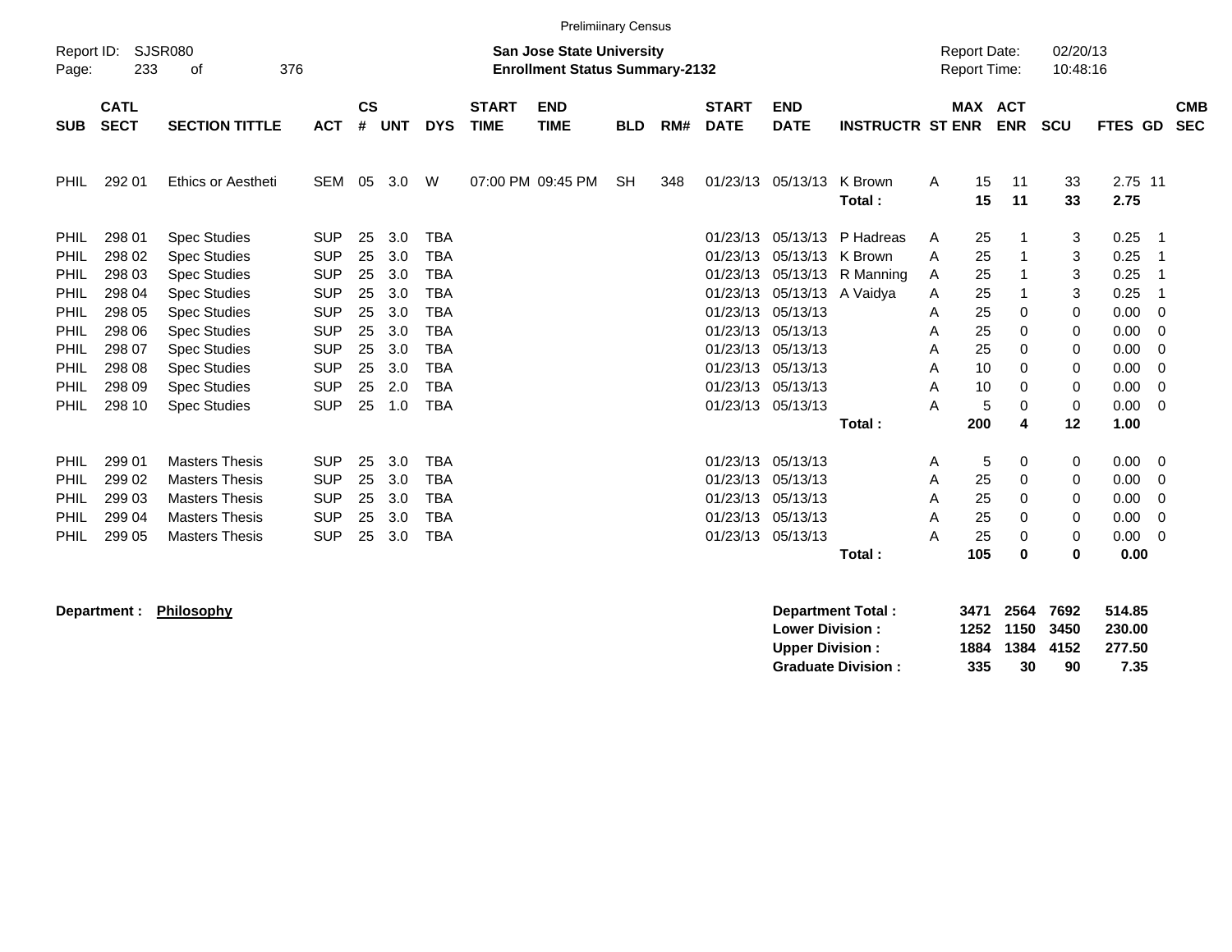Preliminary Census

Report ID: SJSR080

**San Jose State University**
**Enrollment Status Summary-2132**

Report Date: 02/20/13
Report Time: 10:48:16

| SUB | CATL SECT | SECTION TITTLE | ACT | CS # | UNT | DYS | START TIME | END TIME | BLD | RM# | START DATE | END DATE | INSTRUCTR | ST | MAX ENR | ACT ENR | SCU | FTES | GD | CMB SEC |
|---|---|---|---|---|---|---|---|---|---|---|---|---|---|---|---|---|---|---|---|---|
| PHIL | 292 01 | Ethics or Aestheti | SEM | 05 | 3.0 | W | 07:00 PM | 09:45 PM | SH | 348 | 01/23/13 | 05/13/13 | K Brown | A | 15 | 11 | 33 | 2.75 | 11 | |
| | | | | | | | | | | | | | **Total :** | | **15** | **11** | **33** | **2.75** | | |
| PHIL | 298 01 | Spec Studies | SUP | 25 | 3.0 | TBA | | | | | 01/23/13 | 05/13/13 | P Hadreas | A | 25 | 1 | 3 | 0.25 | 1 | |
| PHIL | 298 02 | Spec Studies | SUP | 25 | 3.0 | TBA | | | | | 01/23/13 | 05/13/13 | K Brown | A | 25 | 1 | 3 | 0.25 | 1 | |
| PHIL | 298 03 | Spec Studies | SUP | 25 | 3.0 | TBA | | | | | 01/23/13 | 05/13/13 | R Manning | A | 25 | 1 | 3 | 0.25 | 1 | |
| PHIL | 298 04 | Spec Studies | SUP | 25 | 3.0 | TBA | | | | | 01/23/13 | 05/13/13 | A Vaidya | A | 25 | 1 | 3 | 0.25 | 1 | |
| PHIL | 298 05 | Spec Studies | SUP | 25 | 3.0 | TBA | | | | | 01/23/13 | 05/13/13 | | A | 25 | 0 | 0 | 0.00 | 0 | |
| PHIL | 298 06 | Spec Studies | SUP | 25 | 3.0 | TBA | | | | | 01/23/13 | 05/13/13 | | A | 25 | 0 | 0 | 0.00 | 0 | |
| PHIL | 298 07 | Spec Studies | SUP | 25 | 3.0 | TBA | | | | | 01/23/13 | 05/13/13 | | A | 25 | 0 | 0 | 0.00 | 0 | |
| PHIL | 298 08 | Spec Studies | SUP | 25 | 3.0 | TBA | | | | | 01/23/13 | 05/13/13 | | A | 10 | 0 | 0 | 0.00 | 0 | |
| PHIL | 298 09 | Spec Studies | SUP | 25 | 2.0 | TBA | | | | | 01/23/13 | 05/13/13 | | A | 10 | 0 | 0 | 0.00 | 0 | |
| PHIL | 298 10 | Spec Studies | SUP | 25 | 1.0 | TBA | | | | | 01/23/13 | 05/13/13 | | A | 5 | 0 | 0 | 0.00 | 0 | |
| | | | | | | | | | | | | | **Total :** | | **200** | **4** | **12** | **1.00** | | |
| PHIL | 299 01 | Masters Thesis | SUP | 25 | 3.0 | TBA | | | | | 01/23/13 | 05/13/13 | | A | 5 | 0 | 0 | 0.00 | 0 | |
| PHIL | 299 02 | Masters Thesis | SUP | 25 | 3.0 | TBA | | | | | 01/23/13 | 05/13/13 | | A | 25 | 0 | 0 | 0.00 | 0 | |
| PHIL | 299 03 | Masters Thesis | SUP | 25 | 3.0 | TBA | | | | | 01/23/13 | 05/13/13 | | A | 25 | 0 | 0 | 0.00 | 0 | |
| PHIL | 299 04 | Masters Thesis | SUP | 25 | 3.0 | TBA | | | | | 01/23/13 | 05/13/13 | | A | 25 | 0 | 0 | 0.00 | 0 | |
| PHIL | 299 05 | Masters Thesis | SUP | 25 | 3.0 | TBA | | | | | 01/23/13 | 05/13/13 | | A | 25 | 0 | 0 | 0.00 | 0 | |
| | | | | | | | | | | | | | **Total :** | | **105** | **0** | **0** | **0.00** | | |

**Department : Philosophy**

| | MAX ENR | ACT ENR | SCU | FTES |
|---|---|---|---|---|
| **Department Total :** | **3471** | **2564** | **7692** | **514.85** |
| **Lower Division :** | **1252** | **1150** | **3450** | **230.00** |
| **Upper Division :** | **1884** | **1384** | **4152** | **277.50** |
| **Graduate Division :** | **335** | **30** | **90** | **7.35** |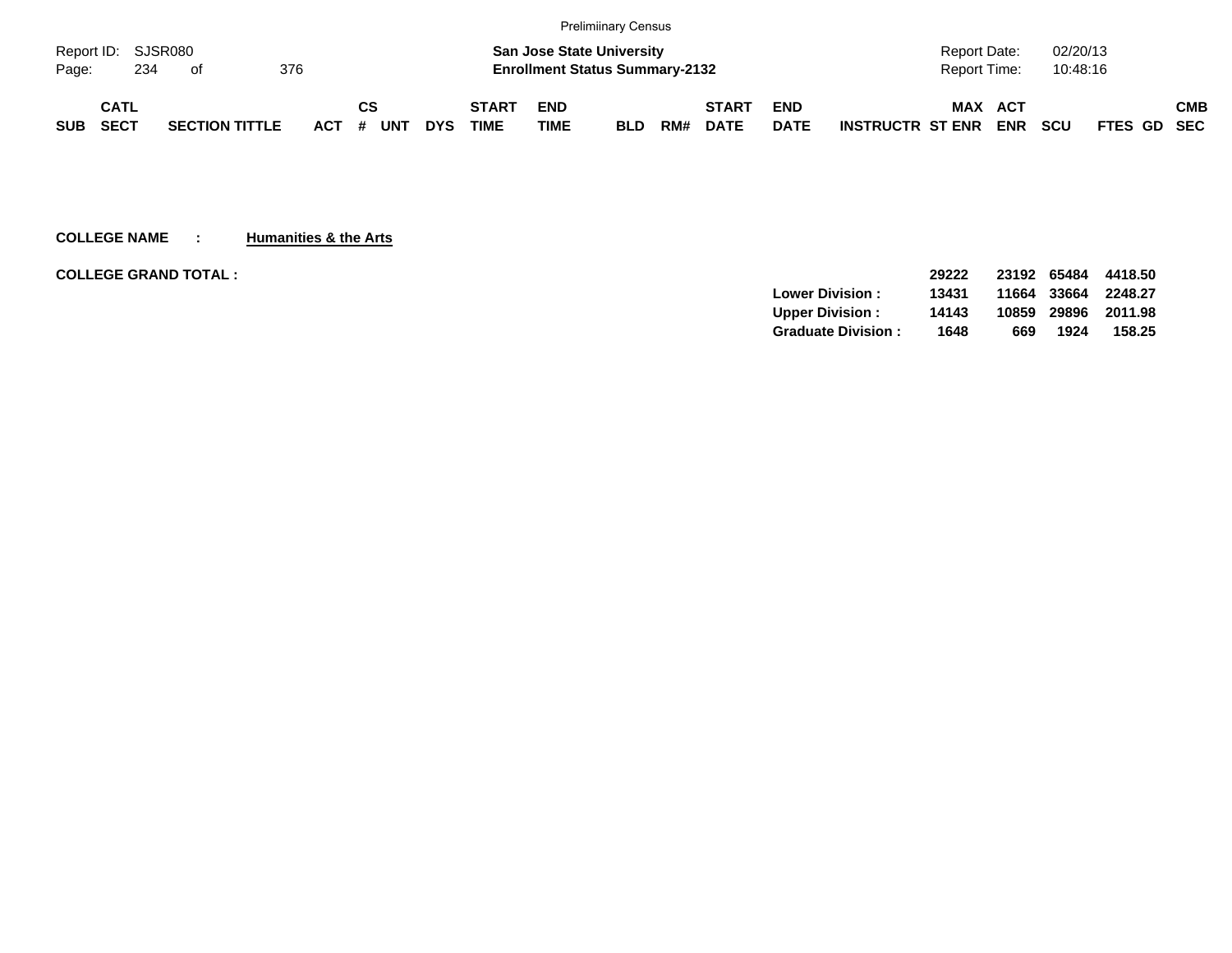Preliminary Census

Report ID: SJSR080
Page: 234 of 376

**San Jose State University**
**Enrollment Status Summary-2132**

Report Date: 02/20/13
Report Time: 10:48:16

| SUB | CATL SECT | SECTION TITTLE | ACT | CS # | UNT | DYS | START TIME | END TIME | BLD | RM# | START DATE | END DATE | INSTRUCTR | MAX ST ENR | ACT ENR | SCU | FTES | GD | CMB SEC |
|---|---|---|---|---|---|---|---|---|---|---|---|---|---|---|---|---|---|---|---|

**COLLEGE NAME : Humanities & the Arts**

| | | | | | |
|---|---|---|---|---|---|
| **COLLEGE GRAND TOTAL :** | | **29222** | **23192** | **65484** | **4418.50** |
| | **Lower Division :** | **13431** | **11664** | **33664** | **2248.27** |
| | **Upper Division :** | **14143** | **10859** | **29896** | **2011.98** |
| | **Graduate Division :** | **1648** | **669** | **1924** | **158.25** |